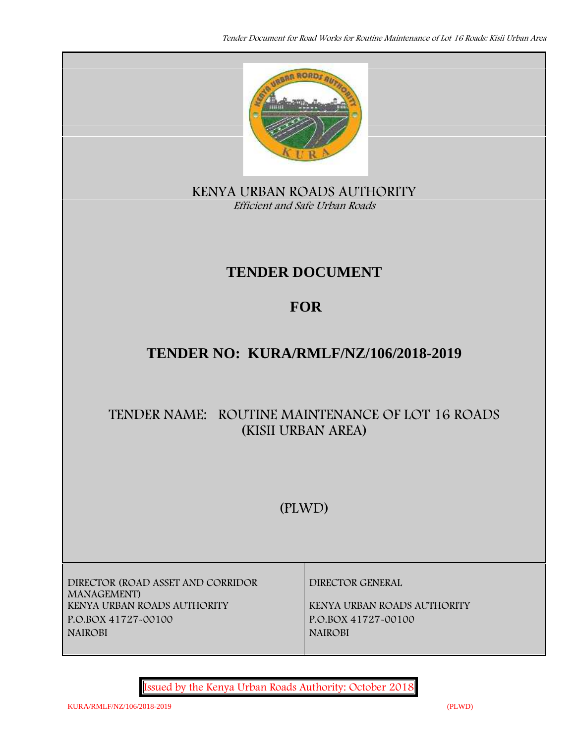KENYA URBAN ROADS AUTHORITY

*Efficient and Safe Urban Roads*

# TENDER DOCUMENT

# FOR

# TENDER NO: KURA/RMLF/NZ/106/2018-2019

## TENDER NAME: ROUTINE MAINTENANCE OF LOT 16 ROADS (KISII URBAN AREA)

(PLWD)

| DIRECTOR (ROAD ASSET AND CORRIDOR MANAGEMENT)<br>KENYA URBAN ROADS AUTHORITY<br>P.O.BOX 41727-00100<br>NAIROBI | DIRECTOR GENERAL<br>KENYA URBAN ROADS AUTHORITY<br>P.O.BOX 41727-00100<br>NAIROBI |
|---|---|

Issued by the Kenya Urban Roads Authority: October 2018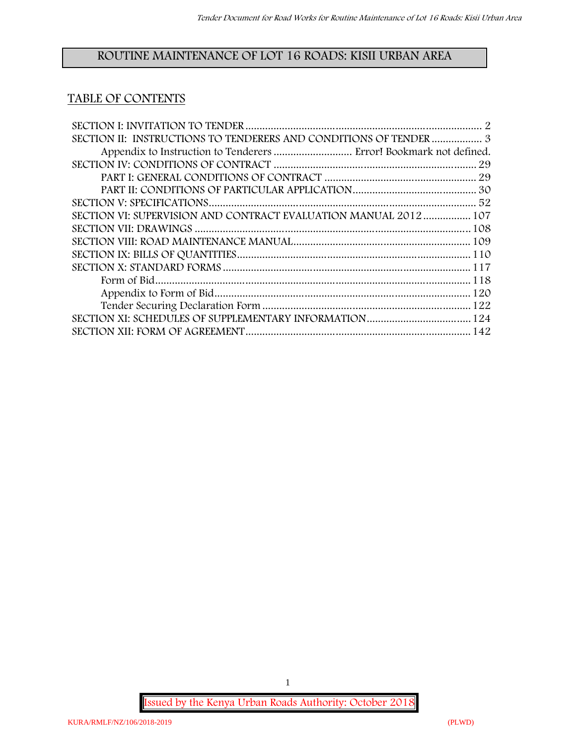# ROUTINE MAINTENANCE OF LOT 16 ROADS: KISII URBAN AREA

## TABLE OF CONTENTS

SECTION I: INVITATION TO TENDER .................................................................................... 2
SECTION II: INSTRUCTIONS TO TENDERERS AND CONDITIONS OF TENDER .................. 3
  Appendix to Instruction to Tenderers ........................... Error! Bookmark not defined.
SECTION IV: CONDITIONS OF CONTRACT ........................................................................ 29
  PART I: GENERAL CONDITIONS OF CONTRACT ...................................................... 29
  PART II: CONDITIONS OF PARTICULAR APPLICATION............................................ 30
SECTION V: SPECIFICATIONS.............................................................................................. 52
SECTION VI: SUPERVISION AND CONTRACT EVALUATION MANUAL 2012................. 107
SECTION VII: DRAWINGS .................................................................................................. 108
SECTION VIII: ROAD MAINTENANCE MANUAL............................................................... 109
SECTION IX: BILLS OF QUANTITIES................................................................................... 110
SECTION X: STANDARD FORMS ........................................................................................ 117
  Form of Bid................................................................................................................ 118
  Appendix to Form of Bid........................................................................................... 120
  Tender Securing Declaration Form .......................................................................... 122
SECTION XI: SCHEDULES OF SUPPLEMENTARY INFORMATION..................................... 124
SECTION XII: FORM OF AGREEMENT................................................................................ 142

Issued by the Kenya Urban Roads Authority: October 2018

KURA/RMLF/NZ/106/2018-2019 (PLWD)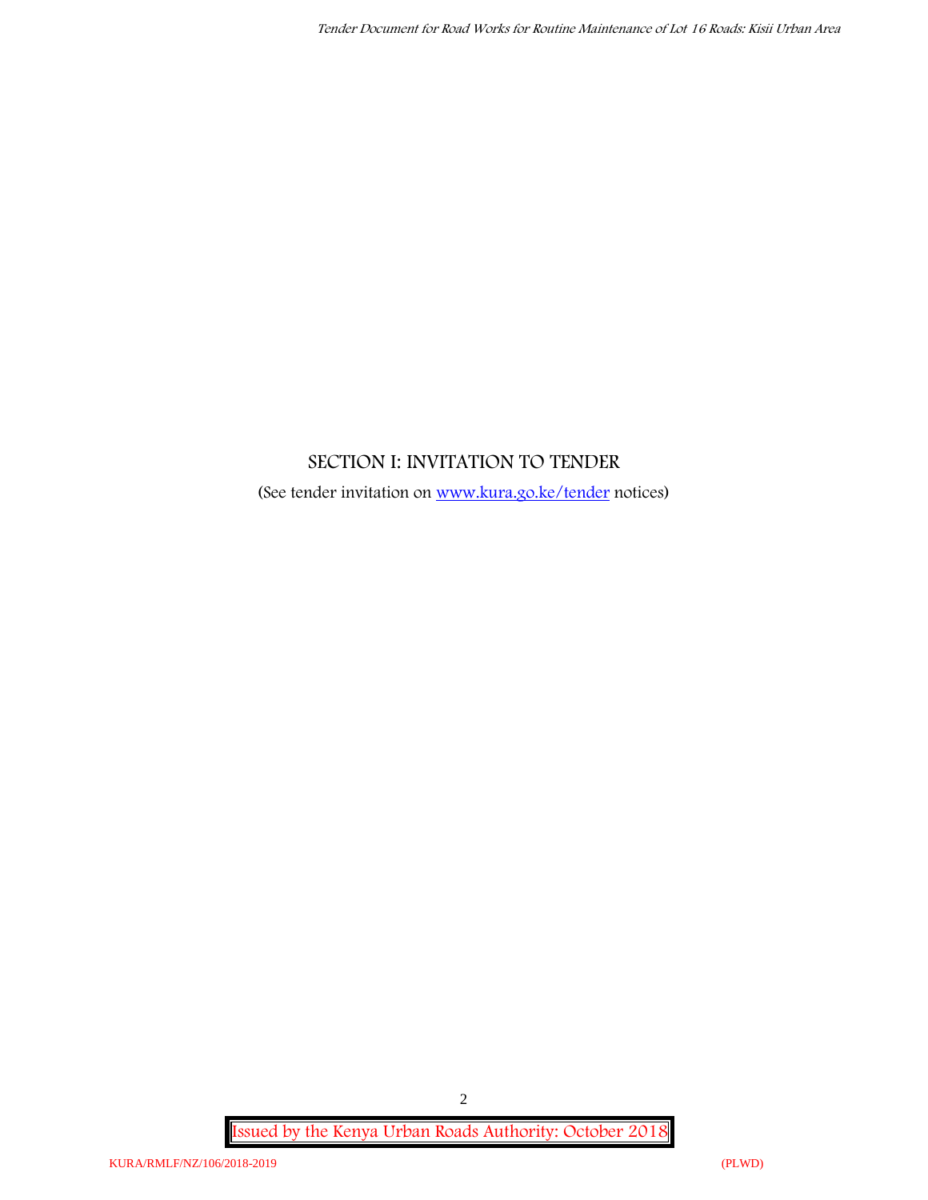# SECTION I: INVITATION TO TENDER

(See tender invitation on [www.kura.go.ke/tender](www.kura.go.ke/tender) notices)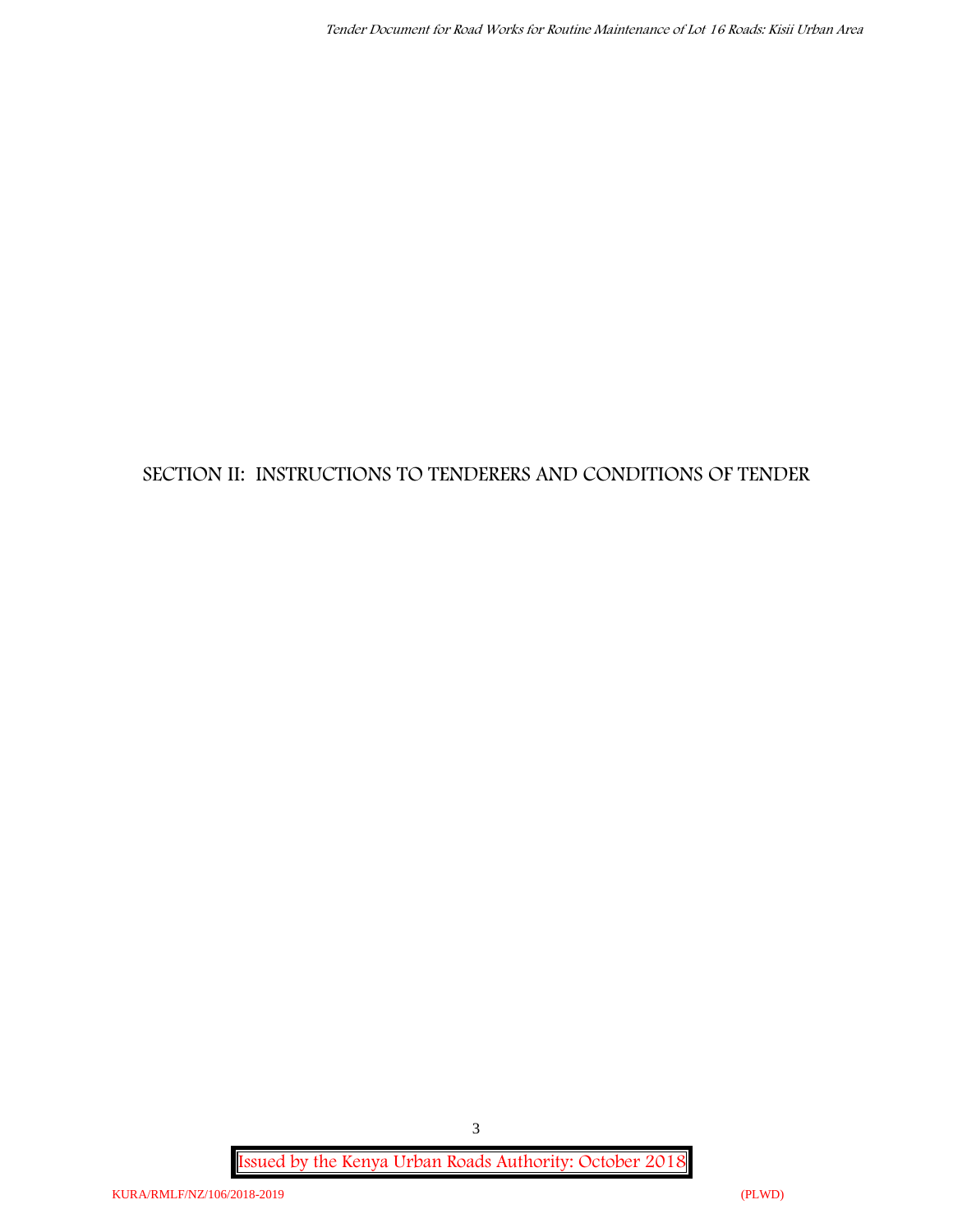# SECTION II: INSTRUCTIONS TO TENDERERS AND CONDITIONS OF TENDER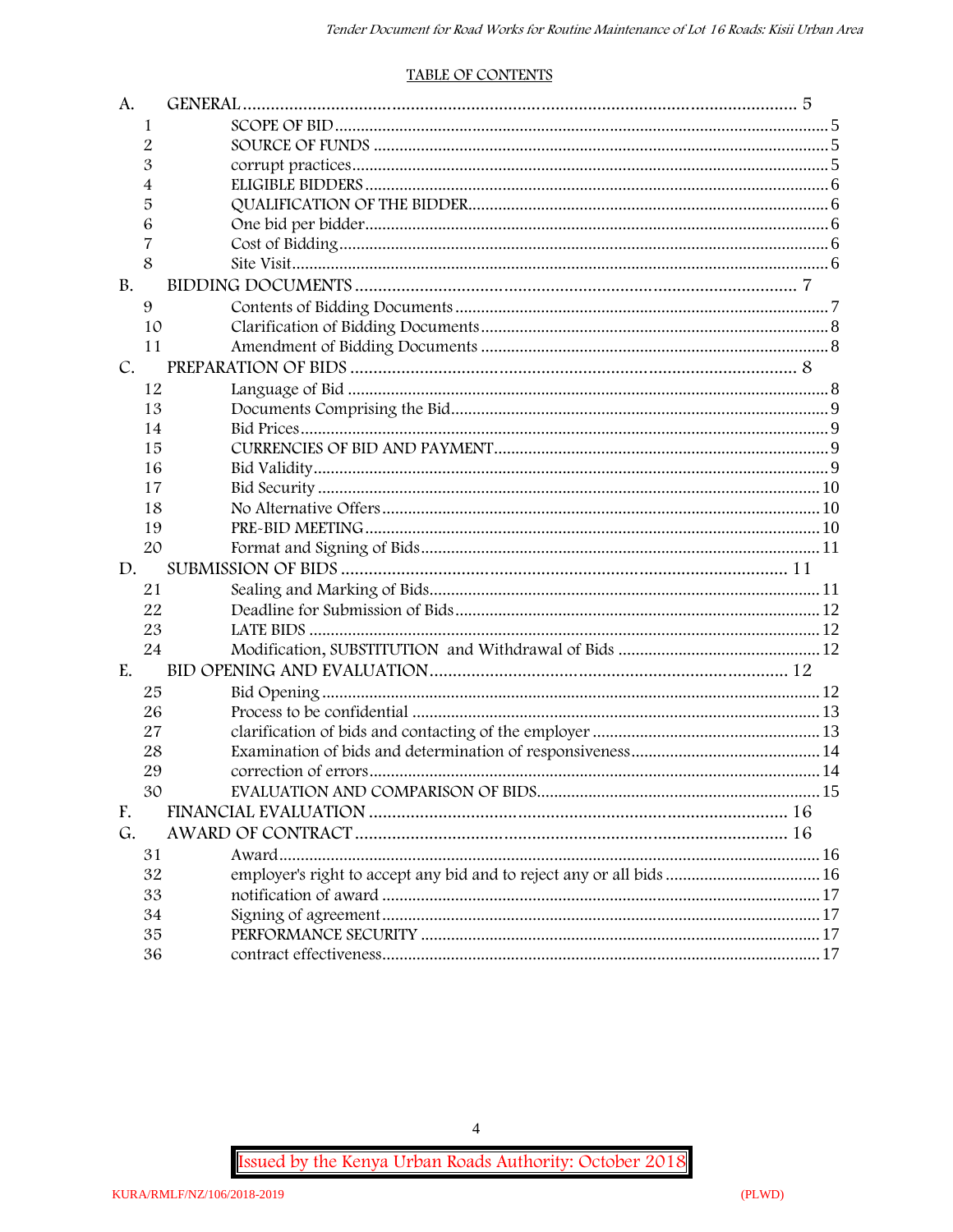## TABLE OF CONTENTS

| | | | |
|---|---|---|---|
| A. | | GENERAL | 5 |
| | 1 | SCOPE OF BID | 5 |
| | 2 | SOURCE OF FUNDS | 5 |
| | 3 | corrupt practices | 5 |
| | 4 | ELIGIBLE BIDDERS | 6 |
| | 5 | QUALIFICATION OF THE BIDDER | 6 |
| | 6 | One bid per bidder | 6 |
| | 7 | Cost of Bidding | 6 |
| | 8 | Site Visit | 6 |
| B. | | BIDDING DOCUMENTS | 7 |
| | 9 | Contents of Bidding Documents | 7 |
| | 10 | Clarification of Bidding Documents | 8 |
| | 11 | Amendment of Bidding Documents | 8 |
| C. | | PREPARATION OF BIDS | 8 |
| | 12 | Language of Bid | 8 |
| | 13 | Documents Comprising the Bid | 9 |
| | 14 | Bid Prices | 9 |
| | 15 | CURRENCIES OF BID AND PAYMENT | 9 |
| | 16 | Bid Validity | 9 |
| | 17 | Bid Security | 10 |
| | 18 | No Alternative Offers | 10 |
| | 19 | PRE-BID MEETING | 10 |
| | 20 | Format and Signing of Bids | 11 |
| D. | | SUBMISSION OF BIDS | 11 |
| | 21 | Sealing and Marking of Bids | 11 |
| | 22 | Deadline for Submission of Bids | 12 |
| | 23 | LATE BIDS | 12 |
| | 24 | Modification, SUBSTITUTION and Withdrawal of Bids | 12 |
| E. | | BID OPENING AND EVALUATION | 12 |
| | 25 | Bid Opening | 12 |
| | 26 | Process to be confidential | 13 |
| | 27 | clarification of bids and contacting of the employer | 13 |
| | 28 | Examination of bids and determination of responsiveness | 14 |
| | 29 | correction of errors | 14 |
| | 30 | EVALUATION AND COMPARISON OF BIDS | 15 |
| F. | | FINANCIAL EVALUATION | 16 |
| G. | | AWARD OF CONTRACT | 16 |
| | 31 | Award | 16 |
| | 32 | employer's right to accept any bid and to reject any or all bids | 16 |
| | 33 | notification of award | 17 |
| | 34 | Signing of agreement | 17 |
| | 35 | PERFORMANCE SECURITY | 17 |
| | 36 | contract effectiveness | 17 |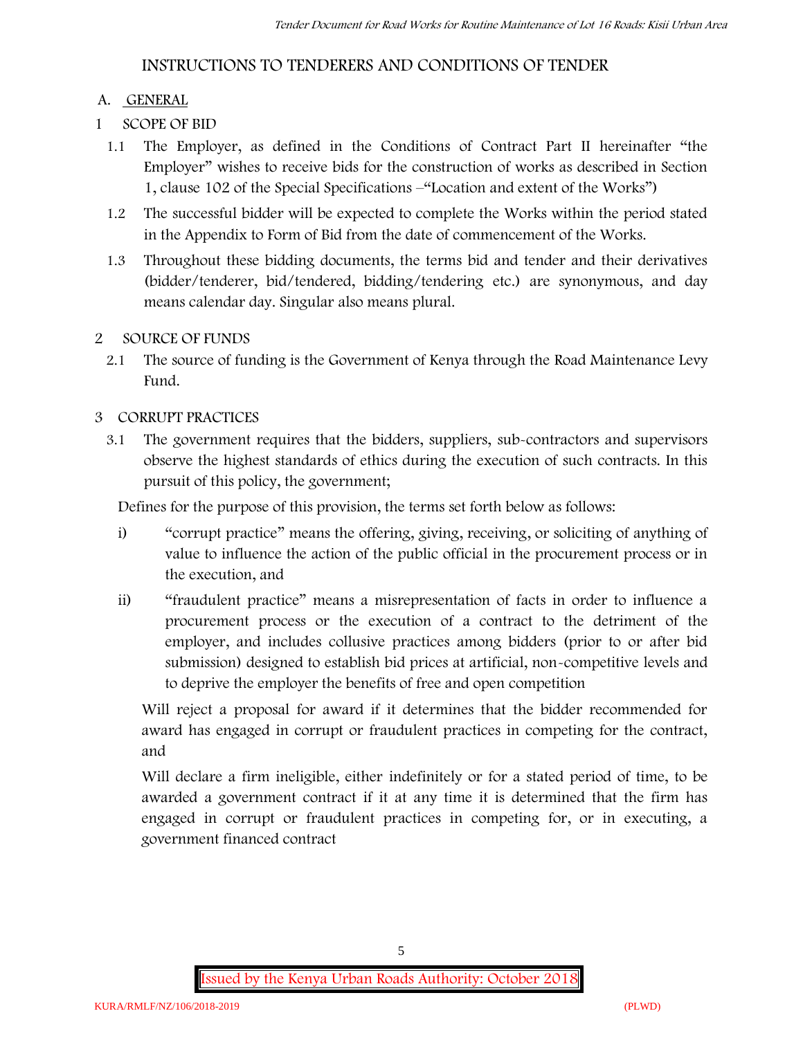# INSTRUCTIONS TO TENDERERS AND CONDITIONS OF TENDER

## A. GENERAL

### 1 SCOPE OF BID

1.1 The Employer, as defined in the Conditions of Contract Part II hereinafter "the Employer" wishes to receive bids for the construction of works as described in Section 1, clause 102 of the Special Specifications –"Location and extent of the Works")

1.2 The successful bidder will be expected to complete the Works within the period stated in the Appendix to Form of Bid from the date of commencement of the Works.

1.3 Throughout these bidding documents, the terms bid and tender and their derivatives (bidder/tenderer, bid/tendered, bidding/tendering etc.) are synonymous, and day means calendar day. Singular also means plural.

### 2 SOURCE OF FUNDS

2.1 The source of funding is the Government of Kenya through the Road Maintenance Levy Fund.

### 3 CORRUPT PRACTICES

3.1 The government requires that the bidders, suppliers, sub-contractors and supervisors observe the highest standards of ethics during the execution of such contracts. In this pursuit of this policy, the government;

Defines for the purpose of this provision, the terms set forth below as follows:

i) "corrupt practice" means the offering, giving, receiving, or soliciting of anything of value to influence the action of the public official in the procurement process or in the execution, and

ii) "fraudulent practice" means a misrepresentation of facts in order to influence a procurement process or the execution of a contract to the detriment of the employer, and includes collusive practices among bidders (prior to or after bid submission) designed to establish bid prices at artificial, non-competitive levels and to deprive the employer the benefits of free and open competition

Will reject a proposal for award if it determines that the bidder recommended for award has engaged in corrupt or fraudulent practices in competing for the contract, and

Will declare a firm ineligible, either indefinitely or for a stated period of time, to be awarded a government contract if it at any time it is determined that the firm has engaged in corrupt or fraudulent practices in competing for, or in executing, a government financed contract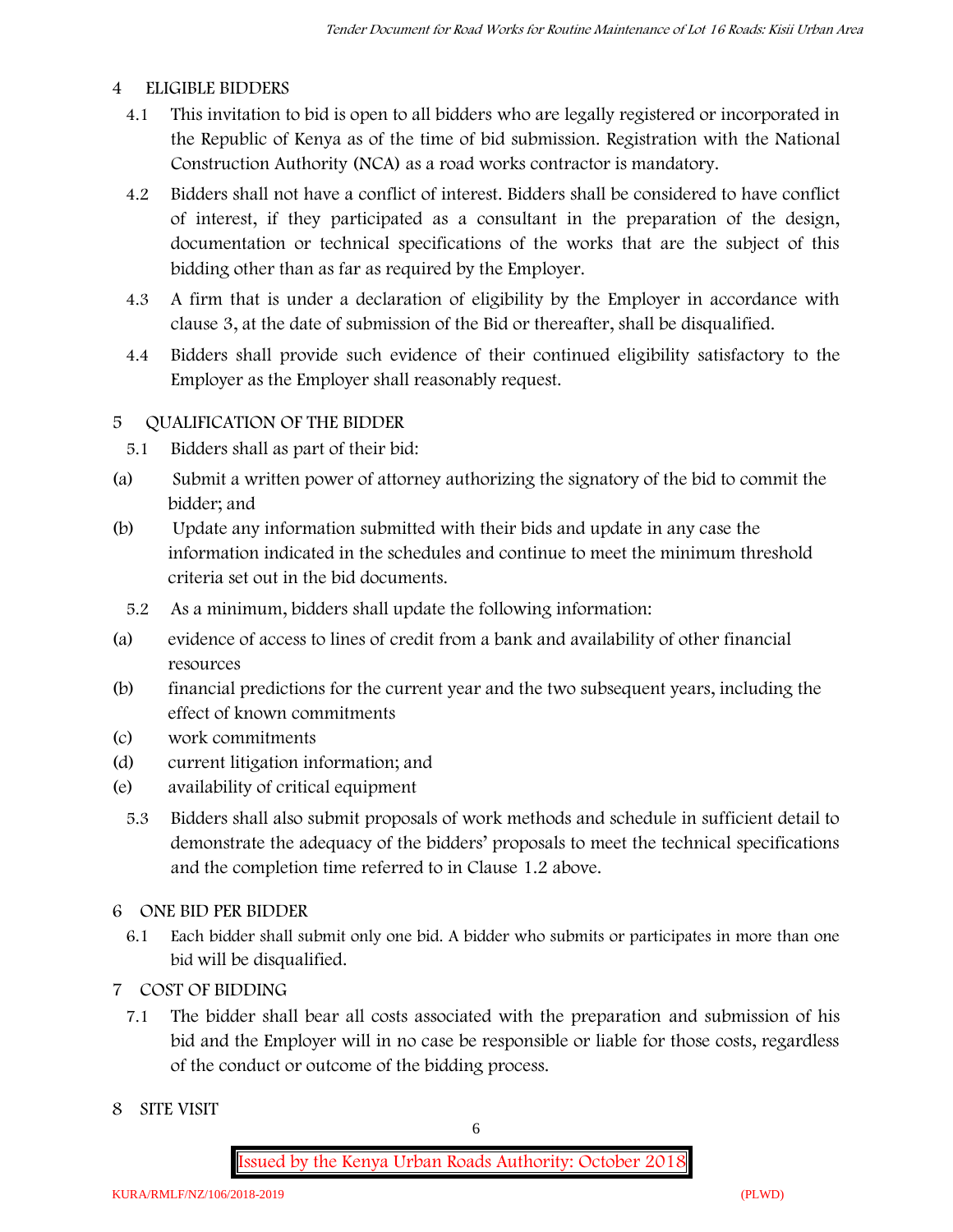## 4 ELIGIBLE BIDDERS

4.1 This invitation to bid is open to all bidders who are legally registered or incorporated in the Republic of Kenya as of the time of bid submission. Registration with the National Construction Authority (NCA) as a road works contractor is mandatory.

4.2 Bidders shall not have a conflict of interest. Bidders shall be considered to have conflict of interest, if they participated as a consultant in the preparation of the design, documentation or technical specifications of the works that are the subject of this bidding other than as far as required by the Employer.

4.3 A firm that is under a declaration of eligibility by the Employer in accordance with clause 3, at the date of submission of the Bid or thereafter, shall be disqualified.

4.4 Bidders shall provide such evidence of their continued eligibility satisfactory to the Employer as the Employer shall reasonably request.

## 5 QUALIFICATION OF THE BIDDER

5.1 Bidders shall as part of their bid:

(a) Submit a written power of attorney authorizing the signatory of the bid to commit the bidder; and

(b) Update any information submitted with their bids and update in any case the information indicated in the schedules and continue to meet the minimum threshold criteria set out in the bid documents.

5.2 As a minimum, bidders shall update the following information:

(a) evidence of access to lines of credit from a bank and availability of other financial resources

(b) financial predictions for the current year and the two subsequent years, including the effect of known commitments

(c) work commitments

(d) current litigation information; and

(e) availability of critical equipment

5.3 Bidders shall also submit proposals of work methods and schedule in sufficient detail to demonstrate the adequacy of the bidders' proposals to meet the technical specifications and the completion time referred to in Clause 1.2 above.

## 6 ONE BID PER BIDDER

6.1 Each bidder shall submit only one bid. A bidder who submits or participates in more than one bid will be disqualified.

## 7 COST OF BIDDING

7.1 The bidder shall bear all costs associated with the preparation and submission of his bid and the Employer will in no case be responsible or liable for those costs, regardless of the conduct or outcome of the bidding process.

## 8 SITE VISIT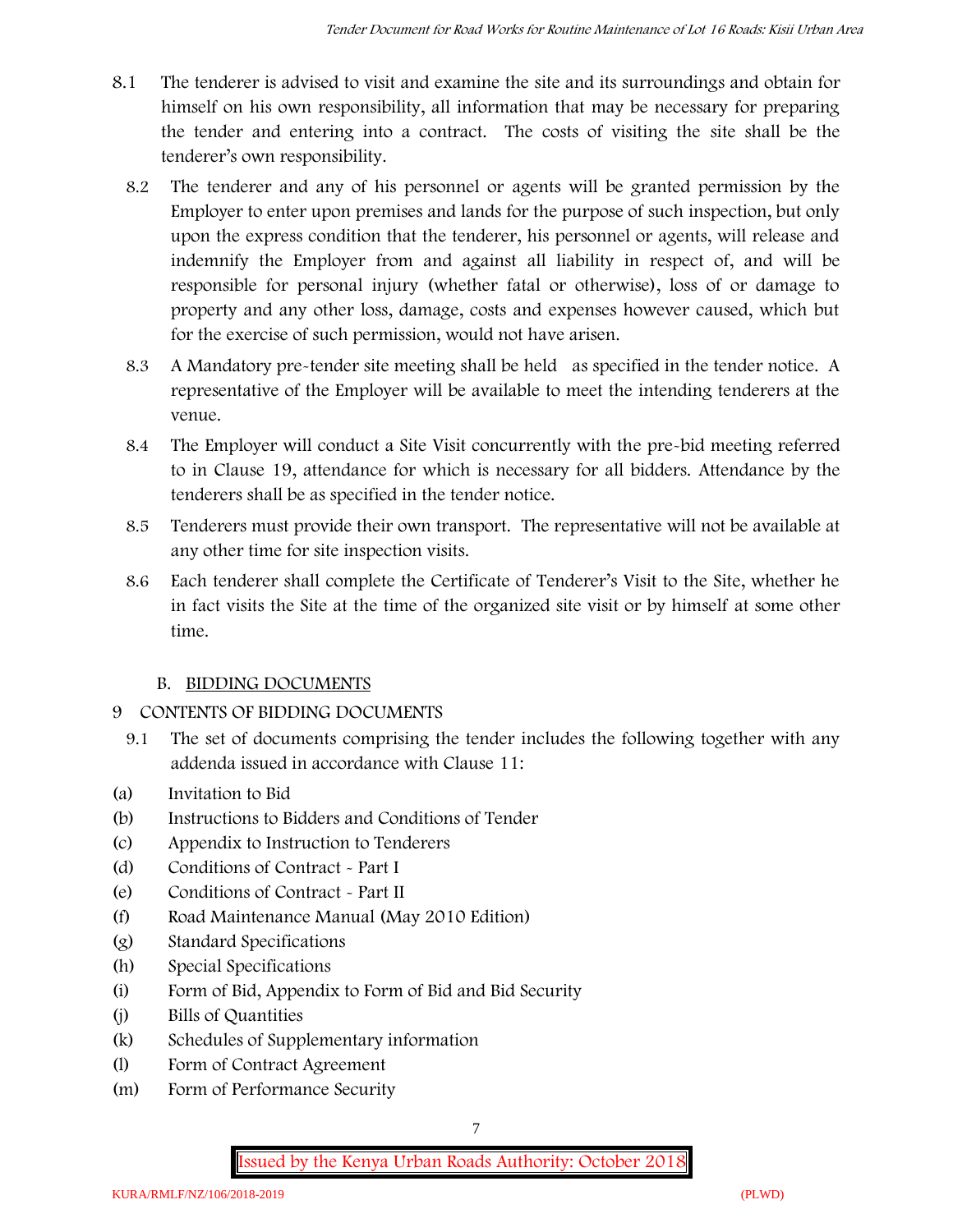8.1 The tenderer is advised to visit and examine the site and its surroundings and obtain for himself on his own responsibility, all information that may be necessary for preparing the tender and entering into a contract. The costs of visiting the site shall be the tenderer's own responsibility.

8.2 The tenderer and any of his personnel or agents will be granted permission by the Employer to enter upon premises and lands for the purpose of such inspection, but only upon the express condition that the tenderer, his personnel or agents, will release and indemnify the Employer from and against all liability in respect of, and will be responsible for personal injury (whether fatal or otherwise), loss of or damage to property and any other loss, damage, costs and expenses however caused, which but for the exercise of such permission, would not have arisen.

8.3 A Mandatory pre-tender site meeting shall be held as specified in the tender notice. A representative of the Employer will be available to meet the intending tenderers at the venue.

8.4 The Employer will conduct a Site Visit concurrently with the pre-bid meeting referred to in Clause 19, attendance for which is necessary for all bidders. Attendance by the tenderers shall be as specified in the tender notice.

8.5 Tenderers must provide their own transport. The representative will not be available at any other time for site inspection visits.

8.6 Each tenderer shall complete the Certificate of Tenderer's Visit to the Site, whether he in fact visits the Site at the time of the organized site visit or by himself at some other time.

## B. BIDDING DOCUMENTS

## 9 CONTENTS OF BIDDING DOCUMENTS

9.1 The set of documents comprising the tender includes the following together with any addenda issued in accordance with Clause 11:

(a) Invitation to Bid
(b) Instructions to Bidders and Conditions of Tender
(c) Appendix to Instruction to Tenderers
(d) Conditions of Contract - Part I
(e) Conditions of Contract - Part II
(f) Road Maintenance Manual (May 2010 Edition)
(g) Standard Specifications
(h) Special Specifications
(i) Form of Bid, Appendix to Form of Bid and Bid Security
(j) Bills of Quantities
(k) Schedules of Supplementary information
(l) Form of Contract Agreement
(m) Form of Performance Security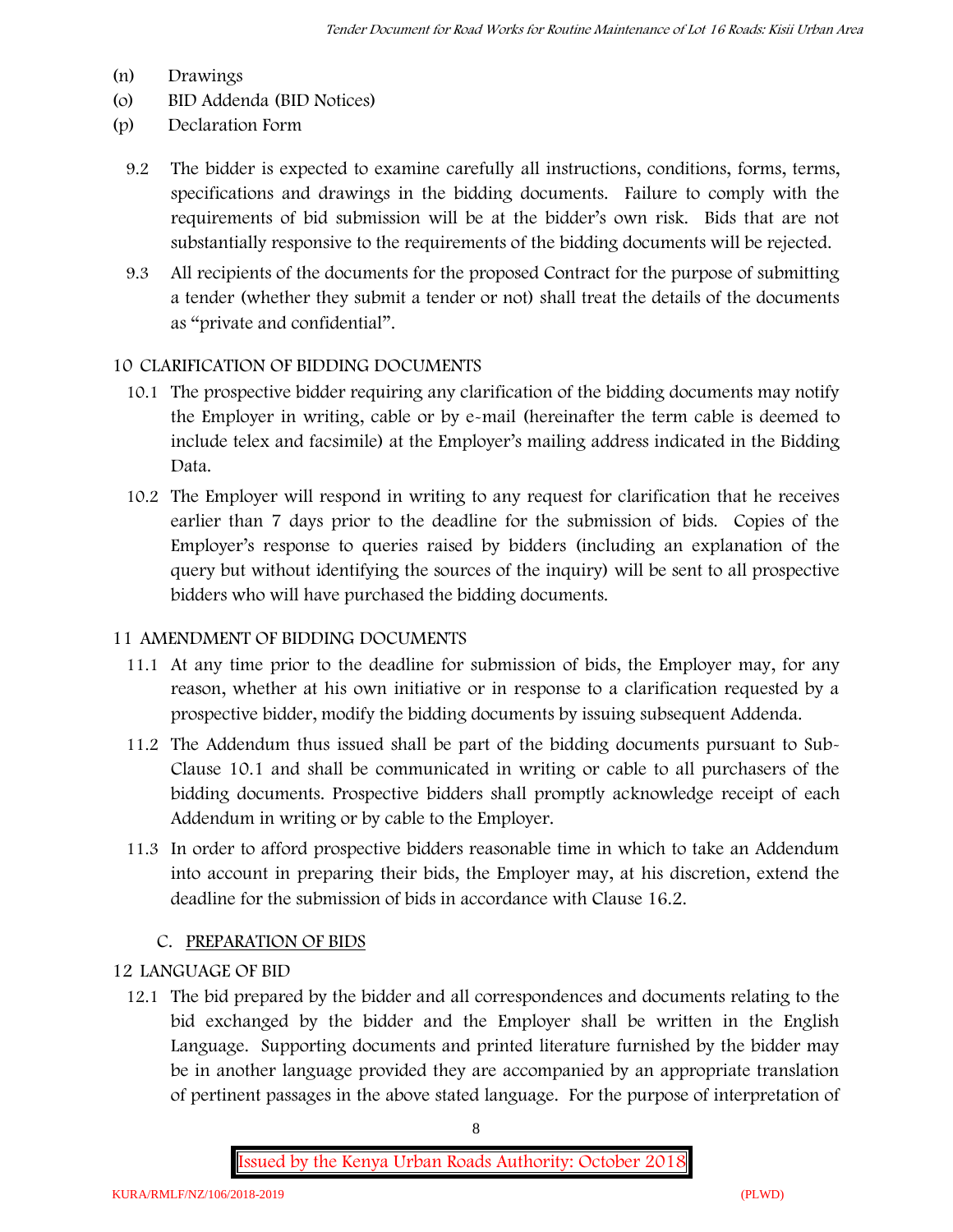(n) Drawings
(o) BID Addenda (BID Notices)
(p) Declaration Form

9.2 The bidder is expected to examine carefully all instructions, conditions, forms, terms, specifications and drawings in the bidding documents. Failure to comply with the requirements of bid submission will be at the bidder's own risk. Bids that are not substantially responsive to the requirements of the bidding documents will be rejected.

9.3 All recipients of the documents for the proposed Contract for the purpose of submitting a tender (whether they submit a tender or not) shall treat the details of the documents as "private and confidential".

## 10 CLARIFICATION OF BIDDING DOCUMENTS

10.1 The prospective bidder requiring any clarification of the bidding documents may notify the Employer in writing, cable or by e-mail (hereinafter the term cable is deemed to include telex and facsimile) at the Employer's mailing address indicated in the Bidding Data.

10.2 The Employer will respond in writing to any request for clarification that he receives earlier than 7 days prior to the deadline for the submission of bids. Copies of the Employer's response to queries raised by bidders (including an explanation of the query but without identifying the sources of the inquiry) will be sent to all prospective bidders who will have purchased the bidding documents.

## 11 AMENDMENT OF BIDDING DOCUMENTS

11.1 At any time prior to the deadline for submission of bids, the Employer may, for any reason, whether at his own initiative or in response to a clarification requested by a prospective bidder, modify the bidding documents by issuing subsequent Addenda.

11.2 The Addendum thus issued shall be part of the bidding documents pursuant to Sub-Clause 10.1 and shall be communicated in writing or cable to all purchasers of the bidding documents. Prospective bidders shall promptly acknowledge receipt of each Addendum in writing or by cable to the Employer.

11.3 In order to afford prospective bidders reasonable time in which to take an Addendum into account in preparing their bids, the Employer may, at his discretion, extend the deadline for the submission of bids in accordance with Clause 16.2.

## C. PREPARATION OF BIDS

## 12 LANGUAGE OF BID

12.1 The bid prepared by the bidder and all correspondences and documents relating to the bid exchanged by the bidder and the Employer shall be written in the English Language. Supporting documents and printed literature furnished by the bidder may be in another language provided they are accompanied by an appropriate translation of pertinent passages in the above stated language. For the purpose of interpretation of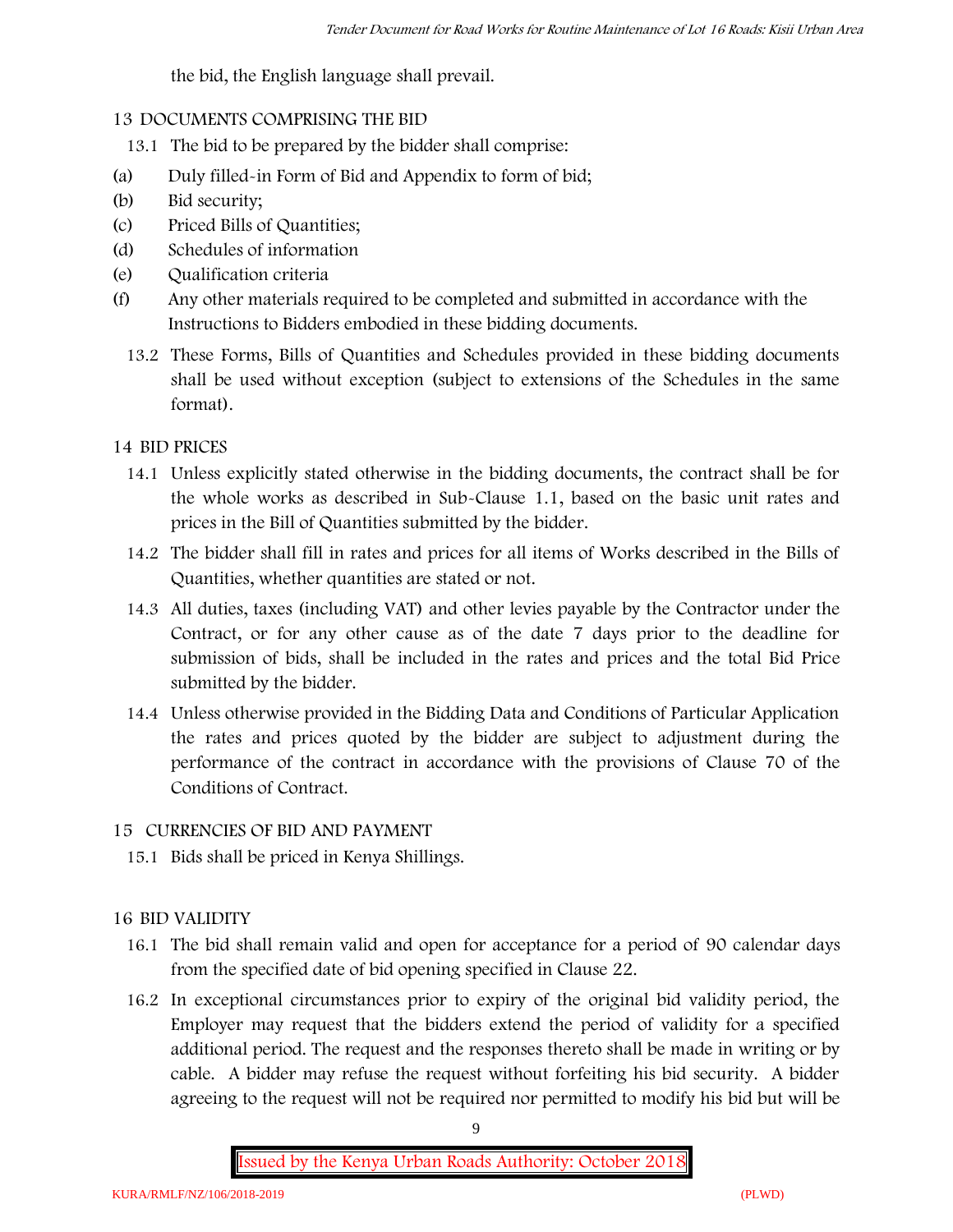the bid, the English language shall prevail.

## 13 DOCUMENTS COMPRISING THE BID

13.1 The bid to be prepared by the bidder shall comprise:

(a) Duly filled-in Form of Bid and Appendix to form of bid;

(b) Bid security;

(c) Priced Bills of Quantities;

(d) Schedules of information

(e) Qualification criteria

(f) Any other materials required to be completed and submitted in accordance with the Instructions to Bidders embodied in these bidding documents.

13.2 These Forms, Bills of Quantities and Schedules provided in these bidding documents shall be used without exception (subject to extensions of the Schedules in the same format).

## 14 BID PRICES

14.1 Unless explicitly stated otherwise in the bidding documents, the contract shall be for the whole works as described in Sub-Clause 1.1, based on the basic unit rates and prices in the Bill of Quantities submitted by the bidder.

14.2 The bidder shall fill in rates and prices for all items of Works described in the Bills of Quantities, whether quantities are stated or not.

14.3 All duties, taxes (including VAT) and other levies payable by the Contractor under the Contract, or for any other cause as of the date 7 days prior to the deadline for submission of bids, shall be included in the rates and prices and the total Bid Price submitted by the bidder.

14.4 Unless otherwise provided in the Bidding Data and Conditions of Particular Application the rates and prices quoted by the bidder are subject to adjustment during the performance of the contract in accordance with the provisions of Clause 70 of the Conditions of Contract.

## 15 CURRENCIES OF BID AND PAYMENT

15.1 Bids shall be priced in Kenya Shillings.

## 16 BID VALIDITY

16.1 The bid shall remain valid and open for acceptance for a period of 90 calendar days from the specified date of bid opening specified in Clause 22.

16.2 In exceptional circumstances prior to expiry of the original bid validity period, the Employer may request that the bidders extend the period of validity for a specified additional period. The request and the responses thereto shall be made in writing or by cable. A bidder may refuse the request without forfeiting his bid security. A bidder agreeing to the request will not be required nor permitted to modify his bid but will be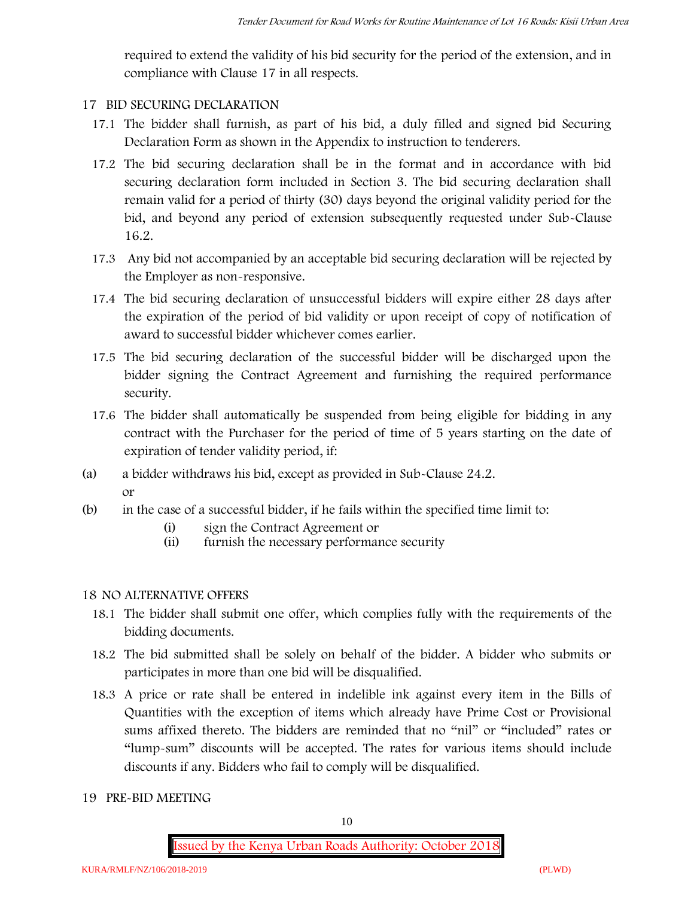required to extend the validity of his bid security for the period of the extension, and in compliance with Clause 17 in all respects.

## 17 BID SECURING DECLARATION

17.1 The bidder shall furnish, as part of his bid, a duly filled and signed bid Securing Declaration Form as shown in the Appendix to instruction to tenderers.

17.2 The bid securing declaration shall be in the format and in accordance with bid securing declaration form included in Section 3. The bid securing declaration shall remain valid for a period of thirty (30) days beyond the original validity period for the bid, and beyond any period of extension subsequently requested under Sub-Clause 16.2.

17.3 Any bid not accompanied by an acceptable bid securing declaration will be rejected by the Employer as non-responsive.

17.4 The bid securing declaration of unsuccessful bidders will expire either 28 days after the expiration of the period of bid validity or upon receipt of copy of notification of award to successful bidder whichever comes earlier.

17.5 The bid securing declaration of the successful bidder will be discharged upon the bidder signing the Contract Agreement and furnishing the required performance security.

17.6 The bidder shall automatically be suspended from being eligible for bidding in any contract with the Purchaser for the period of time of 5 years starting on the date of expiration of tender validity period, if:

(a) a bidder withdraws his bid, except as provided in Sub-Clause 24.2.
or

(b) in the case of a successful bidder, if he fails within the specified time limit to:
  (i) sign the Contract Agreement or
  (ii) furnish the necessary performance security

## 18 NO ALTERNATIVE OFFERS

18.1 The bidder shall submit one offer, which complies fully with the requirements of the bidding documents.

18.2 The bid submitted shall be solely on behalf of the bidder. A bidder who submits or participates in more than one bid will be disqualified.

18.3 A price or rate shall be entered in indelible ink against every item in the Bills of Quantities with the exception of items which already have Prime Cost or Provisional sums affixed thereto. The bidders are reminded that no "nil" or "included" rates or "lump-sum" discounts will be accepted. The rates for various items should include discounts if any. Bidders who fail to comply will be disqualified.

## 19 PRE-BID MEETING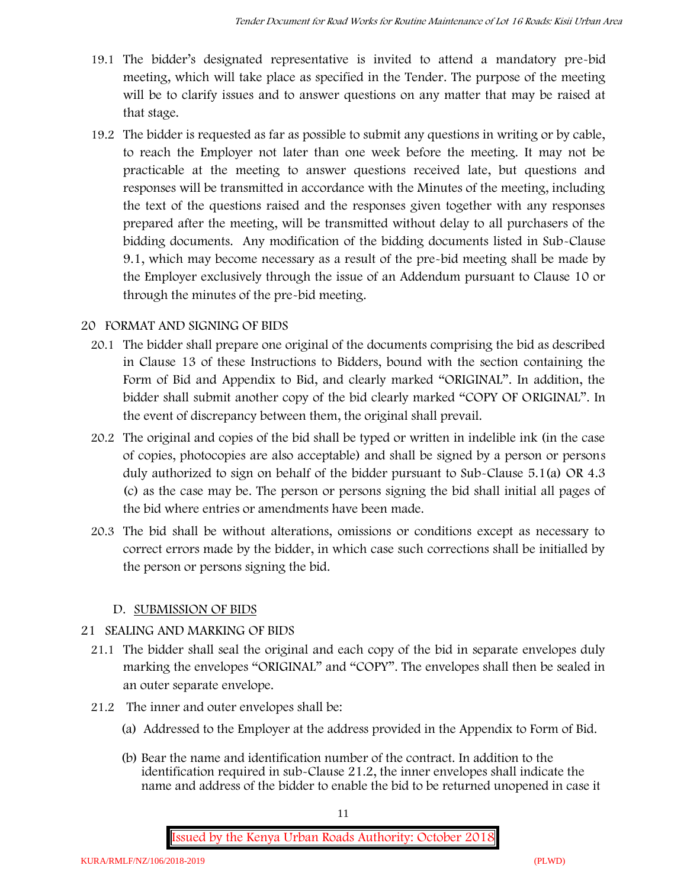19.1 The bidder's designated representative is invited to attend a mandatory pre-bid meeting, which will take place as specified in the Tender. The purpose of the meeting will be to clarify issues and to answer questions on any matter that may be raised at that stage.

19.2 The bidder is requested as far as possible to submit any questions in writing or by cable, to reach the Employer not later than one week before the meeting. It may not be practicable at the meeting to answer questions received late, but questions and responses will be transmitted in accordance with the Minutes of the meeting, including the text of the questions raised and the responses given together with any responses prepared after the meeting, will be transmitted without delay to all purchasers of the bidding documents. Any modification of the bidding documents listed in Sub-Clause 9.1, which may become necessary as a result of the pre-bid meeting shall be made by the Employer exclusively through the issue of an Addendum pursuant to Clause 10 or through the minutes of the pre-bid meeting.

## 20 FORMAT AND SIGNING OF BIDS

20.1 The bidder shall prepare one original of the documents comprising the bid as described in Clause 13 of these Instructions to Bidders, bound with the section containing the Form of Bid and Appendix to Bid, and clearly marked "ORIGINAL". In addition, the bidder shall submit another copy of the bid clearly marked "COPY OF ORIGINAL". In the event of discrepancy between them, the original shall prevail.

20.2 The original and copies of the bid shall be typed or written in indelible ink (in the case of copies, photocopies are also acceptable) and shall be signed by a person or persons duly authorized to sign on behalf of the bidder pursuant to Sub-Clause 5.1(a) OR 4.3 (c) as the case may be. The person or persons signing the bid shall initial all pages of the bid where entries or amendments have been made.

20.3 The bid shall be without alterations, omissions or conditions except as necessary to correct errors made by the bidder, in which case such corrections shall be initialled by the person or persons signing the bid.

## D. SUBMISSION OF BIDS

## 21 SEALING AND MARKING OF BIDS

21.1 The bidder shall seal the original and each copy of the bid in separate envelopes duly marking the envelopes "ORIGINAL" and "COPY". The envelopes shall then be sealed in an outer separate envelope.

21.2 The inner and outer envelopes shall be:

(a) Addressed to the Employer at the address provided in the Appendix to Form of Bid.

(b) Bear the name and identification number of the contract. In addition to the identification required in sub-Clause 21.2, the inner envelopes shall indicate the name and address of the bidder to enable the bid to be returned unopened in case it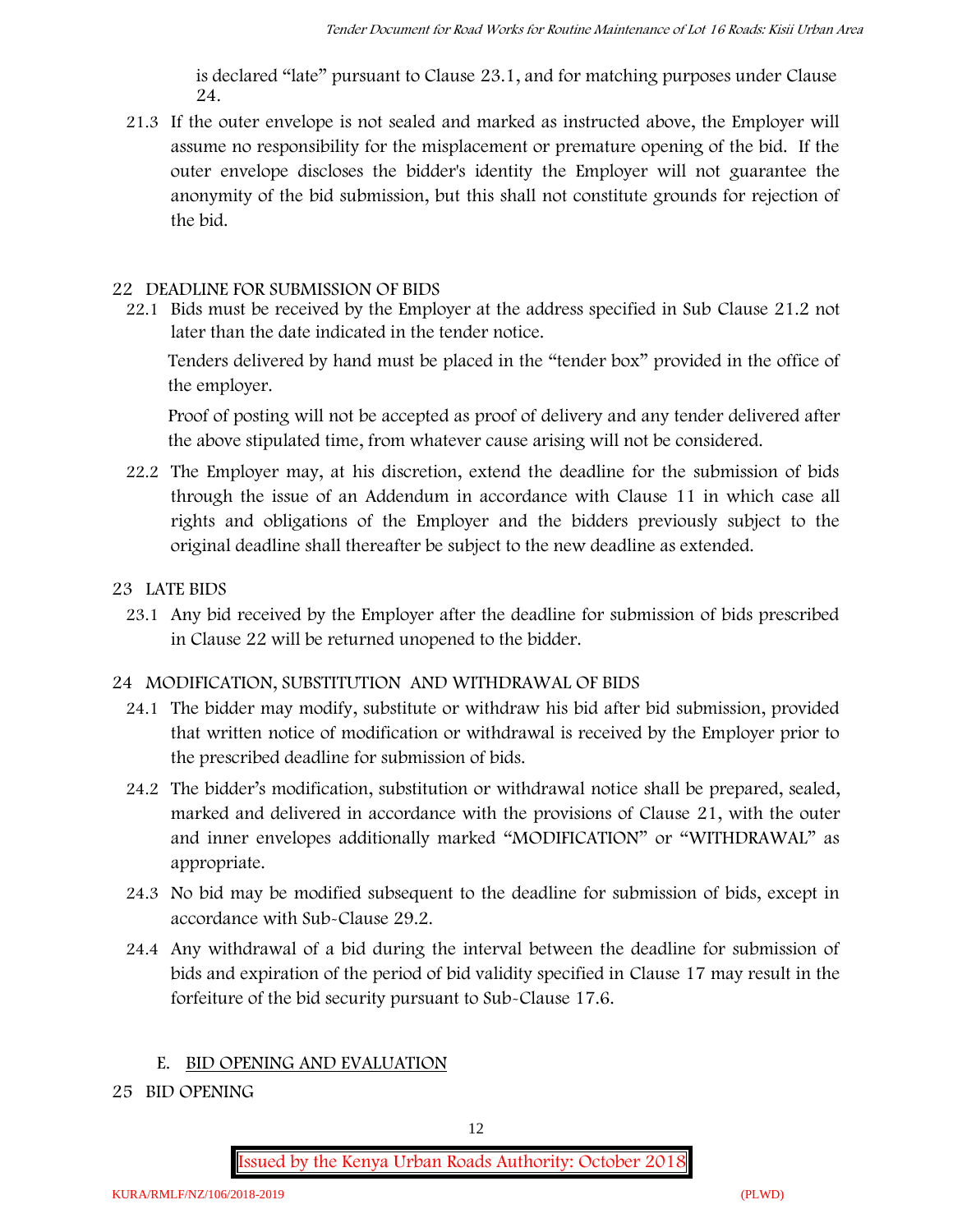is declared "late" pursuant to Clause 23.1, and for matching purposes under Clause 24.

21.3 If the outer envelope is not sealed and marked as instructed above, the Employer will assume no responsibility for the misplacement or premature opening of the bid. If the outer envelope discloses the bidder's identity the Employer will not guarantee the anonymity of the bid submission, but this shall not constitute grounds for rejection of the bid.

## 22 DEADLINE FOR SUBMISSION OF BIDS

22.1 Bids must be received by the Employer at the address specified in Sub Clause 21.2 not later than the date indicated in the tender notice.

Tenders delivered by hand must be placed in the "tender box" provided in the office of the employer.

Proof of posting will not be accepted as proof of delivery and any tender delivered after the above stipulated time, from whatever cause arising will not be considered.

22.2 The Employer may, at his discretion, extend the deadline for the submission of bids through the issue of an Addendum in accordance with Clause 11 in which case all rights and obligations of the Employer and the bidders previously subject to the original deadline shall thereafter be subject to the new deadline as extended.

## 23 LATE BIDS

23.1 Any bid received by the Employer after the deadline for submission of bids prescribed in Clause 22 will be returned unopened to the bidder.

## 24 MODIFICATION, SUBSTITUTION AND WITHDRAWAL OF BIDS

24.1 The bidder may modify, substitute or withdraw his bid after bid submission, provided that written notice of modification or withdrawal is received by the Employer prior to the prescribed deadline for submission of bids.

24.2 The bidder's modification, substitution or withdrawal notice shall be prepared, sealed, marked and delivered in accordance with the provisions of Clause 21, with the outer and inner envelopes additionally marked "MODIFICATION" or "WITHDRAWAL" as appropriate.

24.3 No bid may be modified subsequent to the deadline for submission of bids, except in accordance with Sub-Clause 29.2.

24.4 Any withdrawal of a bid during the interval between the deadline for submission of bids and expiration of the period of bid validity specified in Clause 17 may result in the forfeiture of the bid security pursuant to Sub-Clause 17.6.

# E. BID OPENING AND EVALUATION

## 25 BID OPENING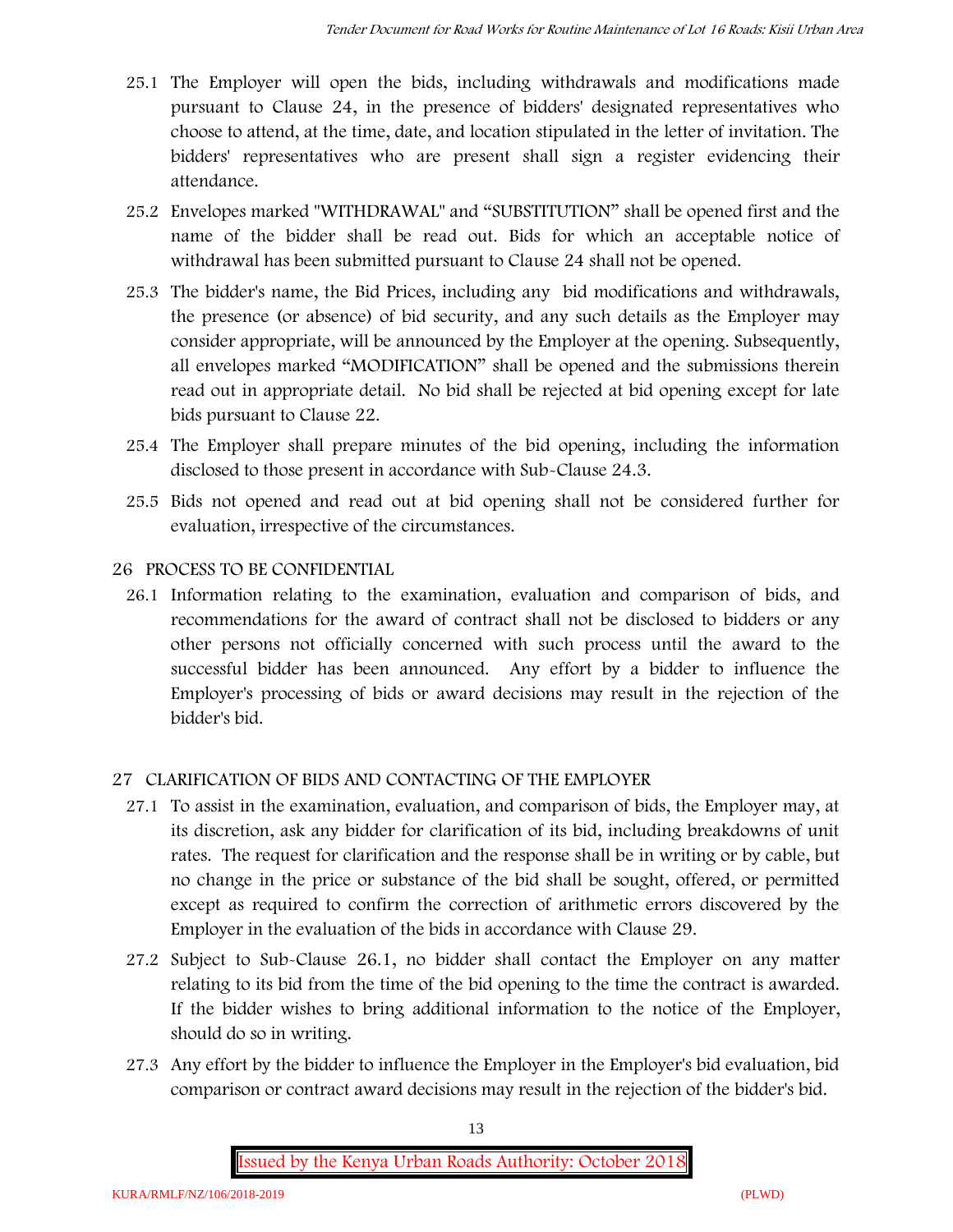25.1 The Employer will open the bids, including withdrawals and modifications made pursuant to Clause 24, in the presence of bidders' designated representatives who choose to attend, at the time, date, and location stipulated in the letter of invitation. The bidders' representatives who are present shall sign a register evidencing their attendance.

25.2 Envelopes marked "WITHDRAWAL" and "SUBSTITUTION" shall be opened first and the name of the bidder shall be read out. Bids for which an acceptable notice of withdrawal has been submitted pursuant to Clause 24 shall not be opened.

25.3 The bidder's name, the Bid Prices, including any bid modifications and withdrawals, the presence (or absence) of bid security, and any such details as the Employer may consider appropriate, will be announced by the Employer at the opening. Subsequently, all envelopes marked "MODIFICATION" shall be opened and the submissions therein read out in appropriate detail. No bid shall be rejected at bid opening except for late bids pursuant to Clause 22.

25.4 The Employer shall prepare minutes of the bid opening, including the information disclosed to those present in accordance with Sub-Clause 24.3.

25.5 Bids not opened and read out at bid opening shall not be considered further for evaluation, irrespective of the circumstances.

## 26 PROCESS TO BE CONFIDENTIAL

26.1 Information relating to the examination, evaluation and comparison of bids, and recommendations for the award of contract shall not be disclosed to bidders or any other persons not officially concerned with such process until the award to the successful bidder has been announced. Any effort by a bidder to influence the Employer's processing of bids or award decisions may result in the rejection of the bidder's bid.

## 27 CLARIFICATION OF BIDS AND CONTACTING OF THE EMPLOYER

27.1 To assist in the examination, evaluation, and comparison of bids, the Employer may, at its discretion, ask any bidder for clarification of its bid, including breakdowns of unit rates. The request for clarification and the response shall be in writing or by cable, but no change in the price or substance of the bid shall be sought, offered, or permitted except as required to confirm the correction of arithmetic errors discovered by the Employer in the evaluation of the bids in accordance with Clause 29.

27.2 Subject to Sub-Clause 26.1, no bidder shall contact the Employer on any matter relating to its bid from the time of the bid opening to the time the contract is awarded. If the bidder wishes to bring additional information to the notice of the Employer, should do so in writing.

27.3 Any effort by the bidder to influence the Employer in the Employer's bid evaluation, bid comparison or contract award decisions may result in the rejection of the bidder's bid.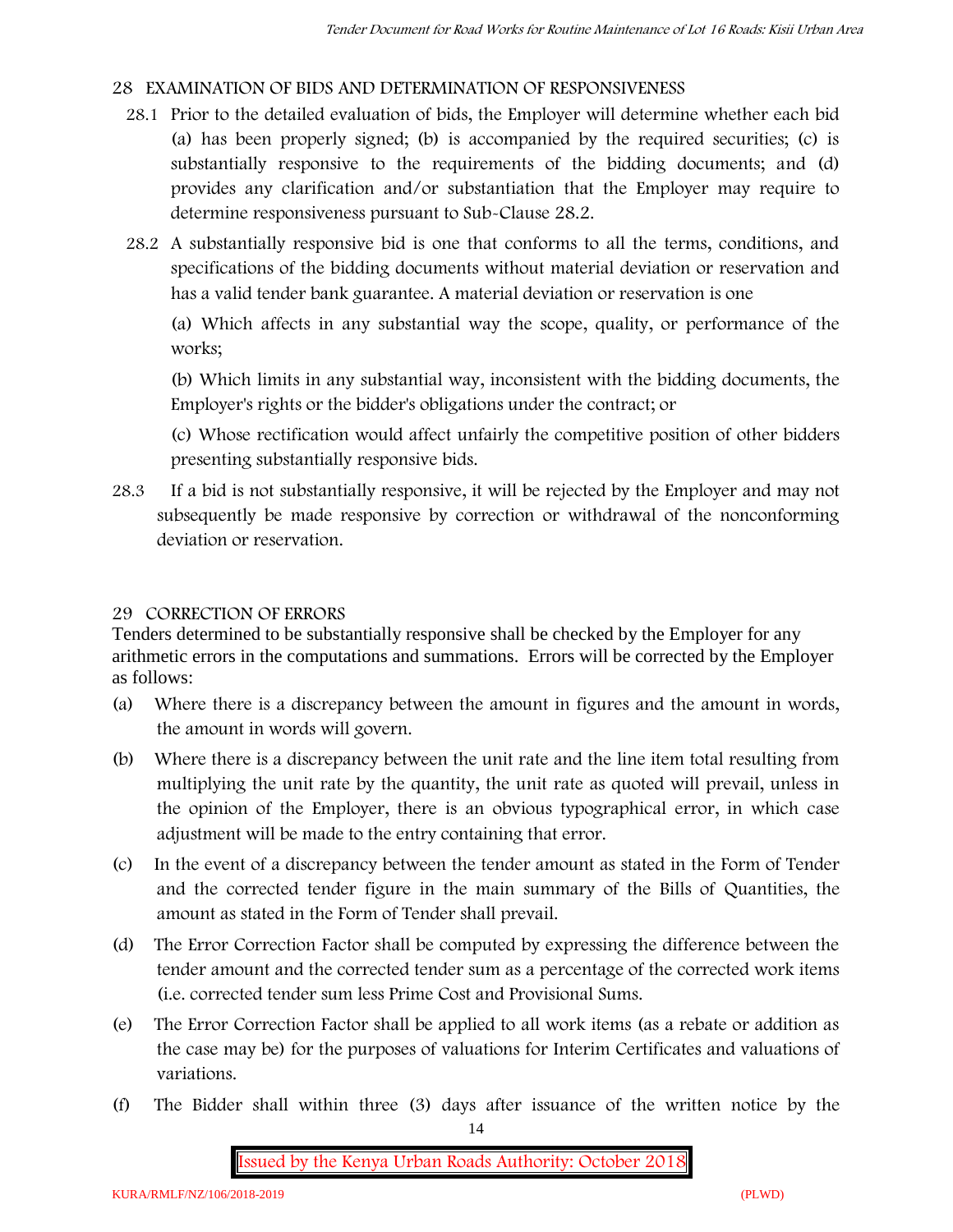## 28 EXAMINATION OF BIDS AND DETERMINATION OF RESPONSIVENESS

28.1 Prior to the detailed evaluation of bids, the Employer will determine whether each bid (a) has been properly signed; (b) is accompanied by the required securities; (c) is substantially responsive to the requirements of the bidding documents; and (d) provides any clarification and/or substantiation that the Employer may require to determine responsiveness pursuant to Sub-Clause 28.2.

28.2 A substantially responsive bid is one that conforms to all the terms, conditions, and specifications of the bidding documents without material deviation or reservation and has a valid tender bank guarantee. A material deviation or reservation is one

(a) Which affects in any substantial way the scope, quality, or performance of the works;

(b) Which limits in any substantial way, inconsistent with the bidding documents, the Employer's rights or the bidder's obligations under the contract; or

(c) Whose rectification would affect unfairly the competitive position of other bidders presenting substantially responsive bids.

28.3 If a bid is not substantially responsive, it will be rejected by the Employer and may not subsequently be made responsive by correction or withdrawal of the nonconforming deviation or reservation.

## 29 CORRECTION OF ERRORS

Tenders determined to be substantially responsive shall be checked by the Employer for any arithmetic errors in the computations and summations. Errors will be corrected by the Employer as follows:

(a) Where there is a discrepancy between the amount in figures and the amount in words, the amount in words will govern.

(b) Where there is a discrepancy between the unit rate and the line item total resulting from multiplying the unit rate by the quantity, the unit rate as quoted will prevail, unless in the opinion of the Employer, there is an obvious typographical error, in which case adjustment will be made to the entry containing that error.

(c) In the event of a discrepancy between the tender amount as stated in the Form of Tender and the corrected tender figure in the main summary of the Bills of Quantities, the amount as stated in the Form of Tender shall prevail.

(d) The Error Correction Factor shall be computed by expressing the difference between the tender amount and the corrected tender sum as a percentage of the corrected work items (i.e. corrected tender sum less Prime Cost and Provisional Sums.

(e) The Error Correction Factor shall be applied to all work items (as a rebate or addition as the case may be) for the purposes of valuations for Interim Certificates and valuations of variations.

(f) The Bidder shall within three (3) days after issuance of the written notice by the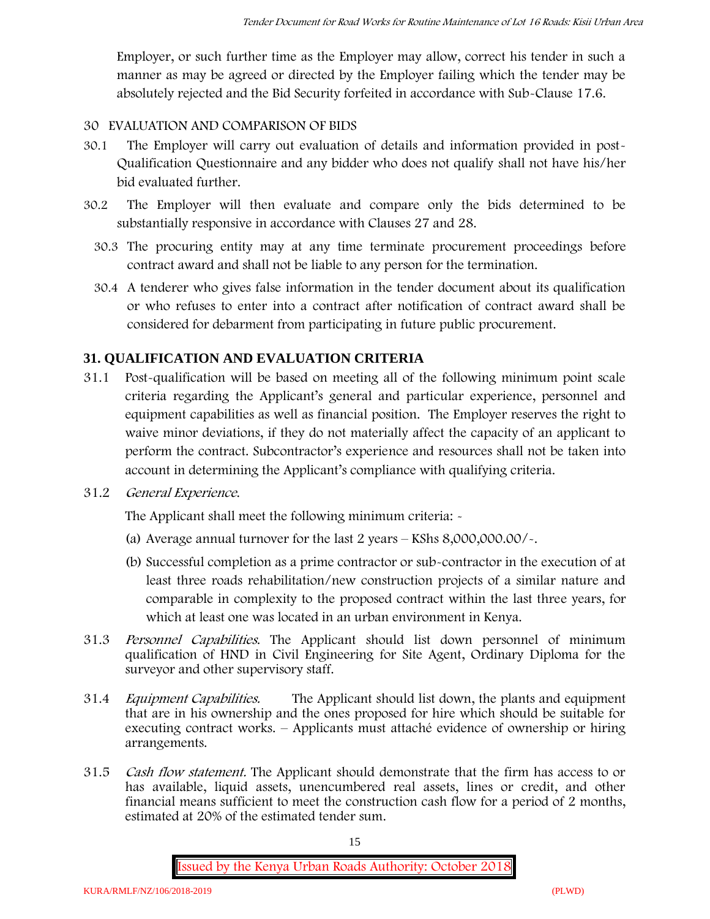Employer, or such further time as the Employer may allow, correct his tender in such a manner as may be agreed or directed by the Employer failing which the tender may be absolutely rejected and the Bid Security forfeited in accordance with Sub-Clause 17.6.

30 EVALUATION AND COMPARISON OF BIDS

30.1 The Employer will carry out evaluation of details and information provided in post-Qualification Questionnaire and any bidder who does not qualify shall not have his/her bid evaluated further.

30.2 The Employer will then evaluate and compare only the bids determined to be substantially responsive in accordance with Clauses 27 and 28.

30.3 The procuring entity may at any time terminate procurement proceedings before contract award and shall not be liable to any person for the termination.

30.4 A tenderer who gives false information in the tender document about its qualification or who refuses to enter into a contract after notification of contract award shall be considered for debarment from participating in future public procurement.

## 31. QUALIFICATION AND EVALUATION CRITERIA

31.1 Post-qualification will be based on meeting all of the following minimum point scale criteria regarding the Applicant's general and particular experience, personnel and equipment capabilities as well as financial position. The Employer reserves the right to waive minor deviations, if they do not materially affect the capacity of an applicant to perform the contract. Subcontractor's experience and resources shall not be taken into account in determining the Applicant's compliance with qualifying criteria.

31.2 *General Experience.*

The Applicant shall meet the following minimum criteria: -

(a) Average annual turnover for the last 2 years – KShs 8,000,000.00/-.

(b) Successful completion as a prime contractor or sub-contractor in the execution of at least three roads rehabilitation/new construction projects of a similar nature and comparable in complexity to the proposed contract within the last three years, for which at least one was located in an urban environment in Kenya.

31.3 *Personnel Capabilities.* The Applicant should list down personnel of minimum qualification of HND in Civil Engineering for Site Agent, Ordinary Diploma for the surveyor and other supervisory staff.

31.4 *Equipment Capabilities.* The Applicant should list down, the plants and equipment that are in his ownership and the ones proposed for hire which should be suitable for executing contract works. – Applicants must attaché evidence of ownership or hiring arrangements.

31.5 *Cash flow statement.* The Applicant should demonstrate that the firm has access to or has available, liquid assets, unencumbered real assets, lines or credit, and other financial means sufficient to meet the construction cash flow for a period of 2 months, estimated at 20% of the estimated tender sum.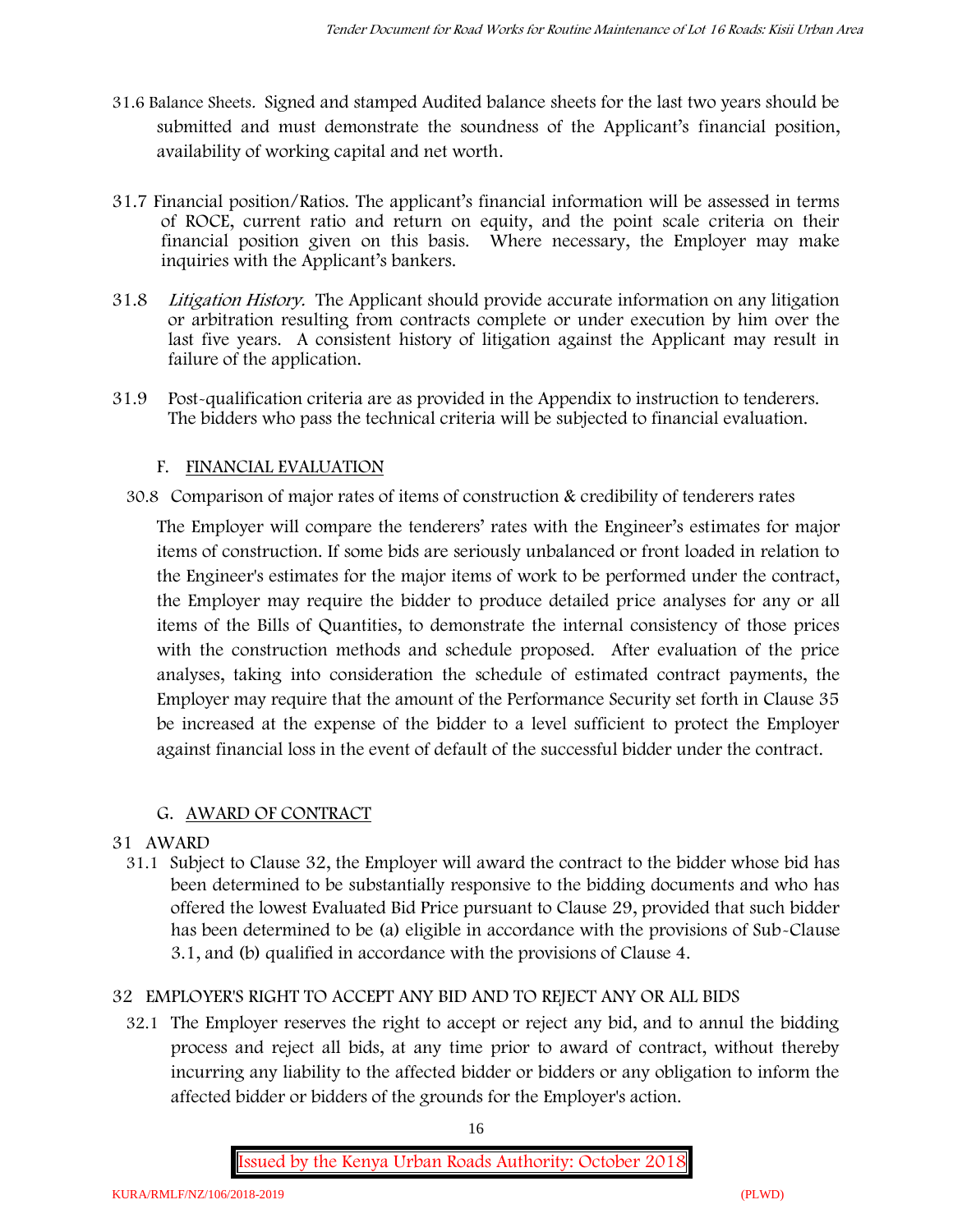31.6 Balance Sheets. Signed and stamped Audited balance sheets for the last two years should be submitted and must demonstrate the soundness of the Applicant's financial position, availability of working capital and net worth.

31.7 Financial position/Ratios. The applicant's financial information will be assessed in terms of ROCE, current ratio and return on equity, and the point scale criteria on their financial position given on this basis. Where necessary, the Employer may make inquiries with the Applicant's bankers.

31.8 *Litigation History.* The Applicant should provide accurate information on any litigation or arbitration resulting from contracts complete or under execution by him over the last five years. A consistent history of litigation against the Applicant may result in failure of the application.

31.9 Post-qualification criteria are as provided in the Appendix to instruction to tenderers. The bidders who pass the technical criteria will be subjected to financial evaluation.

## F. FINANCIAL EVALUATION

30.8 Comparison of major rates of items of construction & credibility of tenderers rates

The Employer will compare the tenderers' rates with the Engineer's estimates for major items of construction. If some bids are seriously unbalanced or front loaded in relation to the Engineer's estimates for the major items of work to be performed under the contract, the Employer may require the bidder to produce detailed price analyses for any or all items of the Bills of Quantities, to demonstrate the internal consistency of those prices with the construction methods and schedule proposed. After evaluation of the price analyses, taking into consideration the schedule of estimated contract payments, the Employer may require that the amount of the Performance Security set forth in Clause 35 be increased at the expense of the bidder to a level sufficient to protect the Employer against financial loss in the event of default of the successful bidder under the contract.

## G. AWARD OF CONTRACT

### 31 AWARD

31.1 Subject to Clause 32, the Employer will award the contract to the bidder whose bid has been determined to be substantially responsive to the bidding documents and who has offered the lowest Evaluated Bid Price pursuant to Clause 29, provided that such bidder has been determined to be (a) eligible in accordance with the provisions of Sub-Clause 3.1, and (b) qualified in accordance with the provisions of Clause 4.

### 32 EMPLOYER'S RIGHT TO ACCEPT ANY BID AND TO REJECT ANY OR ALL BIDS

32.1 The Employer reserves the right to accept or reject any bid, and to annul the bidding process and reject all bids, at any time prior to award of contract, without thereby incurring any liability to the affected bidder or bidders or any obligation to inform the affected bidder or bidders of the grounds for the Employer's action.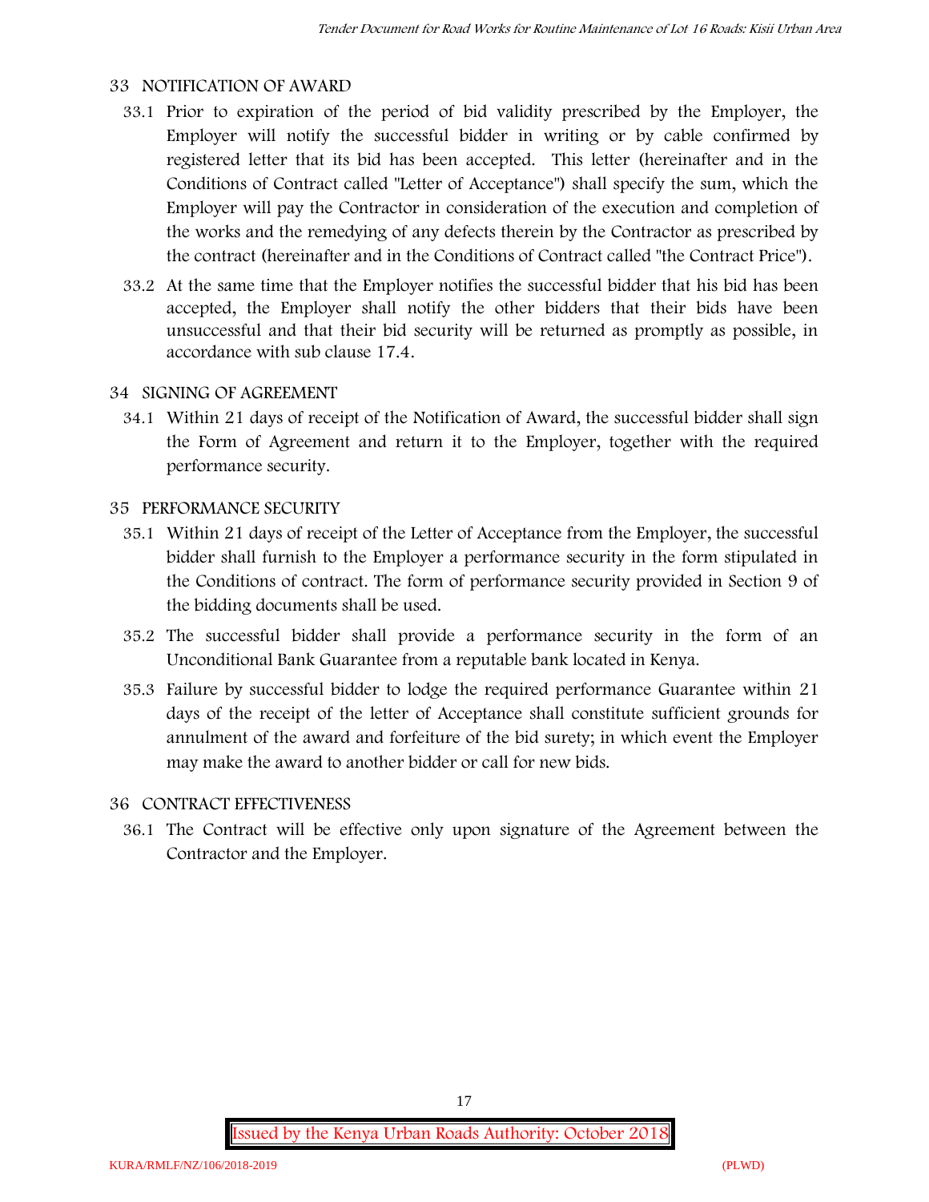## 33 NOTIFICATION OF AWARD

33.1 Prior to expiration of the period of bid validity prescribed by the Employer, the Employer will notify the successful bidder in writing or by cable confirmed by registered letter that its bid has been accepted. This letter (hereinafter and in the Conditions of Contract called "Letter of Acceptance") shall specify the sum, which the Employer will pay the Contractor in consideration of the execution and completion of the works and the remedying of any defects therein by the Contractor as prescribed by the contract (hereinafter and in the Conditions of Contract called "the Contract Price").

33.2 At the same time that the Employer notifies the successful bidder that his bid has been accepted, the Employer shall notify the other bidders that their bids have been unsuccessful and that their bid security will be returned as promptly as possible, in accordance with sub clause 17.4.

## 34 SIGNING OF AGREEMENT

34.1 Within 21 days of receipt of the Notification of Award, the successful bidder shall sign the Form of Agreement and return it to the Employer, together with the required performance security.

## 35 PERFORMANCE SECURITY

35.1 Within 21 days of receipt of the Letter of Acceptance from the Employer, the successful bidder shall furnish to the Employer a performance security in the form stipulated in the Conditions of contract. The form of performance security provided in Section 9 of the bidding documents shall be used.

35.2 The successful bidder shall provide a performance security in the form of an Unconditional Bank Guarantee from a reputable bank located in Kenya.

35.3 Failure by successful bidder to lodge the required performance Guarantee within 21 days of the receipt of the letter of Acceptance shall constitute sufficient grounds for annulment of the award and forfeiture of the bid surety; in which event the Employer may make the award to another bidder or call for new bids.

## 36 CONTRACT EFFECTIVENESS

36.1 The Contract will be effective only upon signature of the Agreement between the Contractor and the Employer.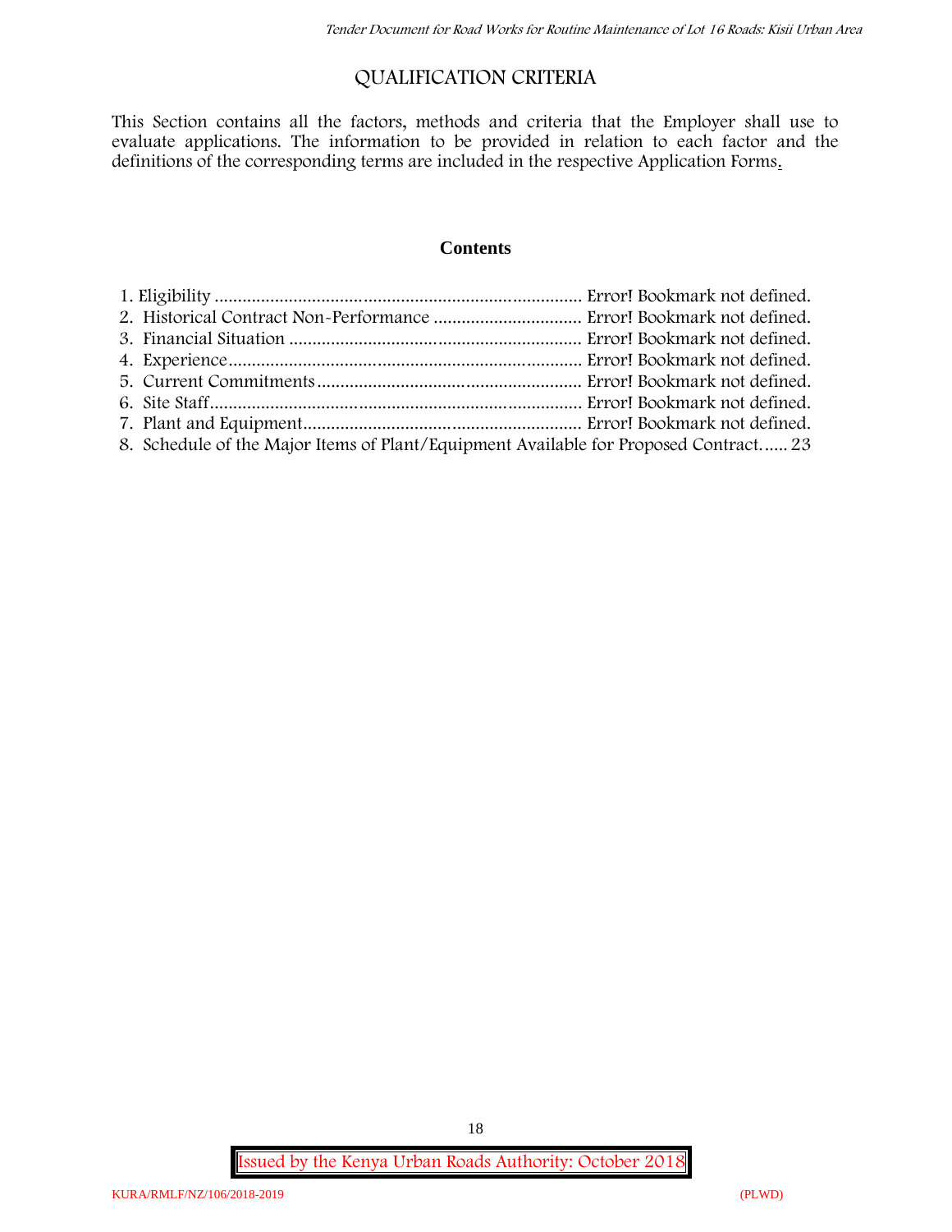# QUALIFICATION CRITERIA

This Section contains all the factors, methods and criteria that the Employer shall use to evaluate applications. The information to be provided in relation to each factor and the definitions of the corresponding terms are included in the respective Application Forms.

## Contents

1. Eligibility ............................................................................ Error! Bookmark not defined.
2. Historical Contract Non-Performance ................................ Error! Bookmark not defined.
3. Financial Situation .............................................................. Error! Bookmark not defined.
4. Experience........................................................................... Error! Bookmark not defined.
5. Current Commitments......................................................... Error! Bookmark not defined.
6. Site Staff.............................................................................. Error! Bookmark not defined.
7. Plant and Equipment........................................................... Error! Bookmark not defined.
8. Schedule of the Major Items of Plant/Equipment Available for Proposed Contract...... 23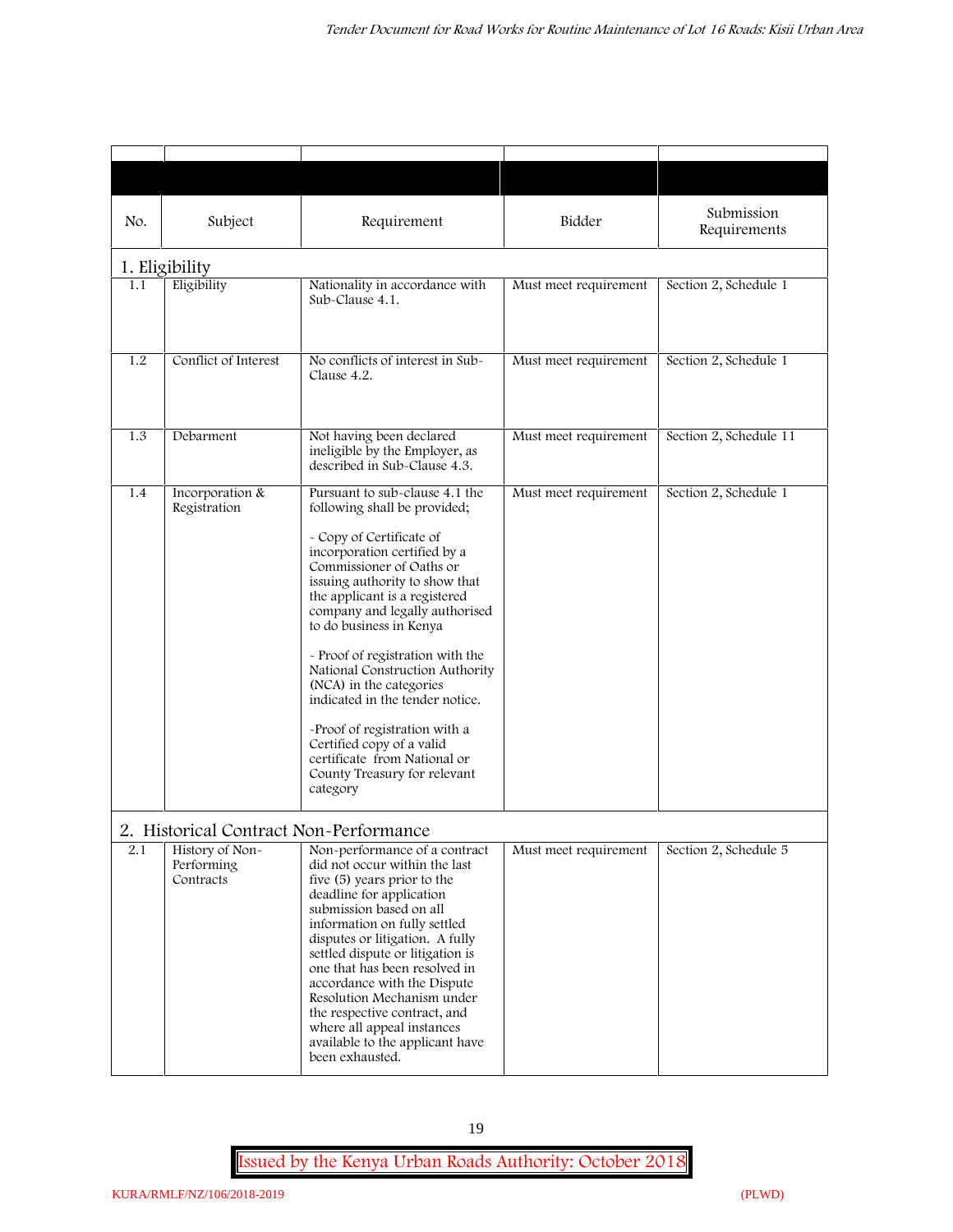| No. | Subject | Requirement | Bidder | Submission Requirements |
|---|---|---|---|---|
| **1. Eligibility** | | | | |
| 1.1 | Eligibility | Nationality in accordance with Sub-Clause 4.1. | Must meet requirement | Section 2, Schedule 1 |
| 1.2 | Conflict of Interest | No conflicts of interest in Sub-Clause 4.2. | Must meet requirement | Section 2, Schedule 1 |
| 1.3 | Debarment | Not having been declared ineligible by the Employer, as described in Sub-Clause 4.3. | Must meet requirement | Section 2, Schedule 11 |
| 1.4 | Incorporation & Registration | Pursuant to sub-clause 4.1 the following shall be provided;<br><br>- Copy of Certificate of incorporation certified by a Commissioner of Oaths or issuing authority to show that the applicant is a registered company and legally authorised to do business in Kenya<br><br>- Proof of registration with the National Construction Authority (NCA) in the categories indicated in the tender notice.<br><br>-Proof of registration with a Certified copy of a valid certificate from National or County Treasury for relevant category | Must meet requirement | Section 2, Schedule 1 |
| **2. Historical Contract Non-Performance** | | | | |
| 2.1 | History of Non-Performing Contracts | Non-performance of a contract did not occur within the last five (5) years prior to the deadline for application submission based on all information on fully settled disputes or litigation. A fully settled dispute or litigation is one that has been resolved in accordance with the Dispute Resolution Mechanism under the respective contract, and where all appeal instances available to the applicant have been exhausted. | Must meet requirement | Section 2, Schedule 5 |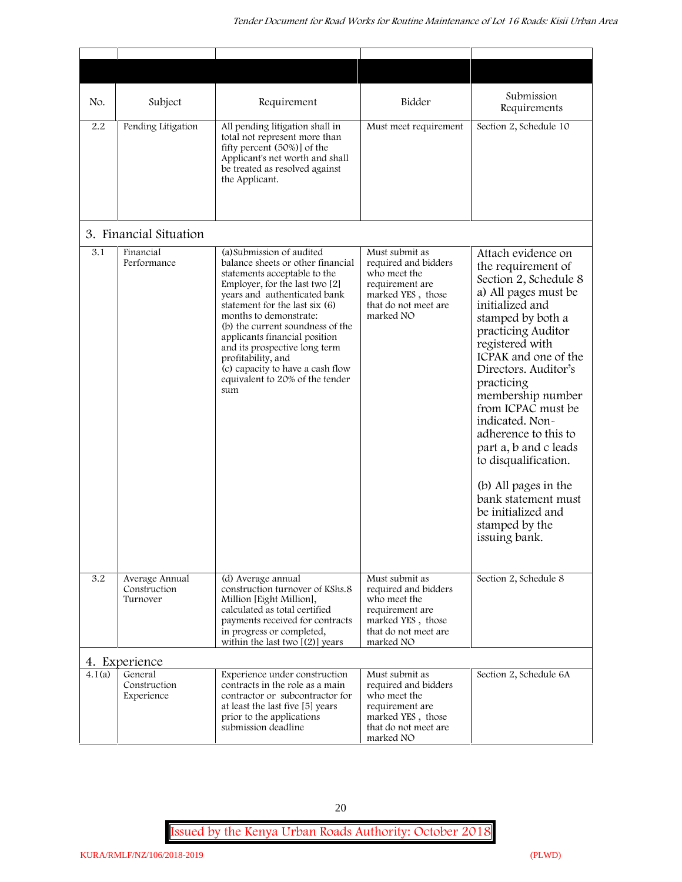| No. | Subject | Requirement | Bidder | Submission Requirements |
|---|---|---|---|---|
| 2.2 | Pending Litigation | All pending litigation shall in total not represent more than fifty percent (50%)] of the Applicant's net worth and shall be treated as resolved against the Applicant. | Must meet requirement | Section 2, Schedule 10 |
| **3. Financial Situation** | | | | |
| 3.1 | Financial Performance | (a)Submission of audited balance sheets or other financial statements acceptable to the Employer, for the last two [2] years and authenticated bank statement for the last six (6) months to demonstrate:<br>(b) the current soundness of the applicants financial position and its prospective long term profitability, and<br>(c) capacity to have a cash flow equivalent to 20% of the tender sum | Must submit as required and bidders who meet the requirement are marked YES , those that do not meet are marked NO | Attach evidence on the requirement of Section 2, Schedule 8 a) All pages must be initialized and stamped by both a practicing Auditor registered with ICPAK and one of the Directors. Auditor's practicing membership number from ICPAC must be indicated. Non-adherence to this to part a, b and c leads to disqualification.<br><br>(b) All pages in the bank statement must be initialized and stamped by the issuing bank. |
| 3.2 | Average Annual Construction Turnover | (d) Average annual construction turnover of KShs.8 Million [Eight Million], calculated as total certified payments received for contracts in progress or completed, within the last two [(2)] years | Must submit as required and bidders who meet the requirement are marked YES , those that do not meet are marked NO | Section 2, Schedule 8 |
| **4. Experience** | | | | |
| 4.1(a) | General Construction Experience | Experience under construction contracts in the role as a main contractor or subcontractor for at least the last five [5] years prior to the applications submission deadline | Must submit as required and bidders who meet the requirement are marked YES , those that do not meet are marked NO | Section 2, Schedule 6A |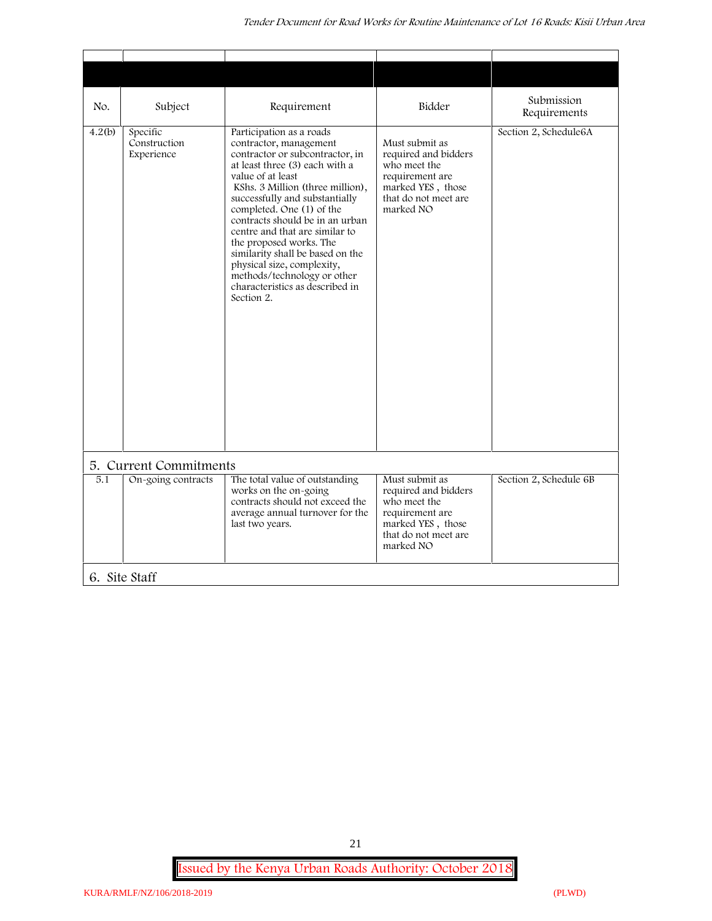| No. | Subject | Requirement | Bidder | Submission Requirements |
|---|---|---|---|---|
| 4.2(b) | Specific Construction Experience | Participation as a roads contractor, management contractor or subcontractor, in at least three (3) each with a value of at least KShs. 3 Million (three million), successfully and substantially completed. One (1) of the contracts should be in an urban centre and that are similar to the proposed works. The similarity shall be based on the physical size, complexity, methods/technology or other characteristics as described in Section 2. | Must submit as required and bidders who meet the requirement are marked YES , those that do not meet are marked NO | Section 2, Schedule6A |
| **5. Current Commitments** | | | | |
| 5.1 | On-going contracts | The total value of outstanding works on the on-going contracts should not exceed the average annual turnover for the last two years. | Must submit as required and bidders who meet the requirement are marked YES , those that do not meet are marked NO | Section 2, Schedule 6B |
| **6. Site Staff** | | | | |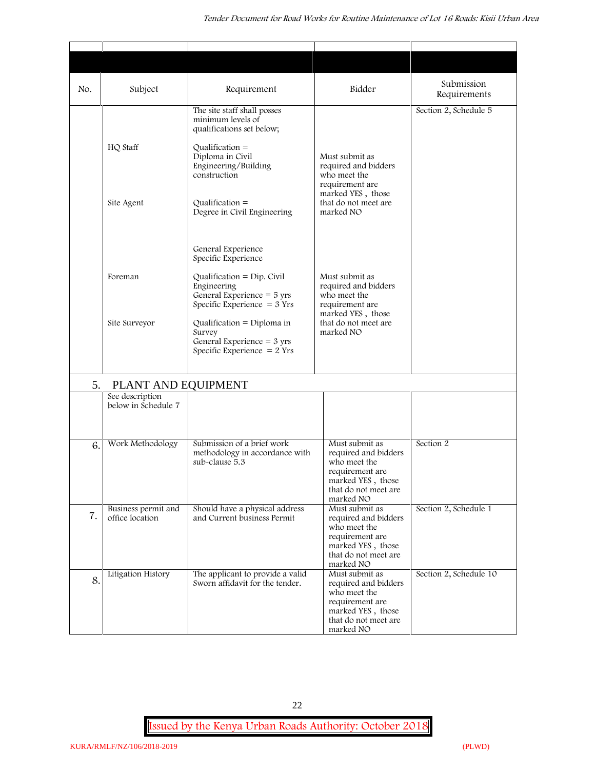| No. | Subject | Requirement | Bidder | Submission Requirements |
|---|---|---|---|---|
| | | The site staff shall posses minimum levels of qualifications set below; | | Section 2, Schedule 5 |
| | HQ Staff | Qualification = Diploma in Civil Engineering/Building construction | Must submit as required and bidders who meet the requirement are marked YES , those that do not meet are marked NO | |
| | Site Agent | Qualification = Degree in Civil Engineering<br><br>General Experience<br>Specific Experience | | |
| | Foreman | Qualification = Dip. Civil Engineering<br>General Experience = 5 yrs<br>Specific Experience = 3 Yrs | Must submit as required and bidders who meet the requirement are marked YES , those that do not meet are marked NO | |
| | Site Surveyor | Qualification = Diploma in Survey<br>General Experience = 3 yrs<br>Specific Experience = 2 Yrs | | |
| 5. | PLANT AND EQUIPMENT | | | |
| | See description below in Schedule 7 | | | |
| 6. | Work Methodology | Submission of a brief work methodology in accordance with sub-clause 5.3 | Must submit as required and bidders who meet the requirement are marked YES , those that do not meet are marked NO | Section 2 |
| 7. | Business permit and office location | Should have a physical address and Current business Permit | Must submit as required and bidders who meet the requirement are marked YES , those that do not meet are marked NO | Section 2, Schedule 1 |
| 8. | Litigation History | The applicant to provide a valid Sworn affidavit for the tender. | Must submit as required and bidders who meet the requirement are marked YES , those that do not meet are marked NO | Section 2, Schedule 10 |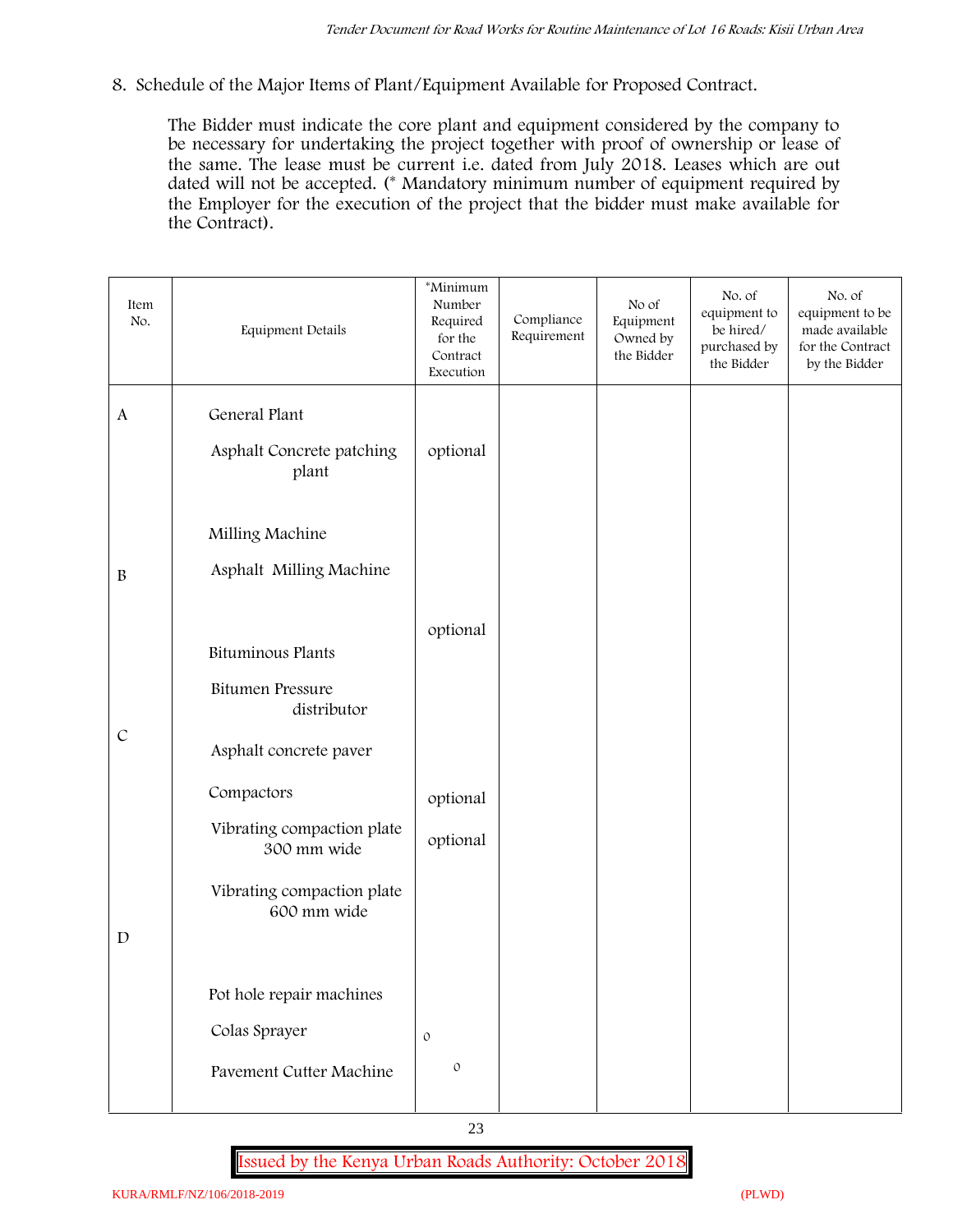8. Schedule of the Major Items of Plant/Equipment Available for Proposed Contract.

The Bidder must indicate the core plant and equipment considered by the company to be necessary for undertaking the project together with proof of ownership or lease of the same. The lease must be current i.e. dated from July 2018. Leases which are out dated will not be accepted. (* Mandatory minimum number of equipment required by the Employer for the execution of the project that the bidder must make available for the Contract).

| Item No. | Equipment Details | *Minimum Number Required for the Contract Execution | Compliance Requirement | No of Equipment Owned by the Bidder | No. of equipment to be hired/ purchased by the Bidder | No. of equipment to be made available for the Contract by the Bidder |
|---|---|---|---|---|---|---|
| A | General Plant | | | | | |
| | Asphalt Concrete patching plant | optional | | | | |
| | Milling Machine | | | | | |
| B | Asphalt Milling Machine | | | | | |
| | | optional | | | | |
| | Bituminous Plants | | | | | |
| | Bitumen Pressure distributor | | | | | |
| C | Asphalt concrete paver | | | | | |
| | Compactors | optional | | | | |
| | Vibrating compaction plate 300 mm wide | optional | | | | |
| | Vibrating compaction plate 600 mm wide | | | | | |
| D | | | | | | |
| | Pot hole repair machines | | | | | |
| | Colas Sprayer | 0 | | | | |
| | Pavement Cutter Machine | 0 | | | | |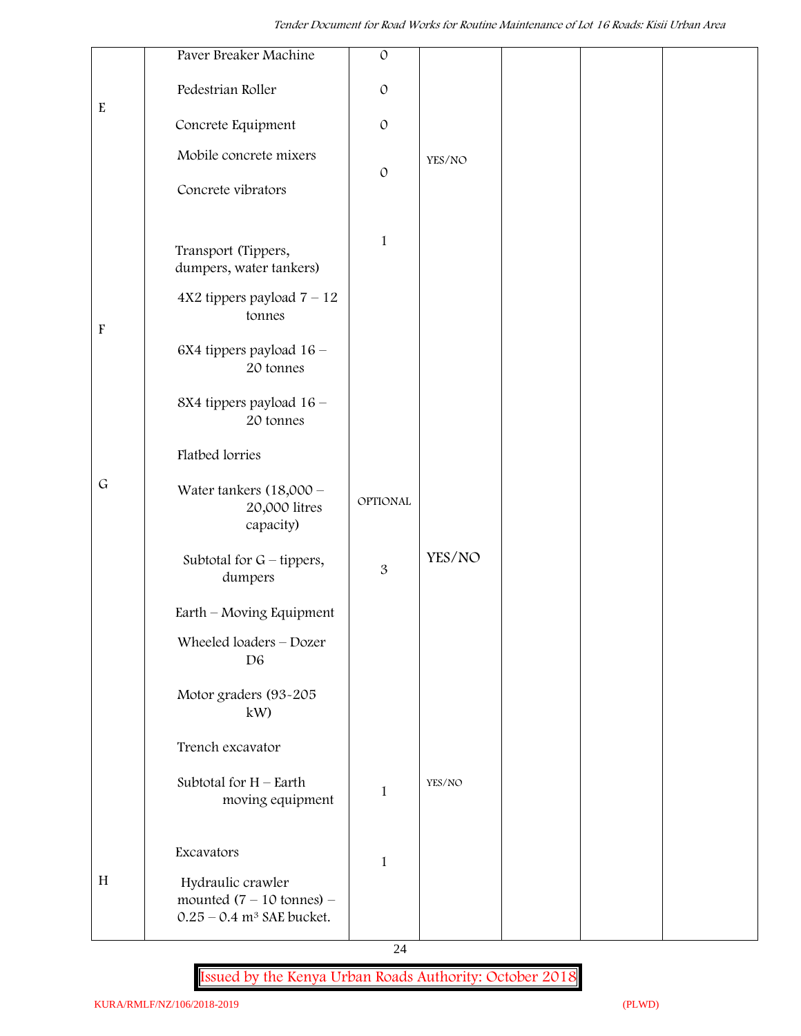|  |  |  |  |  |  |  |
|---|---|---|---|---|---|---|
| E | Paver Breaker Machine | 0 |  |  |  |  |
|  | Pedestrian Roller | 0 |  |  |  |  |
|  | Concrete Equipment | 0 |  |  |  |  |
|  | Mobile concrete mixers<br>Concrete vibrators | 0 | YES/NO |  |  |  |
| F | Transport (Tippers, dumpers, water tankers) | 1 |  |  |  |  |
|  | 4X2 tippers payload 7 – 12 tonnes |  |  |  |  |  |
|  | 6X4 tippers payload 16 – 20 tonnes |  |  |  |  |  |
|  | 8X4 tippers payload 16 – 20 tonnes |  |  |  |  |  |
|  | Flatbed lorries |  |  |  |  |  |
| G | Water tankers (18,000 – 20,000 litres capacity) | OPTIONAL |  |  |  |  |
|  | Subtotal for G – tippers, dumpers | 3 | YES/NO |  |  |  |
|  | Earth – Moving Equipment |  |  |  |  |  |
|  | Wheeled loaders – Dozer D6 |  |  |  |  |  |
|  | Motor graders (93-205 kW) |  |  |  |  |  |
|  | Trench excavator |  |  |  |  |  |
|  | Subtotal for H – Earth moving equipment | 1 | YES/NO |  |  |  |
| H | Excavators<br>Hydraulic crawler mounted (7 – 10 tonnes) – 0.25 – 0.4 m³ SAE bucket. | 1 |  |  |  |  |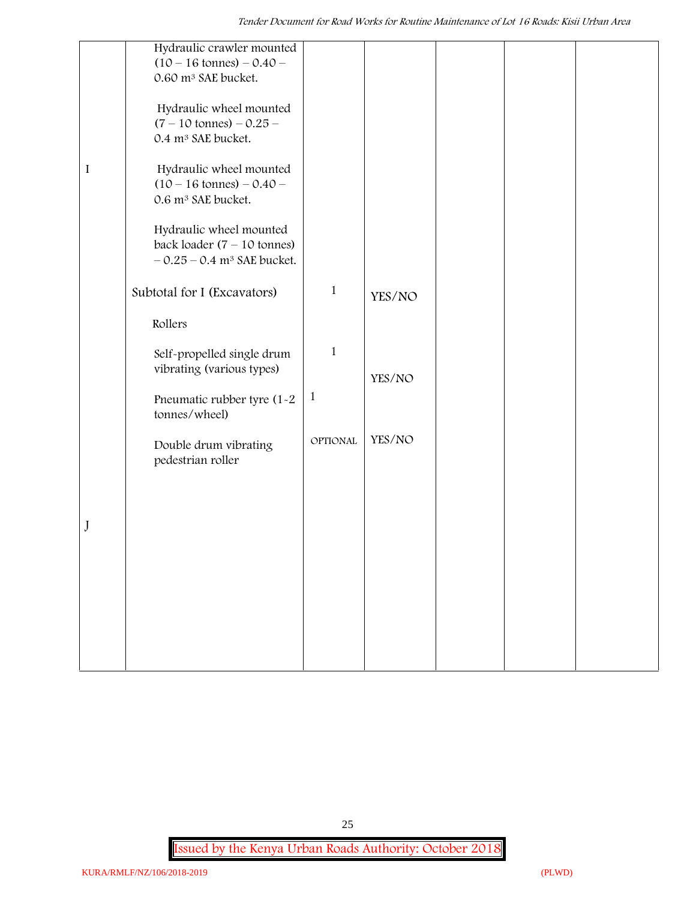| | | | | | | |
|---|---|---|---|---|---|---|
| I | Hydraulic crawler mounted (10 – 16 tonnes) – 0.40 – 0.60 m³ SAE bucket.<br><br>Hydraulic wheel mounted (7 – 10 tonnes) – 0.25 – 0.4 m³ SAE bucket.<br><br>Hydraulic wheel mounted (10 – 16 tonnes) – 0.40 – 0.6 m³ SAE bucket.<br><br>Hydraulic wheel mounted back loader (7 – 10 tonnes) – 0.25 – 0.4 m³ SAE bucket. | | | | | |
| | Subtotal for I (Excavators) | 1 | YES/NO | | | |
| J | Rollers | | | | | |
| | Self-propelled single drum vibrating (various types) | 1 | YES/NO | | | |
| | Pneumatic rubber tyre (1-2 tonnes/wheel) | 1 | | | | |
| | Double drum vibrating pedestrian roller | OPTIONAL | YES/NO | | | |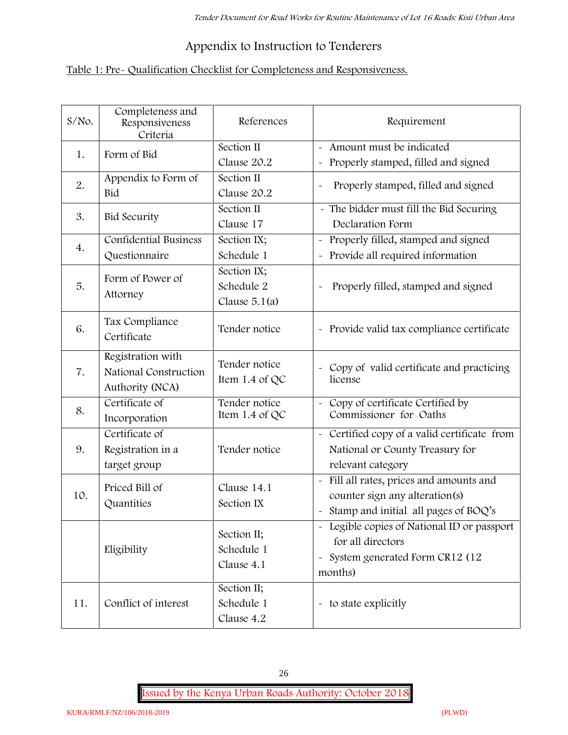## Appendix to Instruction to Tenderers

Table 1: Pre- Qualification Checklist for Completeness and Responsiveness.

| S/No. | Completeness and Responsiveness Criteria | References | Requirement |
|---|---|---|---|
| 1. | Form of Bid | Section II<br>Clause 20.2 | - Amount must be indicated<br>- Properly stamped, filled and signed |
| 2. | Appendix to Form of Bid | Section II<br>Clause 20.2 | - Properly stamped, filled and signed |
| 3. | Bid Security | Section II<br>Clause 17 | - The bidder must fill the Bid Securing Declaration Form |
| 4. | Confidential Business Questionnaire | Section IX;<br>Schedule 1 | - Properly filled, stamped and signed<br>- Provide all required information |
| 5. | Form of Power of Attorney | Section IX;<br>Schedule 2<br>Clause 5.1(a) | - Properly filled, stamped and signed |
| 6. | Tax Compliance Certificate | Tender notice | - Provide valid tax compliance certificate |
| 7. | Registration with National Construction Authority (NCA) | Tender notice<br>Item 1.4 of QC | - Copy of valid certificate and practicing license |
| 8. | Certificate of Incorporation | Tender notice<br>Item 1.4 of QC | - Copy of certificate Certified by Commissioner for Oaths |
| 9. | Certificate of Registration in a target group | Tender notice | - Certified copy of a valid certificate from National or County Treasury for relevant category |
| 10. | Priced Bill of Quantities | Clause 14.1<br>Section IX | - Fill all rates, prices and amounts and counter sign any alteration(s)<br>- Stamp and initial all pages of BOQ's |
| | Eligibility | Section II;<br>Schedule 1<br>Clause 4.1 | - Legible copies of National ID or passport for all directors<br>- System generated Form CR12 (12 months) |
| 11. | Conflict of interest | Section II;<br>Schedule 1<br>Clause 4.2 | - to state explicitly |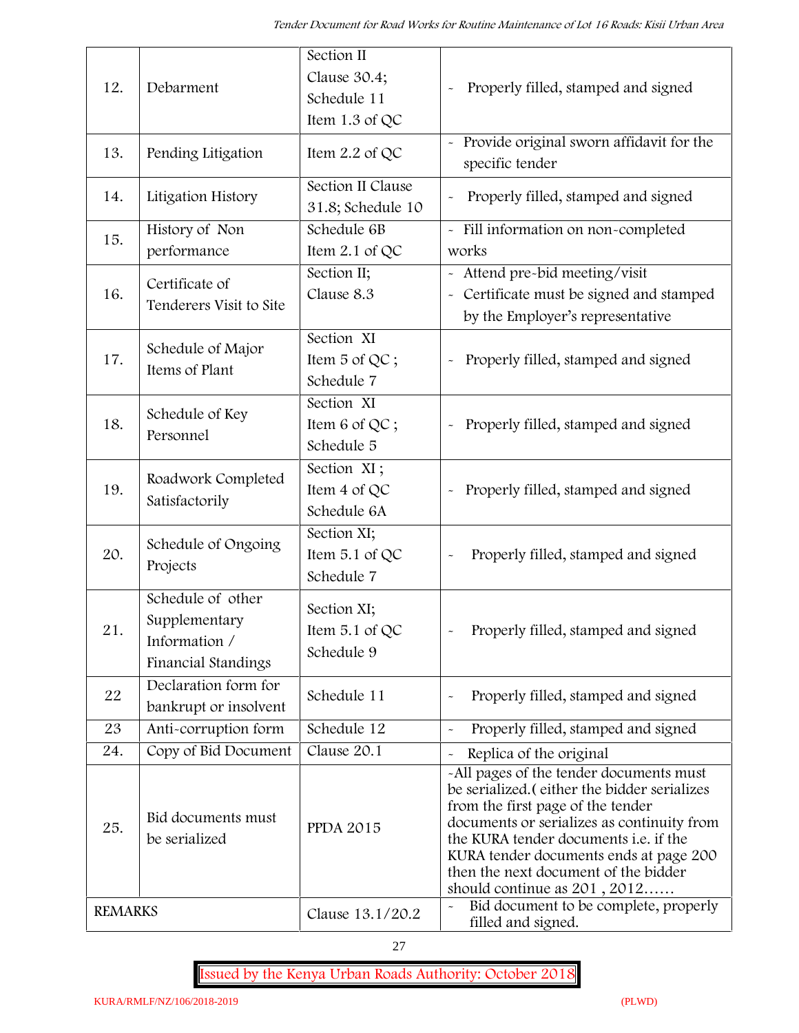| 12. | Debarment | Section II Clause 30.4; Schedule 11 Item 1.3 of QC | - Properly filled, stamped and signed |
|---|---|---|---|
| 13. | Pending Litigation | Item 2.2 of QC | - Provide original sworn affidavit for the specific tender |
| 14. | Litigation History | Section II Clause 31.8; Schedule 10 | - Properly filled, stamped and signed |
| 15. | History of Non performance | Schedule 6B Item 2.1 of QC | - Fill information on non-completed works |
| 16. | Certificate of Tenderers Visit to Site | Section II; Clause 8.3 | - Attend pre-bid meeting/visit<br>- Certificate must be signed and stamped by the Employer's representative |
| 17. | Schedule of Major Items of Plant | Section XI Item 5 of QC ; Schedule 7 | - Properly filled, stamped and signed |
| 18. | Schedule of Key Personnel | Section XI Item 6 of QC ; Schedule 5 | - Properly filled, stamped and signed |
| 19. | Roadwork Completed Satisfactorily | Section XI ; Item 4 of QC Schedule 6A | - Properly filled, stamped and signed |
| 20. | Schedule of Ongoing Projects | Section XI; Item 5.1 of QC Schedule 7 | - Properly filled, stamped and signed |
| 21. | Schedule of other Supplementary Information / Financial Standings | Section XI; Item 5.1 of QC Schedule 9 | - Properly filled, stamped and signed |
| 22 | Declaration form for bankrupt or insolvent | Schedule 11 | - Properly filled, stamped and signed |
| 23 | Anti-corruption form | Schedule 12 | - Properly filled, stamped and signed |
| 24. | Copy of Bid Document | Clause 20.1 | - Replica of the original |
| 25. | Bid documents must be serialized | PPDA 2015 | -All pages of the tender documents must be serialized.( either the bidder serializes from the first page of the tender documents or serializes as continuity from the KURA tender documents i.e. if the KURA tender documents ends at page 200 then the next document of the bidder should continue as 201 , 2012…… |
| REMARKS | | Clause 13.1/20.2 | - Bid document to be complete, properly filled and signed. |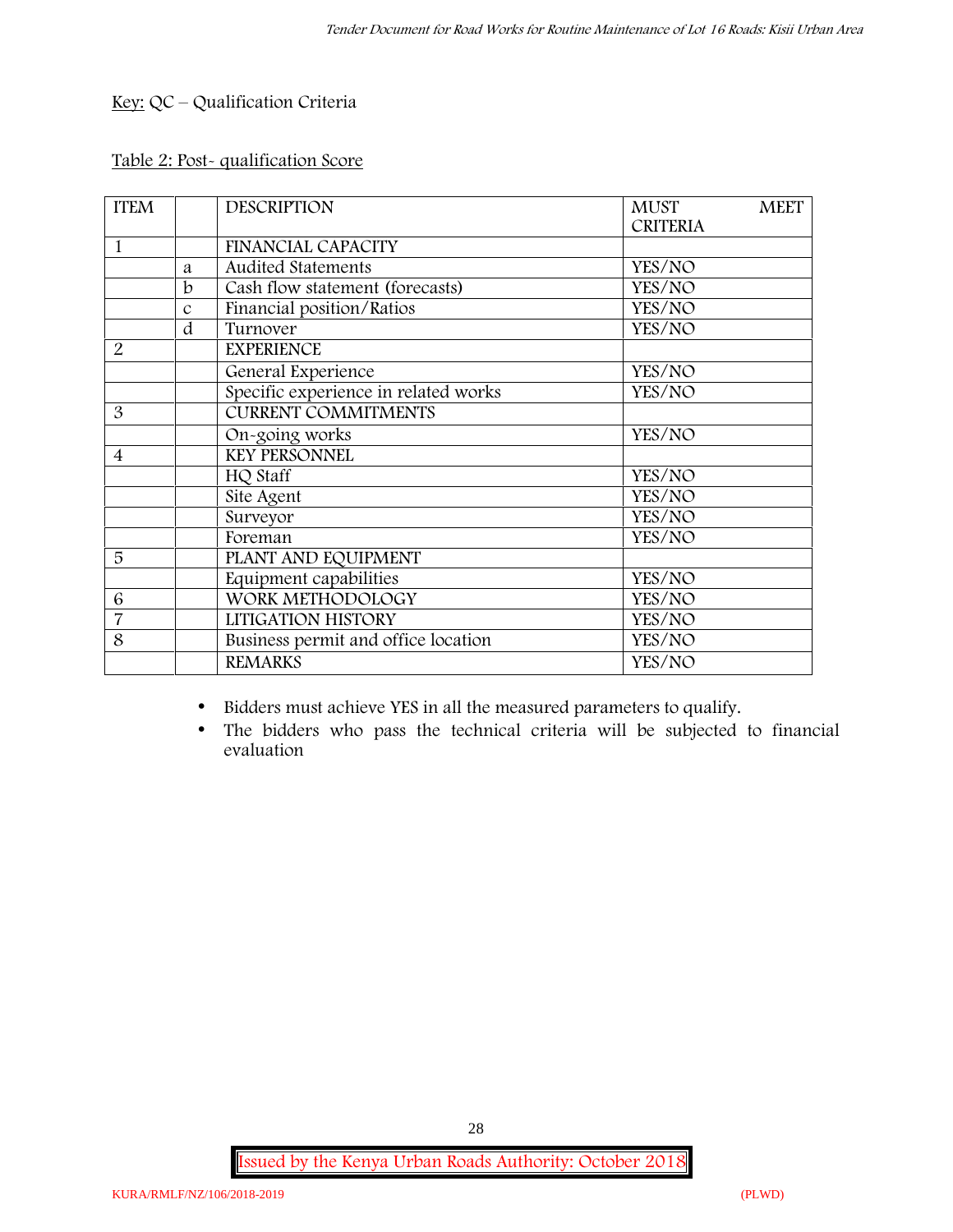Key: QC – Qualification Criteria

Table 2: Post- qualification Score

| ITEM | | DESCRIPTION | MUST MEET CRITERIA |
|---|---|---|---|
| 1 | | FINANCIAL CAPACITY | |
| | a | Audited Statements | YES/NO |
| | b | Cash flow statement (forecasts) | YES/NO |
| | c | Financial position/Ratios | YES/NO |
| | d | Turnover | YES/NO |
| 2 | | EXPERIENCE | |
| | | General Experience | YES/NO |
| | | Specific experience in related works | YES/NO |
| 3 | | CURRENT COMMITMENTS | |
| | | On-going works | YES/NO |
| 4 | | KEY PERSONNEL | |
| | | HQ Staff | YES/NO |
| | | Site Agent | YES/NO |
| | | Surveyor | YES/NO |
| | | Foreman | YES/NO |
| 5 | | PLANT AND EQUIPMENT | |
| | | Equipment capabilities | YES/NO |
| 6 | | WORK METHODOLOGY | YES/NO |
| 7 | | LITIGATION HISTORY | YES/NO |
| 8 | | Business permit and office location | YES/NO |
| | | REMARKS | YES/NO |

- Bidders must achieve YES in all the measured parameters to qualify.
- The bidders who pass the technical criteria will be subjected to financial evaluation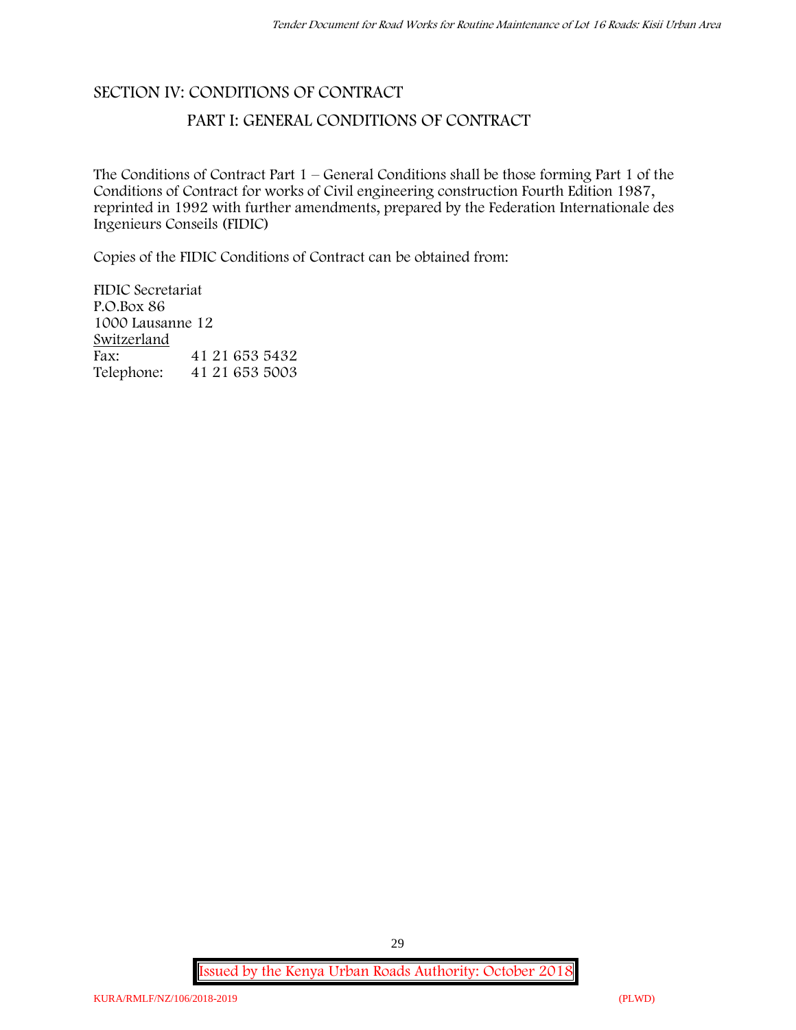# SECTION IV: CONDITIONS OF CONTRACT

## PART I: GENERAL CONDITIONS OF CONTRACT

The Conditions of Contract Part 1 – General Conditions shall be those forming Part 1 of the Conditions of Contract for works of Civil engineering construction Fourth Edition 1987, reprinted in 1992 with further amendments, prepared by the Federation Internationale des Ingenieurs Conseils (FIDIC)

Copies of the FIDIC Conditions of Contract can be obtained from:

FIDIC Secretariat
P.O.Box 86
1000 Lausanne 12
Switzerland

| | |
|---|---|
| Fax: | 41 21 653 5432 |
| Telephone: | 41 21 653 5003 |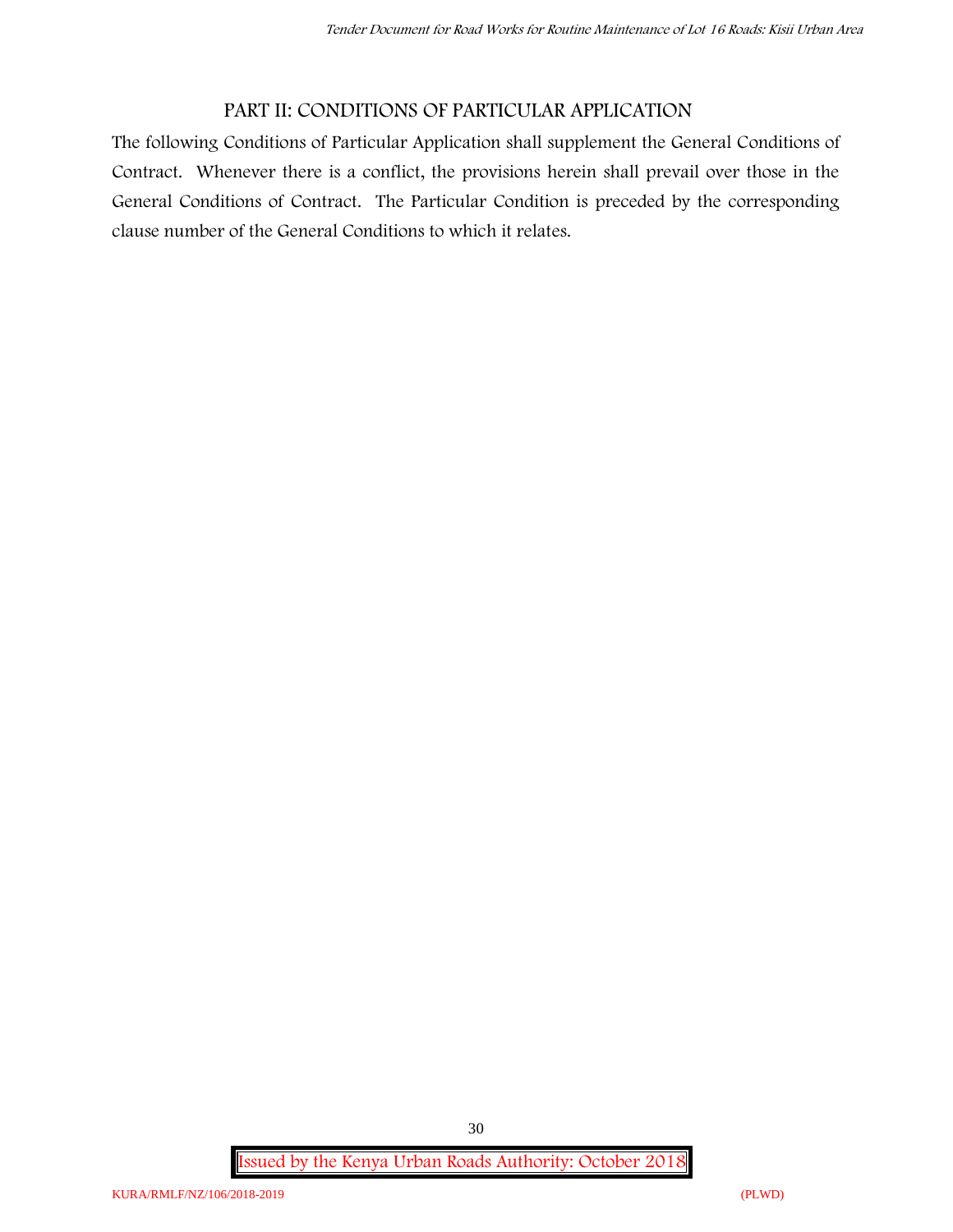## PART II: CONDITIONS OF PARTICULAR APPLICATION

The following Conditions of Particular Application shall supplement the General Conditions of Contract. Whenever there is a conflict, the provisions herein shall prevail over those in the General Conditions of Contract. The Particular Condition is preceded by the corresponding clause number of the General Conditions to which it relates.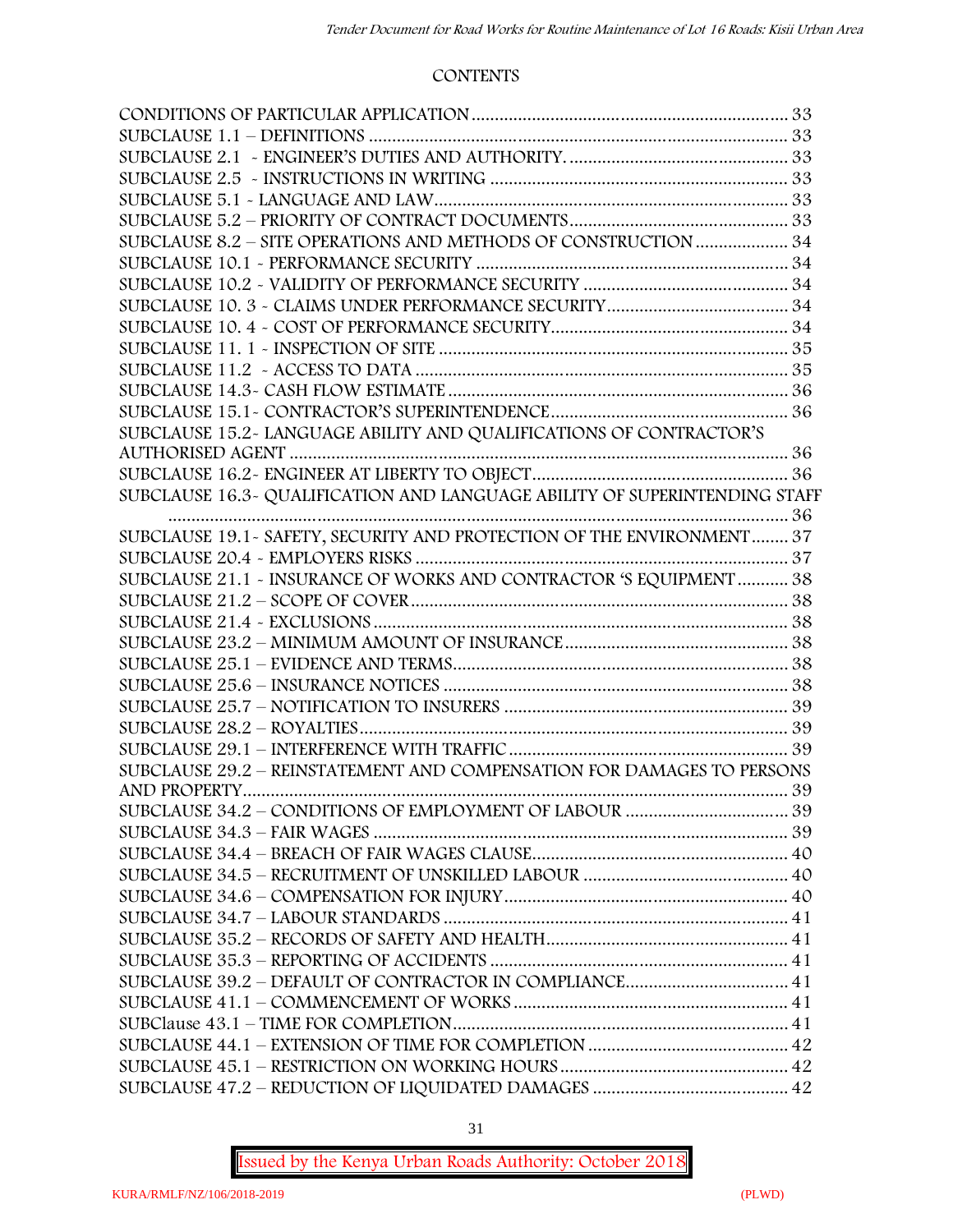## CONTENTS

CONDITIONS OF PARTICULAR APPLICATION .................................................................... 33
SUBCLAUSE 1.1 – DEFINITIONS .......................................................................................... 33
SUBCLAUSE 2.1 - ENGINEER'S DUTIES AND AUTHORITY. ............................................... 33
SUBCLAUSE 2.5 - INSTRUCTIONS IN WRITING ................................................................ 33
SUBCLAUSE 5.1 - LANGUAGE AND LAW ............................................................................. 33
SUBCLAUSE 5.2 – PRIORITY OF CONTRACT DOCUMENTS .............................................. 33
SUBCLAUSE 8.2 – SITE OPERATIONS AND METHODS OF CONSTRUCTION .................... 34
SUBCLAUSE 10.1 - PERFORMANCE SECURITY ................................................................... 34
SUBCLAUSE 10.2 - VALIDITY OF PERFORMANCE SECURITY ............................................ 34
SUBCLAUSE 10. 3 - CLAIMS UNDER PERFORMANCE SECURITY ........................................ 34
SUBCLAUSE 10. 4 - COST OF PERFORMANCE SECURITY ................................................... 34
SUBCLAUSE 11. 1 - INSPECTION OF SITE ........................................................................... 35
SUBCLAUSE 11.2 - ACCESS TO DATA ................................................................................ 35
SUBCLAUSE 14.3- CASH FLOW ESTIMATE ......................................................................... 36
SUBCLAUSE 15.1- CONTRACTOR'S SUPERINTENDENCE ................................................... 36
SUBCLAUSE 15.2- LANGUAGE ABILITY AND QUALIFICATIONS OF CONTRACTOR'S AUTHORISED AGENT ........................................................................................................... 36
SUBCLAUSE 16.2- ENGINEER AT LIBERTY TO OBJECT ....................................................... 36
SUBCLAUSE 16.3- QUALIFICATION AND LANGUAGE ABILITY OF SUPERINTENDING STAFF ............................................................................................................................. 36
SUBCLAUSE 19.1- SAFETY, SECURITY AND PROTECTION OF THE ENVIRONMENT ........ 37
SUBCLAUSE 20.4 - EMPLOYERS RISKS ............................................................................... 37
SUBCLAUSE 21.1 - INSURANCE OF WORKS AND CONTRACTOR 'S EQUIPMENT ........... 38
SUBCLAUSE 21.2 – SCOPE OF COVER ................................................................................. 38
SUBCLAUSE 21.4 - EXCLUSIONS ......................................................................................... 38
SUBCLAUSE 23.2 – MINIMUM AMOUNT OF INSURANCE ................................................. 38
SUBCLAUSE 25.1 – EVIDENCE AND TERMS ......................................................................... 38
SUBCLAUSE 25.6 – INSURANCE NOTICES ........................................................................... 38
SUBCLAUSE 25.7 – NOTIFICATION TO INSURERS ............................................................. 39
SUBCLAUSE 28.2 – ROYALTIES ............................................................................................ 39
SUBCLAUSE 29.1 – INTERFERENCE WITH TRAFFIC ............................................................ 39
SUBCLAUSE 29.2 – REINSTATEMENT AND COMPENSATION FOR DAMAGES TO PERSONS AND PROPERTY ..................................................................................................................... 39
SUBCLAUSE 34.2 – CONDITIONS OF EMPLOYMENT OF LABOUR .................................... 39
SUBCLAUSE 34.3 – FAIR WAGES .......................................................................................... 39
SUBCLAUSE 34.4 – BREACH OF FAIR WAGES CLAUSE ....................................................... 40
SUBCLAUSE 34.5 – RECRUITMENT OF UNSKILLED LABOUR ............................................ 40
SUBCLAUSE 34.6 – COMPENSATION FOR INJURY ............................................................. 40
SUBCLAUSE 34.7 – LABOUR STANDARDS .......................................................................... 41
SUBCLAUSE 35.2 – RECORDS OF SAFETY AND HEALTH .................................................... 41
SUBCLAUSE 35.3 – REPORTING OF ACCIDENTS ................................................................ 41
SUBCLAUSE 39.2 – DEFAULT OF CONTRACTOR IN COMPLIANCE ................................... 41
SUBCLAUSE 41.1 – COMMENCEMENT OF WORKS ............................................................ 41
SUBClause 43.1 – TIME FOR COMPLETION ......................................................................... 41
SUBCLAUSE 44.1 – EXTENSION OF TIME FOR COMPLETION ........................................... 42
SUBCLAUSE 45.1 – RESTRICTION ON WORKING HOURS ................................................. 42
SUBCLAUSE 47.2 – REDUCTION OF LIQUIDATED DAMAGES ........................................... 42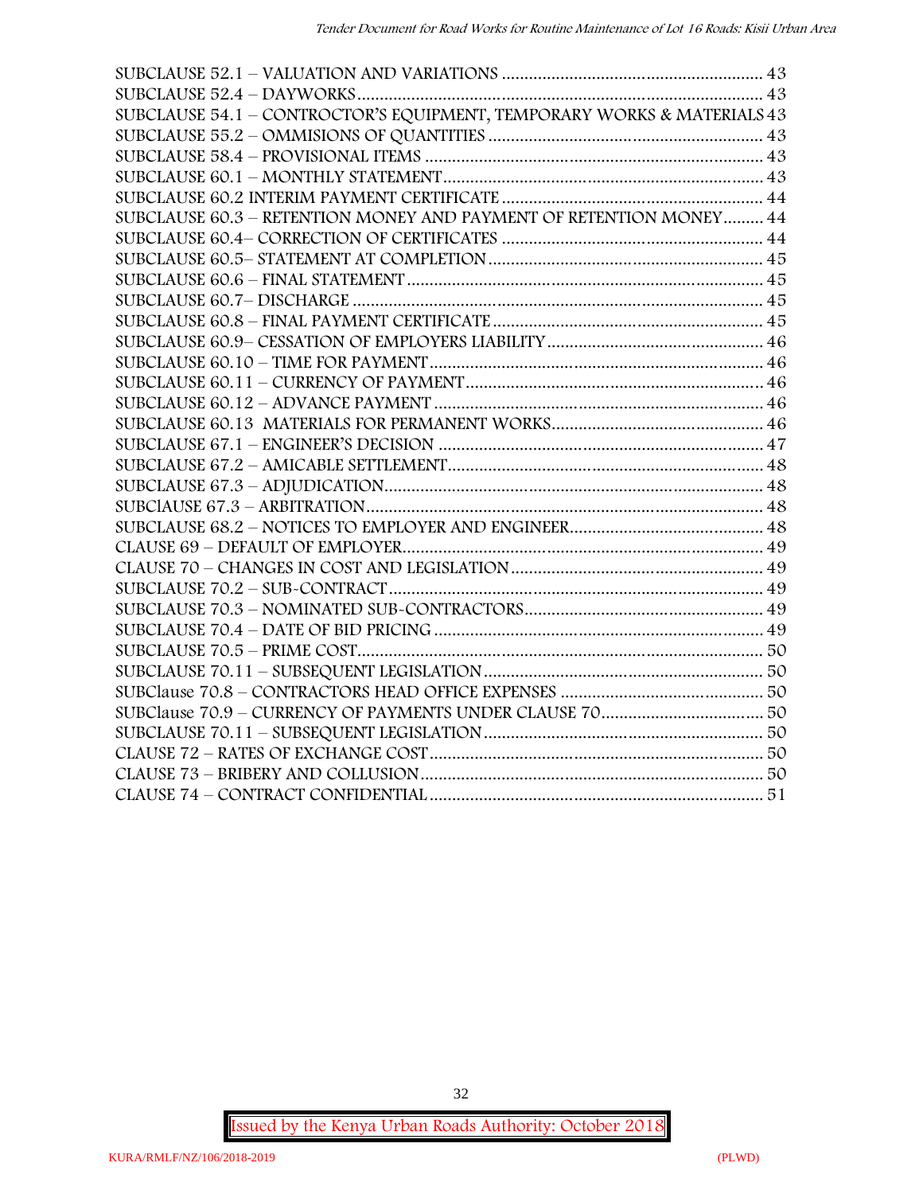SUBCLAUSE 52.1 – VALUATION AND VARIATIONS .......................................................... 43
SUBCLAUSE 52.4 – DAYWORKS......................................................................................... 43
SUBCLAUSE 54.1 – CONTROCTOR'S EQUIPMENT, TEMPORARY WORKS & MATERIALS 43
SUBCLAUSE 55.2 – OMMISIONS OF QUANTITIES ............................................................ 43
SUBCLAUSE 58.4 – PROVISIONAL ITEMS .......................................................................... 43
SUBCLAUSE 60.1 – MONTHLY STATEMENT....................................................................... 43
SUBCLAUSE 60.2 INTERIM PAYMENT CERTIFICATE .......................................................... 44
SUBCLAUSE 60.3 – RETENTION MONEY AND PAYMENT OF RETENTION MONEY......... 44
SUBCLAUSE 60.4– CORRECTION OF CERTIFICATES .......................................................... 44
SUBCLAUSE 60.5– STATEMENT AT COMPLETION ............................................................ 45
SUBCLAUSE 60.6 – FINAL STATEMENT .............................................................................. 45
SUBCLAUSE 60.7– DISCHARGE .......................................................................................... 45
SUBCLAUSE 60.8 – FINAL PAYMENT CERTIFICATE ............................................................ 45
SUBCLAUSE 60.9– CESSATION OF EMPLOYERS LIABILITY................................................ 46
SUBCLAUSE 60.10 – TIME FOR PAYMENT .......................................................................... 46
SUBCLAUSE 60.11 – CURRENCY OF PAYMENT.................................................................. 46
SUBCLAUSE 60.12 – ADVANCE PAYMENT ......................................................................... 46
SUBCLAUSE 60.13 MATERIALS FOR PERMANENT WORKS............................................... 46
SUBCLAUSE 67.1 – ENGINEER'S DECISION ........................................................................ 47
SUBCLAUSE 67.2 – AMICABLE SETTLEMENT...................................................................... 48
SUBCLAUSE 67.3 – ADJUDICATION.................................................................................... 48
SUBClAUSE 67.3 – ARBITRATION........................................................................................ 48
SUBCLAUSE 68.2 – NOTICES TO EMPLOYER AND ENGINEER........................................... 48
CLAUSE 69 – DEFAULT OF EMPLOYER............................................................................... 49
CLAUSE 70 – CHANGES IN COST AND LEGISLATION........................................................ 49
SUBCLAUSE 70.2 – SUB-CONTRACT................................................................................... 49
SUBCLAUSE 70.3 – NOMINATED SUB-CONTRACTORS..................................................... 49
SUBCLAUSE 70.4 – DATE OF BID PRICING ......................................................................... 49
SUBCLAUSE 70.5 – PRIME COST.......................................................................................... 50
SUBCLAUSE 70.11 – SUBSEQUENT LEGISLATION.............................................................. 50
SUBClause 70.8 – CONTRACTORS HEAD OFFICE EXPENSES ............................................ 50
SUBClause 70.9 – CURRENCY OF PAYMENTS UNDER CLAUSE 70.................................... 50
SUBCLAUSE 70.11 – SUBSEQUENT LEGISLATION.............................................................. 50
CLAUSE 72 – RATES OF EXCHANGE COST.......................................................................... 50
CLAUSE 73 – BRIBERY AND COLLUSION............................................................................ 50
CLAUSE 74 – CONTRACT CONFIDENTIAL .......................................................................... 51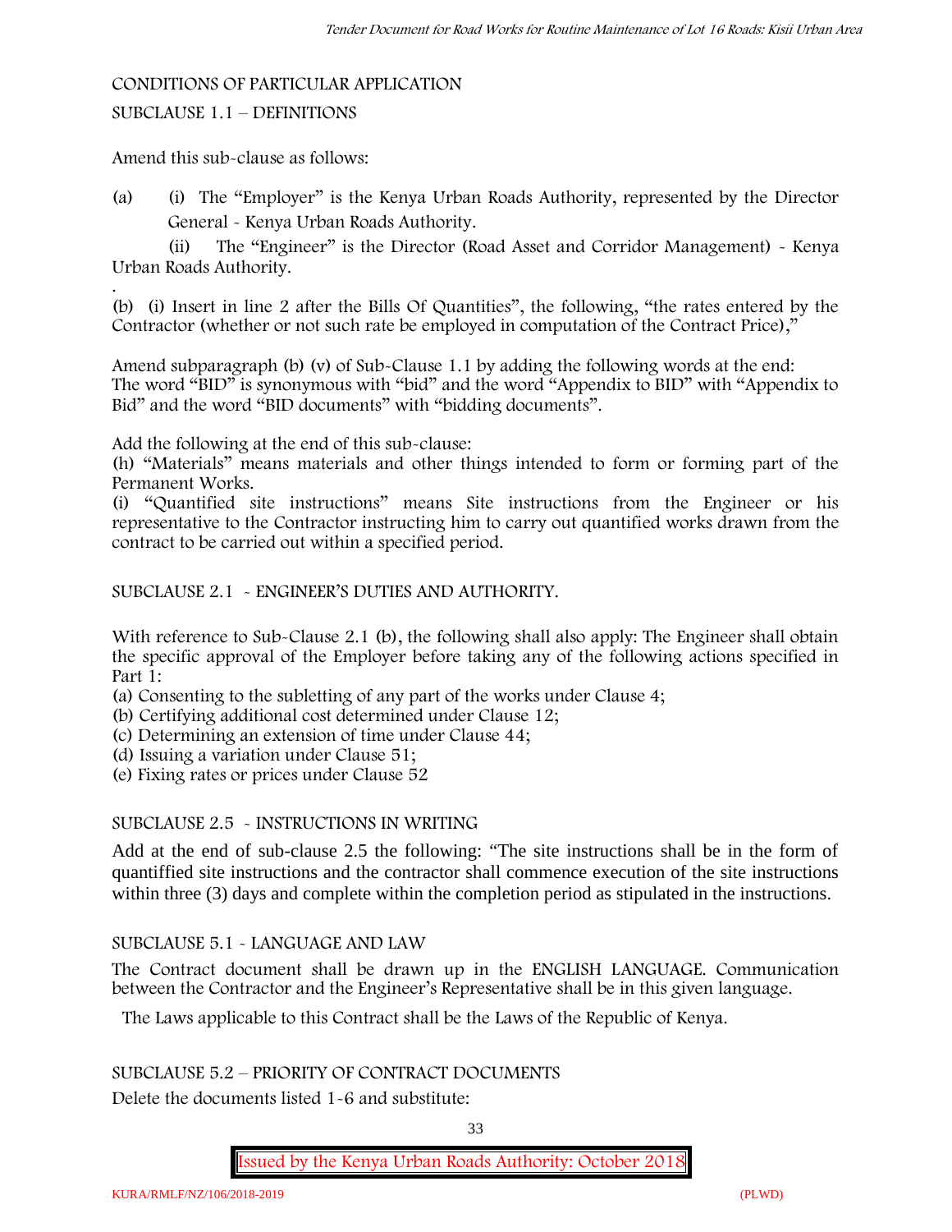CONDITIONS OF PARTICULAR APPLICATION

SUBCLAUSE 1.1 – DEFINITIONS

Amend this sub-clause as follows:

(a) (i) The "Employer" is the Kenya Urban Roads Authority, represented by the Director General - Kenya Urban Roads Authority.

(ii) The "Engineer" is the Director (Road Asset and Corridor Management) - Kenya Urban Roads Authority.

.

(b) (i) Insert in line 2 after the Bills Of Quantities", the following, "the rates entered by the Contractor (whether or not such rate be employed in computation of the Contract Price),"

Amend subparagraph (b) (v) of Sub-Clause 1.1 by adding the following words at the end: The word "BID" is synonymous with "bid" and the word "Appendix to BID" with "Appendix to Bid" and the word "BID documents" with "bidding documents".

Add the following at the end of this sub-clause:

(h) "Materials" means materials and other things intended to form or forming part of the Permanent Works.

(i) "Quantified site instructions" means Site instructions from the Engineer or his representative to the Contractor instructing him to carry out quantified works drawn from the contract to be carried out within a specified period.

SUBCLAUSE 2.1 - ENGINEER'S DUTIES AND AUTHORITY.

With reference to Sub-Clause 2.1 (b), the following shall also apply: The Engineer shall obtain the specific approval of the Employer before taking any of the following actions specified in Part 1:

(a) Consenting to the subletting of any part of the works under Clause 4;

(b) Certifying additional cost determined under Clause 12;

(c) Determining an extension of time under Clause 44;

(d) Issuing a variation under Clause 51;

(e) Fixing rates or prices under Clause 52

SUBCLAUSE 2.5 - INSTRUCTIONS IN WRITING

Add at the end of sub-clause 2.5 the following: "The site instructions shall be in the form of quantiffied site instructions and the contractor shall commence execution of the site instructions within three (3) days and complete within the completion period as stipulated in the instructions.

SUBCLAUSE 5.1 - LANGUAGE AND LAW

The Contract document shall be drawn up in the ENGLISH LANGUAGE. Communication between the Contractor and the Engineer's Representative shall be in this given language.

The Laws applicable to this Contract shall be the Laws of the Republic of Kenya.

SUBCLAUSE 5.2 – PRIORITY OF CONTRACT DOCUMENTS

Delete the documents listed 1-6 and substitute: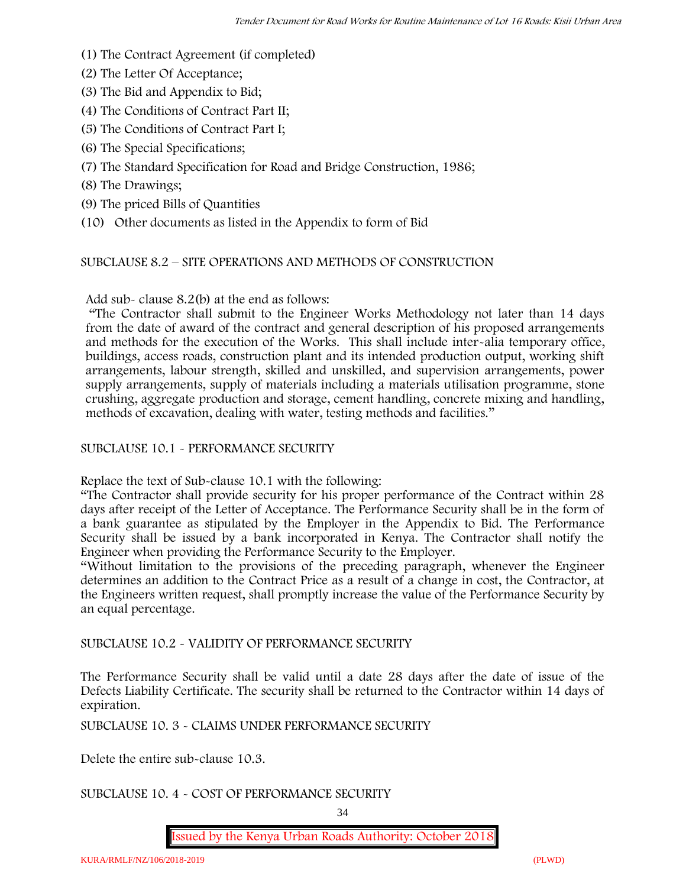(1) The Contract Agreement (if completed)
(2) The Letter Of Acceptance;
(3) The Bid and Appendix to Bid;
(4) The Conditions of Contract Part II;
(5) The Conditions of Contract Part I;
(6) The Special Specifications;
(7) The Standard Specification for Road and Bridge Construction, 1986;
(8) The Drawings;
(9) The priced Bills of Quantities
(10) Other documents as listed in the Appendix to form of Bid

SUBCLAUSE 8.2 – SITE OPERATIONS AND METHODS OF CONSTRUCTION

Add sub- clause 8.2(b) at the end as follows:

"The Contractor shall submit to the Engineer Works Methodology not later than 14 days from the date of award of the contract and general description of his proposed arrangements and methods for the execution of the Works. This shall include inter-alia temporary office, buildings, access roads, construction plant and its intended production output, working shift arrangements, labour strength, skilled and unskilled, and supervision arrangements, power supply arrangements, supply of materials including a materials utilisation programme, stone crushing, aggregate production and storage, cement handling, concrete mixing and handling, methods of excavation, dealing with water, testing methods and facilities."

SUBCLAUSE 10.1 - PERFORMANCE SECURITY

Replace the text of Sub-clause 10.1 with the following:

"The Contractor shall provide security for his proper performance of the Contract within 28 days after receipt of the Letter of Acceptance. The Performance Security shall be in the form of a bank guarantee as stipulated by the Employer in the Appendix to Bid. The Performance Security shall be issued by a bank incorporated in Kenya. The Contractor shall notify the Engineer when providing the Performance Security to the Employer.

"Without limitation to the provisions of the preceding paragraph, whenever the Engineer determines an addition to the Contract Price as a result of a change in cost, the Contractor, at the Engineers written request, shall promptly increase the value of the Performance Security by an equal percentage.

SUBCLAUSE 10.2 - VALIDITY OF PERFORMANCE SECURITY

The Performance Security shall be valid until a date 28 days after the date of issue of the Defects Liability Certificate. The security shall be returned to the Contractor within 14 days of expiration.

SUBCLAUSE 10. 3 - CLAIMS UNDER PERFORMANCE SECURITY

Delete the entire sub-clause 10.3.

SUBCLAUSE 10. 4 - COST OF PERFORMANCE SECURITY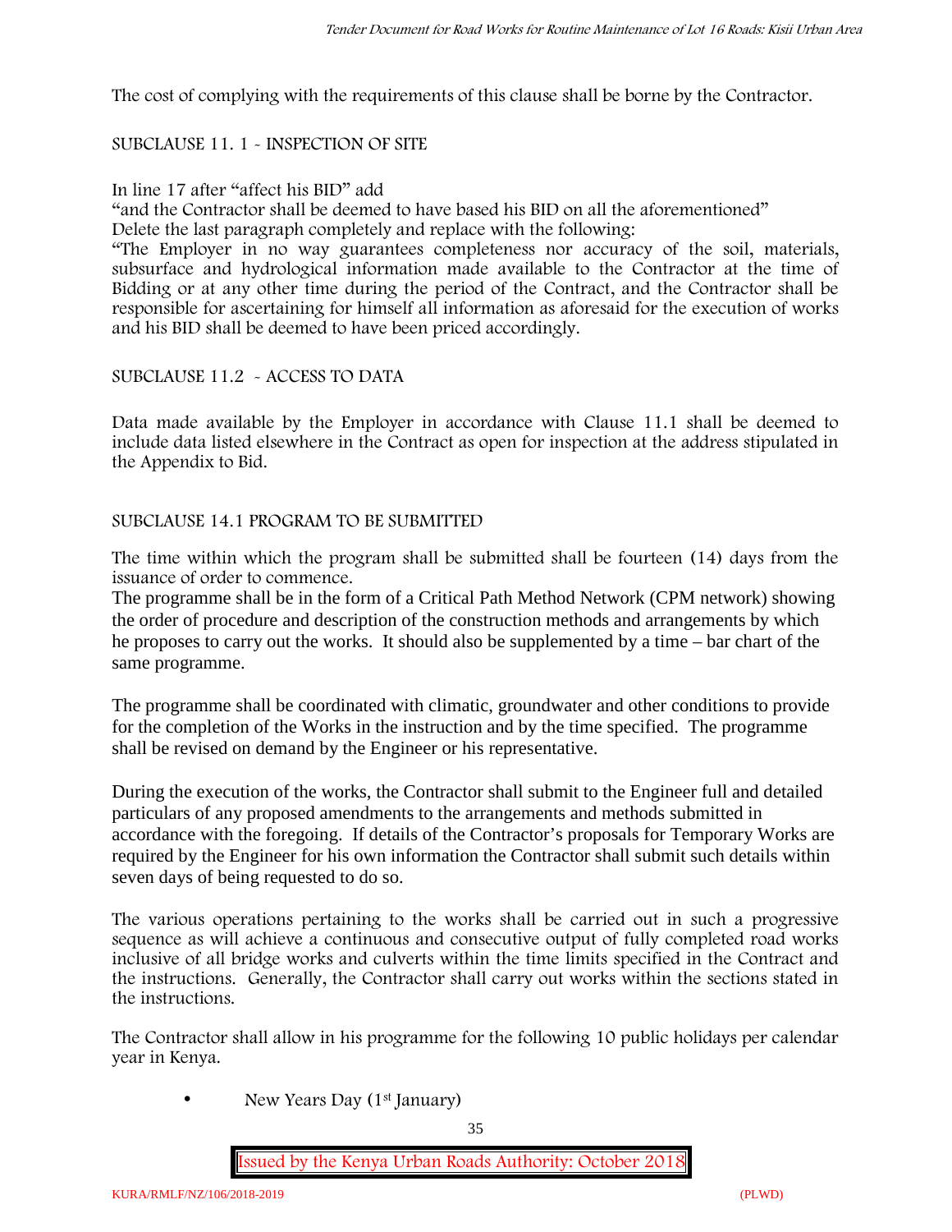The cost of complying with the requirements of this clause shall be borne by the Contractor.

SUBCLAUSE 11. 1 - INSPECTION OF SITE

In line 17 after "affect his BID" add

"and the Contractor shall be deemed to have based his BID on all the aforementioned"

Delete the last paragraph completely and replace with the following:

"The Employer in no way guarantees completeness nor accuracy of the soil, materials, subsurface and hydrological information made available to the Contractor at the time of Bidding or at any other time during the period of the Contract, and the Contractor shall be responsible for ascertaining for himself all information as aforesaid for the execution of works and his BID shall be deemed to have been priced accordingly.

SUBCLAUSE 11.2 - ACCESS TO DATA

Data made available by the Employer in accordance with Clause 11.1 shall be deemed to include data listed elsewhere in the Contract as open for inspection at the address stipulated in the Appendix to Bid.

SUBCLAUSE 14.1 PROGRAM TO BE SUBMITTED

The time within which the program shall be submitted shall be fourteen (14) days from the issuance of order to commence.

The programme shall be in the form of a Critical Path Method Network (CPM network) showing the order of procedure and description of the construction methods and arrangements by which he proposes to carry out the works. It should also be supplemented by a time – bar chart of the same programme.

The programme shall be coordinated with climatic, groundwater and other conditions to provide for the completion of the Works in the instruction and by the time specified. The programme shall be revised on demand by the Engineer or his representative.

During the execution of the works, the Contractor shall submit to the Engineer full and detailed particulars of any proposed amendments to the arrangements and methods submitted in accordance with the foregoing. If details of the Contractor's proposals for Temporary Works are required by the Engineer for his own information the Contractor shall submit such details within seven days of being requested to do so.

The various operations pertaining to the works shall be carried out in such a progressive sequence as will achieve a continuous and consecutive output of fully completed road works inclusive of all bridge works and culverts within the time limits specified in the Contract and the instructions. Generally, the Contractor shall carry out works within the sections stated in the instructions.

The Contractor shall allow in his programme for the following 10 public holidays per calendar year in Kenya.

- New Years Day (1st January)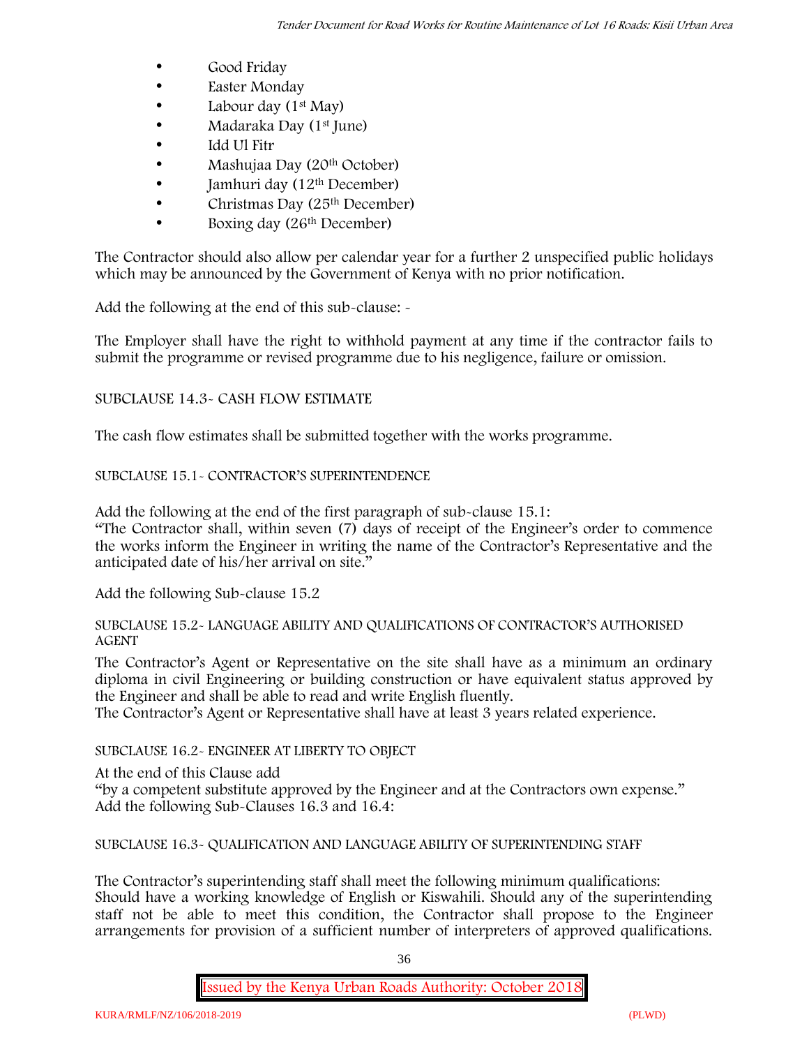- Good Friday
- Easter Monday
- Labour day (1st May)
- Madaraka Day (1st June)
- Idd Ul Fitr
- Mashujaa Day (20th October)
- Jamhuri day (12th December)
- Christmas Day (25th December)
- Boxing day (26th December)

The Contractor should also allow per calendar year for a further 2 unspecified public holidays which may be announced by the Government of Kenya with no prior notification.

Add the following at the end of this sub-clause: -

The Employer shall have the right to withhold payment at any time if the contractor fails to submit the programme or revised programme due to his negligence, failure or omission.

SUBCLAUSE 14.3- CASH FLOW ESTIMATE

The cash flow estimates shall be submitted together with the works programme.

SUBCLAUSE 15.1- CONTRACTOR'S SUPERINTENDENCE

Add the following at the end of the first paragraph of sub-clause 15.1:
"The Contractor shall, within seven (7) days of receipt of the Engineer's order to commence the works inform the Engineer in writing the name of the Contractor's Representative and the anticipated date of his/her arrival on site."

Add the following Sub-clause 15.2

SUBCLAUSE 15.2- LANGUAGE ABILITY AND QUALIFICATIONS OF CONTRACTOR'S AUTHORISED AGENT

The Contractor's Agent or Representative on the site shall have as a minimum an ordinary diploma in civil Engineering or building construction or have equivalent status approved by the Engineer and shall be able to read and write English fluently.
The Contractor's Agent or Representative shall have at least 3 years related experience.

SUBCLAUSE 16.2- ENGINEER AT LIBERTY TO OBJECT

At the end of this Clause add
"by a competent substitute approved by the Engineer and at the Contractors own expense."
Add the following Sub-Clauses 16.3 and 16.4:

SUBCLAUSE 16.3- QUALIFICATION AND LANGUAGE ABILITY OF SUPERINTENDING STAFF

The Contractor's superintending staff shall meet the following minimum qualifications:
Should have a working knowledge of English or Kiswahili. Should any of the superintending staff not be able to meet this condition, the Contractor shall propose to the Engineer arrangements for provision of a sufficient number of interpreters of approved qualifications.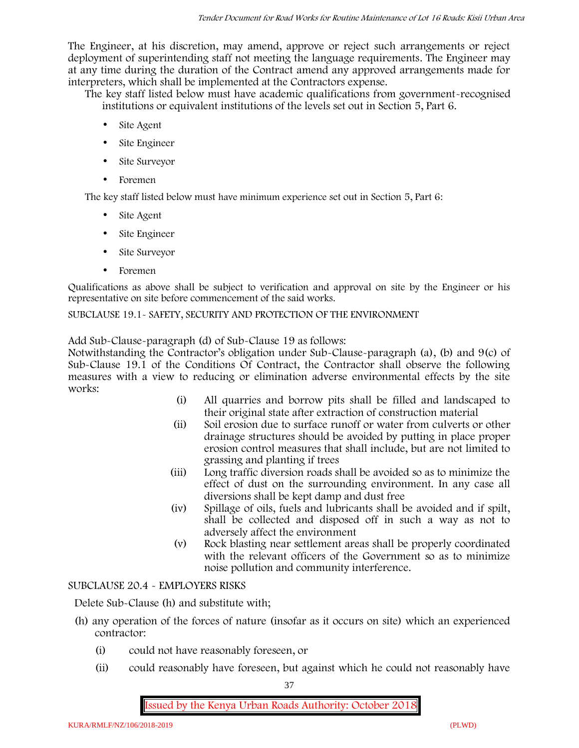The Engineer, at his discretion, may amend, approve or reject such arrangements or reject deployment of superintending staff not meeting the language requirements. The Engineer may at any time during the duration of the Contract amend any approved arrangements made for interpreters, which shall be implemented at the Contractors expense.

The key staff listed below must have academic qualifications from government-recognised institutions or equivalent institutions of the levels set out in Section 5, Part 6.

- Site Agent
- Site Engineer
- Site Surveyor
- Foremen

The key staff listed below must have minimum experience set out in Section 5, Part 6:

- Site Agent
- Site Engineer
- Site Surveyor
- Foremen

Qualifications as above shall be subject to verification and approval on site by the Engineer or his representative on site before commencement of the said works.

SUBCLAUSE 19.1- SAFETY, SECURITY AND PROTECTION OF THE ENVIRONMENT

Add Sub-Clause-paragraph (d) of Sub-Clause 19 as follows:

Notwithstanding the Contractor's obligation under Sub-Clause-paragraph (a), (b) and 9(c) of Sub-Clause 19.1 of the Conditions Of Contract, the Contractor shall observe the following measures with a view to reducing or elimination adverse environmental effects by the site works:

(i) All quarries and borrow pits shall be filled and landscaped to their original state after extraction of construction material

(ii) Soil erosion due to surface runoff or water from culverts or other drainage structures should be avoided by putting in place proper erosion control measures that shall include, but are not limited to grassing and planting if trees

(iii) Long traffic diversion roads shall be avoided so as to minimize the effect of dust on the surrounding environment. In any case all diversions shall be kept damp and dust free

(iv) Spillage of oils, fuels and lubricants shall be avoided and if spilt, shall be collected and disposed off in such a way as not to adversely affect the environment

(v) Rock blasting near settlement areas shall be properly coordinated with the relevant officers of the Government so as to minimize noise pollution and community interference.

SUBCLAUSE 20.4 - EMPLOYERS RISKS

Delete Sub-Clause (h) and substitute with;

(h) any operation of the forces of nature (insofar as it occurs on site) which an experienced contractor:

(i) could not have reasonably foreseen, or

(ii) could reasonably have foreseen, but against which he could not reasonably have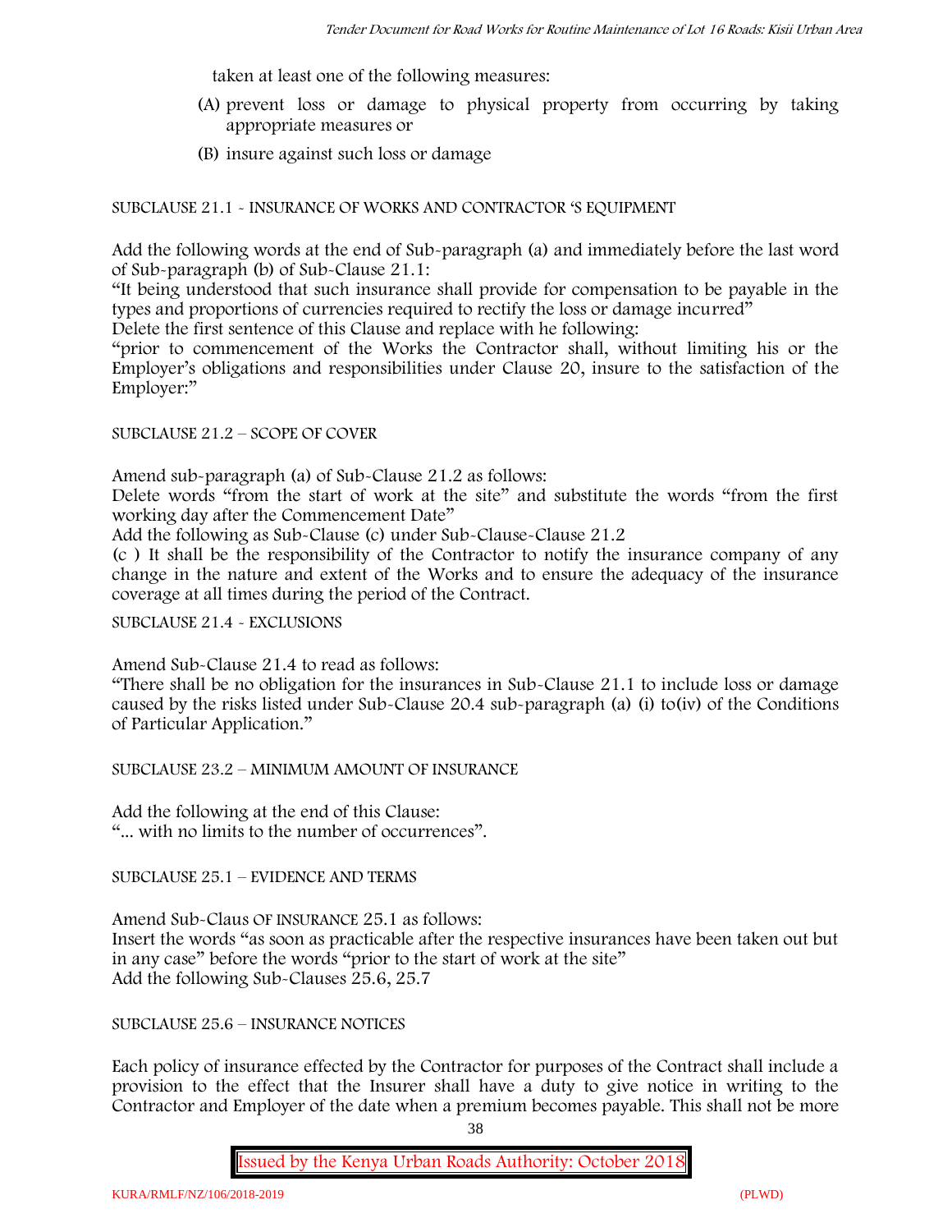taken at least one of the following measures:

(A) prevent loss or damage to physical property from occurring by taking appropriate measures or

(B) insure against such loss or damage

SUBCLAUSE 21.1 - INSURANCE OF WORKS AND CONTRACTOR 'S EQUIPMENT

Add the following words at the end of Sub-paragraph (a) and immediately before the last word of Sub-paragraph (b) of Sub-Clause 21.1:

"It being understood that such insurance shall provide for compensation to be payable in the types and proportions of currencies required to rectify the loss or damage incurred"

Delete the first sentence of this Clause and replace with he following:

"prior to commencement of the Works the Contractor shall, without limiting his or the Employer's obligations and responsibilities under Clause 20, insure to the satisfaction of the Employer:"

SUBCLAUSE 21.2 – SCOPE OF COVER

Amend sub-paragraph (a) of Sub-Clause 21.2 as follows:

Delete words "from the start of work at the site" and substitute the words "from the first working day after the Commencement Date"

Add the following as Sub-Clause (c) under Sub-Clause-Clause 21.2

(c ) It shall be the responsibility of the Contractor to notify the insurance company of any change in the nature and extent of the Works and to ensure the adequacy of the insurance coverage at all times during the period of the Contract.

SUBCLAUSE 21.4 - EXCLUSIONS

Amend Sub-Clause 21.4 to read as follows:

"There shall be no obligation for the insurances in Sub-Clause 21.1 to include loss or damage caused by the risks listed under Sub-Clause 20.4 sub-paragraph (a) (i) to(iv) of the Conditions of Particular Application."

SUBCLAUSE 23.2 – MINIMUM AMOUNT OF INSURANCE

Add the following at the end of this Clause:

"... with no limits to the number of occurrences".

SUBCLAUSE 25.1 – EVIDENCE AND TERMS

Amend Sub-Claus OF INSURANCE 25.1 as follows:

Insert the words "as soon as practicable after the respective insurances have been taken out but in any case" before the words "prior to the start of work at the site"

Add the following Sub-Clauses 25.6, 25.7

SUBCLAUSE 25.6 – INSURANCE NOTICES

Each policy of insurance effected by the Contractor for purposes of the Contract shall include a provision to the effect that the Insurer shall have a duty to give notice in writing to the Contractor and Employer of the date when a premium becomes payable. This shall not be more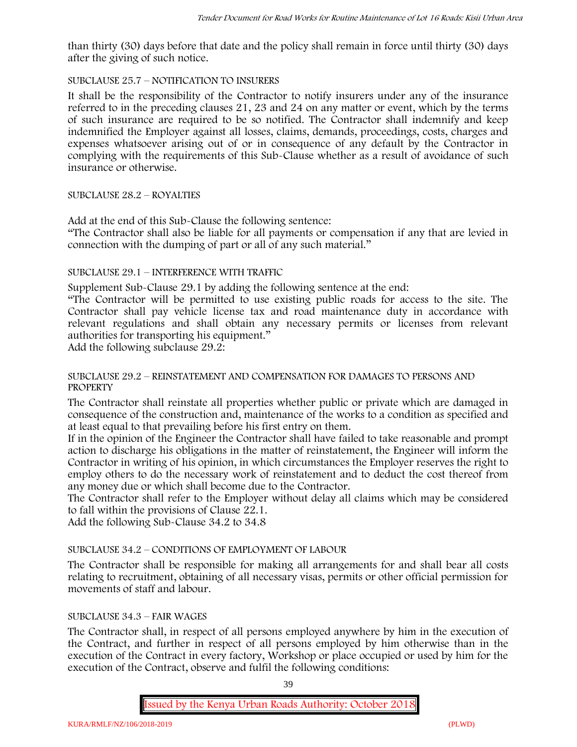than thirty (30) days before that date and the policy shall remain in force until thirty (30) days after the giving of such notice.

SUBCLAUSE 25.7 – NOTIFICATION TO INSURERS

It shall be the responsibility of the Contractor to notify insurers under any of the insurance referred to in the preceding clauses 21, 23 and 24 on any matter or event, which by the terms of such insurance are required to be so notified. The Contractor shall indemnify and keep indemnified the Employer against all losses, claims, demands, proceedings, costs, charges and expenses whatsoever arising out of or in consequence of any default by the Contractor in complying with the requirements of this Sub-Clause whether as a result of avoidance of such insurance or otherwise.

SUBCLAUSE 28.2 – ROYALTIES

Add at the end of this Sub-Clause the following sentence:

"The Contractor shall also be liable for all payments or compensation if any that are levied in connection with the dumping of part or all of any such material."

SUBCLAUSE 29.1 – INTERFERENCE WITH TRAFFIC

Supplement Sub-Clause 29.1 by adding the following sentence at the end:

"The Contractor will be permitted to use existing public roads for access to the site. The Contractor shall pay vehicle license tax and road maintenance duty in accordance with relevant regulations and shall obtain any necessary permits or licenses from relevant authorities for transporting his equipment."

Add the following subclause 29.2:

SUBCLAUSE 29.2 – REINSTATEMENT AND COMPENSATION FOR DAMAGES TO PERSONS AND PROPERTY

The Contractor shall reinstate all properties whether public or private which are damaged in consequence of the construction and, maintenance of the works to a condition as specified and at least equal to that prevailing before his first entry on them.

If in the opinion of the Engineer the Contractor shall have failed to take reasonable and prompt action to discharge his obligations in the matter of reinstatement, the Engineer will inform the Contractor in writing of his opinion, in which circumstances the Employer reserves the right to employ others to do the necessary work of reinstatement and to deduct the cost thereof from any money due or which shall become due to the Contractor.

The Contractor shall refer to the Employer without delay all claims which may be considered to fall within the provisions of Clause 22.1.

Add the following Sub-Clause 34.2 to 34.8

SUBCLAUSE 34.2 – CONDITIONS OF EMPLOYMENT OF LABOUR

The Contractor shall be responsible for making all arrangements for and shall bear all costs relating to recruitment, obtaining of all necessary visas, permits or other official permission for movements of staff and labour.

SUBCLAUSE 34.3 – FAIR WAGES

The Contractor shall, in respect of all persons employed anywhere by him in the execution of the Contract, and further in respect of all persons employed by him otherwise than in the execution of the Contract in every factory, Workshop or place occupied or used by him for the execution of the Contract, observe and fulfil the following conditions: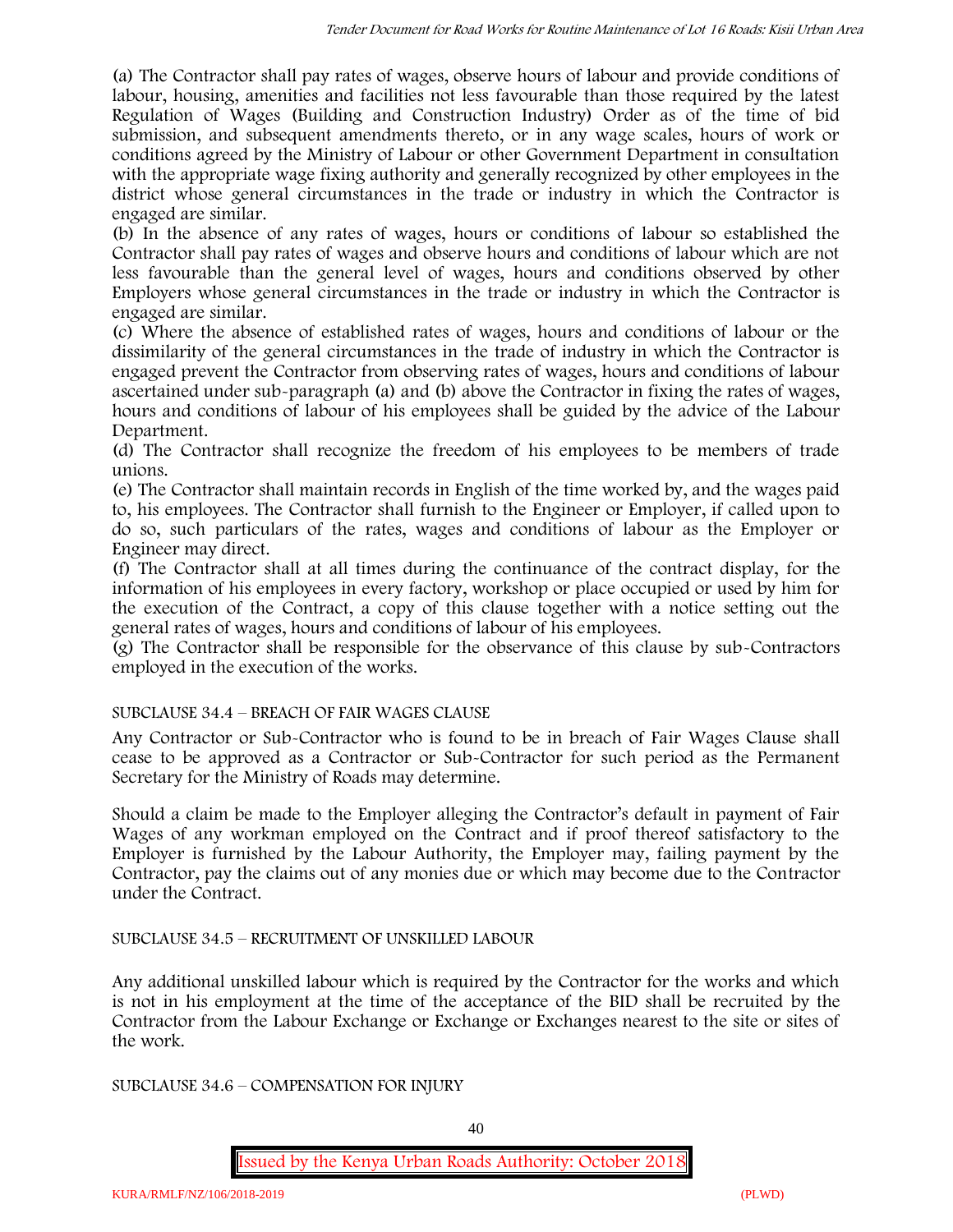(a) The Contractor shall pay rates of wages, observe hours of labour and provide conditions of labour, housing, amenities and facilities not less favourable than those required by the latest Regulation of Wages (Building and Construction Industry) Order as of the time of bid submission, and subsequent amendments thereto, or in any wage scales, hours of work or conditions agreed by the Ministry of Labour or other Government Department in consultation with the appropriate wage fixing authority and generally recognized by other employees in the district whose general circumstances in the trade or industry in which the Contractor is engaged are similar.

(b) In the absence of any rates of wages, hours or conditions of labour so established the Contractor shall pay rates of wages and observe hours and conditions of labour which are not less favourable than the general level of wages, hours and conditions observed by other Employers whose general circumstances in the trade or industry in which the Contractor is engaged are similar.

(c) Where the absence of established rates of wages, hours and conditions of labour or the dissimilarity of the general circumstances in the trade of industry in which the Contractor is engaged prevent the Contractor from observing rates of wages, hours and conditions of labour ascertained under sub-paragraph (a) and (b) above the Contractor in fixing the rates of wages, hours and conditions of labour of his employees shall be guided by the advice of the Labour Department.

(d) The Contractor shall recognize the freedom of his employees to be members of trade unions.

(e) The Contractor shall maintain records in English of the time worked by, and the wages paid to, his employees. The Contractor shall furnish to the Engineer or Employer, if called upon to do so, such particulars of the rates, wages and conditions of labour as the Employer or Engineer may direct.

(f) The Contractor shall at all times during the continuance of the contract display, for the information of his employees in every factory, workshop or place occupied or used by him for the execution of the Contract, a copy of this clause together with a notice setting out the general rates of wages, hours and conditions of labour of his employees.

(g) The Contractor shall be responsible for the observance of this clause by sub-Contractors employed in the execution of the works.

SUBCLAUSE 34.4 – BREACH OF FAIR WAGES CLAUSE

Any Contractor or Sub-Contractor who is found to be in breach of Fair Wages Clause shall cease to be approved as a Contractor or Sub-Contractor for such period as the Permanent Secretary for the Ministry of Roads may determine.

Should a claim be made to the Employer alleging the Contractor's default in payment of Fair Wages of any workman employed on the Contract and if proof thereof satisfactory to the Employer is furnished by the Labour Authority, the Employer may, failing payment by the Contractor, pay the claims out of any monies due or which may become due to the Contractor under the Contract.

SUBCLAUSE 34.5 – RECRUITMENT OF UNSKILLED LABOUR

Any additional unskilled labour which is required by the Contractor for the works and which is not in his employment at the time of the acceptance of the BID shall be recruited by the Contractor from the Labour Exchange or Exchange or Exchanges nearest to the site or sites of the work.

SUBCLAUSE 34.6 – COMPENSATION FOR INJURY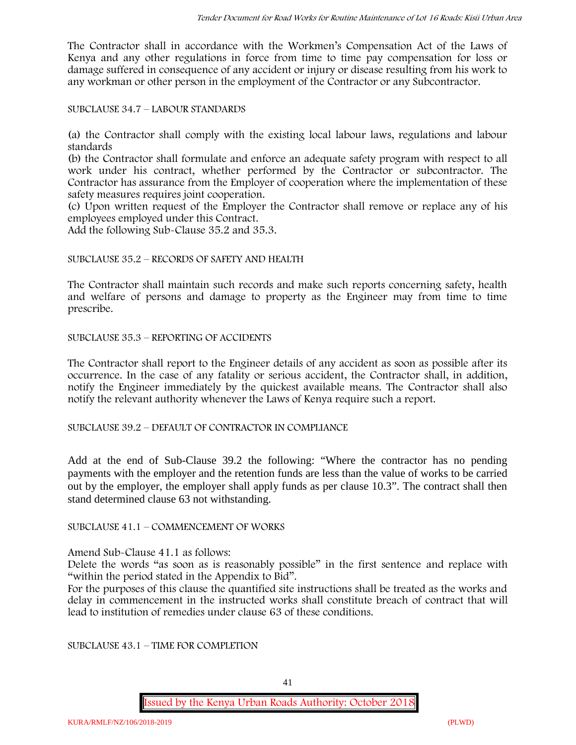The Contractor shall in accordance with the Workmen's Compensation Act of the Laws of Kenya and any other regulations in force from time to time pay compensation for loss or damage suffered in consequence of any accident or injury or disease resulting from his work to any workman or other person in the employment of the Contractor or any Subcontractor.

SUBCLAUSE 34.7 – LABOUR STANDARDS

(a) the Contractor shall comply with the existing local labour laws, regulations and labour standards
(b) the Contractor shall formulate and enforce an adequate safety program with respect to all work under his contract, whether performed by the Contractor or subcontractor. The Contractor has assurance from the Employer of cooperation where the implementation of these safety measures requires joint cooperation.
(c) Upon written request of the Employer the Contractor shall remove or replace any of his employees employed under this Contract.
Add the following Sub-Clause 35.2 and 35.3.

SUBCLAUSE 35.2 – RECORDS OF SAFETY AND HEALTH

The Contractor shall maintain such records and make such reports concerning safety, health and welfare of persons and damage to property as the Engineer may from time to time prescribe.

SUBCLAUSE 35.3 – REPORTING OF ACCIDENTS

The Contractor shall report to the Engineer details of any accident as soon as possible after its occurrence. In the case of any fatality or serious accident, the Contractor shall, in addition, notify the Engineer immediately by the quickest available means. The Contractor shall also notify the relevant authority whenever the Laws of Kenya require such a report.

SUBCLAUSE 39.2 – DEFAULT OF CONTRACTOR IN COMPLIANCE

Add at the end of Sub-Clause 39.2 the following: "Where the contractor has no pending payments with the employer and the retention funds are less than the value of works to be carried out by the employer, the employer shall apply funds as per clause 10.3". The contract shall then stand determined clause 63 not withstanding.

SUBCLAUSE 41.1 – COMMENCEMENT OF WORKS

Amend Sub-Clause 41.1 as follows:
Delete the words "as soon as is reasonably possible" in the first sentence and replace with "within the period stated in the Appendix to Bid".
For the purposes of this clause the quantified site instructions shall be treated as the works and delay in commencement in the instructed works shall constitute breach of contract that will lead to institution of remedies under clause 63 of these conditions.

SUBCLAUSE 43.1 – TIME FOR COMPLETION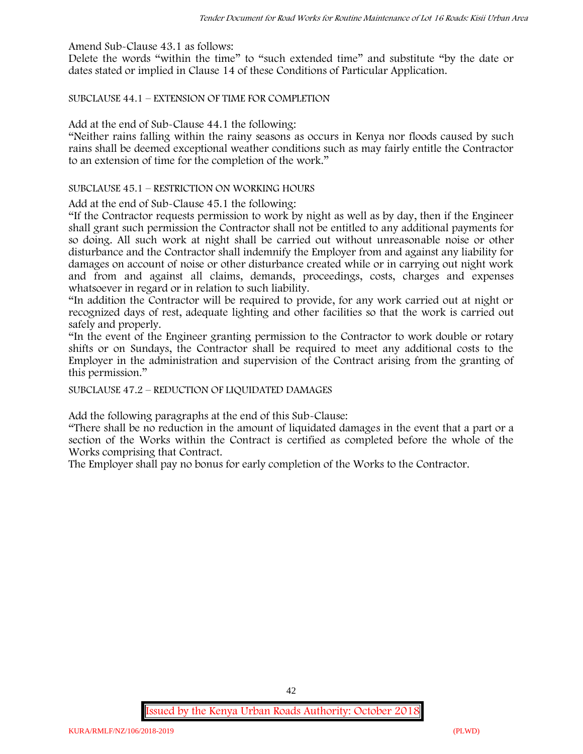Amend Sub-Clause 43.1 as follows:

Delete the words "within the time" to "such extended time" and substitute "by the date or dates stated or implied in Clause 14 of these Conditions of Particular Application.

SUBCLAUSE 44.1 – EXTENSION OF TIME FOR COMPLETION

Add at the end of Sub-Clause 44.1 the following:

"Neither rains falling within the rainy seasons as occurs in Kenya nor floods caused by such rains shall be deemed exceptional weather conditions such as may fairly entitle the Contractor to an extension of time for the completion of the work."

SUBCLAUSE 45.1 – RESTRICTION ON WORKING HOURS

Add at the end of Sub-Clause 45.1 the following:

"If the Contractor requests permission to work by night as well as by day, then if the Engineer shall grant such permission the Contractor shall not be entitled to any additional payments for so doing. All such work at night shall be carried out without unreasonable noise or other disturbance and the Contractor shall indemnify the Employer from and against any liability for damages on account of noise or other disturbance created while or in carrying out night work and from and against all claims, demands, proceedings, costs, charges and expenses whatsoever in regard or in relation to such liability.

"In addition the Contractor will be required to provide, for any work carried out at night or recognized days of rest, adequate lighting and other facilities so that the work is carried out safely and properly.

"In the event of the Engineer granting permission to the Contractor to work double or rotary shifts or on Sundays, the Contractor shall be required to meet any additional costs to the Employer in the administration and supervision of the Contract arising from the granting of this permission."

SUBCLAUSE 47.2 – REDUCTION OF LIQUIDATED DAMAGES

Add the following paragraphs at the end of this Sub-Clause:

"There shall be no reduction in the amount of liquidated damages in the event that a part or a section of the Works within the Contract is certified as completed before the whole of the Works comprising that Contract.

The Employer shall pay no bonus for early completion of the Works to the Contractor.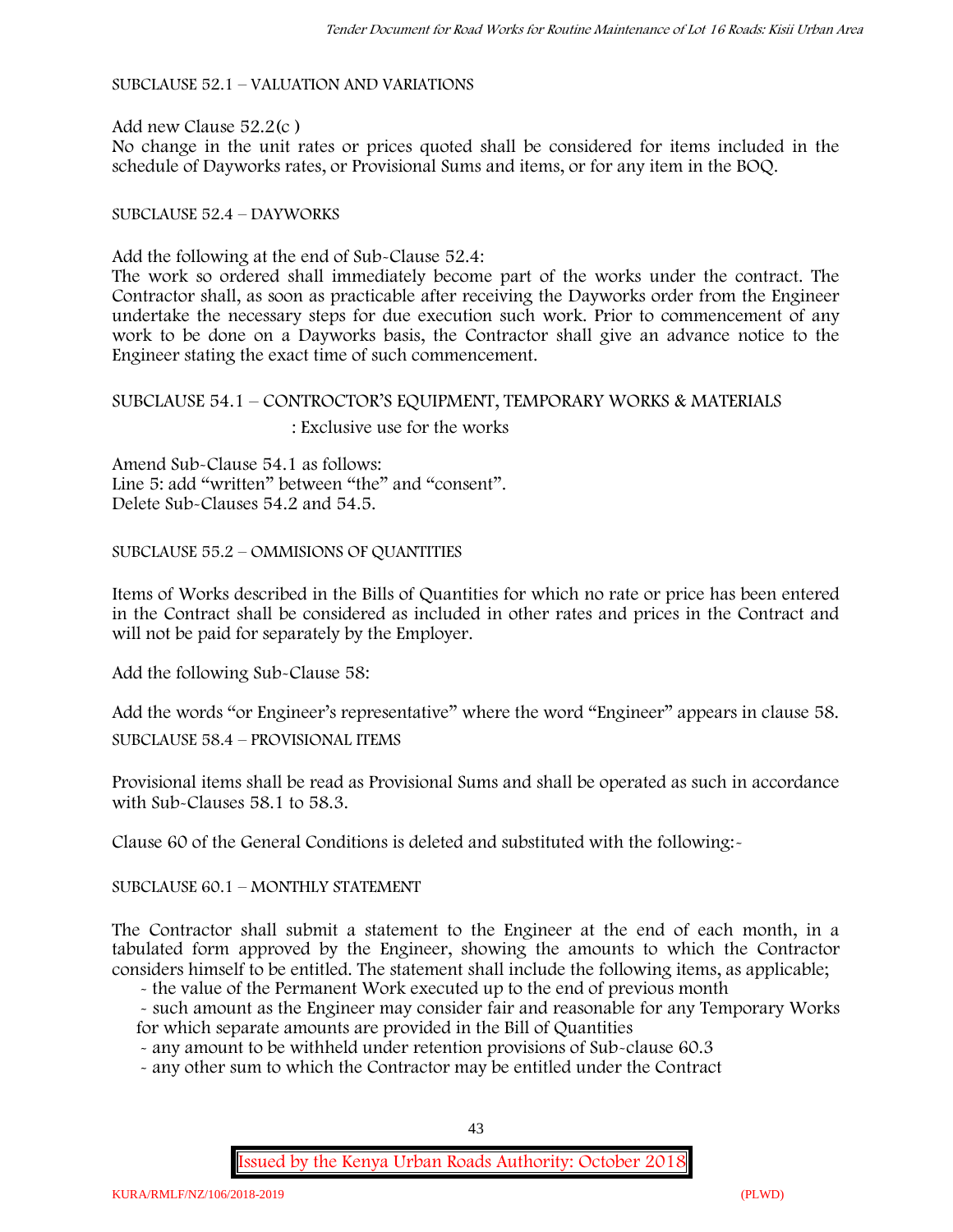SUBCLAUSE 52.1 – VALUATION AND VARIATIONS

Add new Clause 52.2(c )
No change in the unit rates or prices quoted shall be considered for items included in the schedule of Dayworks rates, or Provisional Sums and items, or for any item in the BOQ.

SUBCLAUSE 52.4 – DAYWORKS

Add the following at the end of Sub-Clause 52.4:
The work so ordered shall immediately become part of the works under the contract. The Contractor shall, as soon as practicable after receiving the Dayworks order from the Engineer undertake the necessary steps for due execution such work. Prior to commencement of any work to be done on a Dayworks basis, the Contractor shall give an advance notice to the Engineer stating the exact time of such commencement.

SUBCLAUSE 54.1 – CONTROCTOR'S EQUIPMENT, TEMPORARY WORKS & MATERIALS
: Exclusive use for the works

Amend Sub-Clause 54.1 as follows:
Line 5: add "written" between "the" and "consent".
Delete Sub-Clauses 54.2 and 54.5.

SUBCLAUSE 55.2 – OMMISIONS OF QUANTITIES

Items of Works described in the Bills of Quantities for which no rate or price has been entered in the Contract shall be considered as included in other rates and prices in the Contract and will not be paid for separately by the Employer.

Add the following Sub-Clause 58:

Add the words "or Engineer's representative" where the word "Engineer" appears in clause 58.

SUBCLAUSE 58.4 – PROVISIONAL ITEMS

Provisional items shall be read as Provisional Sums and shall be operated as such in accordance with Sub-Clauses 58.1 to 58.3.

Clause 60 of the General Conditions is deleted and substituted with the following:-

SUBCLAUSE 60.1 – MONTHLY STATEMENT

The Contractor shall submit a statement to the Engineer at the end of each month, in a tabulated form approved by the Engineer, showing the amounts to which the Contractor considers himself to be entitled. The statement shall include the following items, as applicable;

- the value of the Permanent Work executed up to the end of previous month
- such amount as the Engineer may consider fair and reasonable for any Temporary Works for which separate amounts are provided in the Bill of Quantities
- any amount to be withheld under retention provisions of Sub-clause 60.3
- any other sum to which the Contractor may be entitled under the Contract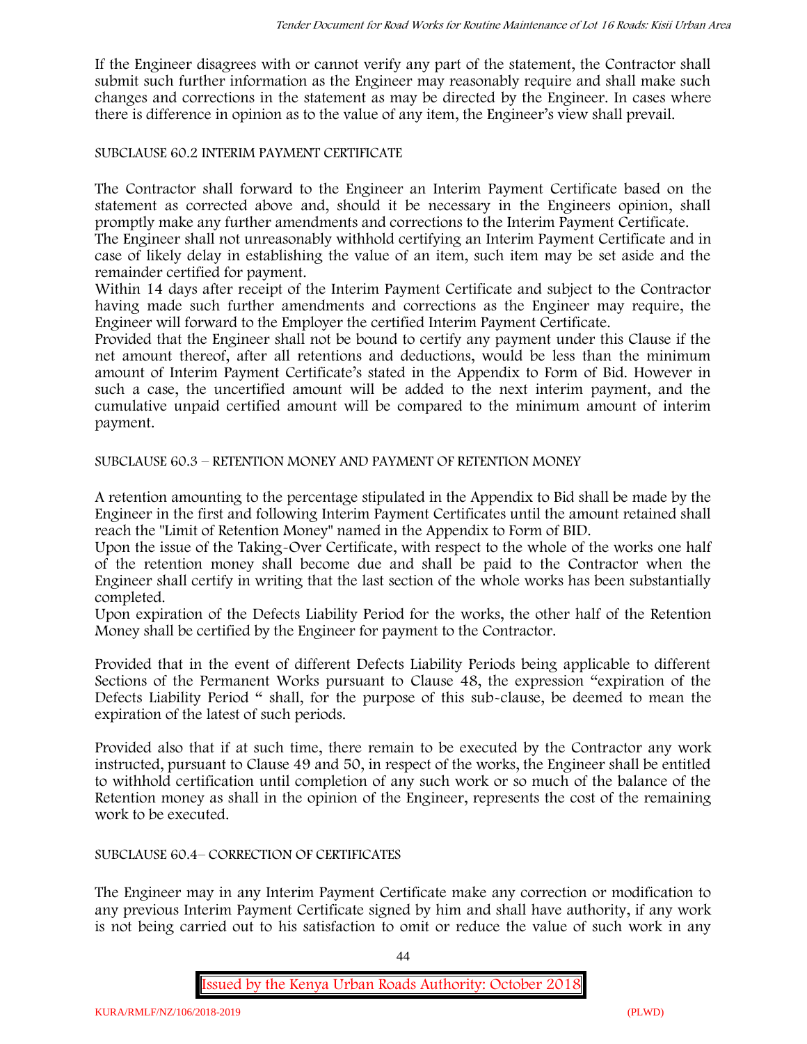If the Engineer disagrees with or cannot verify any part of the statement, the Contractor shall submit such further information as the Engineer may reasonably require and shall make such changes and corrections in the statement as may be directed by the Engineer. In cases where there is difference in opinion as to the value of any item, the Engineer's view shall prevail.

SUBCLAUSE 60.2 INTERIM PAYMENT CERTIFICATE

The Contractor shall forward to the Engineer an Interim Payment Certificate based on the statement as corrected above and, should it be necessary in the Engineers opinion, shall promptly make any further amendments and corrections to the Interim Payment Certificate.

The Engineer shall not unreasonably withhold certifying an Interim Payment Certificate and in case of likely delay in establishing the value of an item, such item may be set aside and the remainder certified for payment.

Within 14 days after receipt of the Interim Payment Certificate and subject to the Contractor having made such further amendments and corrections as the Engineer may require, the Engineer will forward to the Employer the certified Interim Payment Certificate.

Provided that the Engineer shall not be bound to certify any payment under this Clause if the net amount thereof, after all retentions and deductions, would be less than the minimum amount of Interim Payment Certificate's stated in the Appendix to Form of Bid. However in such a case, the uncertified amount will be added to the next interim payment, and the cumulative unpaid certified amount will be compared to the minimum amount of interim payment.

SUBCLAUSE 60.3 – RETENTION MONEY AND PAYMENT OF RETENTION MONEY

A retention amounting to the percentage stipulated in the Appendix to Bid shall be made by the Engineer in the first and following Interim Payment Certificates until the amount retained shall reach the "Limit of Retention Money" named in the Appendix to Form of BID.

Upon the issue of the Taking-Over Certificate, with respect to the whole of the works one half of the retention money shall become due and shall be paid to the Contractor when the Engineer shall certify in writing that the last section of the whole works has been substantially completed.

Upon expiration of the Defects Liability Period for the works, the other half of the Retention Money shall be certified by the Engineer for payment to the Contractor.

Provided that in the event of different Defects Liability Periods being applicable to different Sections of the Permanent Works pursuant to Clause 48, the expression "expiration of the Defects Liability Period " shall, for the purpose of this sub-clause, be deemed to mean the expiration of the latest of such periods.

Provided also that if at such time, there remain to be executed by the Contractor any work instructed, pursuant to Clause 49 and 50, in respect of the works, the Engineer shall be entitled to withhold certification until completion of any such work or so much of the balance of the Retention money as shall in the opinion of the Engineer, represents the cost of the remaining work to be executed.

SUBCLAUSE 60.4– CORRECTION OF CERTIFICATES

The Engineer may in any Interim Payment Certificate make any correction or modification to any previous Interim Payment Certificate signed by him and shall have authority, if any work is not being carried out to his satisfaction to omit or reduce the value of such work in any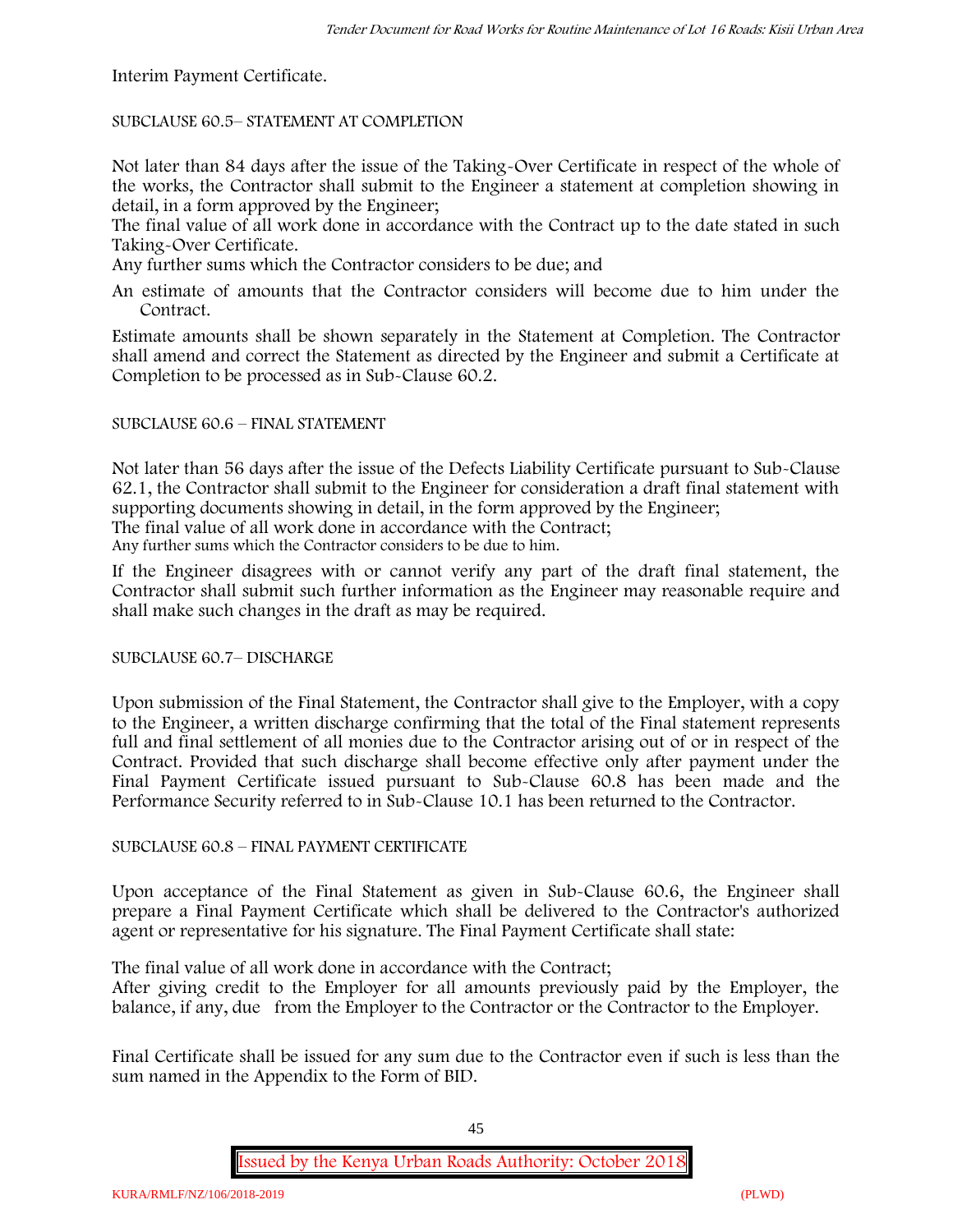Interim Payment Certificate.

SUBCLAUSE 60.5– STATEMENT AT COMPLETION

Not later than 84 days after the issue of the Taking-Over Certificate in respect of the whole of the works, the Contractor shall submit to the Engineer a statement at completion showing in detail, in a form approved by the Engineer;

The final value of all work done in accordance with the Contract up to the date stated in such Taking-Over Certificate.

Any further sums which the Contractor considers to be due; and

An estimate of amounts that the Contractor considers will become due to him under the Contract.

Estimate amounts shall be shown separately in the Statement at Completion. The Contractor shall amend and correct the Statement as directed by the Engineer and submit a Certificate at Completion to be processed as in Sub-Clause 60.2.

SUBCLAUSE 60.6 – FINAL STATEMENT

Not later than 56 days after the issue of the Defects Liability Certificate pursuant to Sub-Clause 62.1, the Contractor shall submit to the Engineer for consideration a draft final statement with supporting documents showing in detail, in the form approved by the Engineer;

The final value of all work done in accordance with the Contract;

Any further sums which the Contractor considers to be due to him.

If the Engineer disagrees with or cannot verify any part of the draft final statement, the Contractor shall submit such further information as the Engineer may reasonable require and shall make such changes in the draft as may be required.

SUBCLAUSE 60.7– DISCHARGE

Upon submission of the Final Statement, the Contractor shall give to the Employer, with a copy to the Engineer, a written discharge confirming that the total of the Final statement represents full and final settlement of all monies due to the Contractor arising out of or in respect of the Contract. Provided that such discharge shall become effective only after payment under the Final Payment Certificate issued pursuant to Sub-Clause 60.8 has been made and the Performance Security referred to in Sub-Clause 10.1 has been returned to the Contractor.

SUBCLAUSE 60.8 – FINAL PAYMENT CERTIFICATE

Upon acceptance of the Final Statement as given in Sub-Clause 60.6, the Engineer shall prepare a Final Payment Certificate which shall be delivered to the Contractor's authorized agent or representative for his signature. The Final Payment Certificate shall state:

The final value of all work done in accordance with the Contract;

After giving credit to the Employer for all amounts previously paid by the Employer, the balance, if any, due from the Employer to the Contractor or the Contractor to the Employer.

Final Certificate shall be issued for any sum due to the Contractor even if such is less than the sum named in the Appendix to the Form of BID.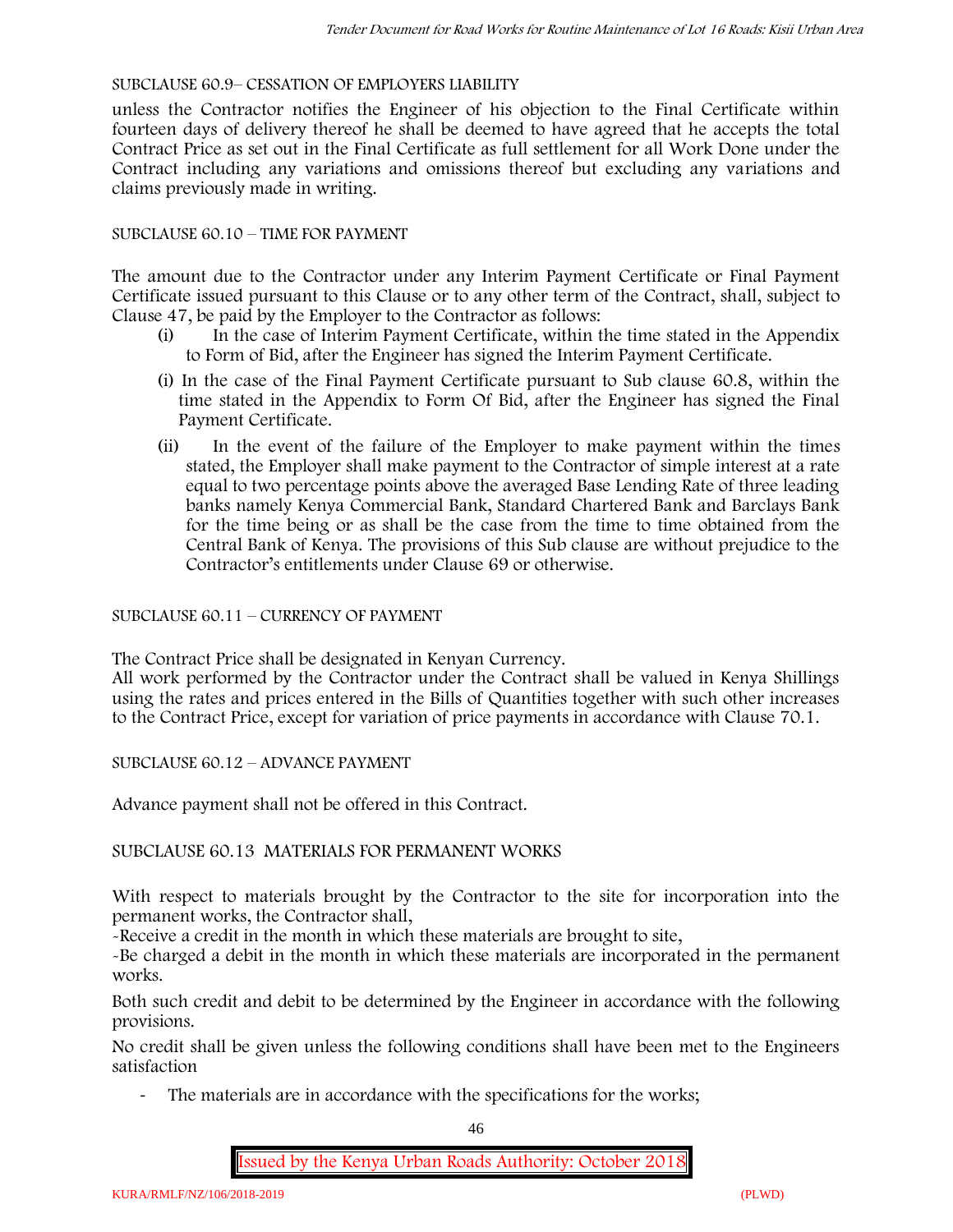SUBCLAUSE 60.9– CESSATION OF EMPLOYERS LIABILITY

unless the Contractor notifies the Engineer of his objection to the Final Certificate within fourteen days of delivery thereof he shall be deemed to have agreed that he accepts the total Contract Price as set out in the Final Certificate as full settlement for all Work Done under the Contract including any variations and omissions thereof but excluding any variations and claims previously made in writing.

SUBCLAUSE 60.10 – TIME FOR PAYMENT

The amount due to the Contractor under any Interim Payment Certificate or Final Payment Certificate issued pursuant to this Clause or to any other term of the Contract, shall, subject to Clause 47, be paid by the Employer to the Contractor as follows:

(i) In the case of Interim Payment Certificate, within the time stated in the Appendix to Form of Bid, after the Engineer has signed the Interim Payment Certificate.

(i) In the case of the Final Payment Certificate pursuant to Sub clause 60.8, within the time stated in the Appendix to Form Of Bid, after the Engineer has signed the Final Payment Certificate.

(ii) In the event of the failure of the Employer to make payment within the times stated, the Employer shall make payment to the Contractor of simple interest at a rate equal to two percentage points above the averaged Base Lending Rate of three leading banks namely Kenya Commercial Bank, Standard Chartered Bank and Barclays Bank for the time being or as shall be the case from the time to time obtained from the Central Bank of Kenya. The provisions of this Sub clause are without prejudice to the Contractor's entitlements under Clause 69 or otherwise.

SUBCLAUSE 60.11 – CURRENCY OF PAYMENT

The Contract Price shall be designated in Kenyan Currency.

All work performed by the Contractor under the Contract shall be valued in Kenya Shillings using the rates and prices entered in the Bills of Quantities together with such other increases to the Contract Price, except for variation of price payments in accordance with Clause 70.1.

SUBCLAUSE 60.12 – ADVANCE PAYMENT

Advance payment shall not be offered in this Contract.

SUBCLAUSE 60.13 MATERIALS FOR PERMANENT WORKS

With respect to materials brought by the Contractor to the site for incorporation into the permanent works, the Contractor shall,

-Receive a credit in the month in which these materials are brought to site,

-Be charged a debit in the month in which these materials are incorporated in the permanent works.

Both such credit and debit to be determined by the Engineer in accordance with the following provisions.

No credit shall be given unless the following conditions shall have been met to the Engineers satisfaction

- The materials are in accordance with the specifications for the works;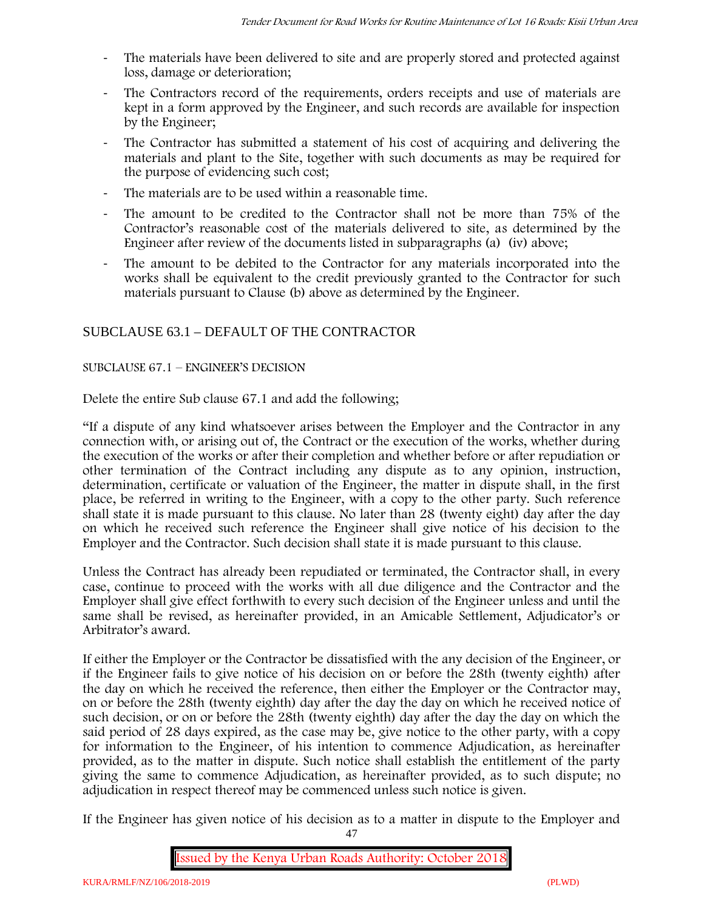- The materials have been delivered to site and are properly stored and protected against loss, damage or deterioration;
- The Contractors record of the requirements, orders receipts and use of materials are kept in a form approved by the Engineer, and such records are available for inspection by the Engineer;
- The Contractor has submitted a statement of his cost of acquiring and delivering the materials and plant to the Site, together with such documents as may be required for the purpose of evidencing such cost;
- The materials are to be used within a reasonable time.
- The amount to be credited to the Contractor shall not be more than 75% of the Contractor's reasonable cost of the materials delivered to site, as determined by the Engineer after review of the documents listed in subparagraphs (a) (iv) above;
- The amount to be debited to the Contractor for any materials incorporated into the works shall be equivalent to the credit previously granted to the Contractor for such materials pursuant to Clause (b) above as determined by the Engineer.

## SUBCLAUSE 63.1 – DEFAULT OF THE CONTRACTOR

### SUBCLAUSE 67.1 – ENGINEER'S DECISION

Delete the entire Sub clause 67.1 and add the following;

"If a dispute of any kind whatsoever arises between the Employer and the Contractor in any connection with, or arising out of, the Contract or the execution of the works, whether during the execution of the works or after their completion and whether before or after repudiation or other termination of the Contract including any dispute as to any opinion, instruction, determination, certificate or valuation of the Engineer, the matter in dispute shall, in the first place, be referred in writing to the Engineer, with a copy to the other party. Such reference shall state it is made pursuant to this clause. No later than 28 (twenty eight) day after the day on which he received such reference the Engineer shall give notice of his decision to the Employer and the Contractor. Such decision shall state it is made pursuant to this clause.

Unless the Contract has already been repudiated or terminated, the Contractor shall, in every case, continue to proceed with the works with all due diligence and the Contractor and the Employer shall give effect forthwith to every such decision of the Engineer unless and until the same shall be revised, as hereinafter provided, in an Amicable Settlement, Adjudicator's or Arbitrator's award.

If either the Employer or the Contractor be dissatisfied with the any decision of the Engineer, or if the Engineer fails to give notice of his decision on or before the 28th (twenty eighth) after the day on which he received the reference, then either the Employer or the Contractor may, on or before the 28th (twenty eighth) day after the day the day on which he received notice of such decision, or on or before the 28th (twenty eighth) day after the day the day on which the said period of 28 days expired, as the case may be, give notice to the other party, with a copy for information to the Engineer, of his intention to commence Adjudication, as hereinafter provided, as to the matter in dispute. Such notice shall establish the entitlement of the party giving the same to commence Adjudication, as hereinafter provided, as to such dispute; no adjudication in respect thereof may be commenced unless such notice is given.

If the Engineer has given notice of his decision as to a matter in dispute to the Employer and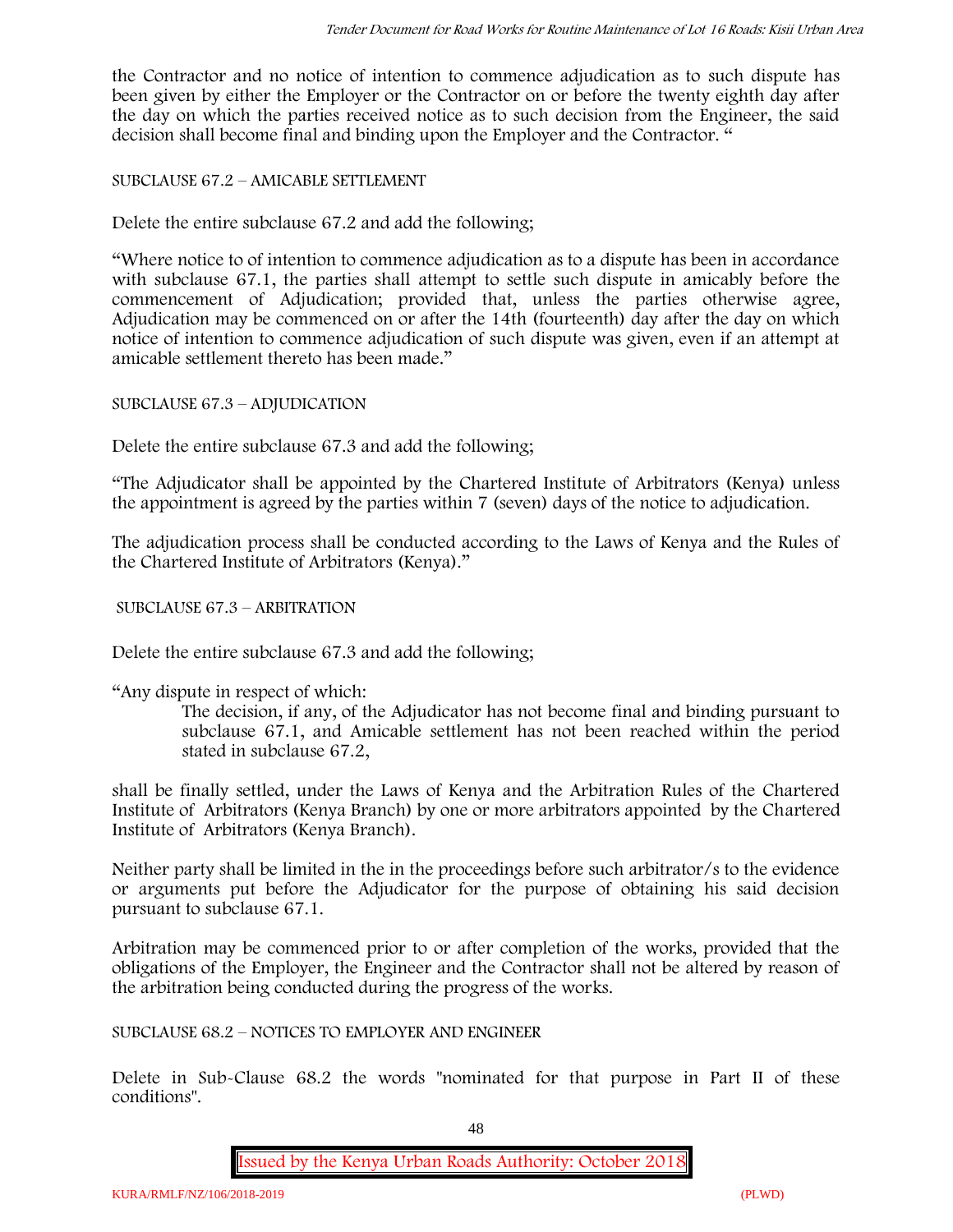the Contractor and no notice of intention to commence adjudication as to such dispute has been given by either the Employer or the Contractor on or before the twenty eighth day after the day on which the parties received notice as to such decision from the Engineer, the said decision shall become final and binding upon the Employer and the Contractor. "

SUBCLAUSE 67.2 – AMICABLE SETTLEMENT

Delete the entire subclause 67.2 and add the following;

"Where notice to of intention to commence adjudication as to a dispute has been in accordance with subclause 67.1, the parties shall attempt to settle such dispute in amicably before the commencement of Adjudication; provided that, unless the parties otherwise agree, Adjudication may be commenced on or after the 14th (fourteenth) day after the day on which notice of intention to commence adjudication of such dispute was given, even if an attempt at amicable settlement thereto has been made."

SUBCLAUSE 67.3 – ADJUDICATION

Delete the entire subclause 67.3 and add the following;

"The Adjudicator shall be appointed by the Chartered Institute of Arbitrators (Kenya) unless the appointment is agreed by the parties within 7 (seven) days of the notice to adjudication.

The adjudication process shall be conducted according to the Laws of Kenya and the Rules of the Chartered Institute of Arbitrators (Kenya)."

SUBCLAUSE 67.3 – ARBITRATION

Delete the entire subclause 67.3 and add the following;

"Any dispute in respect of which:

> The decision, if any, of the Adjudicator has not become final and binding pursuant to subclause 67.1, and Amicable settlement has not been reached within the period stated in subclause 67.2,

shall be finally settled, under the Laws of Kenya and the Arbitration Rules of the Chartered Institute of Arbitrators (Kenya Branch) by one or more arbitrators appointed by the Chartered Institute of Arbitrators (Kenya Branch).

Neither party shall be limited in the in the proceedings before such arbitrator/s to the evidence or arguments put before the Adjudicator for the purpose of obtaining his said decision pursuant to subclause 67.1.

Arbitration may be commenced prior to or after completion of the works, provided that the obligations of the Employer, the Engineer and the Contractor shall not be altered by reason of the arbitration being conducted during the progress of the works.

SUBCLAUSE 68.2 – NOTICES TO EMPLOYER AND ENGINEER

Delete in Sub-Clause 68.2 the words "nominated for that purpose in Part II of these conditions".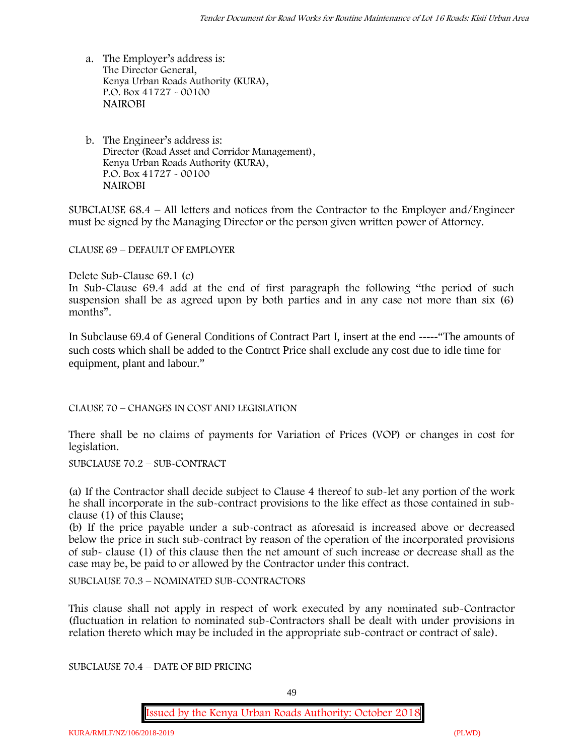a. The Employer's address is:
The Director General,
Kenya Urban Roads Authority (KURA),
P.O. Box 41727 - 00100
NAIROBI

b. The Engineer's address is:
Director (Road Asset and Corridor Management),
Kenya Urban Roads Authority (KURA),
P.O. Box 41727 - 00100
NAIROBI

SUBCLAUSE 68.4 – All letters and notices from the Contractor to the Employer and/Engineer must be signed by the Managing Director or the person given written power of Attorney.

CLAUSE 69 – DEFAULT OF EMPLOYER

Delete Sub-Clause 69.1 (c)
In Sub-Clause 69.4 add at the end of first paragraph the following "the period of such suspension shall be as agreed upon by both parties and in any case not more than six (6) months".

In Subclause 69.4 of General Conditions of Contract Part I, insert at the end -----"The amounts of such costs which shall be added to the Contrct Price shall exclude any cost due to idle time for equipment, plant and labour."

CLAUSE 70 – CHANGES IN COST AND LEGISLATION

There shall be no claims of payments for Variation of Prices (VOP) or changes in cost for legislation.

SUBCLAUSE 70.2 – SUB-CONTRACT

(a) If the Contractor shall decide subject to Clause 4 thereof to sub-let any portion of the work he shall incorporate in the sub-contract provisions to the like effect as those contained in sub-clause (1) of this Clause;
(b) If the price payable under a sub-contract as aforesaid is increased above or decreased below the price in such sub-contract by reason of the operation of the incorporated provisions of sub- clause (1) of this clause then the net amount of such increase or decrease shall as the case may be, be paid to or allowed by the Contractor under this contract.

SUBCLAUSE 70.3 – NOMINATED SUB-CONTRACTORS

This clause shall not apply in respect of work executed by any nominated sub-Contractor (fluctuation in relation to nominated sub-Contractors shall be dealt with under provisions in relation thereto which may be included in the appropriate sub-contract or contract of sale).

SUBCLAUSE 70.4 – DATE OF BID PRICING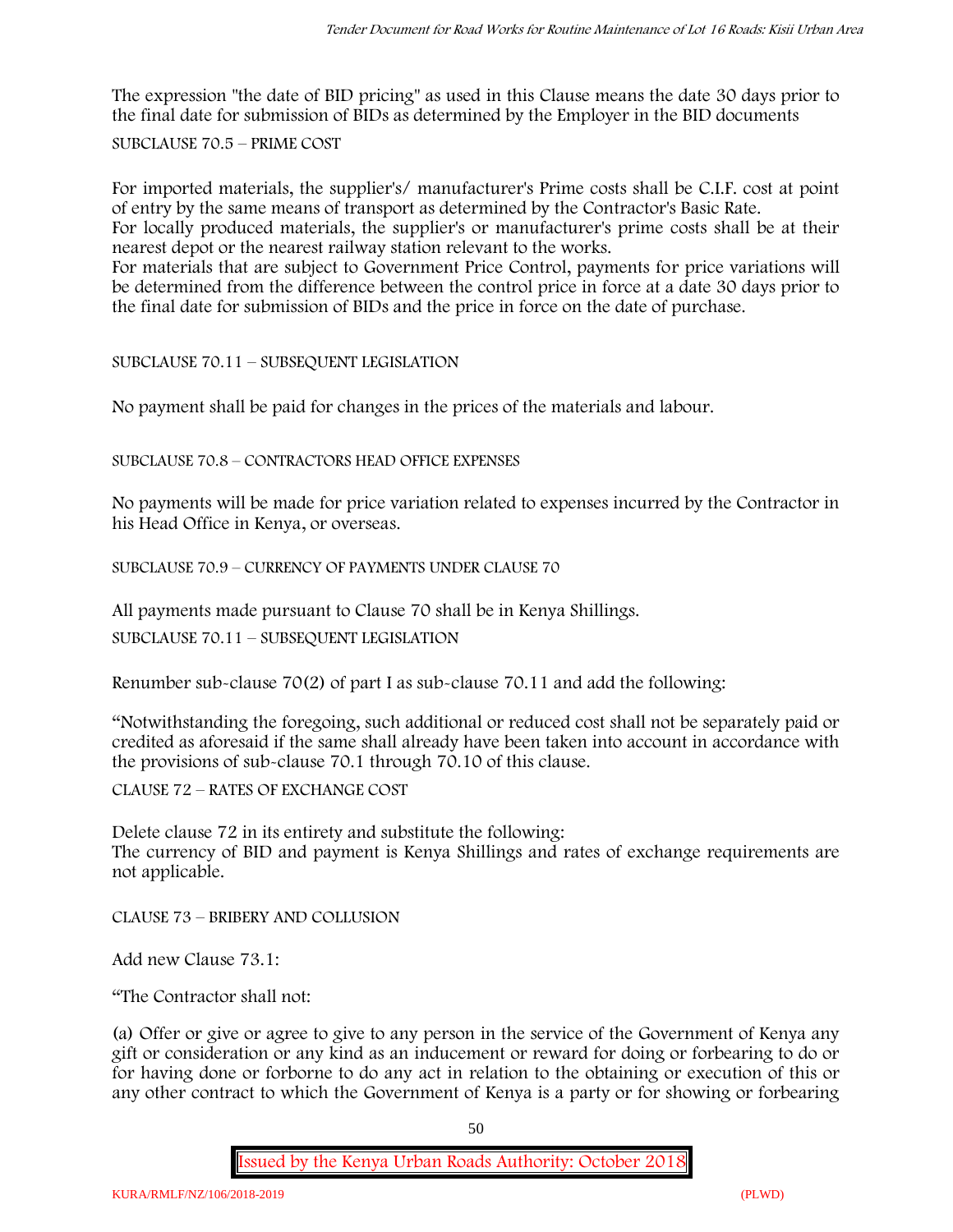The expression "the date of BID pricing" as used in this Clause means the date 30 days prior to the final date for submission of BIDs as determined by the Employer in the BID documents

SUBCLAUSE 70.5 – PRIME COST

For imported materials, the supplier's/ manufacturer's Prime costs shall be C.I.F. cost at point of entry by the same means of transport as determined by the Contractor's Basic Rate.
For locally produced materials, the supplier's or manufacturer's prime costs shall be at their nearest depot or the nearest railway station relevant to the works.
For materials that are subject to Government Price Control, payments for price variations will be determined from the difference between the control price in force at a date 30 days prior to the final date for submission of BIDs and the price in force on the date of purchase.

SUBCLAUSE 70.11 – SUBSEQUENT LEGISLATION

No payment shall be paid for changes in the prices of the materials and labour.

SUBCLAUSE 70.8 – CONTRACTORS HEAD OFFICE EXPENSES

No payments will be made for price variation related to expenses incurred by the Contractor in his Head Office in Kenya, or overseas.

SUBCLAUSE 70.9 – CURRENCY OF PAYMENTS UNDER CLAUSE 70

All payments made pursuant to Clause 70 shall be in Kenya Shillings.

SUBCLAUSE 70.11 – SUBSEQUENT LEGISLATION

Renumber sub-clause 70(2) of part I as sub-clause 70.11 and add the following:

"Notwithstanding the foregoing, such additional or reduced cost shall not be separately paid or credited as aforesaid if the same shall already have been taken into account in accordance with the provisions of sub-clause 70.1 through 70.10 of this clause.

CLAUSE 72 – RATES OF EXCHANGE COST

Delete clause 72 in its entirety and substitute the following:
The currency of BID and payment is Kenya Shillings and rates of exchange requirements are not applicable.

CLAUSE 73 – BRIBERY AND COLLUSION

Add new Clause 73.1:

"The Contractor shall not:

(a) Offer or give or agree to give to any person in the service of the Government of Kenya any gift or consideration or any kind as an inducement or reward for doing or forbearing to do or for having done or forborne to do any act in relation to the obtaining or execution of this or any other contract to which the Government of Kenya is a party or for showing or forbearing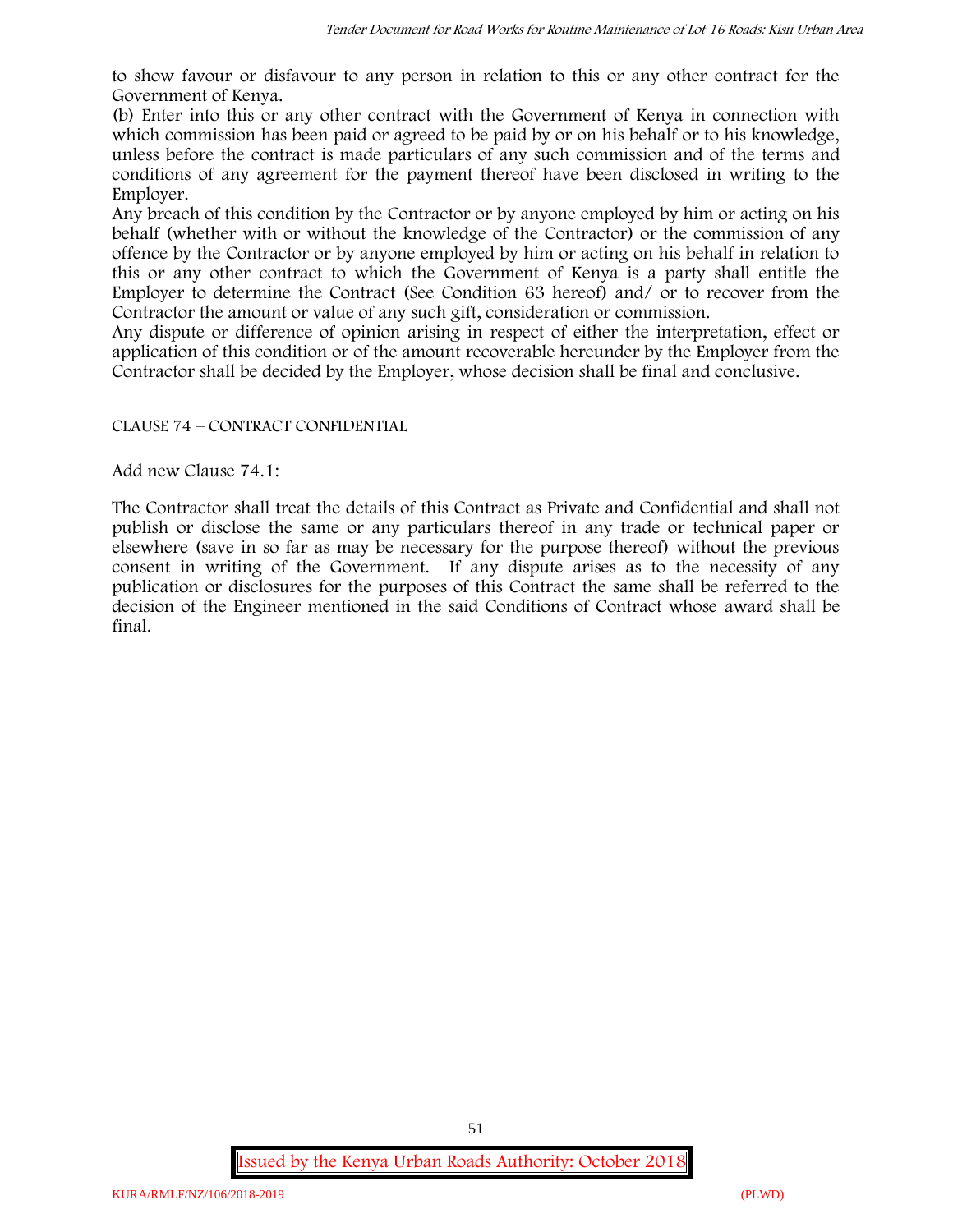to show favour or disfavour to any person in relation to this or any other contract for the Government of Kenya.

(b) Enter into this or any other contract with the Government of Kenya in connection with which commission has been paid or agreed to be paid by or on his behalf or to his knowledge, unless before the contract is made particulars of any such commission and of the terms and conditions of any agreement for the payment thereof have been disclosed in writing to the Employer.

Any breach of this condition by the Contractor or by anyone employed by him or acting on his behalf (whether with or without the knowledge of the Contractor) or the commission of any offence by the Contractor or by anyone employed by him or acting on his behalf in relation to this or any other contract to which the Government of Kenya is a party shall entitle the Employer to determine the Contract (See Condition 63 hereof) and/ or to recover from the Contractor the amount or value of any such gift, consideration or commission.

Any dispute or difference of opinion arising in respect of either the interpretation, effect or application of this condition or of the amount recoverable hereunder by the Employer from the Contractor shall be decided by the Employer, whose decision shall be final and conclusive.

CLAUSE 74 – CONTRACT CONFIDENTIAL

Add new Clause 74.1:

The Contractor shall treat the details of this Contract as Private and Confidential and shall not publish or disclose the same or any particulars thereof in any trade or technical paper or elsewhere (save in so far as may be necessary for the purpose thereof) without the previous consent in writing of the Government. If any dispute arises as to the necessity of any publication or disclosures for the purposes of this Contract the same shall be referred to the decision of the Engineer mentioned in the said Conditions of Contract whose award shall be final.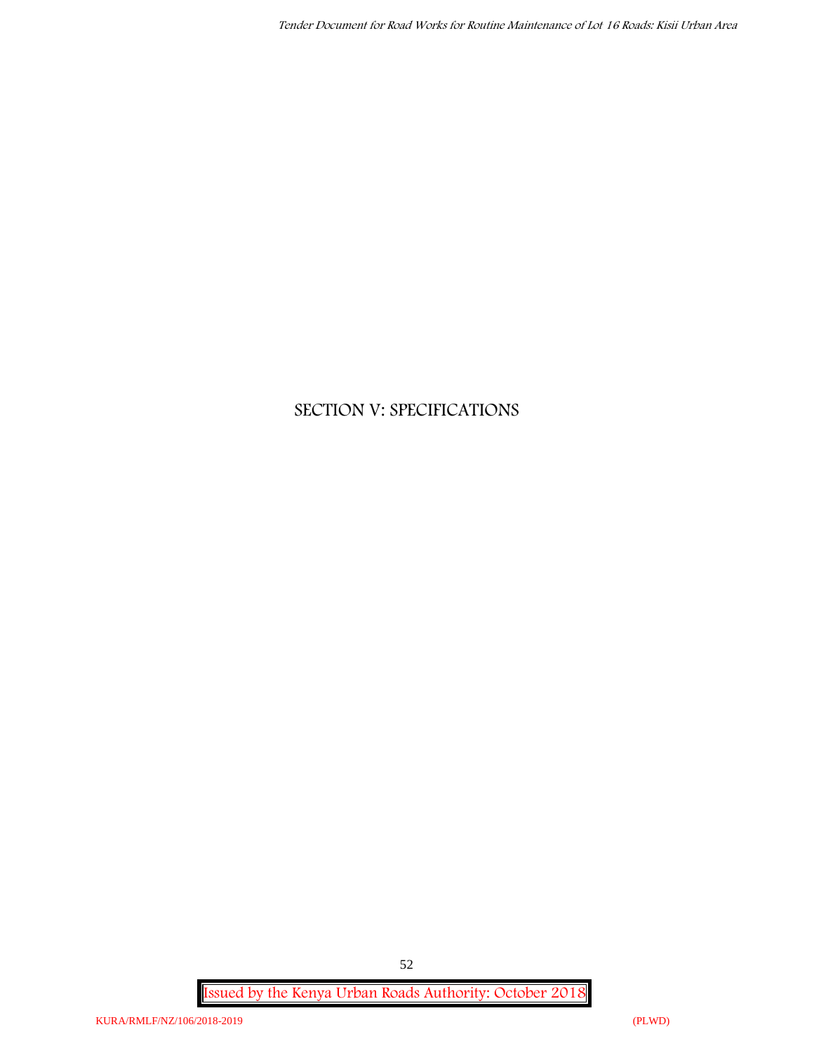# SECTION V: SPECIFICATIONS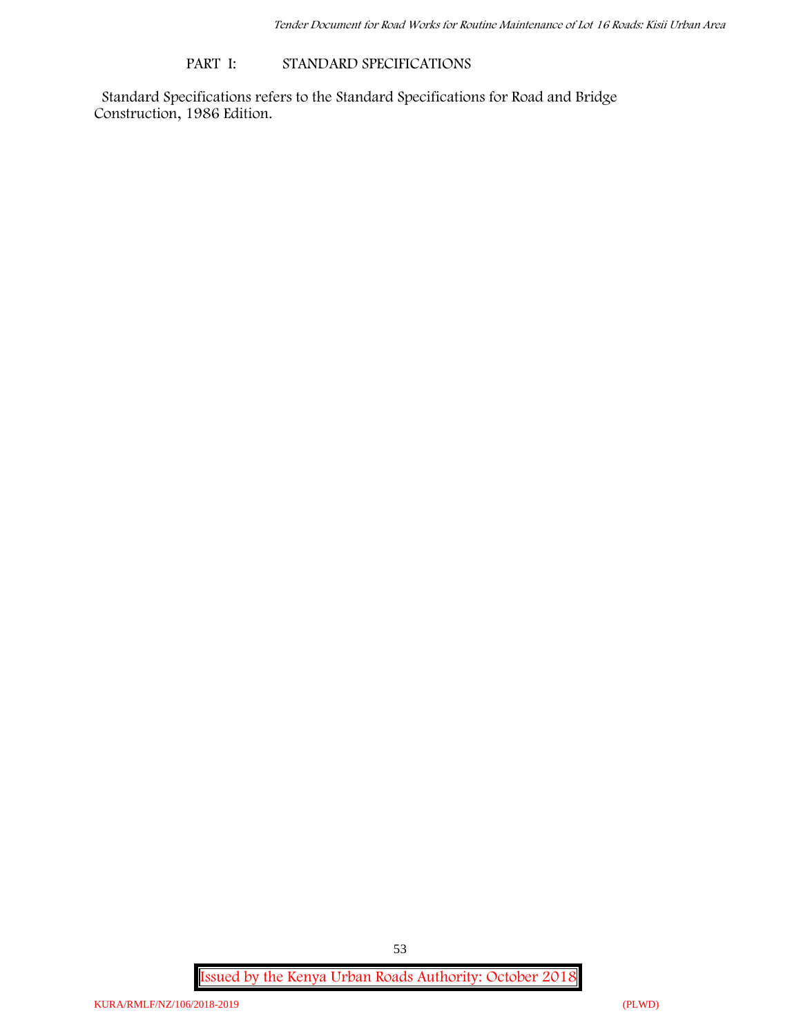## PART I: STANDARD SPECIFICATIONS

Standard Specifications refers to the Standard Specifications for Road and Bridge Construction, 1986 Edition.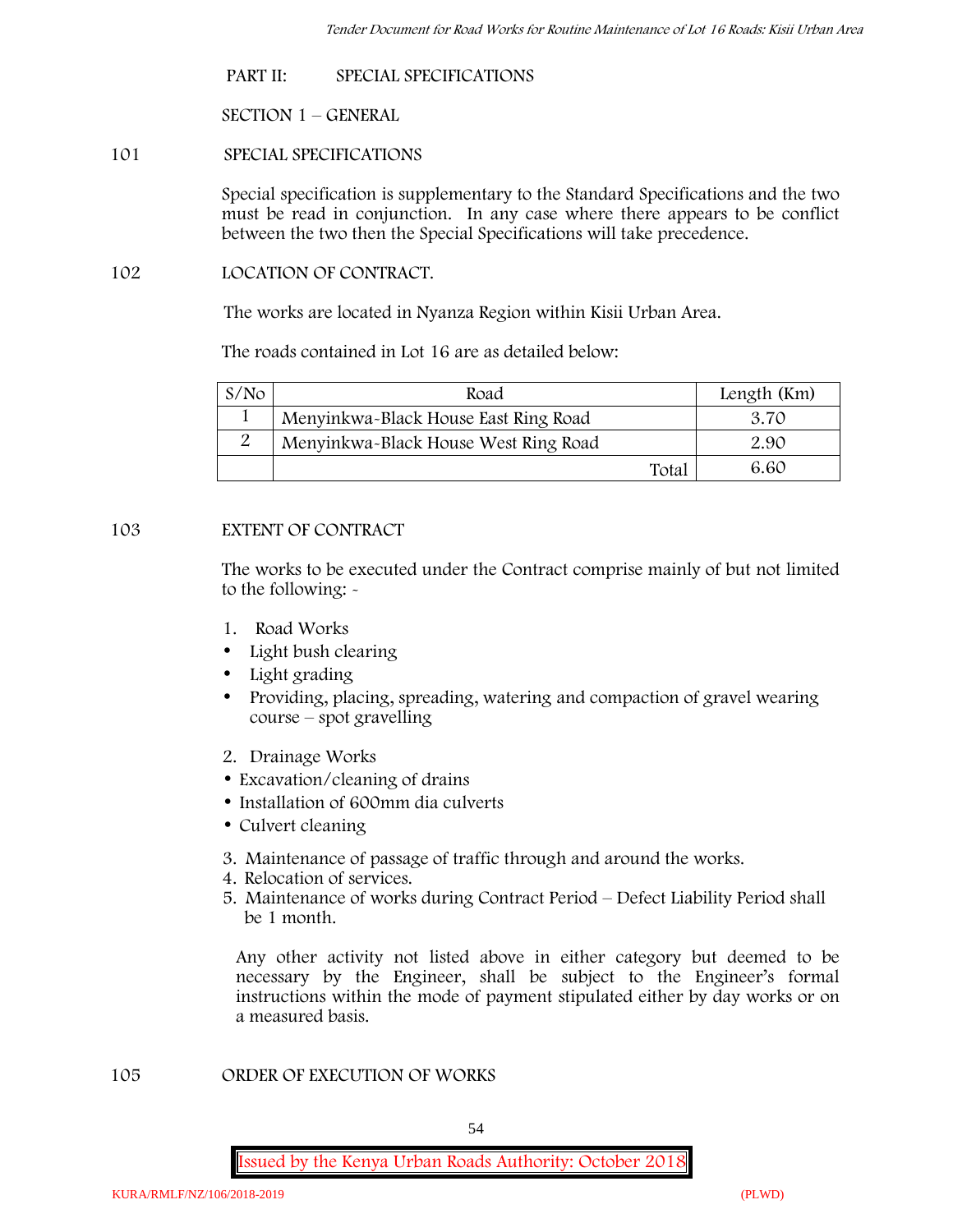## PART II: SPECIAL SPECIFICATIONS

### SECTION 1 – GENERAL

**101 SPECIAL SPECIFICATIONS**

Special specification is supplementary to the Standard Specifications and the two must be read in conjunction. In any case where there appears to be conflict between the two then the Special Specifications will take precedence.

**102 LOCATION OF CONTRACT.**

The works are located in Nyanza Region within Kisii Urban Area.

The roads contained in Lot 16 are as detailed below:

| S/No | Road | Length (Km) |
|---|---|---|
| 1 | Menyinkwa-Black House East Ring Road | 3.70 |
| 2 | Menyinkwa-Black House West Ring Road | 2.90 |
| | Total | 6.60 |

**103 EXTENT OF CONTRACT**

The works to be executed under the Contract comprise mainly of but not limited to the following: -

1. Road Works
   - Light bush clearing
   - Light grading
   - Providing, placing, spreading, watering and compaction of gravel wearing course – spot gravelling
2. Drainage Works
   - Excavation/cleaning of drains
   - Installation of 600mm dia culverts
   - Culvert cleaning
3. Maintenance of passage of traffic through and around the works.
4. Relocation of services.
5. Maintenance of works during Contract Period – Defect Liability Period shall be 1 month.

Any other activity not listed above in either category but deemed to be necessary by the Engineer, shall be subject to the Engineer's formal instructions within the mode of payment stipulated either by day works or on a measured basis.

**105 ORDER OF EXECUTION OF WORKS**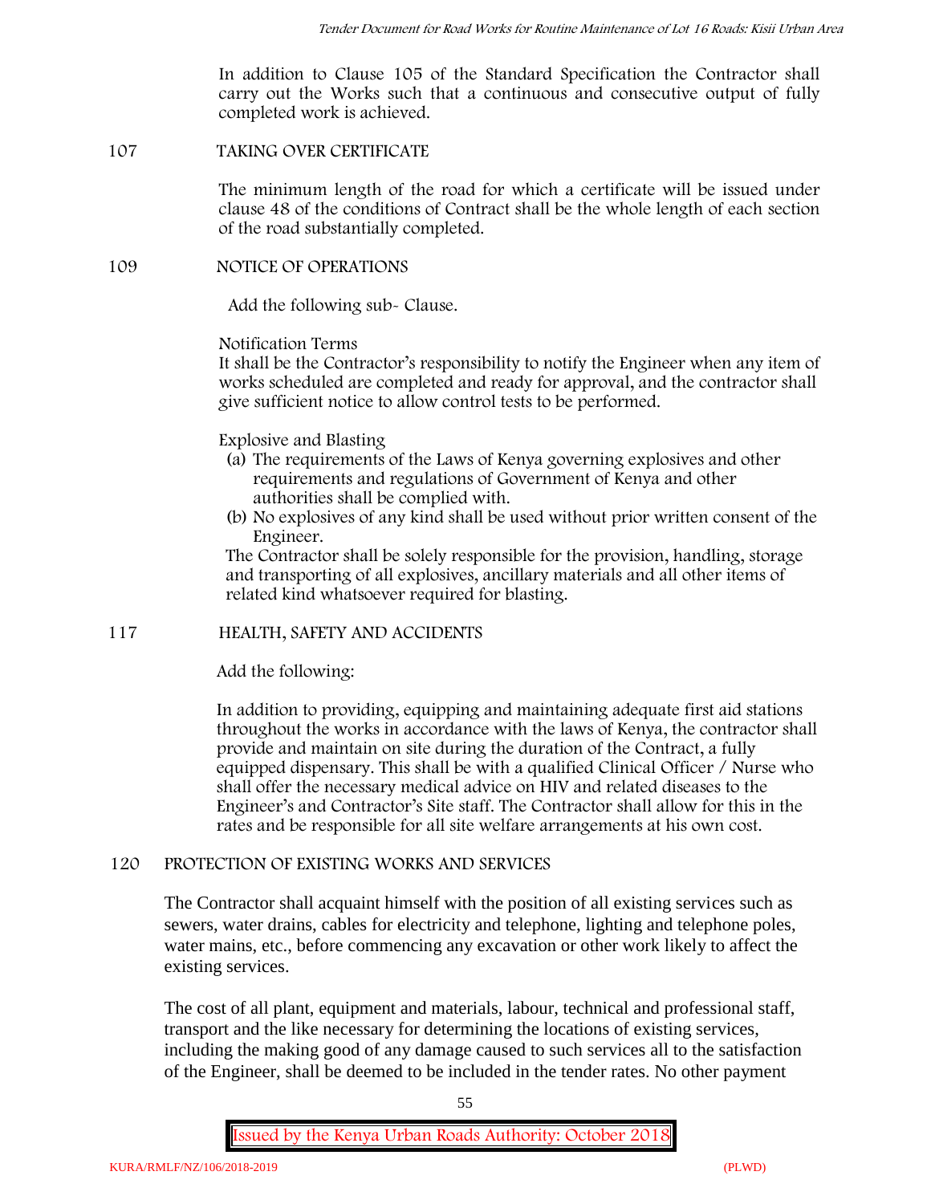In addition to Clause 105 of the Standard Specification the Contractor shall carry out the Works such that a continuous and consecutive output of fully completed work is achieved.

## 107 TAKING OVER CERTIFICATE

The minimum length of the road for which a certificate will be issued under clause 48 of the conditions of Contract shall be the whole length of each section of the road substantially completed.

## 109 NOTICE OF OPERATIONS

Add the following sub- Clause.

Notification Terms

It shall be the Contractor's responsibility to notify the Engineer when any item of works scheduled are completed and ready for approval, and the contractor shall give sufficient notice to allow control tests to be performed.

Explosive and Blasting

(a) The requirements of the Laws of Kenya governing explosives and other requirements and regulations of Government of Kenya and other authorities shall be complied with.

(b) No explosives of any kind shall be used without prior written consent of the Engineer.

The Contractor shall be solely responsible for the provision, handling, storage and transporting of all explosives, ancillary materials and all other items of related kind whatsoever required for blasting.

## 117 HEALTH, SAFETY AND ACCIDENTS

Add the following:

In addition to providing, equipping and maintaining adequate first aid stations throughout the works in accordance with the laws of Kenya, the contractor shall provide and maintain on site during the duration of the Contract, a fully equipped dispensary. This shall be with a qualified Clinical Officer / Nurse who shall offer the necessary medical advice on HIV and related diseases to the Engineer's and Contractor's Site staff. The Contractor shall allow for this in the rates and be responsible for all site welfare arrangements at his own cost.

## 120 PROTECTION OF EXISTING WORKS AND SERVICES

The Contractor shall acquaint himself with the position of all existing services such as sewers, water drains, cables for electricity and telephone, lighting and telephone poles, water mains, etc., before commencing any excavation or other work likely to affect the existing services.

The cost of all plant, equipment and materials, labour, technical and professional staff, transport and the like necessary for determining the locations of existing services, including the making good of any damage caused to such services all to the satisfaction of the Engineer, shall be deemed to be included in the tender rates. No other payment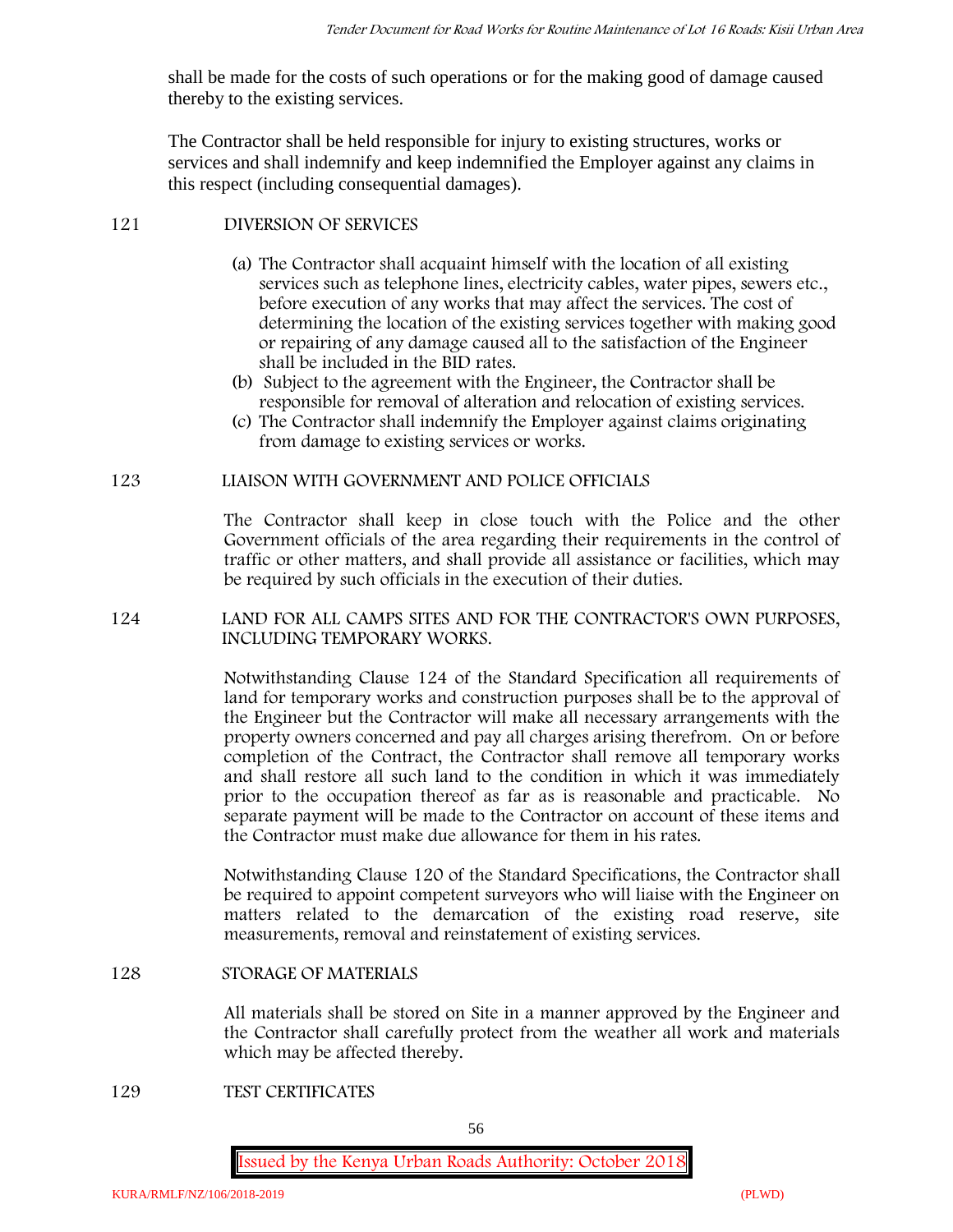shall be made for the costs of such operations or for the making good of damage caused thereby to the existing services.

The Contractor shall be held responsible for injury to existing structures, works or services and shall indemnify and keep indemnified the Employer against any claims in this respect (including consequential damages).

121 DIVERSION OF SERVICES

(a) The Contractor shall acquaint himself with the location of all existing services such as telephone lines, electricity cables, water pipes, sewers etc., before execution of any works that may affect the services. The cost of determining the location of the existing services together with making good or repairing of any damage caused all to the satisfaction of the Engineer shall be included in the BID rates.

(b) Subject to the agreement with the Engineer, the Contractor shall be responsible for removal of alteration and relocation of existing services.

(c) The Contractor shall indemnify the Employer against claims originating from damage to existing services or works.

123 LIAISON WITH GOVERNMENT AND POLICE OFFICIALS

The Contractor shall keep in close touch with the Police and the other Government officials of the area regarding their requirements in the control of traffic or other matters, and shall provide all assistance or facilities, which may be required by such officials in the execution of their duties.

124 LAND FOR ALL CAMPS SITES AND FOR THE CONTRACTOR'S OWN PURPOSES, INCLUDING TEMPORARY WORKS.

Notwithstanding Clause 124 of the Standard Specification all requirements of land for temporary works and construction purposes shall be to the approval of the Engineer but the Contractor will make all necessary arrangements with the property owners concerned and pay all charges arising therefrom. On or before completion of the Contract, the Contractor shall remove all temporary works and shall restore all such land to the condition in which it was immediately prior to the occupation thereof as far as is reasonable and practicable. No separate payment will be made to the Contractor on account of these items and the Contractor must make due allowance for them in his rates.

Notwithstanding Clause 120 of the Standard Specifications, the Contractor shall be required to appoint competent surveyors who will liaise with the Engineer on matters related to the demarcation of the existing road reserve, site measurements, removal and reinstatement of existing services.

128 STORAGE OF MATERIALS

All materials shall be stored on Site in a manner approved by the Engineer and the Contractor shall carefully protect from the weather all work and materials which may be affected thereby.

129 TEST CERTIFICATES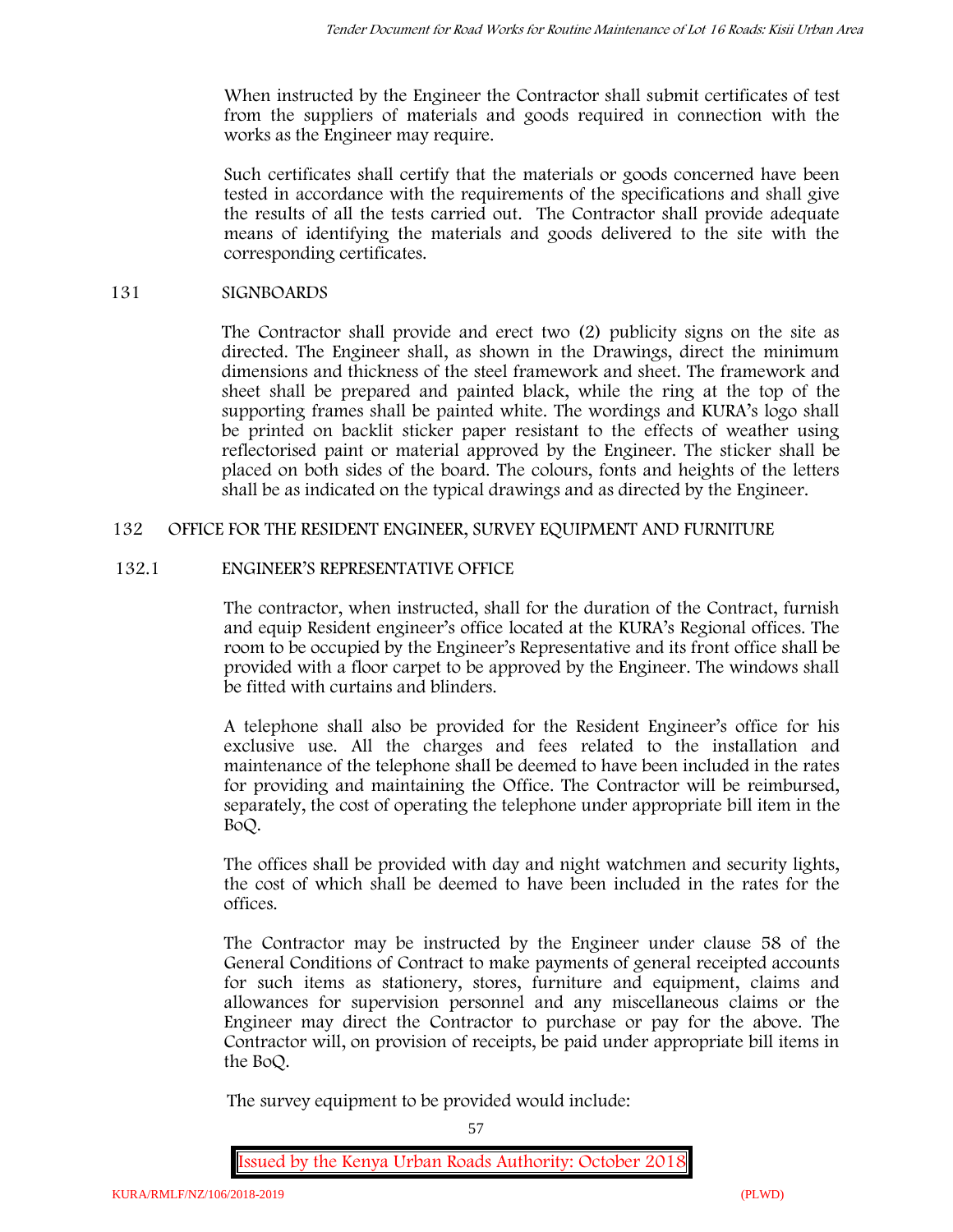When instructed by the Engineer the Contractor shall submit certificates of test from the suppliers of materials and goods required in connection with the works as the Engineer may require.

Such certificates shall certify that the materials or goods concerned have been tested in accordance with the requirements of the specifications and shall give the results of all the tests carried out. The Contractor shall provide adequate means of identifying the materials and goods delivered to the site with the corresponding certificates.

## 131 SIGNBOARDS

The Contractor shall provide and erect two (2) publicity signs on the site as directed. The Engineer shall, as shown in the Drawings, direct the minimum dimensions and thickness of the steel framework and sheet. The framework and sheet shall be prepared and painted black, while the ring at the top of the supporting frames shall be painted white. The wordings and KURA's logo shall be printed on backlit sticker paper resistant to the effects of weather using reflectorised paint or material approved by the Engineer. The sticker shall be placed on both sides of the board. The colours, fonts and heights of the letters shall be as indicated on the typical drawings and as directed by the Engineer.

## 132 OFFICE FOR THE RESIDENT ENGINEER, SURVEY EQUIPMENT AND FURNITURE

### 132.1 ENGINEER'S REPRESENTATIVE OFFICE

The contractor, when instructed, shall for the duration of the Contract, furnish and equip Resident engineer's office located at the KURA's Regional offices. The room to be occupied by the Engineer's Representative and its front office shall be provided with a floor carpet to be approved by the Engineer. The windows shall be fitted with curtains and blinders.

A telephone shall also be provided for the Resident Engineer's office for his exclusive use. All the charges and fees related to the installation and maintenance of the telephone shall be deemed to have been included in the rates for providing and maintaining the Office. The Contractor will be reimbursed, separately, the cost of operating the telephone under appropriate bill item in the BoQ.

The offices shall be provided with day and night watchmen and security lights, the cost of which shall be deemed to have been included in the rates for the offices.

The Contractor may be instructed by the Engineer under clause 58 of the General Conditions of Contract to make payments of general receipted accounts for such items as stationery, stores, furniture and equipment, claims and allowances for supervision personnel and any miscellaneous claims or the Engineer may direct the Contractor to purchase or pay for the above. The Contractor will, on provision of receipts, be paid under appropriate bill items in the BoQ.

The survey equipment to be provided would include: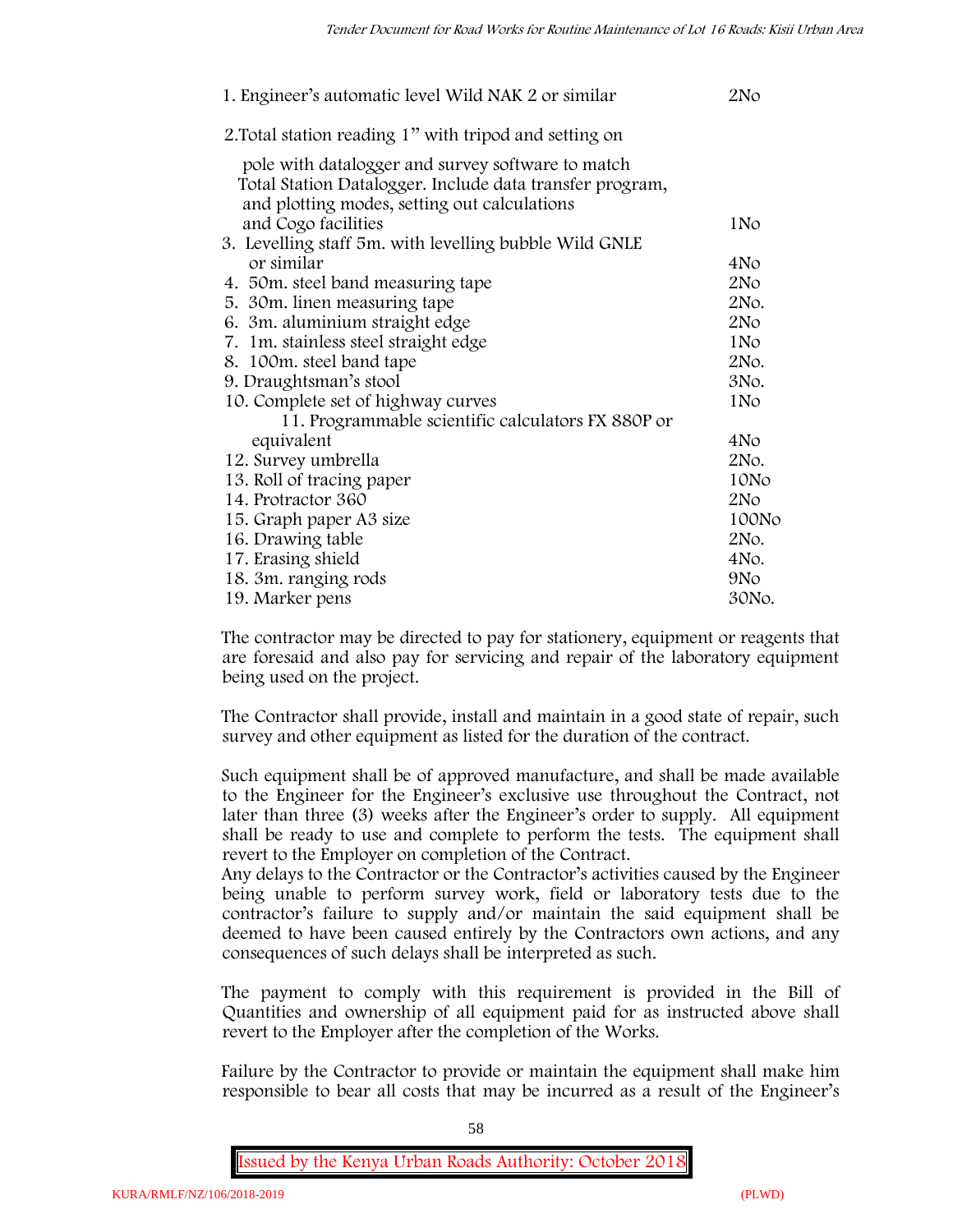| Item | Quantity |
|---|---|
| 1. Engineer's automatic level Wild NAK 2 or similar | 2No |
| 2. Total station reading 1" with tripod and setting on pole with datalogger and survey software to match Total Station Datalogger. Include data transfer program, and plotting modes, setting out calculations and Cogo facilities | 1No |
| 3. Levelling staff 5m. with levelling bubble Wild GNLE or similar | 4No |
| 4. 50m. steel band measuring tape | 2No |
| 5. 30m. linen measuring tape | 2No. |
| 6. 3m. aluminium straight edge | 2No |
| 7. 1m. stainless steel straight edge | 1No |
| 8. 100m. steel band tape | 2No. |
| 9. Draughtsman's stool | 3No. |
| 10. Complete set of highway curves | 1No |
| 11. Programmable scientific calculators FX 880P or equivalent | 4No |
| 12. Survey umbrella | 2No. |
| 13. Roll of tracing paper | 10No |
| 14. Protractor 360 | 2No |
| 15. Graph paper A3 size | 100No |
| 16. Drawing table | 2No. |
| 17. Erasing shield | 4No. |
| 18. 3m. ranging rods | 9No |
| 19. Marker pens | 30No. |

The contractor may be directed to pay for stationery, equipment or reagents that are foresaid and also pay for servicing and repair of the laboratory equipment being used on the project.

The Contractor shall provide, install and maintain in a good state of repair, such survey and other equipment as listed for the duration of the contract.

Such equipment shall be of approved manufacture, and shall be made available to the Engineer for the Engineer's exclusive use throughout the Contract, not later than three (3) weeks after the Engineer's order to supply. All equipment shall be ready to use and complete to perform the tests. The equipment shall revert to the Employer on completion of the Contract.
Any delays to the Contractor or the Contractor's activities caused by the Engineer being unable to perform survey work, field or laboratory tests due to the contractor's failure to supply and/or maintain the said equipment shall be deemed to have been caused entirely by the Contractors own actions, and any consequences of such delays shall be interpreted as such.

The payment to comply with this requirement is provided in the Bill of Quantities and ownership of all equipment paid for as instructed above shall revert to the Employer after the completion of the Works.

Failure by the Contractor to provide or maintain the equipment shall make him responsible to bear all costs that may be incurred as a result of the Engineer's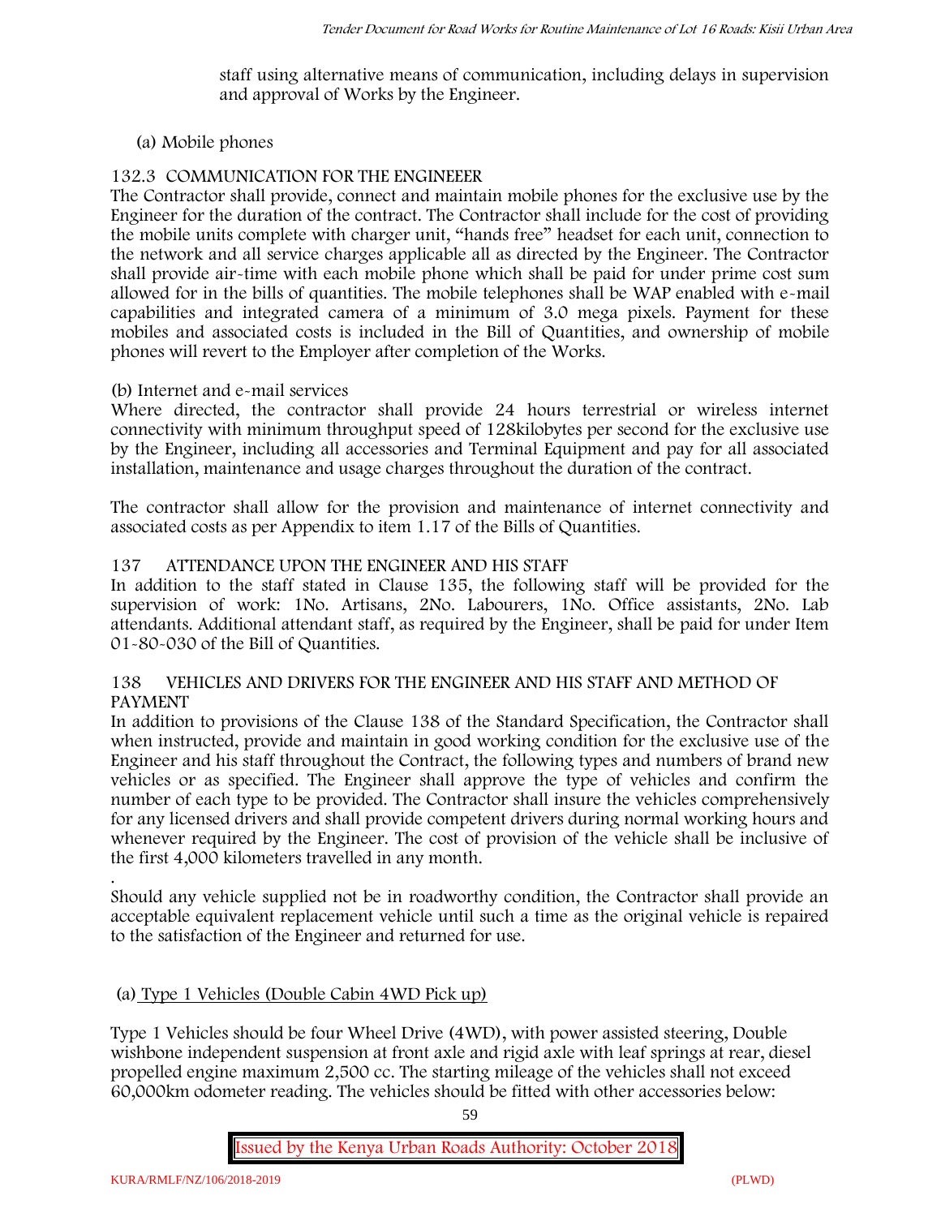staff using alternative means of communication, including delays in supervision and approval of Works by the Engineer.

(a) Mobile phones

### 132.3 COMMUNICATION FOR THE ENGINEEER

The Contractor shall provide, connect and maintain mobile phones for the exclusive use by the Engineer for the duration of the contract. The Contractor shall include for the cost of providing the mobile units complete with charger unit, "hands free" headset for each unit, connection to the network and all service charges applicable all as directed by the Engineer. The Contractor shall provide air-time with each mobile phone which shall be paid for under prime cost sum allowed for in the bills of quantities. The mobile telephones shall be WAP enabled with e-mail capabilities and integrated camera of a minimum of 3.0 mega pixels. Payment for these mobiles and associated costs is included in the Bill of Quantities, and ownership of mobile phones will revert to the Employer after completion of the Works.

(b) Internet and e-mail services

Where directed, the contractor shall provide 24 hours terrestrial or wireless internet connectivity with minimum throughput speed of 128kilobytes per second for the exclusive use by the Engineer, including all accessories and Terminal Equipment and pay for all associated installation, maintenance and usage charges throughout the duration of the contract.

The contractor shall allow for the provision and maintenance of internet connectivity and associated costs as per Appendix to item 1.17 of the Bills of Quantities.

### 137 ATTENDANCE UPON THE ENGINEER AND HIS STAFF

In addition to the staff stated in Clause 135, the following staff will be provided for the supervision of work: 1No. Artisans, 2No. Labourers, 1No. Office assistants, 2No. Lab attendants. Additional attendant staff, as required by the Engineer, shall be paid for under Item 01-80-030 of the Bill of Quantities.

### 138 VEHICLES AND DRIVERS FOR THE ENGINEER AND HIS STAFF AND METHOD OF PAYMENT

In addition to provisions of the Clause 138 of the Standard Specification, the Contractor shall when instructed, provide and maintain in good working condition for the exclusive use of the Engineer and his staff throughout the Contract, the following types and numbers of brand new vehicles or as specified. The Engineer shall approve the type of vehicles and confirm the number of each type to be provided. The Contractor shall insure the vehicles comprehensively for any licensed drivers and shall provide competent drivers during normal working hours and whenever required by the Engineer. The cost of provision of the vehicle shall be inclusive of the first 4,000 kilometers travelled in any month.

.

Should any vehicle supplied not be in roadworthy condition, the Contractor shall provide an acceptable equivalent replacement vehicle until such a time as the original vehicle is repaired to the satisfaction of the Engineer and returned for use.

(a) Type 1 Vehicles (Double Cabin 4WD Pick up)

Type 1 Vehicles should be four Wheel Drive (4WD), with power assisted steering, Double wishbone independent suspension at front axle and rigid axle with leaf springs at rear, diesel propelled engine maximum 2,500 cc. The starting mileage of the vehicles shall not exceed 60,000km odometer reading. The vehicles should be fitted with other accessories below: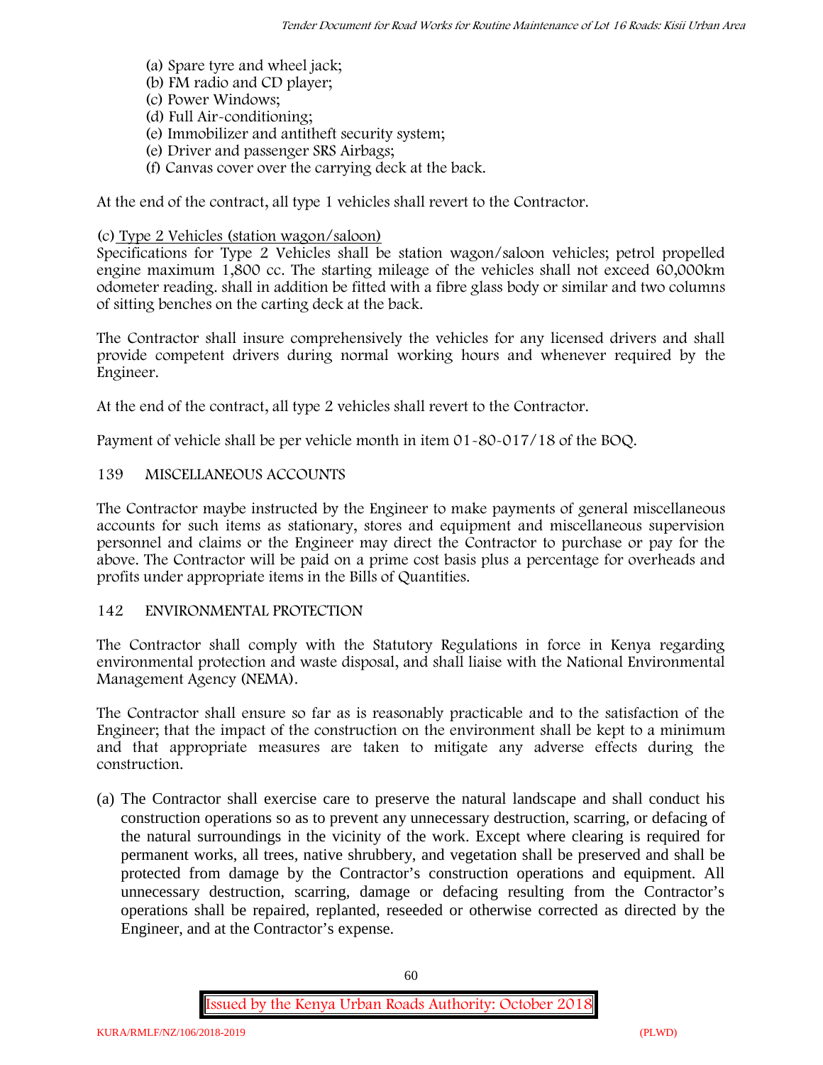(a) Spare tyre and wheel jack;
(b) FM radio and CD player;
(c) Power Windows;
(d) Full Air-conditioning;
(e) Immobilizer and antitheft security system;
(e) Driver and passenger SRS Airbags;
(f) Canvas cover over the carrying deck at the back.

At the end of the contract, all type 1 vehicles shall revert to the Contractor.

(c) Type 2 Vehicles (station wagon/saloon)

Specifications for Type 2 Vehicles shall be station wagon/saloon vehicles; petrol propelled engine maximum 1,800 cc. The starting mileage of the vehicles shall not exceed 60,000km odometer reading. shall in addition be fitted with a fibre glass body or similar and two columns of sitting benches on the carting deck at the back.

The Contractor shall insure comprehensively the vehicles for any licensed drivers and shall provide competent drivers during normal working hours and whenever required by the Engineer.

At the end of the contract, all type 2 vehicles shall revert to the Contractor.

Payment of vehicle shall be per vehicle month in item 01-80-017/18 of the BOQ.

## 139 MISCELLANEOUS ACCOUNTS

The Contractor maybe instructed by the Engineer to make payments of general miscellaneous accounts for such items as stationary, stores and equipment and miscellaneous supervision personnel and claims or the Engineer may direct the Contractor to purchase or pay for the above. The Contractor will be paid on a prime cost basis plus a percentage for overheads and profits under appropriate items in the Bills of Quantities.

## 142 ENVIRONMENTAL PROTECTION

The Contractor shall comply with the Statutory Regulations in force in Kenya regarding environmental protection and waste disposal, and shall liaise with the National Environmental Management Agency (NEMA).

The Contractor shall ensure so far as is reasonably practicable and to the satisfaction of the Engineer; that the impact of the construction on the environment shall be kept to a minimum and that appropriate measures are taken to mitigate any adverse effects during the construction.

(a) The Contractor shall exercise care to preserve the natural landscape and shall conduct his construction operations so as to prevent any unnecessary destruction, scarring, or defacing of the natural surroundings in the vicinity of the work. Except where clearing is required for permanent works, all trees, native shrubbery, and vegetation shall be preserved and shall be protected from damage by the Contractor's construction operations and equipment. All unnecessary destruction, scarring, damage or defacing resulting from the Contractor's operations shall be repaired, replanted, reseeded or otherwise corrected as directed by the Engineer, and at the Contractor's expense.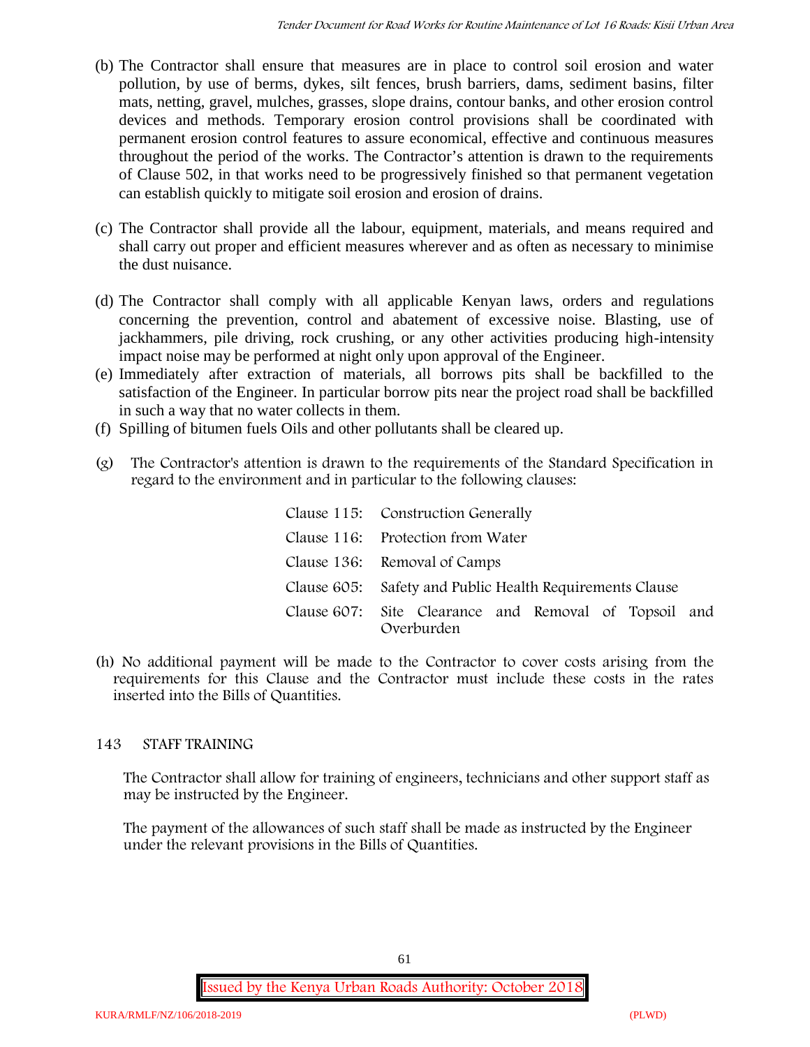(b) The Contractor shall ensure that measures are in place to control soil erosion and water pollution, by use of berms, dykes, silt fences, brush barriers, dams, sediment basins, filter mats, netting, gravel, mulches, grasses, slope drains, contour banks, and other erosion control devices and methods. Temporary erosion control provisions shall be coordinated with permanent erosion control features to assure economical, effective and continuous measures throughout the period of the works. The Contractor's attention is drawn to the requirements of Clause 502, in that works need to be progressively finished so that permanent vegetation can establish quickly to mitigate soil erosion and erosion of drains.

(c) The Contractor shall provide all the labour, equipment, materials, and means required and shall carry out proper and efficient measures wherever and as often as necessary to minimise the dust nuisance.

(d) The Contractor shall comply with all applicable Kenyan laws, orders and regulations concerning the prevention, control and abatement of excessive noise. Blasting, use of jackhammers, pile driving, rock crushing, or any other activities producing high-intensity impact noise may be performed at night only upon approval of the Engineer.

(e) Immediately after extraction of materials, all borrows pits shall be backfilled to the satisfaction of the Engineer. In particular borrow pits near the project road shall be backfilled in such a way that no water collects in them.

(f) Spilling of bitumen fuels Oils and other pollutants shall be cleared up.

(g) The Contractor's attention is drawn to the requirements of the Standard Specification in regard to the environment and in particular to the following clauses:

| | |
|---|---|
| Clause 115: | Construction Generally |
| Clause 116: | Protection from Water |
| Clause 136: | Removal of Camps |
| Clause 605: | Safety and Public Health Requirements Clause |
| Clause 607: | Site Clearance and Removal of Topsoil and Overburden |

(h) No additional payment will be made to the Contractor to cover costs arising from the requirements for this Clause and the Contractor must include these costs in the rates inserted into the Bills of Quantities.

## 143 STAFF TRAINING

The Contractor shall allow for training of engineers, technicians and other support staff as may be instructed by the Engineer.

The payment of the allowances of such staff shall be made as instructed by the Engineer under the relevant provisions in the Bills of Quantities.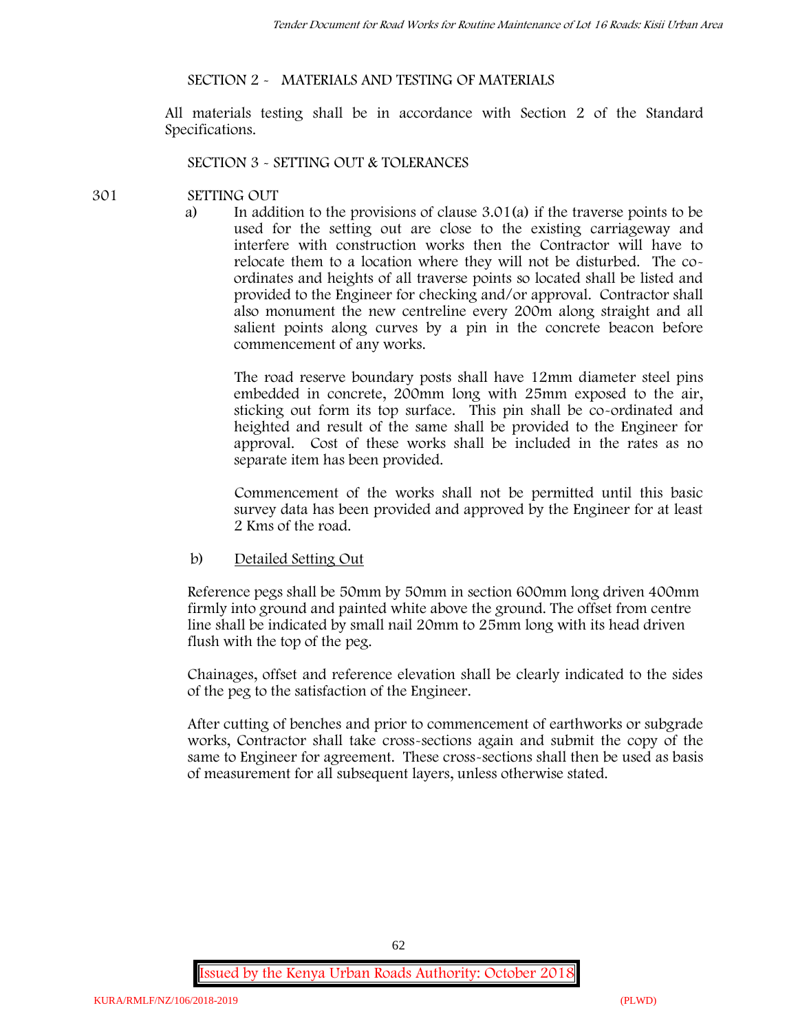## SECTION 2 - MATERIALS AND TESTING OF MATERIALS

All materials testing shall be in accordance with Section 2 of the Standard Specifications.

## SECTION 3 - SETTING OUT & TOLERANCES

### 301 SETTING OUT

a) In addition to the provisions of clause 3.01(a) if the traverse points to be used for the setting out are close to the existing carriageway and interfere with construction works then the Contractor will have to relocate them to a location where they will not be disturbed. The co-ordinates and heights of all traverse points so located shall be listed and provided to the Engineer for checking and/or approval. Contractor shall also monument the new centreline every 200m along straight and all salient points along curves by a pin in the concrete beacon before commencement of any works.

The road reserve boundary posts shall have 12mm diameter steel pins embedded in concrete, 200mm long with 25mm exposed to the air, sticking out form its top surface. This pin shall be co-ordinated and heighted and result of the same shall be provided to the Engineer for approval. Cost of these works shall be included in the rates as no separate item has been provided.

Commencement of the works shall not be permitted until this basic survey data has been provided and approved by the Engineer for at least 2 Kms of the road.

b) <u>Detailed Setting Out</u>

Reference pegs shall be 50mm by 50mm in section 600mm long driven 400mm firmly into ground and painted white above the ground. The offset from centre line shall be indicated by small nail 20mm to 25mm long with its head driven flush with the top of the peg.

Chainages, offset and reference elevation shall be clearly indicated to the sides of the peg to the satisfaction of the Engineer.

After cutting of benches and prior to commencement of earthworks or subgrade works, Contractor shall take cross-sections again and submit the copy of the same to Engineer for agreement. These cross-sections shall then be used as basis of measurement for all subsequent layers, unless otherwise stated.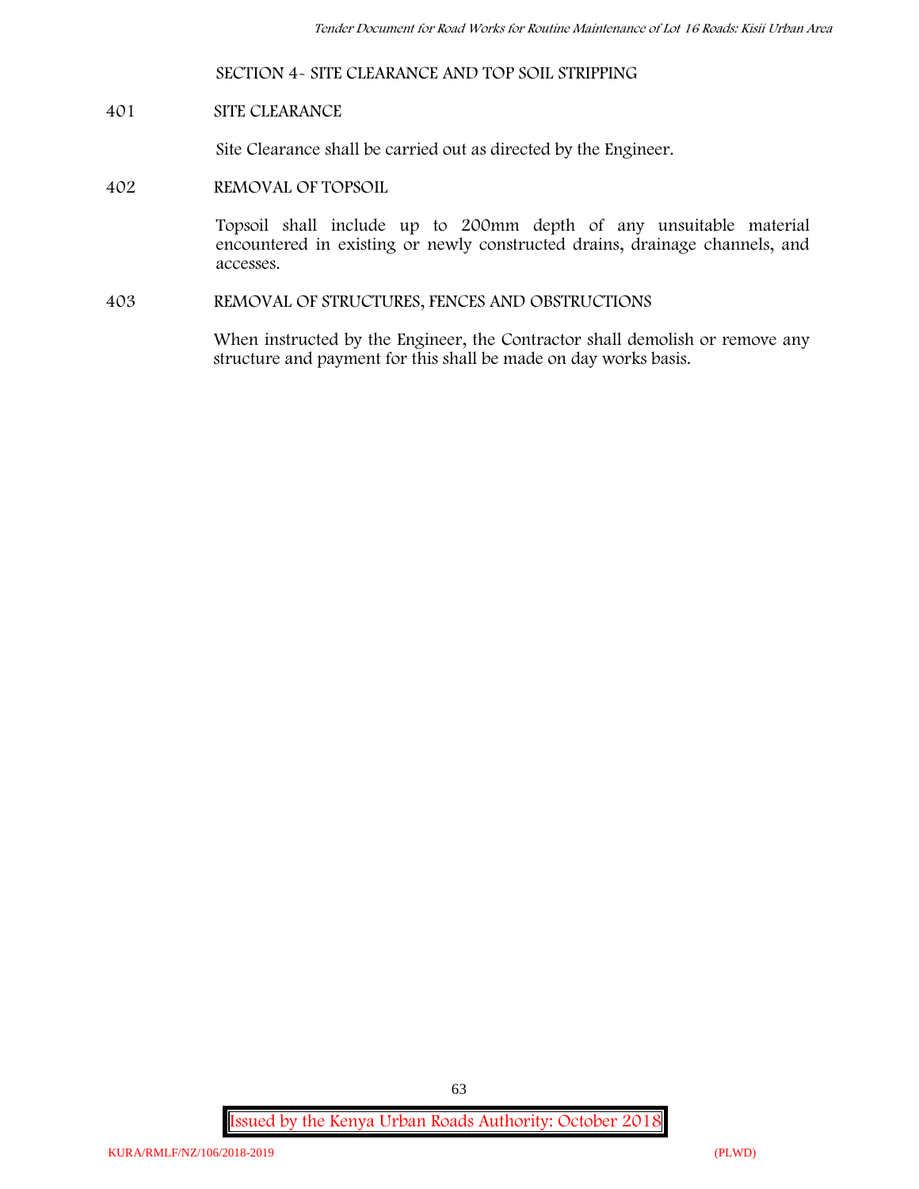## SECTION 4- SITE CLEARANCE AND TOP SOIL STRIPPING

### 401 SITE CLEARANCE

Site Clearance shall be carried out as directed by the Engineer.

### 402 REMOVAL OF TOPSOIL

Topsoil shall include up to 200mm depth of any unsuitable material encountered in existing or newly constructed drains, drainage channels, and accesses.

### 403 REMOVAL OF STRUCTURES, FENCES AND OBSTRUCTIONS

When instructed by the Engineer, the Contractor shall demolish or remove any structure and payment for this shall be made on day works basis.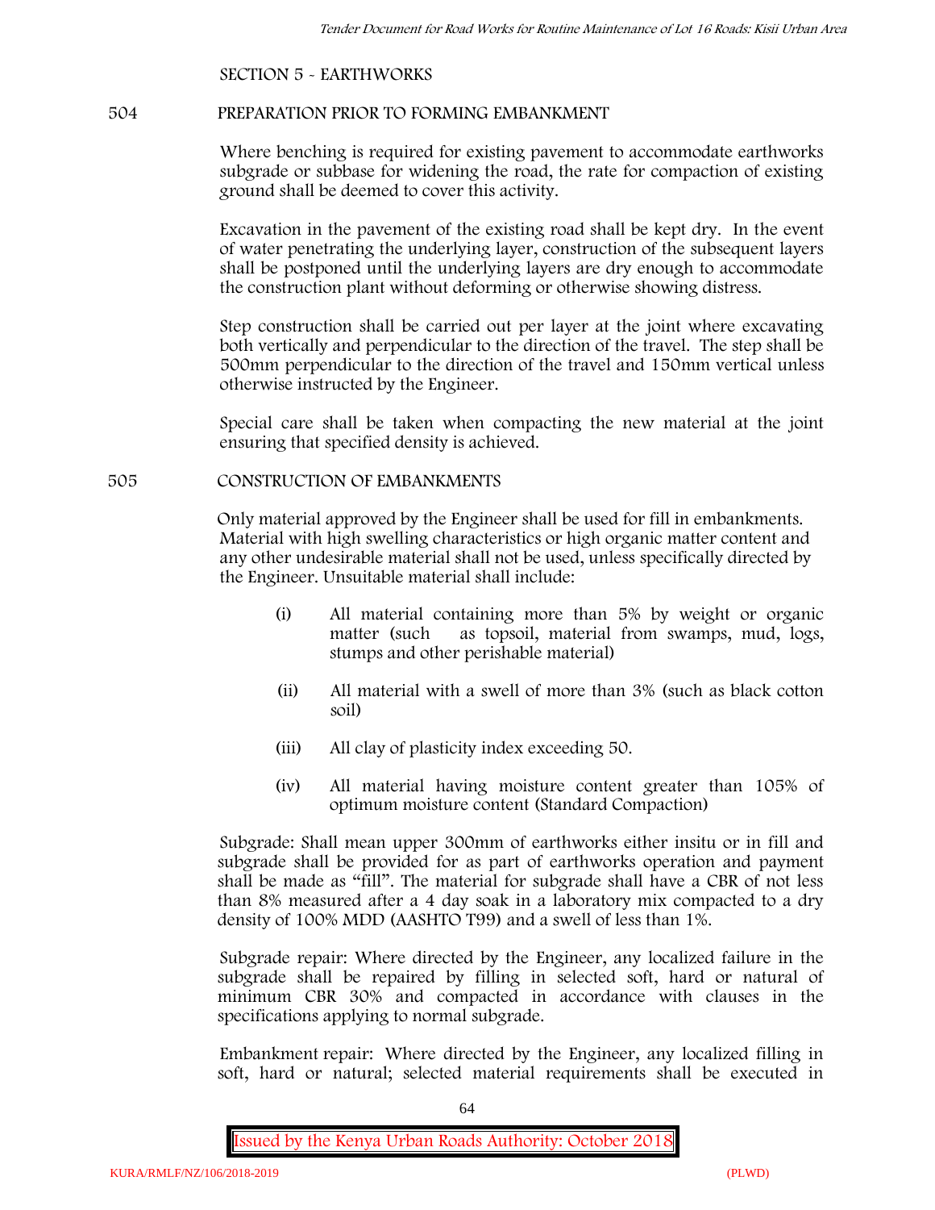SECTION 5 - EARTHWORKS

## 504 PREPARATION PRIOR TO FORMING EMBANKMENT

Where benching is required for existing pavement to accommodate earthworks subgrade or subbase for widening the road, the rate for compaction of existing ground shall be deemed to cover this activity.

Excavation in the pavement of the existing road shall be kept dry. In the event of water penetrating the underlying layer, construction of the subsequent layers shall be postponed until the underlying layers are dry enough to accommodate the construction plant without deforming or otherwise showing distress.

Step construction shall be carried out per layer at the joint where excavating both vertically and perpendicular to the direction of the travel. The step shall be 500mm perpendicular to the direction of the travel and 150mm vertical unless otherwise instructed by the Engineer.

Special care shall be taken when compacting the new material at the joint ensuring that specified density is achieved.

## 505 CONSTRUCTION OF EMBANKMENTS

Only material approved by the Engineer shall be used for fill in embankments. Material with high swelling characteristics or high organic matter content and any other undesirable material shall not be used, unless specifically directed by the Engineer. Unsuitable material shall include:

(i) All material containing more than 5% by weight or organic matter (such as topsoil, material from swamps, mud, logs, stumps and other perishable material)

(ii) All material with a swell of more than 3% (such as black cotton soil)

(iii) All clay of plasticity index exceeding 50.

(iv) All material having moisture content greater than 105% of optimum moisture content (Standard Compaction)

Subgrade: Shall mean upper 300mm of earthworks either insitu or in fill and subgrade shall be provided for as part of earthworks operation and payment shall be made as "fill". The material for subgrade shall have a CBR of not less than 8% measured after a 4 day soak in a laboratory mix compacted to a dry density of 100% MDD (AASHTO T99) and a swell of less than 1%.

Subgrade repair: Where directed by the Engineer, any localized failure in the subgrade shall be repaired by filling in selected soft, hard or natural of minimum CBR 30% and compacted in accordance with clauses in the specifications applying to normal subgrade.

Embankment repair: Where directed by the Engineer, any localized filling in soft, hard or natural; selected material requirements shall be executed in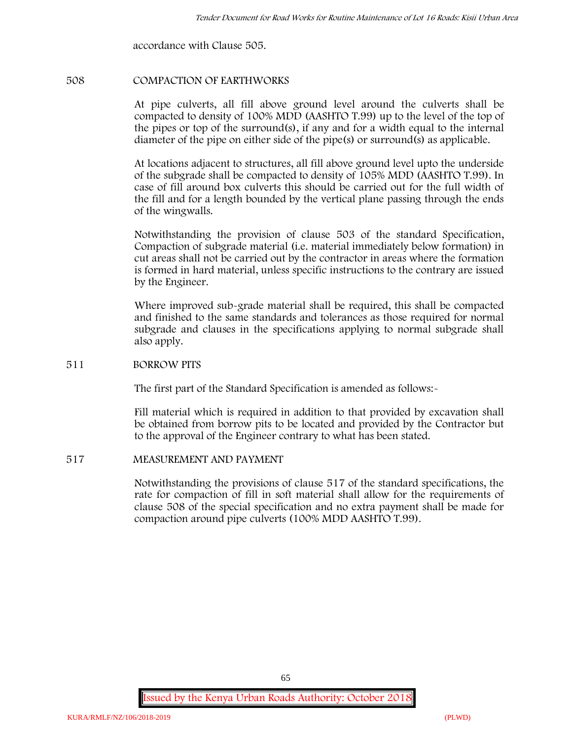accordance with Clause 505.

## 508 COMPACTION OF EARTHWORKS

At pipe culverts, all fill above ground level around the culverts shall be compacted to density of 100% MDD (AASHTO T.99) up to the level of the top of the pipes or top of the surround(s), if any and for a width equal to the internal diameter of the pipe on either side of the pipe(s) or surround(s) as applicable.

At locations adjacent to structures, all fill above ground level upto the underside of the subgrade shall be compacted to density of 105% MDD (AASHTO T.99). In case of fill around box culverts this should be carried out for the full width of the fill and for a length bounded by the vertical plane passing through the ends of the wingwalls.

Notwithstanding the provision of clause 503 of the standard Specification, Compaction of subgrade material (i.e. material immediately below formation) in cut areas shall not be carried out by the contractor in areas where the formation is formed in hard material, unless specific instructions to the contrary are issued by the Engineer.

Where improved sub-grade material shall be required, this shall be compacted and finished to the same standards and tolerances as those required for normal subgrade and clauses in the specifications applying to normal subgrade shall also apply.

## 511 BORROW PITS

The first part of the Standard Specification is amended as follows:-

Fill material which is required in addition to that provided by excavation shall be obtained from borrow pits to be located and provided by the Contractor but to the approval of the Engineer contrary to what has been stated.

## 517 MEASUREMENT AND PAYMENT

Notwithstanding the provisions of clause 517 of the standard specifications, the rate for compaction of fill in soft material shall allow for the requirements of clause 508 of the special specification and no extra payment shall be made for compaction around pipe culverts (100% MDD AASHTO T.99).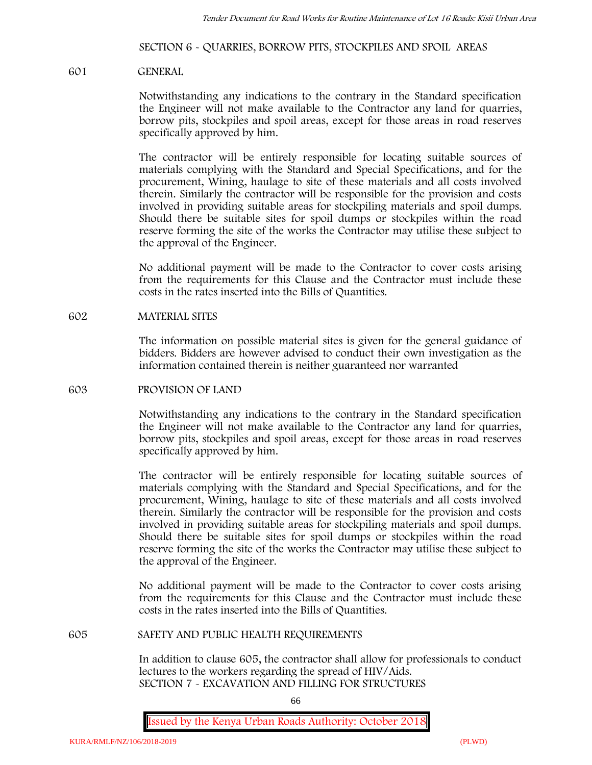## SECTION 6 - QUARRIES, BORROW PITS, STOCKPILES AND SPOIL AREAS

### 601 GENERAL

Notwithstanding any indications to the contrary in the Standard specification the Engineer will not make available to the Contractor any land for quarries, borrow pits, stockpiles and spoil areas, except for those areas in road reserves specifically approved by him.

The contractor will be entirely responsible for locating suitable sources of materials complying with the Standard and Special Specifications, and for the procurement, Wining, haulage to site of these materials and all costs involved therein. Similarly the contractor will be responsible for the provision and costs involved in providing suitable areas for stockpiling materials and spoil dumps. Should there be suitable sites for spoil dumps or stockpiles within the road reserve forming the site of the works the Contractor may utilise these subject to the approval of the Engineer.

No additional payment will be made to the Contractor to cover costs arising from the requirements for this Clause and the Contractor must include these costs in the rates inserted into the Bills of Quantities.

### 602 MATERIAL SITES

The information on possible material sites is given for the general guidance of bidders. Bidders are however advised to conduct their own investigation as the information contained therein is neither guaranteed nor warranted

### 603 PROVISION OF LAND

Notwithstanding any indications to the contrary in the Standard specification the Engineer will not make available to the Contractor any land for quarries, borrow pits, stockpiles and spoil areas, except for those areas in road reserves specifically approved by him.

The contractor will be entirely responsible for locating suitable sources of materials complying with the Standard and Special Specifications, and for the procurement, Wining, haulage to site of these materials and all costs involved therein. Similarly the contractor will be responsible for the provision and costs involved in providing suitable areas for stockpiling materials and spoil dumps. Should there be suitable sites for spoil dumps or stockpiles within the road reserve forming the site of the works the Contractor may utilise these subject to the approval of the Engineer.

No additional payment will be made to the Contractor to cover costs arising from the requirements for this Clause and the Contractor must include these costs in the rates inserted into the Bills of Quantities.

### 605 SAFETY AND PUBLIC HEALTH REQUIREMENTS

In addition to clause 605, the contractor shall allow for professionals to conduct lectures to the workers regarding the spread of HIV/Aids.

## SECTION 7 - EXCAVATION AND FILLING FOR STRUCTURES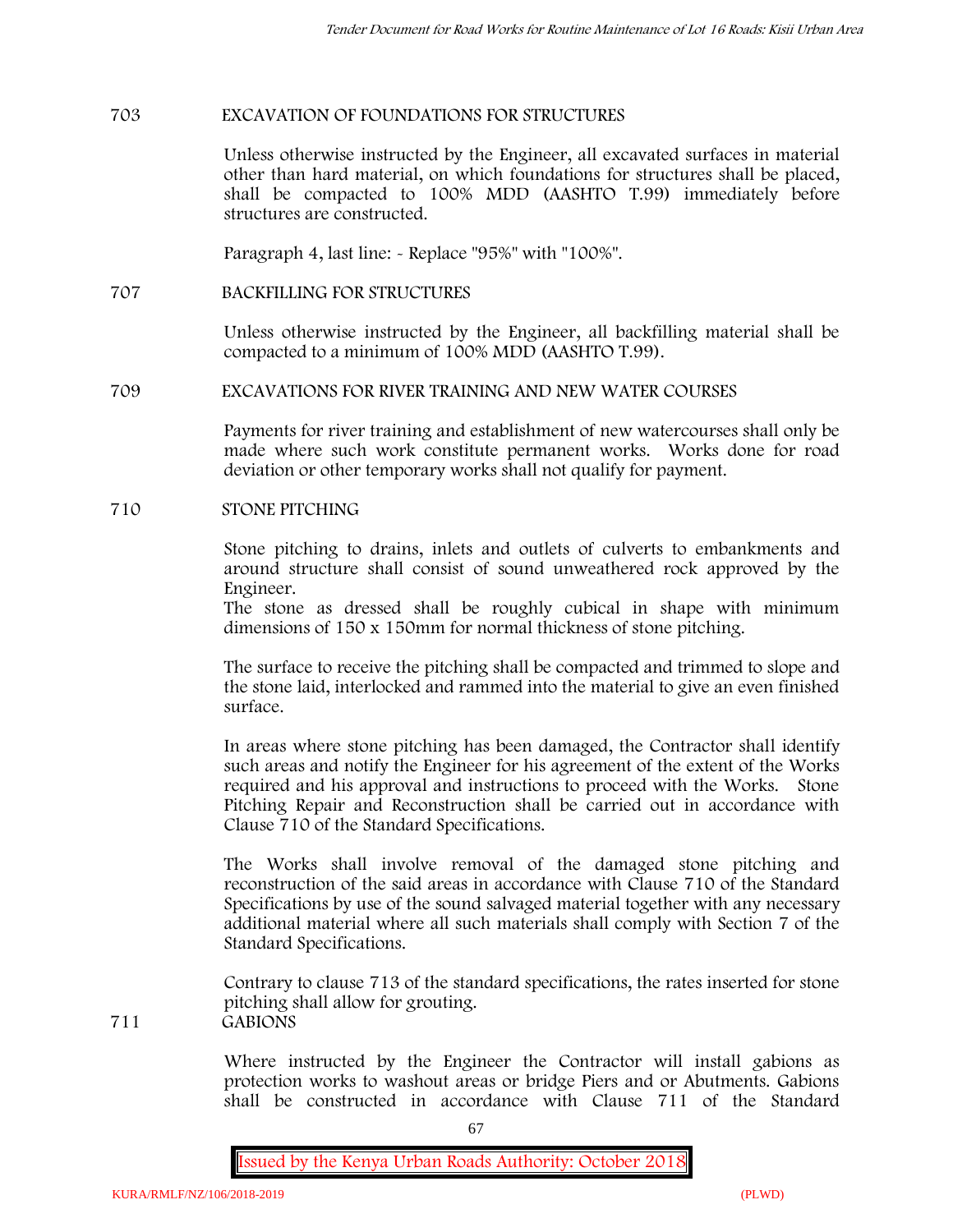703 EXCAVATION OF FOUNDATIONS FOR STRUCTURES

Unless otherwise instructed by the Engineer, all excavated surfaces in material other than hard material, on which foundations for structures shall be placed, shall be compacted to 100% MDD (AASHTO T.99) immediately before structures are constructed.

Paragraph 4, last line: - Replace "95%" with "100%".

707 BACKFILLING FOR STRUCTURES

Unless otherwise instructed by the Engineer, all backfilling material shall be compacted to a minimum of 100% MDD (AASHTO T.99).

709 EXCAVATIONS FOR RIVER TRAINING AND NEW WATER COURSES

Payments for river training and establishment of new watercourses shall only be made where such work constitute permanent works. Works done for road deviation or other temporary works shall not qualify for payment.

710 STONE PITCHING

Stone pitching to drains, inlets and outlets of culverts to embankments and around structure shall consist of sound unweathered rock approved by the Engineer.
The stone as dressed shall be roughly cubical in shape with minimum dimensions of 150 x 150mm for normal thickness of stone pitching.

The surface to receive the pitching shall be compacted and trimmed to slope and the stone laid, interlocked and rammed into the material to give an even finished surface.

In areas where stone pitching has been damaged, the Contractor shall identify such areas and notify the Engineer for his agreement of the extent of the Works required and his approval and instructions to proceed with the Works. Stone Pitching Repair and Reconstruction shall be carried out in accordance with Clause 710 of the Standard Specifications.

The Works shall involve removal of the damaged stone pitching and reconstruction of the said areas in accordance with Clause 710 of the Standard Specifications by use of the sound salvaged material together with any necessary additional material where all such materials shall comply with Section 7 of the Standard Specifications.

Contrary to clause 713 of the standard specifications, the rates inserted for stone pitching shall allow for grouting.

711 GABIONS

Where instructed by the Engineer the Contractor will install gabions as protection works to washout areas or bridge Piers and or Abutments. Gabions shall be constructed in accordance with Clause 711 of the Standard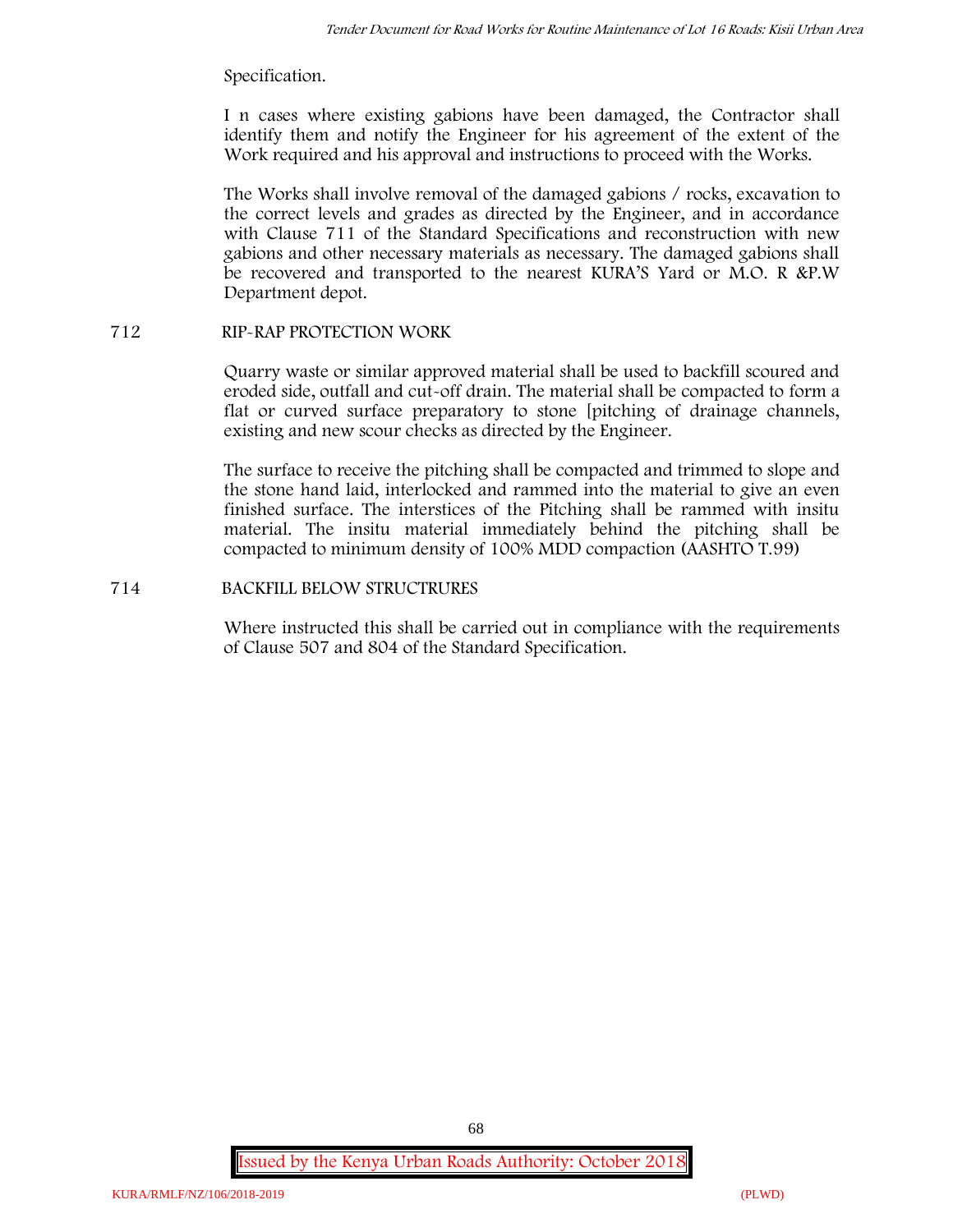Specification.

I n cases where existing gabions have been damaged, the Contractor shall identify them and notify the Engineer for his agreement of the extent of the Work required and his approval and instructions to proceed with the Works.

The Works shall involve removal of the damaged gabions / rocks, excavation to the correct levels and grades as directed by the Engineer, and in accordance with Clause 711 of the Standard Specifications and reconstruction with new gabions and other necessary materials as necessary. The damaged gabions shall be recovered and transported to the nearest KURA'S Yard or M.O. R &P.W Department depot.

## 712 RIP-RAP PROTECTION WORK

Quarry waste or similar approved material shall be used to backfill scoured and eroded side, outfall and cut-off drain. The material shall be compacted to form a flat or curved surface preparatory to stone [pitching of drainage channels, existing and new scour checks as directed by the Engineer.

The surface to receive the pitching shall be compacted and trimmed to slope and the stone hand laid, interlocked and rammed into the material to give an even finished surface. The interstices of the Pitching shall be rammed with insitu material. The insitu material immediately behind the pitching shall be compacted to minimum density of 100% MDD compaction (AASHTO T.99)

## 714 BACKFILL BELOW STRUCTRURES

Where instructed this shall be carried out in compliance with the requirements of Clause 507 and 804 of the Standard Specification.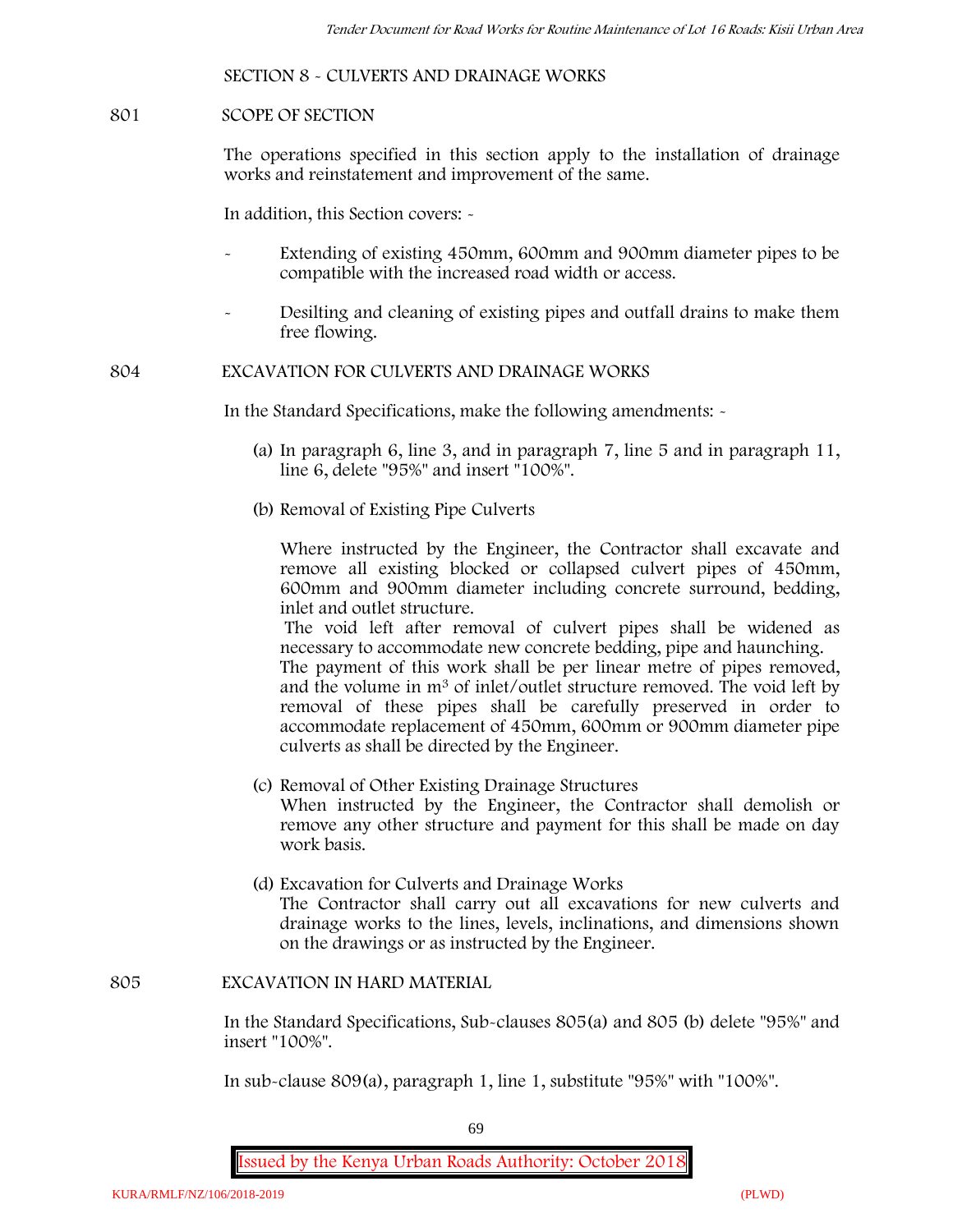## SECTION 8 - CULVERTS AND DRAINAGE WORKS

### 801 SCOPE OF SECTION

The operations specified in this section apply to the installation of drainage works and reinstatement and improvement of the same.

In addition, this Section covers: -

- Extending of existing 450mm, 600mm and 900mm diameter pipes to be compatible with the increased road width or access.
- Desilting and cleaning of existing pipes and outfall drains to make them free flowing.

### 804 EXCAVATION FOR CULVERTS AND DRAINAGE WORKS

In the Standard Specifications, make the following amendments: -

(a) In paragraph 6, line 3, and in paragraph 7, line 5 and in paragraph 11, line 6, delete "95%" and insert "100%".

(b) Removal of Existing Pipe Culverts

Where instructed by the Engineer, the Contractor shall excavate and remove all existing blocked or collapsed culvert pipes of 450mm, 600mm and 900mm diameter including concrete surround, bedding, inlet and outlet structure.

The void left after removal of culvert pipes shall be widened as necessary to accommodate new concrete bedding, pipe and haunching.

The payment of this work shall be per linear metre of pipes removed, and the volume in $m^3$ of inlet/outlet structure removed. The void left by removal of these pipes shall be carefully preserved in order to accommodate replacement of 450mm, 600mm or 900mm diameter pipe culverts as shall be directed by the Engineer.

(c) Removal of Other Existing Drainage Structures

When instructed by the Engineer, the Contractor shall demolish or remove any other structure and payment for this shall be made on day work basis.

(d) Excavation for Culverts and Drainage Works

The Contractor shall carry out all excavations for new culverts and drainage works to the lines, levels, inclinations, and dimensions shown on the drawings or as instructed by the Engineer.

### 805 EXCAVATION IN HARD MATERIAL

In the Standard Specifications, Sub-clauses 805(a) and 805 (b) delete "95%" and insert "100%".

In sub-clause 809(a), paragraph 1, line 1, substitute "95%" with "100%".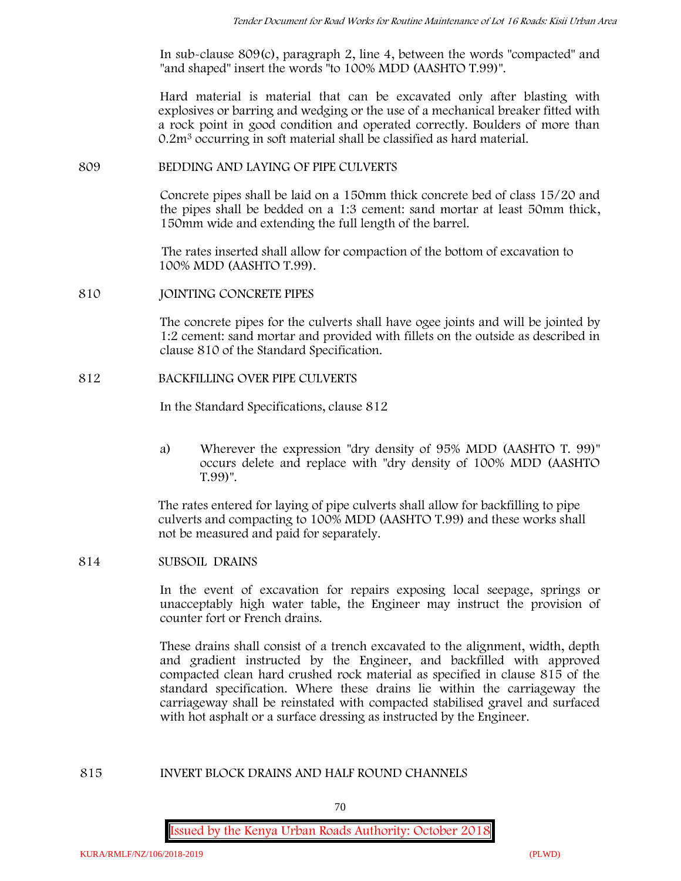In sub-clause 809(c), paragraph 2, line 4, between the words "compacted" and "and shaped" insert the words "to 100% MDD (AASHTO T.99)".

Hard material is material that can be excavated only after blasting with explosives or barring and wedging or the use of a mechanical breaker fitted with a rock point in good condition and operated correctly. Boulders of more than $0.2m^3$ occurring in soft material shall be classified as hard material.

## 809 BEDDING AND LAYING OF PIPE CULVERTS

Concrete pipes shall be laid on a 150mm thick concrete bed of class 15/20 and the pipes shall be bedded on a 1:3 cement: sand mortar at least 50mm thick, 150mm wide and extending the full length of the barrel.

The rates inserted shall allow for compaction of the bottom of excavation to 100% MDD (AASHTO T.99).

## 810 JOINTING CONCRETE PIPES

The concrete pipes for the culverts shall have ogee joints and will be jointed by 1:2 cement: sand mortar and provided with fillets on the outside as described in clause 810 of the Standard Specification.

## 812 BACKFILLING OVER PIPE CULVERTS

In the Standard Specifications, clause 812

a) Wherever the expression "dry density of 95% MDD (AASHTO T. 99)" occurs delete and replace with "dry density of 100% MDD (AASHTO T.99)".

The rates entered for laying of pipe culverts shall allow for backfilling to pipe culverts and compacting to 100% MDD (AASHTO T.99) and these works shall not be measured and paid for separately.

## 814 SUBSOIL DRAINS

In the event of excavation for repairs exposing local seepage, springs or unacceptably high water table, the Engineer may instruct the provision of counter fort or French drains.

These drains shall consist of a trench excavated to the alignment, width, depth and gradient instructed by the Engineer, and backfilled with approved compacted clean hard crushed rock material as specified in clause 815 of the standard specification. Where these drains lie within the carriageway the carriageway shall be reinstated with compacted stabilised gravel and surfaced with hot asphalt or a surface dressing as instructed by the Engineer.

## 815 INVERT BLOCK DRAINS AND HALF ROUND CHANNELS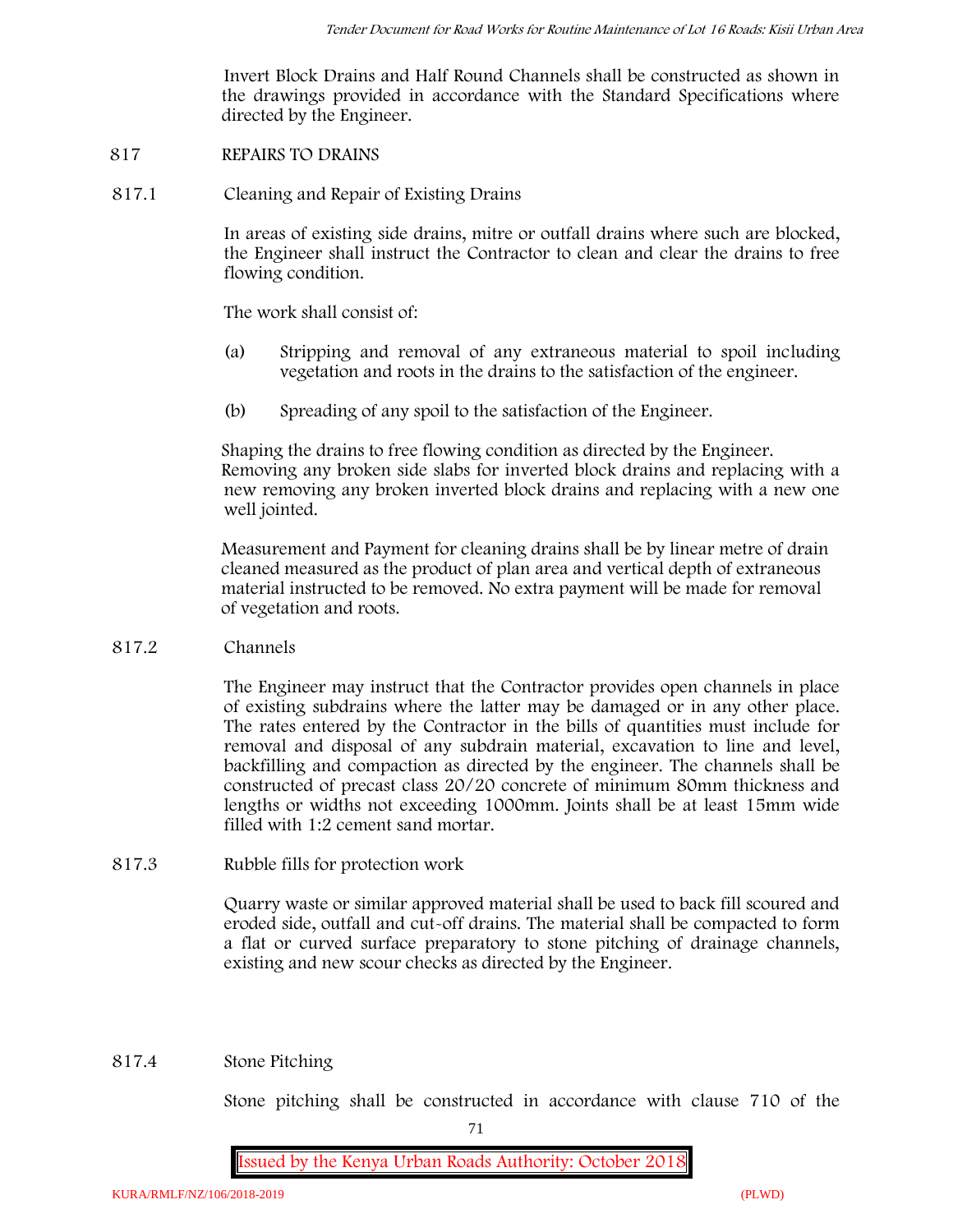Invert Block Drains and Half Round Channels shall be constructed as shown in the drawings provided in accordance with the Standard Specifications where directed by the Engineer.

## 817 REPAIRS TO DRAINS

### 817.1 Cleaning and Repair of Existing Drains

In areas of existing side drains, mitre or outfall drains where such are blocked, the Engineer shall instruct the Contractor to clean and clear the drains to free flowing condition.

The work shall consist of:

(a) Stripping and removal of any extraneous material to spoil including vegetation and roots in the drains to the satisfaction of the engineer.

(b) Spreading of any spoil to the satisfaction of the Engineer.

Shaping the drains to free flowing condition as directed by the Engineer. Removing any broken side slabs for inverted block drains and replacing with a new removing any broken inverted block drains and replacing with a new one well jointed.

Measurement and Payment for cleaning drains shall be by linear metre of drain cleaned measured as the product of plan area and vertical depth of extraneous material instructed to be removed. No extra payment will be made for removal of vegetation and roots.

### 817.2 Channels

The Engineer may instruct that the Contractor provides open channels in place of existing subdrains where the latter may be damaged or in any other place. The rates entered by the Contractor in the bills of quantities must include for removal and disposal of any subdrain material, excavation to line and level, backfilling and compaction as directed by the engineer. The channels shall be constructed of precast class 20/20 concrete of minimum 80mm thickness and lengths or widths not exceeding 1000mm. Joints shall be at least 15mm wide filled with 1:2 cement sand mortar.

### 817.3 Rubble fills for protection work

Quarry waste or similar approved material shall be used to back fill scoured and eroded side, outfall and cut-off drains. The material shall be compacted to form a flat or curved surface preparatory to stone pitching of drainage channels, existing and new scour checks as directed by the Engineer.

### 817.4 Stone Pitching

Stone pitching shall be constructed in accordance with clause 710 of the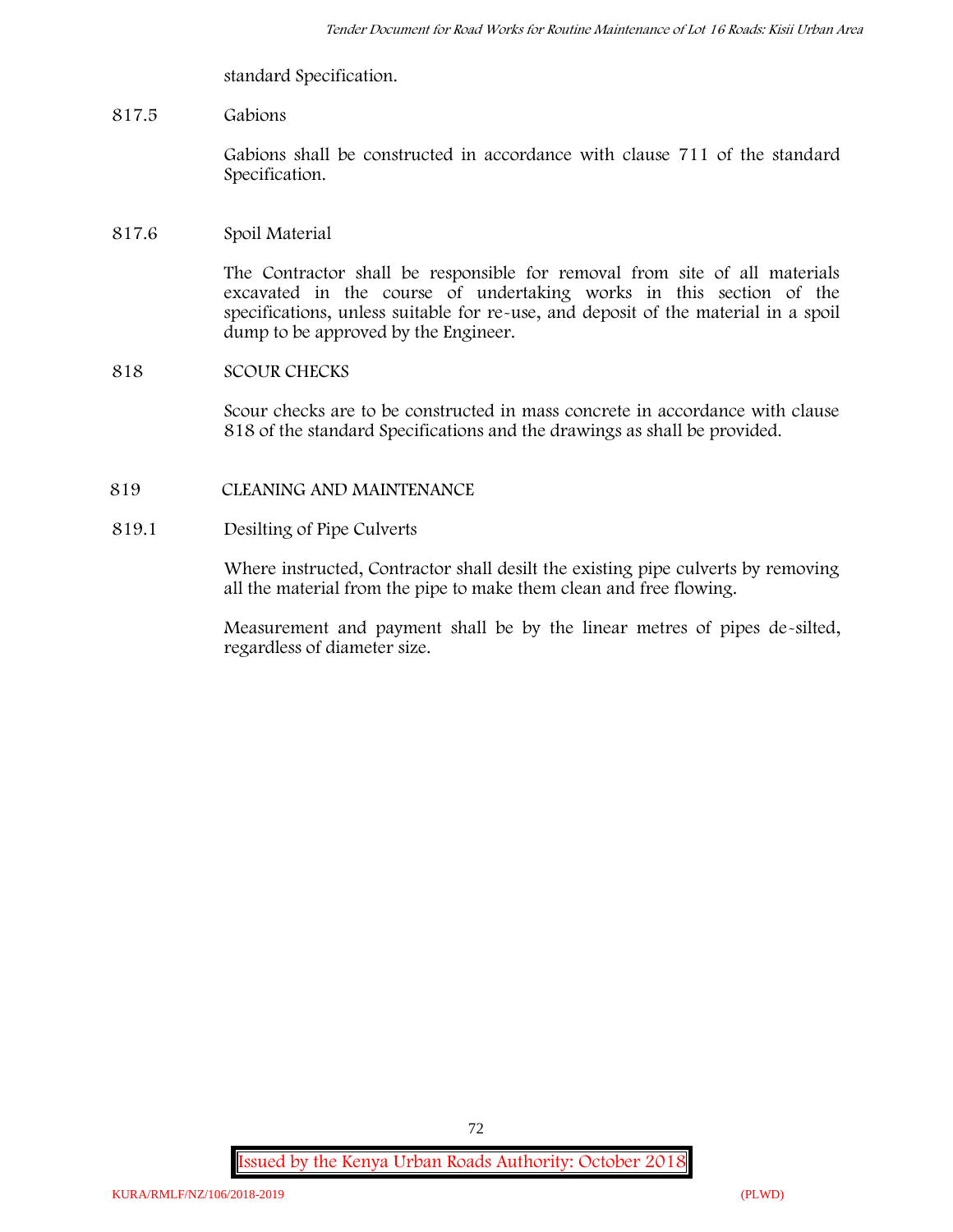standard Specification.

817.5 Gabions

Gabions shall be constructed in accordance with clause 711 of the standard Specification.

817.6 Spoil Material

The Contractor shall be responsible for removal from site of all materials excavated in the course of undertaking works in this section of the specifications, unless suitable for re-use, and deposit of the material in a spoil dump to be approved by the Engineer.

818 SCOUR CHECKS

Scour checks are to be constructed in mass concrete in accordance with clause 818 of the standard Specifications and the drawings as shall be provided.

819 CLEANING AND MAINTENANCE

819.1 Desilting of Pipe Culverts

Where instructed, Contractor shall desilt the existing pipe culverts by removing all the material from the pipe to make them clean and free flowing.

Measurement and payment shall be by the linear metres of pipes de-silted, regardless of diameter size.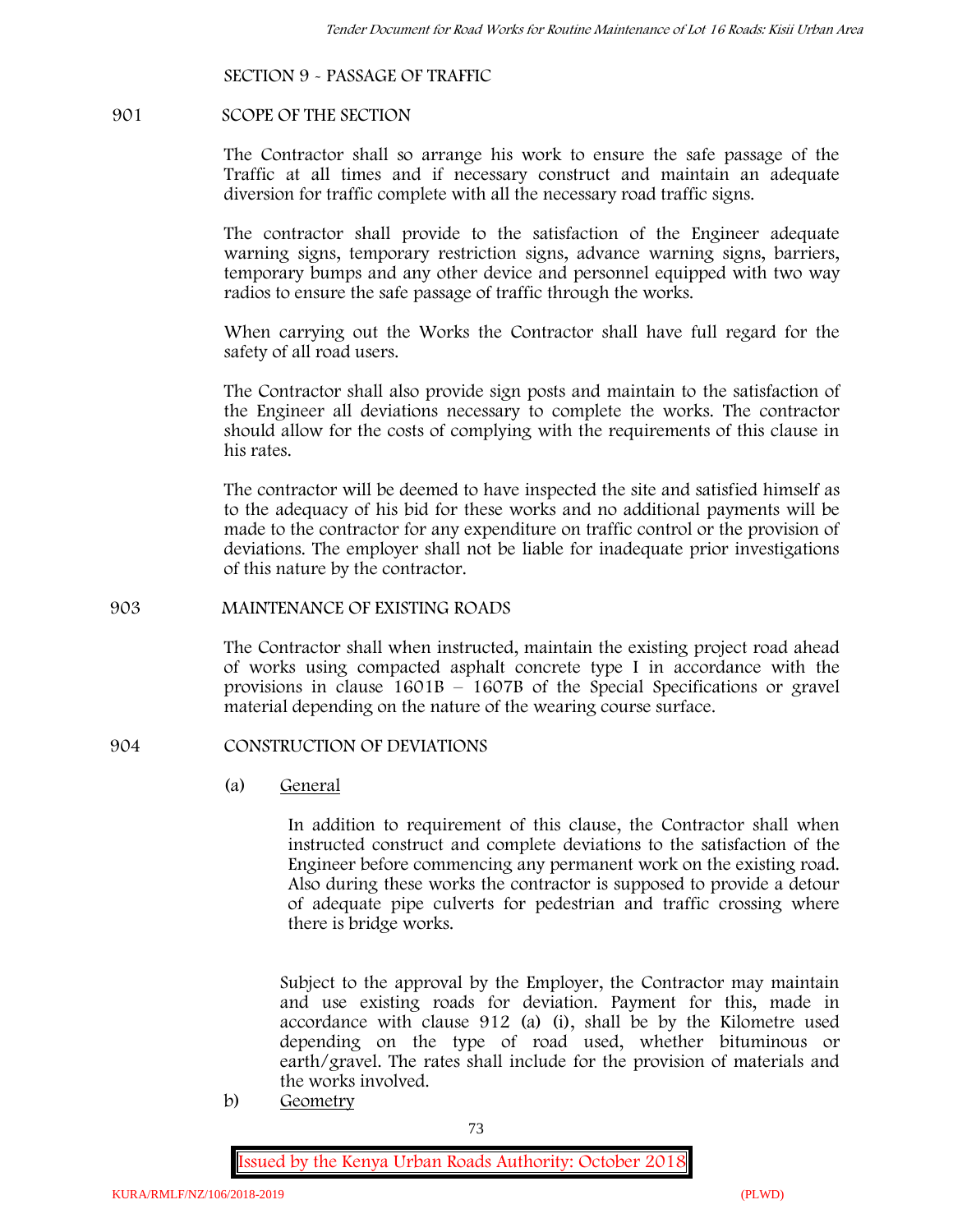SECTION 9 - PASSAGE OF TRAFFIC

901 SCOPE OF THE SECTION

The Contractor shall so arrange his work to ensure the safe passage of the Traffic at all times and if necessary construct and maintain an adequate diversion for traffic complete with all the necessary road traffic signs.

The contractor shall provide to the satisfaction of the Engineer adequate warning signs, temporary restriction signs, advance warning signs, barriers, temporary bumps and any other device and personnel equipped with two way radios to ensure the safe passage of traffic through the works.

When carrying out the Works the Contractor shall have full regard for the safety of all road users.

The Contractor shall also provide sign posts and maintain to the satisfaction of the Engineer all deviations necessary to complete the works. The contractor should allow for the costs of complying with the requirements of this clause in his rates.

The contractor will be deemed to have inspected the site and satisfied himself as to the adequacy of his bid for these works and no additional payments will be made to the contractor for any expenditure on traffic control or the provision of deviations. The employer shall not be liable for inadequate prior investigations of this nature by the contractor.

903 MAINTENANCE OF EXISTING ROADS

The Contractor shall when instructed, maintain the existing project road ahead of works using compacted asphalt concrete type I in accordance with the provisions in clause 1601B – 1607B of the Special Specifications or gravel material depending on the nature of the wearing course surface.

904 CONSTRUCTION OF DEVIATIONS

(a) General

In addition to requirement of this clause, the Contractor shall when instructed construct and complete deviations to the satisfaction of the Engineer before commencing any permanent work on the existing road. Also during these works the contractor is supposed to provide a detour of adequate pipe culverts for pedestrian and traffic crossing where there is bridge works.

Subject to the approval by the Employer, the Contractor may maintain and use existing roads for deviation. Payment for this, made in accordance with clause 912 (a) (i), shall be by the Kilometre used depending on the type of road used, whether bituminous or earth/gravel. The rates shall include for the provision of materials and the works involved.

b) Geometry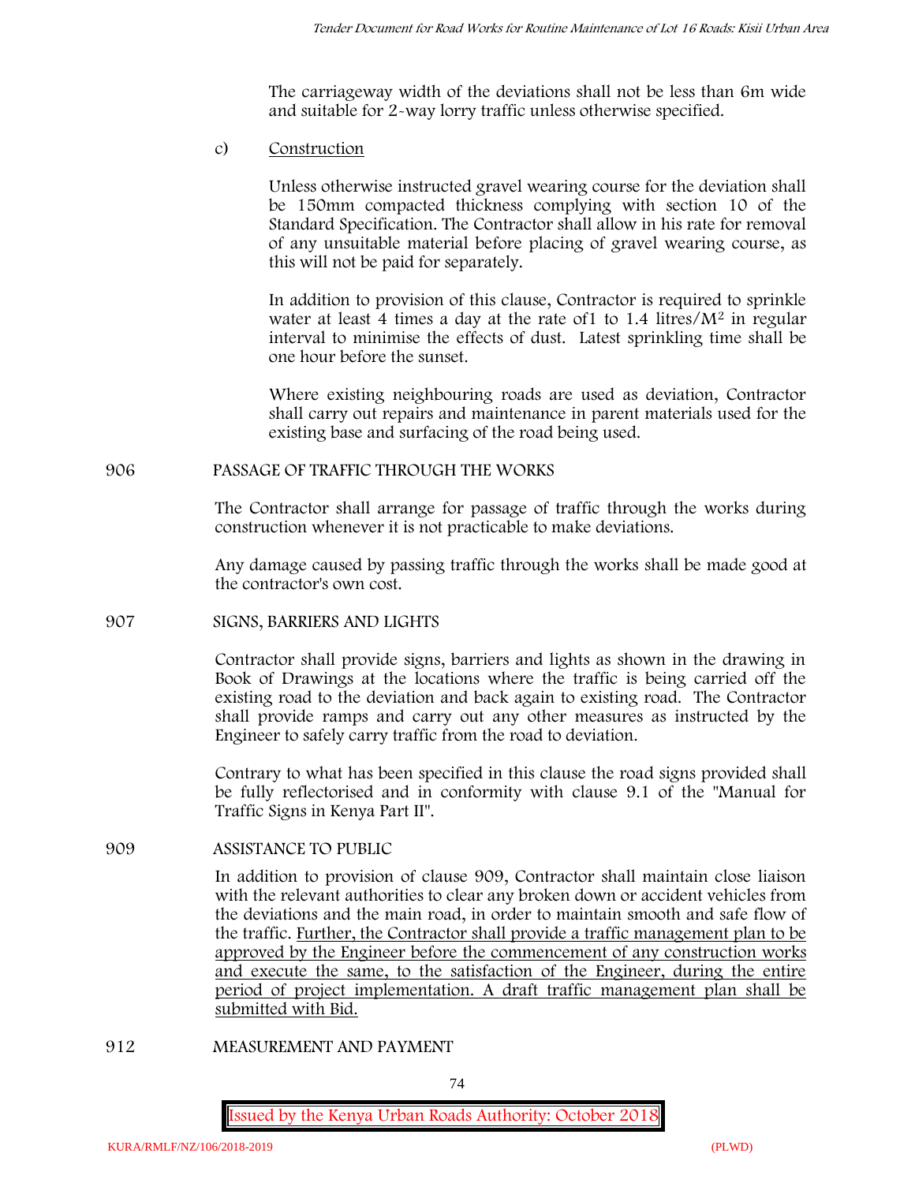The carriageway width of the deviations shall not be less than 6m wide and suitable for 2-way lorry traffic unless otherwise specified.

c) Construction

Unless otherwise instructed gravel wearing course for the deviation shall be 150mm compacted thickness complying with section 10 of the Standard Specification. The Contractor shall allow in his rate for removal of any unsuitable material before placing of gravel wearing course, as this will not be paid for separately.

In addition to provision of this clause, Contractor is required to sprinkle water at least 4 times a day at the rate of1 to 1.4 litres/$M^2$ in regular interval to minimise the effects of dust. Latest sprinkling time shall be one hour before the sunset.

Where existing neighbouring roads are used as deviation, Contractor shall carry out repairs and maintenance in parent materials used for the existing base and surfacing of the road being used.

906 PASSAGE OF TRAFFIC THROUGH THE WORKS

The Contractor shall arrange for passage of traffic through the works during construction whenever it is not practicable to make deviations.

Any damage caused by passing traffic through the works shall be made good at the contractor's own cost.

907 SIGNS, BARRIERS AND LIGHTS

Contractor shall provide signs, barriers and lights as shown in the drawing in Book of Drawings at the locations where the traffic is being carried off the existing road to the deviation and back again to existing road. The Contractor shall provide ramps and carry out any other measures as instructed by the Engineer to safely carry traffic from the road to deviation.

Contrary to what has been specified in this clause the road signs provided shall be fully reflectorised and in conformity with clause 9.1 of the "Manual for Traffic Signs in Kenya Part II".

909 ASSISTANCE TO PUBLIC

In addition to provision of clause 909, Contractor shall maintain close liaison with the relevant authorities to clear any broken down or accident vehicles from the deviations and the main road, in order to maintain smooth and safe flow of the traffic. Further, the Contractor shall provide a traffic management plan to be approved by the Engineer before the commencement of any construction works and execute the same, to the satisfaction of the Engineer, during the entire period of project implementation. A draft traffic management plan shall be submitted with Bid.

912 MEASUREMENT AND PAYMENT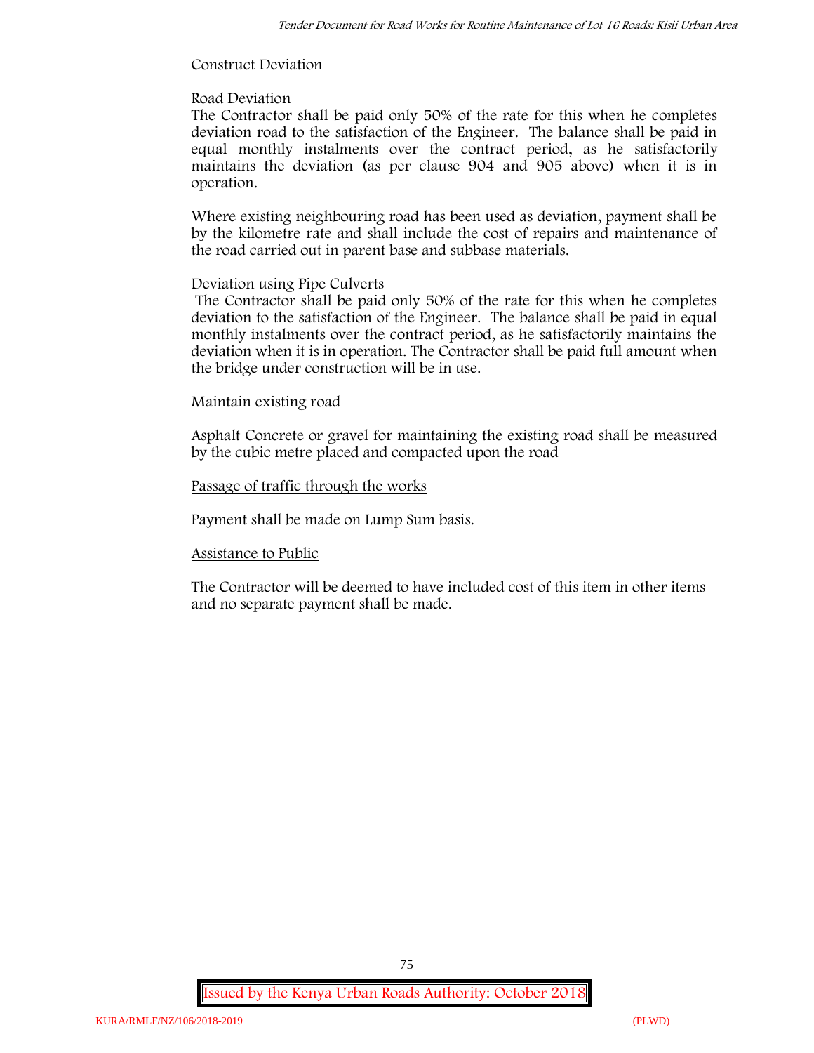Construct Deviation

Road Deviation

The Contractor shall be paid only 50% of the rate for this when he completes deviation road to the satisfaction of the Engineer. The balance shall be paid in equal monthly instalments over the contract period, as he satisfactorily maintains the deviation (as per clause 904 and 905 above) when it is in operation.

Where existing neighbouring road has been used as deviation, payment shall be by the kilometre rate and shall include the cost of repairs and maintenance of the road carried out in parent base and subbase materials.

Deviation using Pipe Culverts

The Contractor shall be paid only 50% of the rate for this when he completes deviation to the satisfaction of the Engineer. The balance shall be paid in equal monthly instalments over the contract period, as he satisfactorily maintains the deviation when it is in operation. The Contractor shall be paid full amount when the bridge under construction will be in use.

Maintain existing road

Asphalt Concrete or gravel for maintaining the existing road shall be measured by the cubic metre placed and compacted upon the road

Passage of traffic through the works

Payment shall be made on Lump Sum basis.

Assistance to Public

The Contractor will be deemed to have included cost of this item in other items and no separate payment shall be made.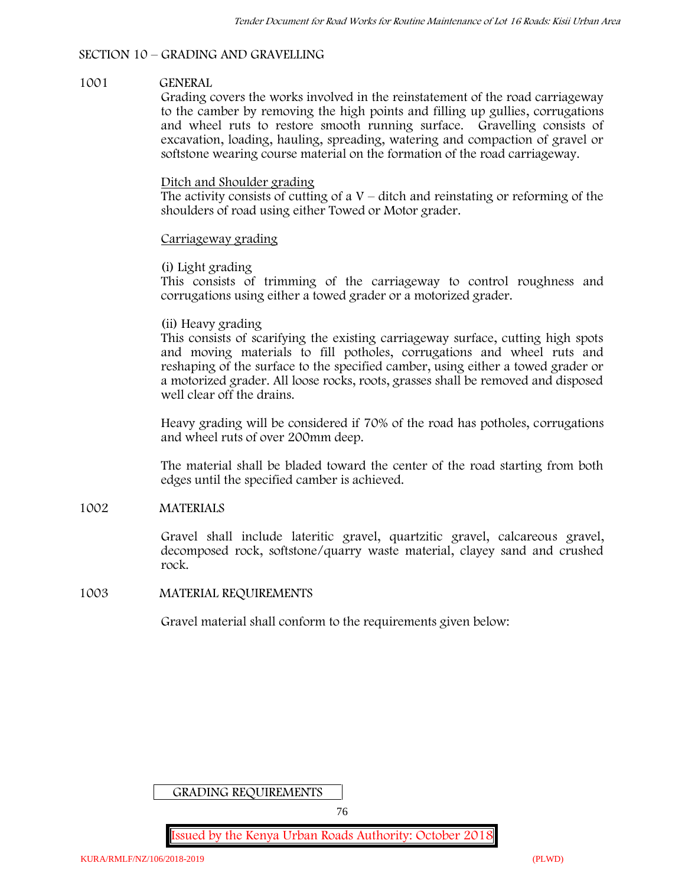## SECTION 10 – GRADING AND GRAVELLING

### 1001 GENERAL

Grading covers the works involved in the reinstatement of the road carriageway to the camber by removing the high points and filling up gullies, corrugations and wheel ruts to restore smooth running surface. Gravelling consists of excavation, loading, hauling, spreading, watering and compaction of gravel or softstone wearing course material on the formation of the road carriageway.

<u>Ditch and Shoulder grading</u>

The activity consists of cutting of a V – ditch and reinstating or reforming of the shoulders of road using either Towed or Motor grader.

<u>Carriageway grading</u>

(i) Light grading

This consists of trimming of the carriageway to control roughness and corrugations using either a towed grader or a motorized grader.

(ii) Heavy grading

This consists of scarifying the existing carriageway surface, cutting high spots and moving materials to fill potholes, corrugations and wheel ruts and reshaping of the surface to the specified camber, using either a towed grader or a motorized grader. All loose rocks, roots, grasses shall be removed and disposed well clear off the drains.

Heavy grading will be considered if 70% of the road has potholes, corrugations and wheel ruts of over 200mm deep.

The material shall be bladed toward the center of the road starting from both edges until the specified camber is achieved.

### 1002 MATERIALS

Gravel shall include lateritic gravel, quartzitic gravel, calcareous gravel, decomposed rock, softstone/quarry waste material, clayey sand and crushed rock.

### 1003 MATERIAL REQUIREMENTS

Gravel material shall conform to the requirements given below:

GRADING REQUIREMENTS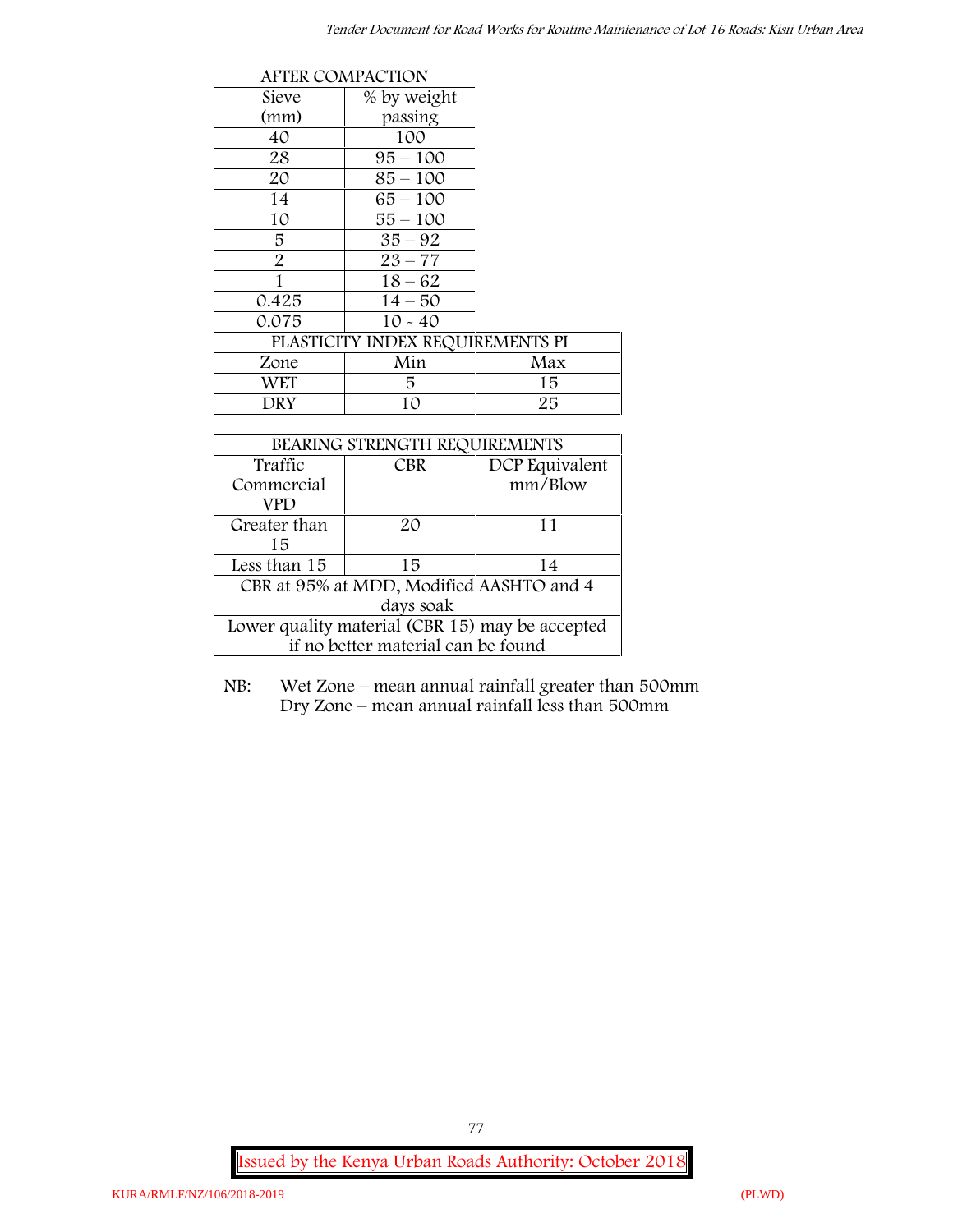| AFTER COMPACTION | |
|---|---|
| Sieve (mm) | % by weight passing |
| 40 | 100 |
| 28 | 95 – 100 |
| 20 | 85 – 100 |
| 14 | 65 – 100 |
| 10 | 55 – 100 |
| 5 | 35 – 92 |
| 2 | 23 – 77 |
| 1 | 18 – 62 |
| 0.425 | 14 – 50 |
| 0.075 | 10 - 40 |

| PLASTICITY INDEX REQUIREMENTS PI | | |
|---|---|---|
| Zone | Min | Max |
| WET | 5 | 15 |
| DRY | 10 | 25 |

| BEARING STRENGTH REQUIREMENTS | | |
|---|---|---|
| Traffic Commercial VPD | CBR | DCP Equivalent mm/Blow |
| Greater than 15 | 20 | 11 |
| Less than 15 | 15 | 14 |
| CBR at 95% at MDD, Modified AASHTO and 4 days soak | | |
| Lower quality material (CBR 15) may be accepted if no better material can be found | | |

NB: Wet Zone – mean annual rainfall greater than 500mm
Dry Zone – mean annual rainfall less than 500mm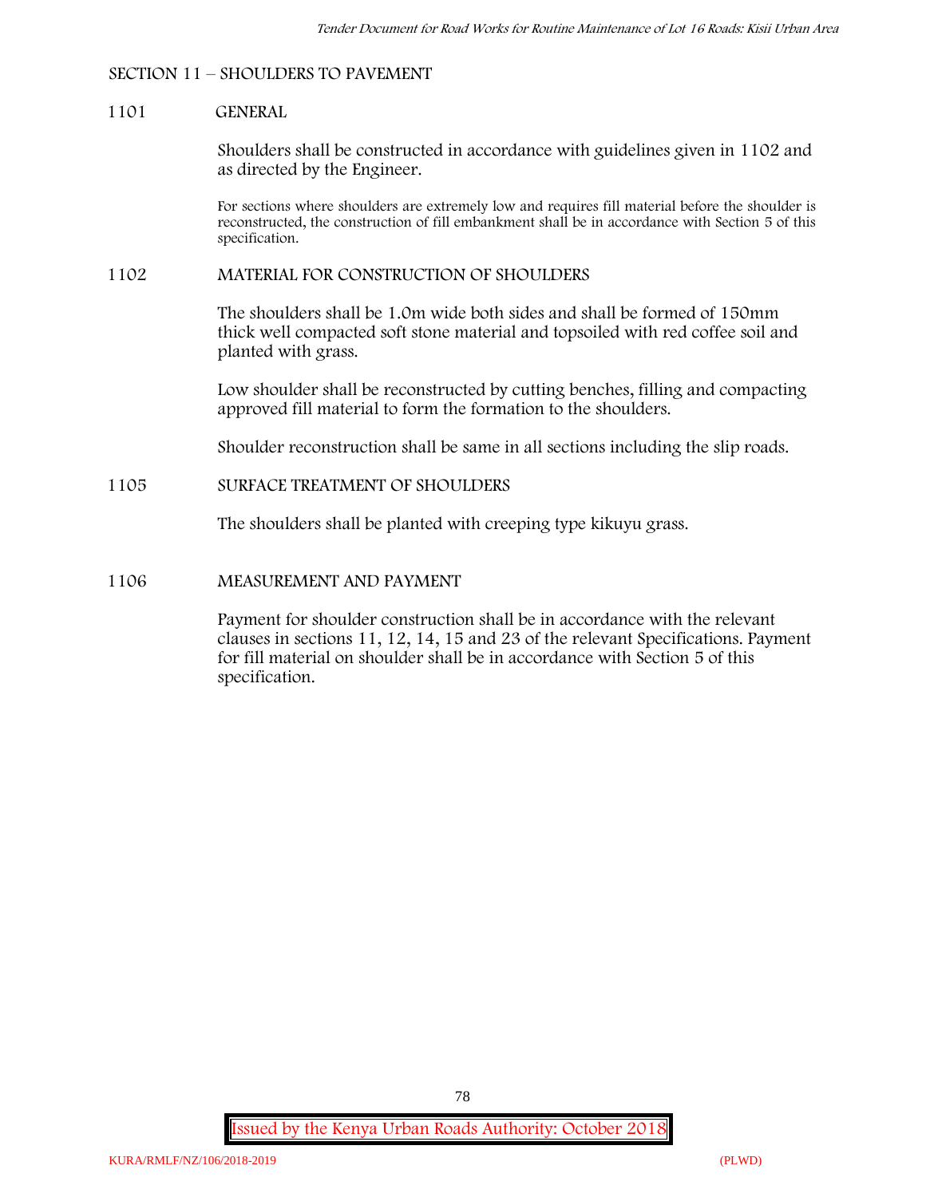## SECTION 11 – SHOULDERS TO PAVEMENT

### 1101 GENERAL

Shoulders shall be constructed in accordance with guidelines given in 1102 and as directed by the Engineer.

For sections where shoulders are extremely low and requires fill material before the shoulder is reconstructed, the construction of fill embankment shall be in accordance with Section 5 of this specification.

### 1102 MATERIAL FOR CONSTRUCTION OF SHOULDERS

The shoulders shall be 1.0m wide both sides and shall be formed of 150mm thick well compacted soft stone material and topsoiled with red coffee soil and planted with grass.

Low shoulder shall be reconstructed by cutting benches, filling and compacting approved fill material to form the formation to the shoulders.

Shoulder reconstruction shall be same in all sections including the slip roads.

### 1105 SURFACE TREATMENT OF SHOULDERS

The shoulders shall be planted with creeping type kikuyu grass.

### 1106 MEASUREMENT AND PAYMENT

Payment for shoulder construction shall be in accordance with the relevant clauses in sections 11, 12, 14, 15 and 23 of the relevant Specifications. Payment for fill material on shoulder shall be in accordance with Section 5 of this specification.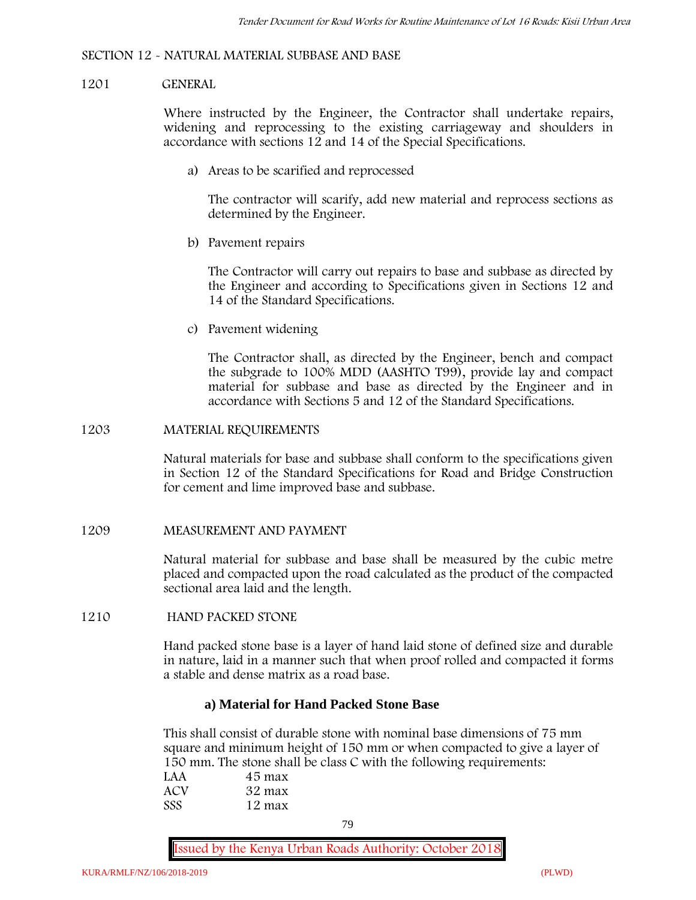## SECTION 12 - NATURAL MATERIAL SUBBASE AND BASE

### 1201 GENERAL

Where instructed by the Engineer, the Contractor shall undertake repairs, widening and reprocessing to the existing carriageway and shoulders in accordance with sections 12 and 14 of the Special Specifications.

a) Areas to be scarified and reprocessed

The contractor will scarify, add new material and reprocess sections as determined by the Engineer.

b) Pavement repairs

The Contractor will carry out repairs to base and subbase as directed by the Engineer and according to Specifications given in Sections 12 and 14 of the Standard Specifications.

c) Pavement widening

The Contractor shall, as directed by the Engineer, bench and compact the subgrade to 100% MDD (AASHTO T99), provide lay and compact material for subbase and base as directed by the Engineer and in accordance with Sections 5 and 12 of the Standard Specifications.

### 1203 MATERIAL REQUIREMENTS

Natural materials for base and subbase shall conform to the specifications given in Section 12 of the Standard Specifications for Road and Bridge Construction for cement and lime improved base and subbase.

### 1209 MEASUREMENT AND PAYMENT

Natural material for subbase and base shall be measured by the cubic metre placed and compacted upon the road calculated as the product of the compacted sectional area laid and the length.

### 1210 HAND PACKED STONE

Hand packed stone base is a layer of hand laid stone of defined size and durable in nature, laid in a manner such that when proof rolled and compacted it forms a stable and dense matrix as a road base.

**a) Material for Hand Packed Stone Base**

This shall consist of durable stone with nominal base dimensions of 75 mm square and minimum height of 150 mm or when compacted to give a layer of 150 mm. The stone shall be class C with the following requirements:

| | |
|---|---|
| LAA | 45 max |
| ACV | 32 max |
| SSS | 12 max |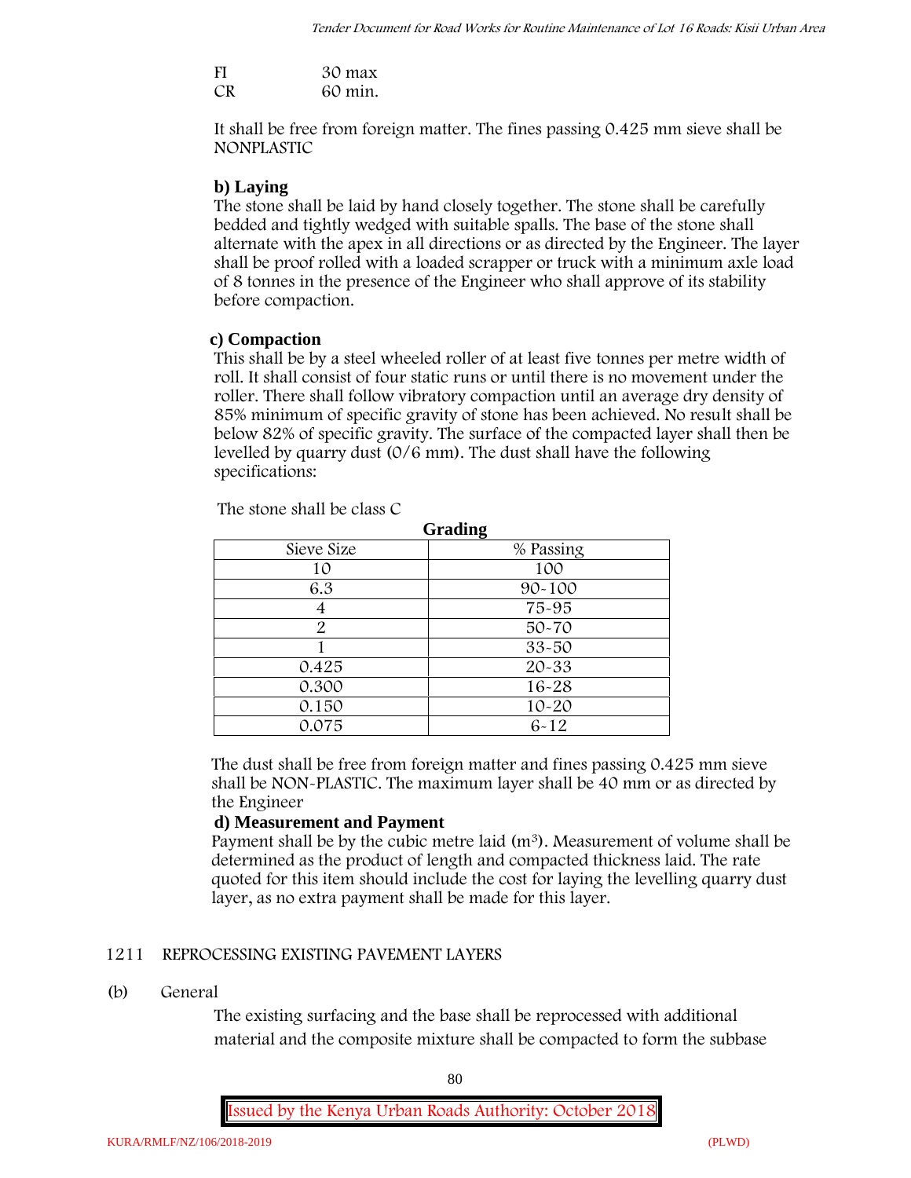FI 30 max
CR 60 min.

It shall be free from foreign matter. The fines passing 0.425 mm sieve shall be NONPLASTIC

**b) Laying**

The stone shall be laid by hand closely together. The stone shall be carefully bedded and tightly wedged with suitable spalls. The base of the stone shall alternate with the apex in all directions or as directed by the Engineer. The layer shall be proof rolled with a loaded scrapper or truck with a minimum axle load of 8 tonnes in the presence of the Engineer who shall approve of its stability before compaction.

**c) Compaction**

This shall be by a steel wheeled roller of at least five tonnes per metre width of roll. It shall consist of four static runs or until there is no movement under the roller. There shall follow vibratory compaction until an average dry density of 85% minimum of specific gravity of stone has been achieved. No result shall be below 82% of specific gravity. The surface of the compacted layer shall then be levelled by quarry dust (0/6 mm). The dust shall have the following specifications:

The stone shall be class C

**Grading**

| Sieve Size | % Passing |
|---|---|
| 10 | 100 |
| 6.3 | 90-100 |
| 4 | 75-95 |
| 2 | 50-70 |
| 1 | 33-50 |
| 0.425 | 20-33 |
| 0.300 | 16-28 |
| 0.150 | 10-20 |
| 0.075 | 6-12 |

The dust shall be free from foreign matter and fines passing 0.425 mm sieve shall be NON-PLASTIC. The maximum layer shall be 40 mm or as directed by the Engineer

**d) Measurement and Payment**

Payment shall be by the cubic metre laid ($m^3$). Measurement of volume shall be determined as the product of length and compacted thickness laid. The rate quoted for this item should include the cost for laying the levelling quarry dust layer, as no extra payment shall be made for this layer.

1211 REPROCESSING EXISTING PAVEMENT LAYERS

(b) General

The existing surfacing and the base shall be reprocessed with additional material and the composite mixture shall be compacted to form the subbase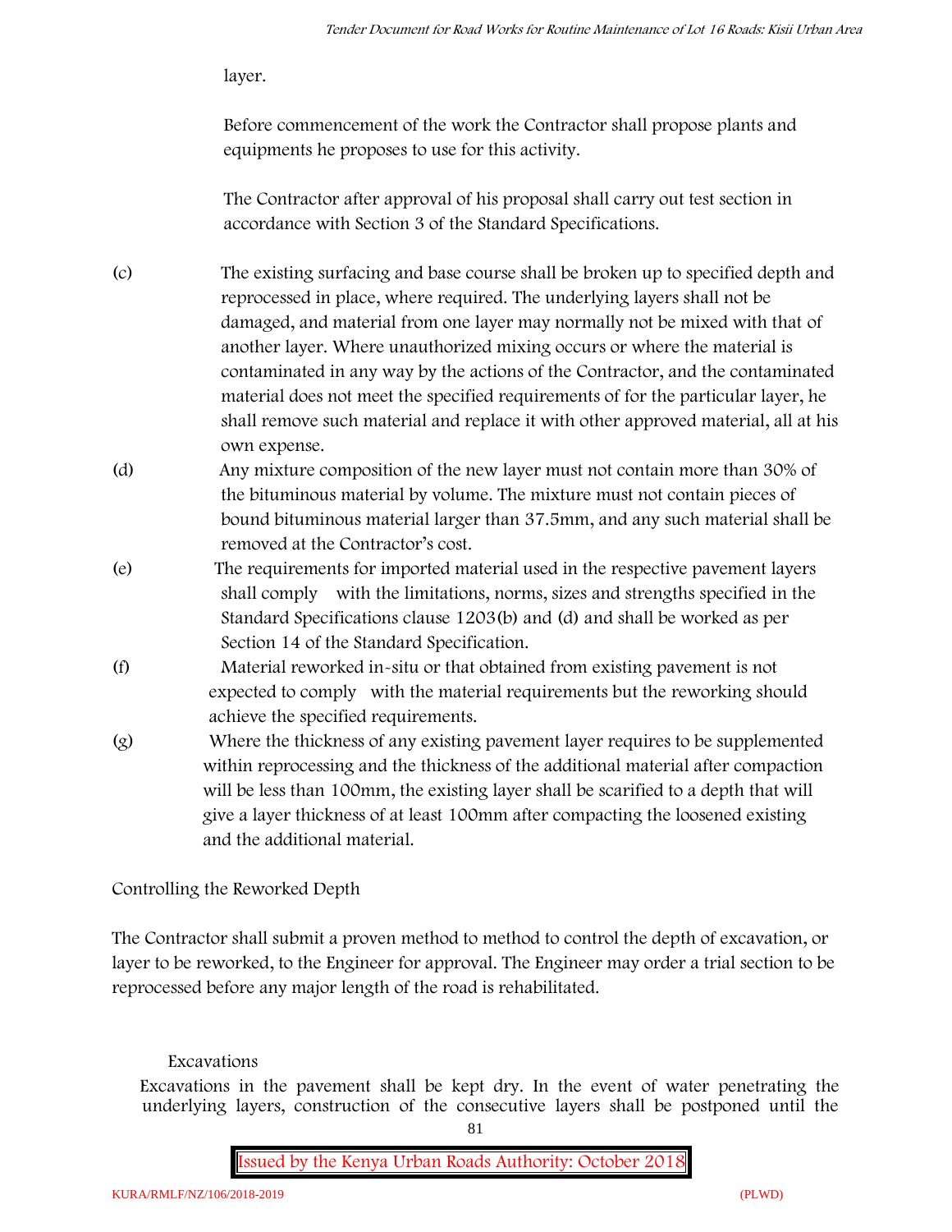layer.

Before commencement of the work the Contractor shall propose plants and equipments he proposes to use for this activity.

The Contractor after approval of his proposal shall carry out test section in accordance with Section 3 of the Standard Specifications.

(c) The existing surfacing and base course shall be broken up to specified depth and reprocessed in place, where required. The underlying layers shall not be damaged, and material from one layer may normally not be mixed with that of another layer. Where unauthorized mixing occurs or where the material is contaminated in any way by the actions of the Contractor, and the contaminated material does not meet the specified requirements of for the particular layer, he shall remove such material and replace it with other approved material, all at his own expense.

(d) Any mixture composition of the new layer must not contain more than 30% of the bituminous material by volume. The mixture must not contain pieces of bound bituminous material larger than 37.5mm, and any such material shall be removed at the Contractor's cost.

(e) The requirements for imported material used in the respective pavement layers shall comply with the limitations, norms, sizes and strengths specified in the Standard Specifications clause 1203(b) and (d) and shall be worked as per Section 14 of the Standard Specification.

(f) Material reworked in-situ or that obtained from existing pavement is not expected to comply with the material requirements but the reworking should achieve the specified requirements.

(g) Where the thickness of any existing pavement layer requires to be supplemented within reprocessing and the thickness of the additional material after compaction will be less than 100mm, the existing layer shall be scarified to a depth that will give a layer thickness of at least 100mm after compacting the loosened existing and the additional material.

Controlling the Reworked Depth

The Contractor shall submit a proven method to method to control the depth of excavation, or layer to be reworked, to the Engineer for approval. The Engineer may order a trial section to be reprocessed before any major length of the road is rehabilitated.

Excavations

Excavations in the pavement shall be kept dry. In the event of water penetrating the underlying layers, construction of the consecutive layers shall be postponed until the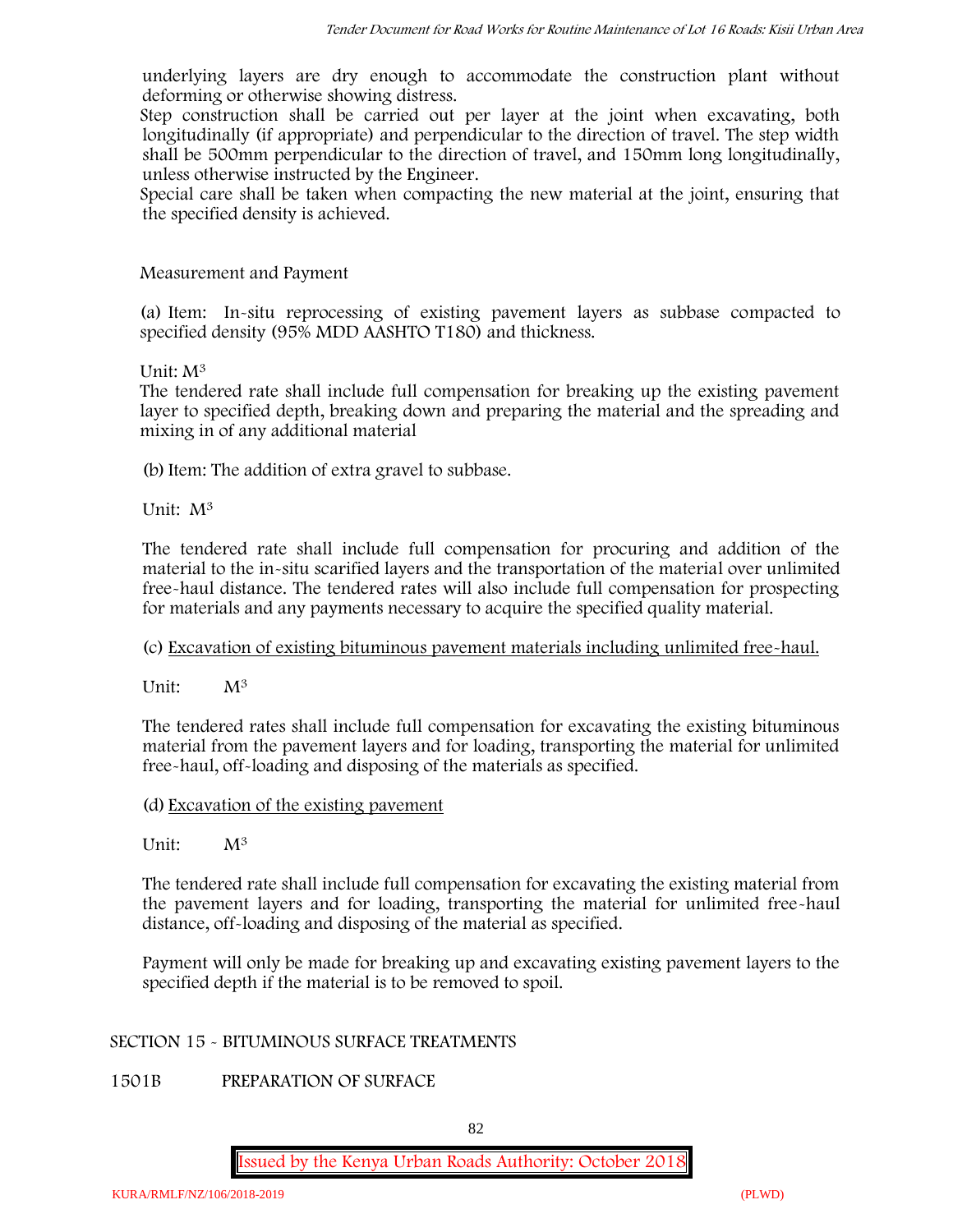underlying layers are dry enough to accommodate the construction plant without deforming or otherwise showing distress.

Step construction shall be carried out per layer at the joint when excavating, both longitudinally (if appropriate) and perpendicular to the direction of travel. The step width shall be 500mm perpendicular to the direction of travel, and 150mm long longitudinally, unless otherwise instructed by the Engineer.

Special care shall be taken when compacting the new material at the joint, ensuring that the specified density is achieved.

Measurement and Payment

(a) Item: In-situ reprocessing of existing pavement layers as subbase compacted to specified density (95% MDD AASHTO T180) and thickness.

Unit: $M^3$

The tendered rate shall include full compensation for breaking up the existing pavement layer to specified depth, breaking down and preparing the material and the spreading and mixing in of any additional material

(b) Item: The addition of extra gravel to subbase.

Unit: $M^3$

The tendered rate shall include full compensation for procuring and addition of the material to the in-situ scarified layers and the transportation of the material over unlimited free-haul distance. The tendered rates will also include full compensation for prospecting for materials and any payments necessary to acquire the specified quality material.

(c) Excavation of existing bituminous pavement materials including unlimited free-haul.

Unit: $M^3$

The tendered rates shall include full compensation for excavating the existing bituminous material from the pavement layers and for loading, transporting the material for unlimited free-haul, off-loading and disposing of the materials as specified.

(d) Excavation of the existing pavement

Unit: $M^3$

The tendered rate shall include full compensation for excavating the existing material from the pavement layers and for loading, transporting the material for unlimited free-haul distance, off-loading and disposing of the material as specified.

Payment will only be made for breaking up and excavating existing pavement layers to the specified depth if the material is to be removed to spoil.

## SECTION 15 - BITUMINOUS SURFACE TREATMENTS

### 1501B PREPARATION OF SURFACE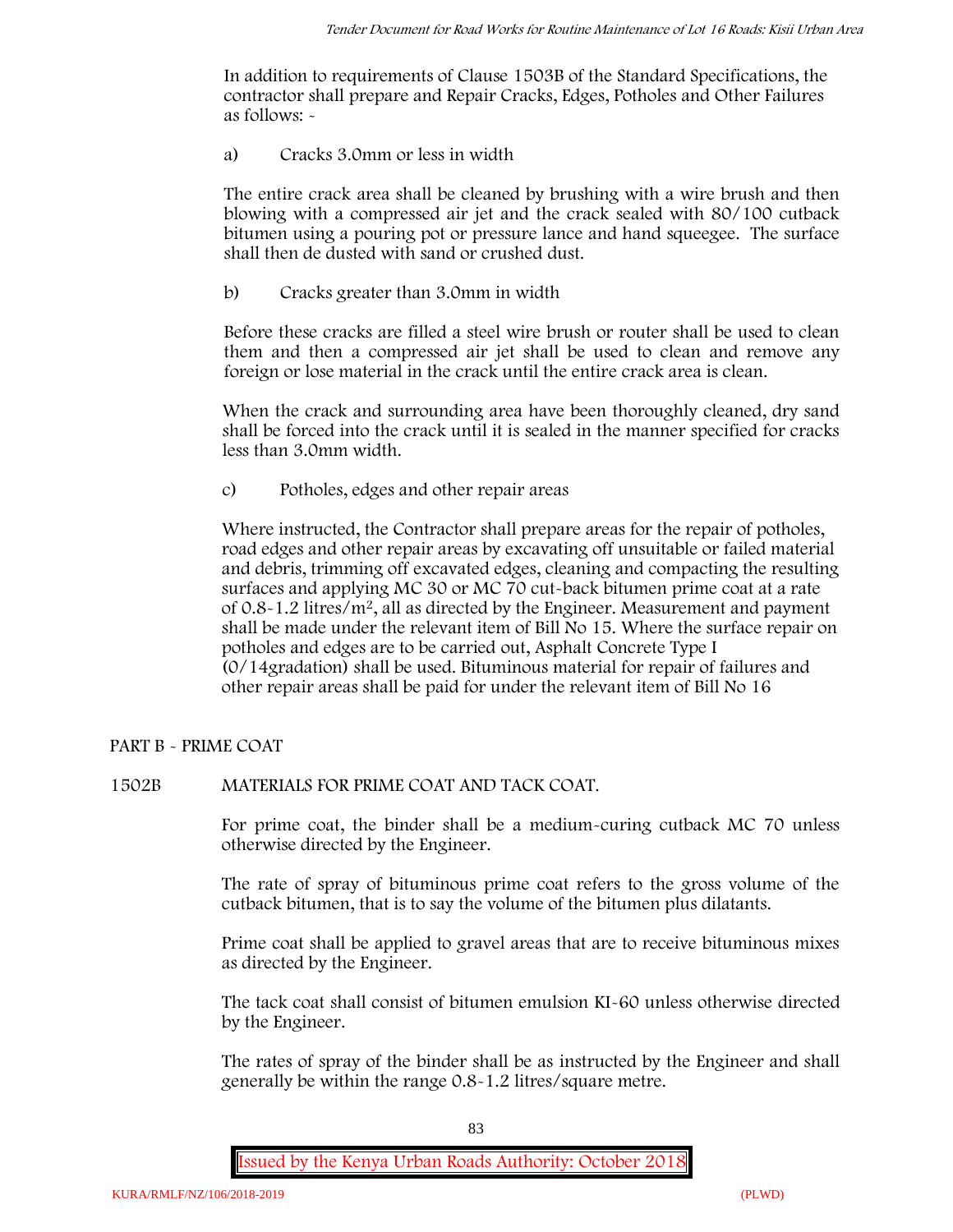In addition to requirements of Clause 1503B of the Standard Specifications, the contractor shall prepare and Repair Cracks, Edges, Potholes and Other Failures as follows: -

a) Cracks 3.0mm or less in width

The entire crack area shall be cleaned by brushing with a wire brush and then blowing with a compressed air jet and the crack sealed with 80/100 cutback bitumen using a pouring pot or pressure lance and hand squeegee. The surface shall then de dusted with sand or crushed dust.

b) Cracks greater than 3.0mm in width

Before these cracks are filled a steel wire brush or router shall be used to clean them and then a compressed air jet shall be used to clean and remove any foreign or lose material in the crack until the entire crack area is clean.

When the crack and surrounding area have been thoroughly cleaned, dry sand shall be forced into the crack until it is sealed in the manner specified for cracks less than 3.0mm width.

c) Potholes, edges and other repair areas

Where instructed, the Contractor shall prepare areas for the repair of potholes, road edges and other repair areas by excavating off unsuitable or failed material and debris, trimming off excavated edges, cleaning and compacting the resulting surfaces and applying MC 30 or MC 70 cut-back bitumen prime coat at a rate of 0.8-1.2 litres/$m^2$, all as directed by the Engineer. Measurement and payment shall be made under the relevant item of Bill No 15. Where the surface repair on potholes and edges are to be carried out, Asphalt Concrete Type I (0/14gradation) shall be used. Bituminous material for repair of failures and other repair areas shall be paid for under the relevant item of Bill No 16

## PART B - PRIME COAT

### 1502B MATERIALS FOR PRIME COAT AND TACK COAT.

For prime coat, the binder shall be a medium-curing cutback MC 70 unless otherwise directed by the Engineer.

The rate of spray of bituminous prime coat refers to the gross volume of the cutback bitumen, that is to say the volume of the bitumen plus dilatants.

Prime coat shall be applied to gravel areas that are to receive bituminous mixes as directed by the Engineer.

The tack coat shall consist of bitumen emulsion KI-60 unless otherwise directed by the Engineer.

The rates of spray of the binder shall be as instructed by the Engineer and shall generally be within the range 0.8-1.2 litres/square metre.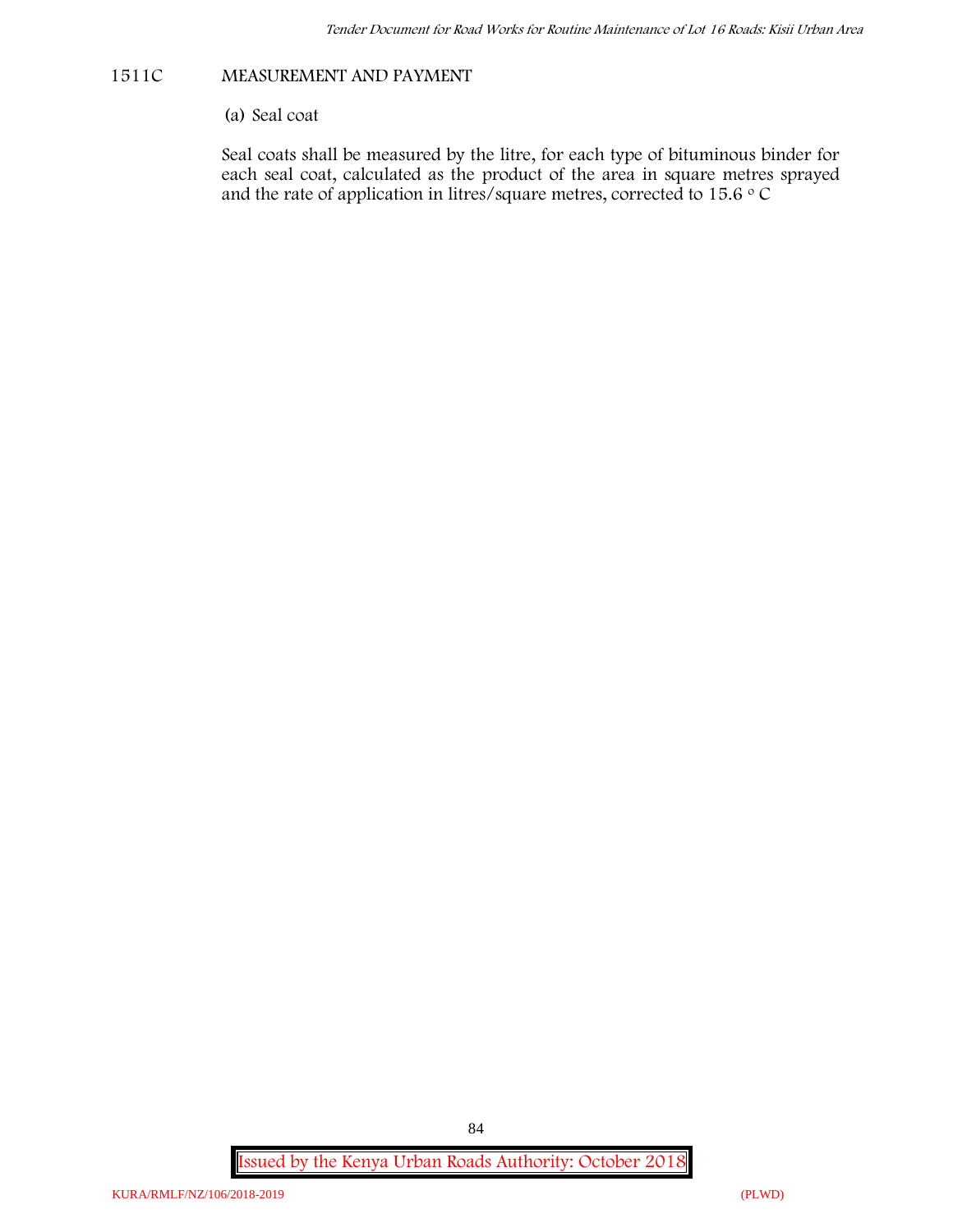## 1511C MEASUREMENT AND PAYMENT

(a) Seal coat

Seal coats shall be measured by the litre, for each type of bituminous binder for each seal coat, calculated as the product of the area in square metres sprayed and the rate of application in litres/square metres, corrected to 15.6 $^{o}$ C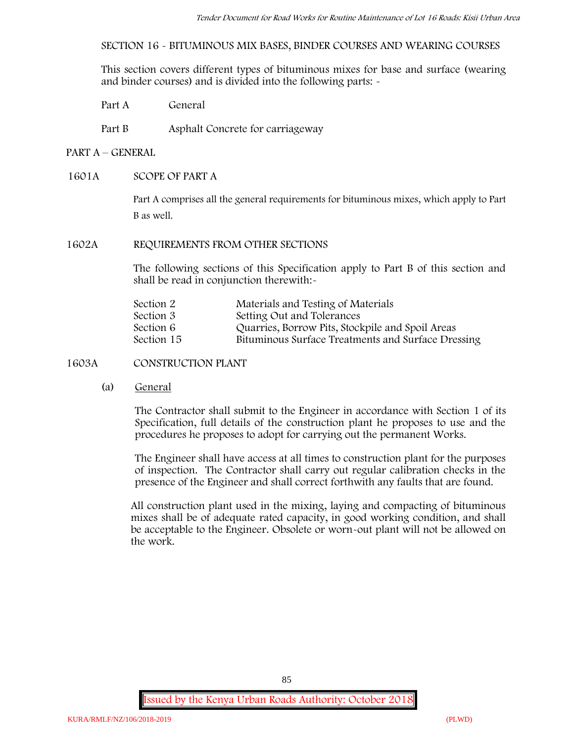SECTION 16 - BITUMINOUS MIX BASES, BINDER COURSES AND WEARING COURSES

This section covers different types of bituminous mixes for base and surface (wearing and binder courses) and is divided into the following parts: -

Part A General

Part B Asphalt Concrete for carriageway

## PART A – GENERAL

### 1601A SCOPE OF PART A

Part A comprises all the general requirements for bituminous mixes, which apply to Part B as well.

### 1602A REQUIREMENTS FROM OTHER SECTIONS

The following sections of this Specification apply to Part B of this section and shall be read in conjunction therewith:-

| | |
|---|---|
| Section 2 | Materials and Testing of Materials |
| Section 3 | Setting Out and Tolerances |
| Section 6 | Quarries, Borrow Pits, Stockpile and Spoil Areas |
| Section 15 | Bituminous Surface Treatments and Surface Dressing |

### 1603A CONSTRUCTION PLANT

(a) General

The Contractor shall submit to the Engineer in accordance with Section 1 of its Specification, full details of the construction plant he proposes to use and the procedures he proposes to adopt for carrying out the permanent Works.

The Engineer shall have access at all times to construction plant for the purposes of inspection. The Contractor shall carry out regular calibration checks in the presence of the Engineer and shall correct forthwith any faults that are found.

All construction plant used in the mixing, laying and compacting of bituminous mixes shall be of adequate rated capacity, in good working condition, and shall be acceptable to the Engineer. Obsolete or worn-out plant will not be allowed on the work.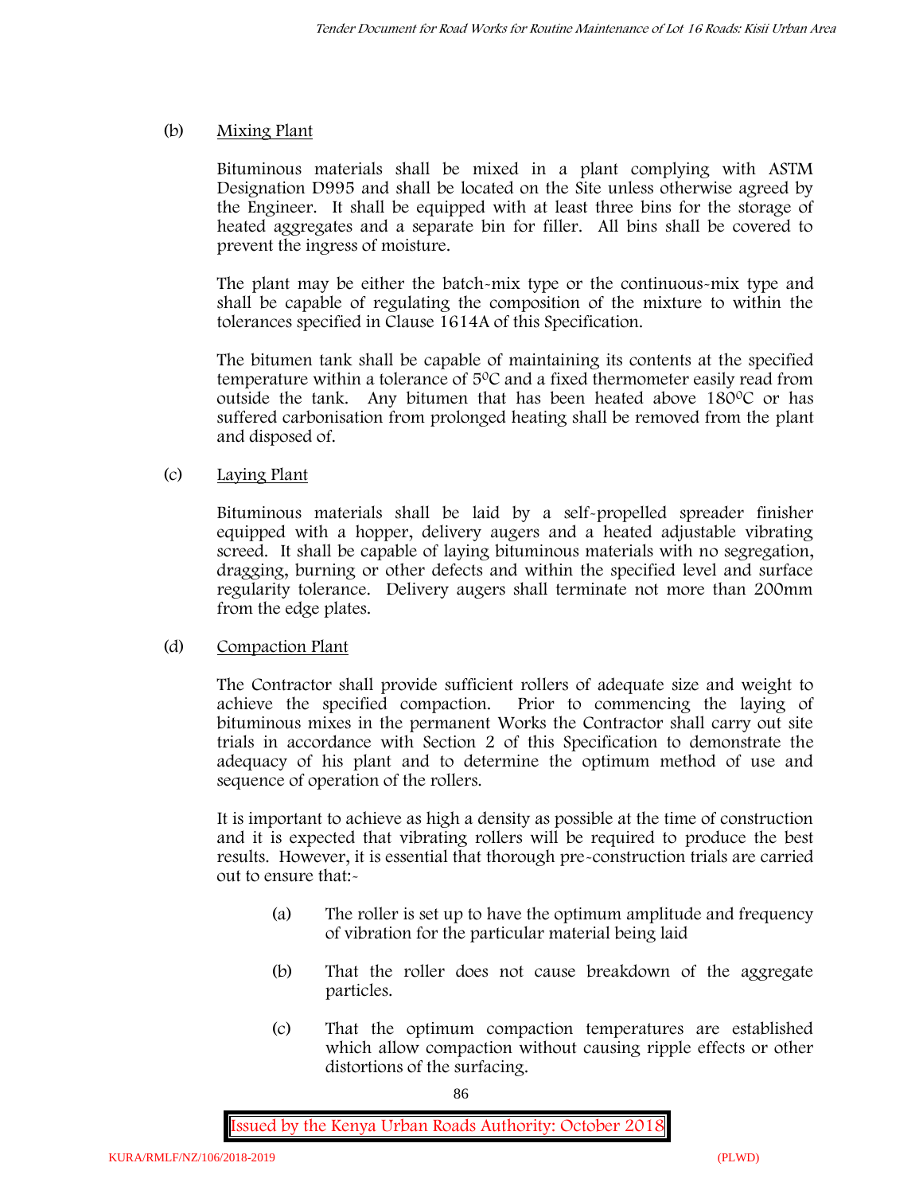(b) Mixing Plant

Bituminous materials shall be mixed in a plant complying with ASTM Designation D995 and shall be located on the Site unless otherwise agreed by the Engineer. It shall be equipped with at least three bins for the storage of heated aggregates and a separate bin for filler. All bins shall be covered to prevent the ingress of moisture.

The plant may be either the batch-mix type or the continuous-mix type and shall be capable of regulating the composition of the mixture to within the tolerances specified in Clause 1614A of this Specification.

The bitumen tank shall be capable of maintaining its contents at the specified temperature within a tolerance of $5^0$C and a fixed thermometer easily read from outside the tank. Any bitumen that has been heated above $180^0$C or has suffered carbonisation from prolonged heating shall be removed from the plant and disposed of.

(c) Laying Plant

Bituminous materials shall be laid by a self-propelled spreader finisher equipped with a hopper, delivery augers and a heated adjustable vibrating screed. It shall be capable of laying bituminous materials with no segregation, dragging, burning or other defects and within the specified level and surface regularity tolerance. Delivery augers shall terminate not more than 200mm from the edge plates.

(d) Compaction Plant

The Contractor shall provide sufficient rollers of adequate size and weight to achieve the specified compaction. Prior to commencing the laying of bituminous mixes in the permanent Works the Contractor shall carry out site trials in accordance with Section 2 of this Specification to demonstrate the adequacy of his plant and to determine the optimum method of use and sequence of operation of the rollers.

It is important to achieve as high a density as possible at the time of construction and it is expected that vibrating rollers will be required to produce the best results. However, it is essential that thorough pre-construction trials are carried out to ensure that:-

(a) The roller is set up to have the optimum amplitude and frequency of vibration for the particular material being laid

(b) That the roller does not cause breakdown of the aggregate particles.

(c) That the optimum compaction temperatures are established which allow compaction without causing ripple effects or other distortions of the surfacing.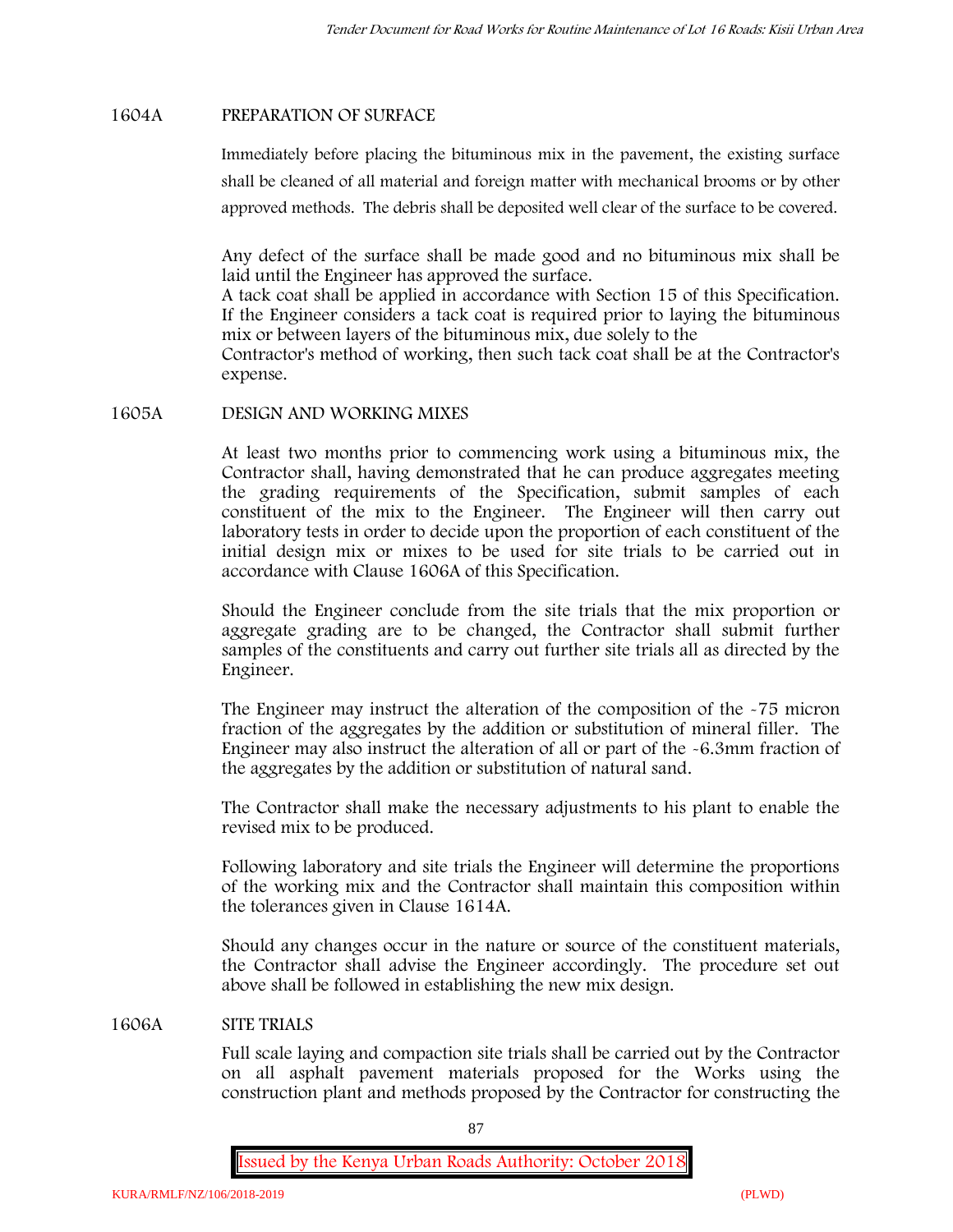## 1604A PREPARATION OF SURFACE

Immediately before placing the bituminous mix in the pavement, the existing surface shall be cleaned of all material and foreign matter with mechanical brooms or by other approved methods. The debris shall be deposited well clear of the surface to be covered.

Any defect of the surface shall be made good and no bituminous mix shall be laid until the Engineer has approved the surface.

A tack coat shall be applied in accordance with Section 15 of this Specification. If the Engineer considers a tack coat is required prior to laying the bituminous mix or between layers of the bituminous mix, due solely to the Contractor's method of working, then such tack coat shall be at the Contractor's expense.

## 1605A DESIGN AND WORKING MIXES

At least two months prior to commencing work using a bituminous mix, the Contractor shall, having demonstrated that he can produce aggregates meeting the grading requirements of the Specification, submit samples of each constituent of the mix to the Engineer. The Engineer will then carry out laboratory tests in order to decide upon the proportion of each constituent of the initial design mix or mixes to be used for site trials to be carried out in accordance with Clause 1606A of this Specification.

Should the Engineer conclude from the site trials that the mix proportion or aggregate grading are to be changed, the Contractor shall submit further samples of the constituents and carry out further site trials all as directed by the Engineer.

The Engineer may instruct the alteration of the composition of the -75 micron fraction of the aggregates by the addition or substitution of mineral filler. The Engineer may also instruct the alteration of all or part of the -6.3mm fraction of the aggregates by the addition or substitution of natural sand.

The Contractor shall make the necessary adjustments to his plant to enable the revised mix to be produced.

Following laboratory and site trials the Engineer will determine the proportions of the working mix and the Contractor shall maintain this composition within the tolerances given in Clause 1614A.

Should any changes occur in the nature or source of the constituent materials, the Contractor shall advise the Engineer accordingly. The procedure set out above shall be followed in establishing the new mix design.

## 1606A SITE TRIALS

Full scale laying and compaction site trials shall be carried out by the Contractor on all asphalt pavement materials proposed for the Works using the construction plant and methods proposed by the Contractor for constructing the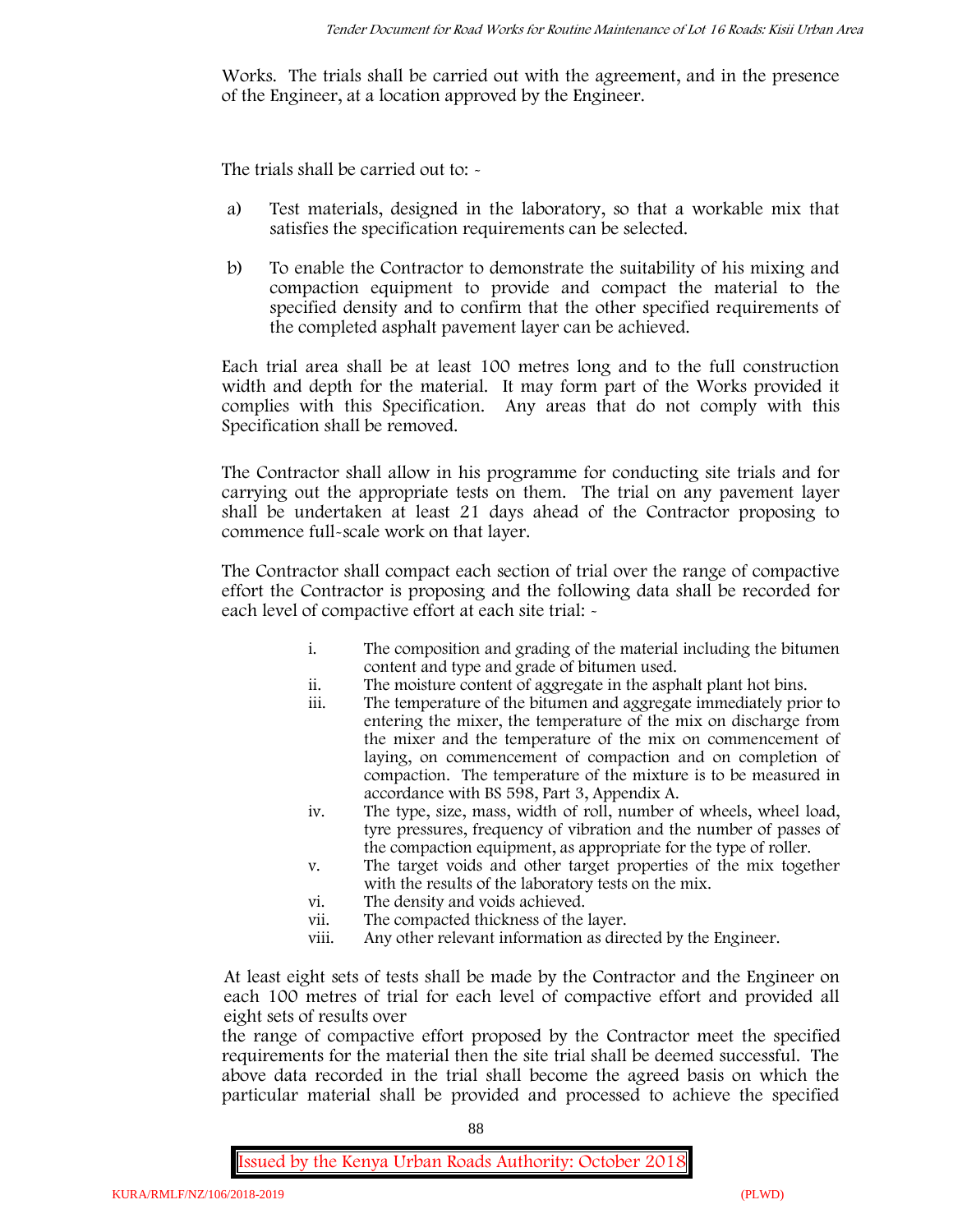Works. The trials shall be carried out with the agreement, and in the presence of the Engineer, at a location approved by the Engineer.

The trials shall be carried out to: -

a) Test materials, designed in the laboratory, so that a workable mix that satisfies the specification requirements can be selected.

b) To enable the Contractor to demonstrate the suitability of his mixing and compaction equipment to provide and compact the material to the specified density and to confirm that the other specified requirements of the completed asphalt pavement layer can be achieved.

Each trial area shall be at least 100 metres long and to the full construction width and depth for the material. It may form part of the Works provided it complies with this Specification. Any areas that do not comply with this Specification shall be removed.

The Contractor shall allow in his programme for conducting site trials and for carrying out the appropriate tests on them. The trial on any pavement layer shall be undertaken at least 21 days ahead of the Contractor proposing to commence full-scale work on that layer.

The Contractor shall compact each section of trial over the range of compactive effort the Contractor is proposing and the following data shall be recorded for each level of compactive effort at each site trial: -

i. The composition and grading of the material including the bitumen content and type and grade of bitumen used.
ii. The moisture content of aggregate in the asphalt plant hot bins.
iii. The temperature of the bitumen and aggregate immediately prior to entering the mixer, the temperature of the mix on discharge from the mixer and the temperature of the mix on commencement of laying, on commencement of compaction and on completion of compaction. The temperature of the mixture is to be measured in accordance with BS 598, Part 3, Appendix A.
iv. The type, size, mass, width of roll, number of wheels, wheel load, tyre pressures, frequency of vibration and the number of passes of the compaction equipment, as appropriate for the type of roller.
v. The target voids and other target properties of the mix together with the results of the laboratory tests on the mix.
vi. The density and voids achieved.
vii. The compacted thickness of the layer.
viii. Any other relevant information as directed by the Engineer.

At least eight sets of tests shall be made by the Contractor and the Engineer on each 100 metres of trial for each level of compactive effort and provided all eight sets of results over the range of compactive effort proposed by the Contractor meet the specified requirements for the material then the site trial shall be deemed successful. The above data recorded in the trial shall become the agreed basis on which the particular material shall be provided and processed to achieve the specified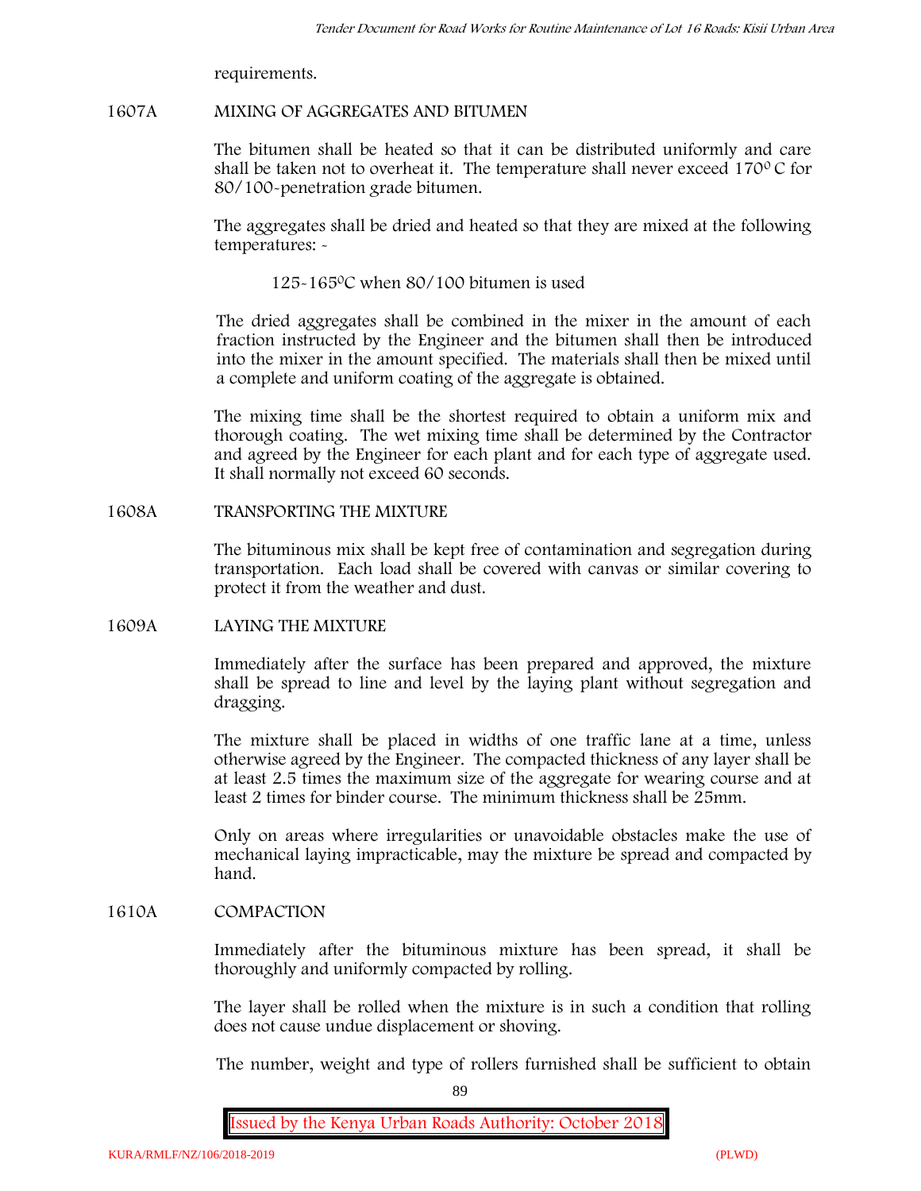requirements.

## 1607A MIXING OF AGGREGATES AND BITUMEN

The bitumen shall be heated so that it can be distributed uniformly and care shall be taken not to overheat it. The temperature shall never exceed 170$^{0}$ C for 80/100-penetration grade bitumen.

The aggregates shall be dried and heated so that they are mixed at the following temperatures: -

125-165$^{0}$C when 80/100 bitumen is used

The dried aggregates shall be combined in the mixer in the amount of each fraction instructed by the Engineer and the bitumen shall then be introduced into the mixer in the amount specified. The materials shall then be mixed until a complete and uniform coating of the aggregate is obtained.

The mixing time shall be the shortest required to obtain a uniform mix and thorough coating. The wet mixing time shall be determined by the Contractor and agreed by the Engineer for each plant and for each type of aggregate used. It shall normally not exceed 60 seconds.

## 1608A TRANSPORTING THE MIXTURE

The bituminous mix shall be kept free of contamination and segregation during transportation. Each load shall be covered with canvas or similar covering to protect it from the weather and dust.

## 1609A LAYING THE MIXTURE

Immediately after the surface has been prepared and approved, the mixture shall be spread to line and level by the laying plant without segregation and dragging.

The mixture shall be placed in widths of one traffic lane at a time, unless otherwise agreed by the Engineer. The compacted thickness of any layer shall be at least 2.5 times the maximum size of the aggregate for wearing course and at least 2 times for binder course. The minimum thickness shall be 25mm.

Only on areas where irregularities or unavoidable obstacles make the use of mechanical laying impracticable, may the mixture be spread and compacted by hand.

## 1610A COMPACTION

Immediately after the bituminous mixture has been spread, it shall be thoroughly and uniformly compacted by rolling.

The layer shall be rolled when the mixture is in such a condition that rolling does not cause undue displacement or shoving.

The number, weight and type of rollers furnished shall be sufficient to obtain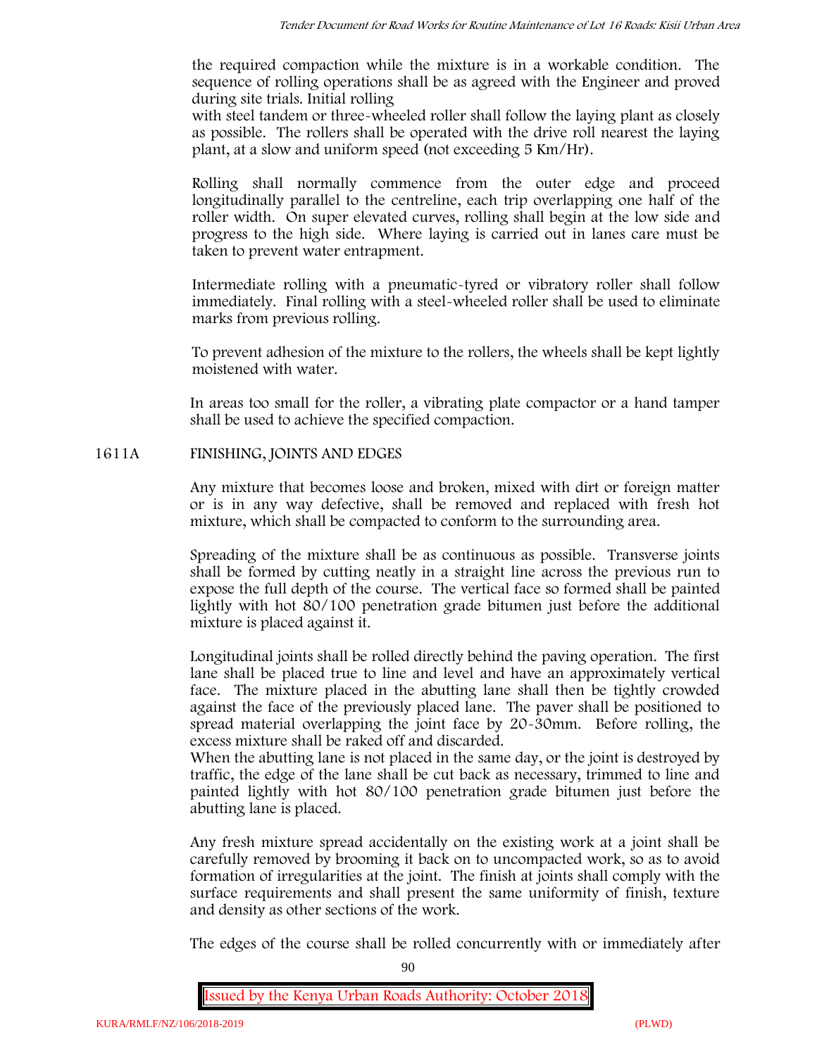the required compaction while the mixture is in a workable condition. The sequence of rolling operations shall be as agreed with the Engineer and proved during site trials. Initial rolling
with steel tandem or three-wheeled roller shall follow the laying plant as closely as possible. The rollers shall be operated with the drive roll nearest the laying plant, at a slow and uniform speed (not exceeding 5 Km/Hr).

Rolling shall normally commence from the outer edge and proceed longitudinally parallel to the centreline, each trip overlapping one half of the roller width. On super elevated curves, rolling shall begin at the low side and progress to the high side. Where laying is carried out in lanes care must be taken to prevent water entrapment.

Intermediate rolling with a pneumatic-tyred or vibratory roller shall follow immediately. Final rolling with a steel-wheeled roller shall be used to eliminate marks from previous rolling.

To prevent adhesion of the mixture to the rollers, the wheels shall be kept lightly moistened with water.

In areas too small for the roller, a vibrating plate compactor or a hand tamper shall be used to achieve the specified compaction.

## 1611A FINISHING, JOINTS AND EDGES

Any mixture that becomes loose and broken, mixed with dirt or foreign matter or is in any way defective, shall be removed and replaced with fresh hot mixture, which shall be compacted to conform to the surrounding area.

Spreading of the mixture shall be as continuous as possible. Transverse joints shall be formed by cutting neatly in a straight line across the previous run to expose the full depth of the course. The vertical face so formed shall be painted lightly with hot 80/100 penetration grade bitumen just before the additional mixture is placed against it.

Longitudinal joints shall be rolled directly behind the paving operation. The first lane shall be placed true to line and level and have an approximately vertical face. The mixture placed in the abutting lane shall then be tightly crowded against the face of the previously placed lane. The paver shall be positioned to spread material overlapping the joint face by 20-30mm. Before rolling, the excess mixture shall be raked off and discarded.
When the abutting lane is not placed in the same day, or the joint is destroyed by traffic, the edge of the lane shall be cut back as necessary, trimmed to line and painted lightly with hot 80/100 penetration grade bitumen just before the abutting lane is placed.

Any fresh mixture spread accidentally on the existing work at a joint shall be carefully removed by brooming it back on to uncompacted work, so as to avoid formation of irregularities at the joint. The finish at joints shall comply with the surface requirements and shall present the same uniformity of finish, texture and density as other sections of the work.

The edges of the course shall be rolled concurrently with or immediately after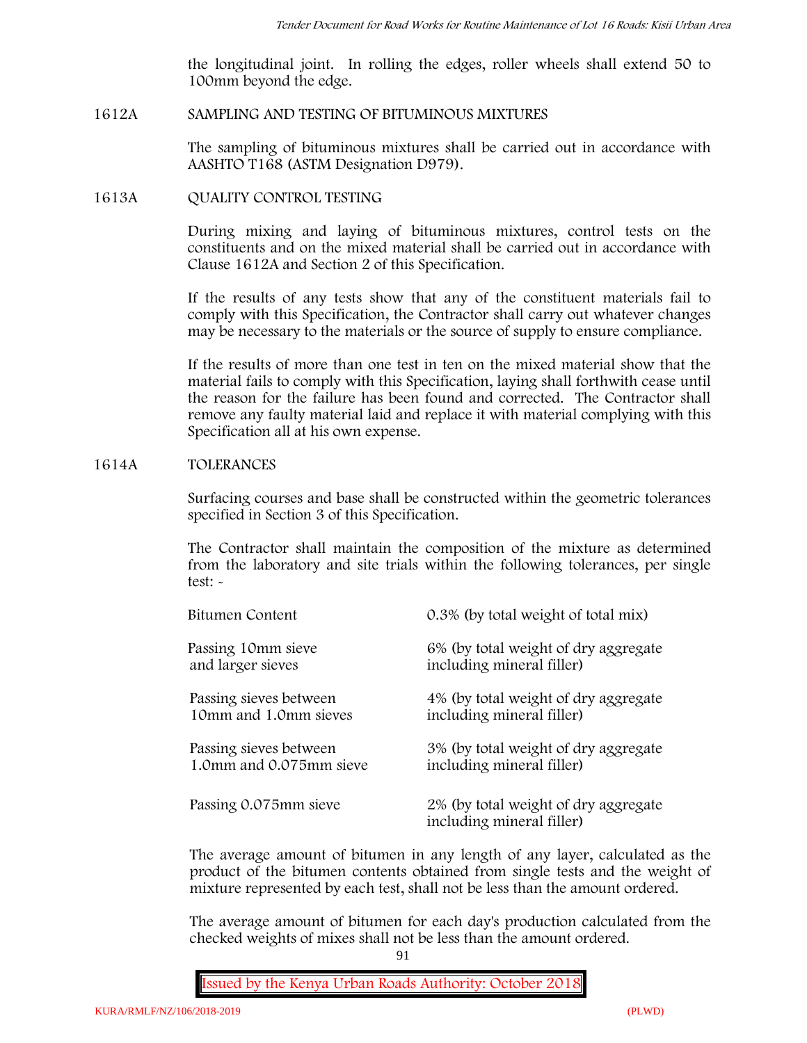the longitudinal joint. In rolling the edges, roller wheels shall extend 50 to 100mm beyond the edge.

## 1612A SAMPLING AND TESTING OF BITUMINOUS MIXTURES

The sampling of bituminous mixtures shall be carried out in accordance with AASHTO T168 (ASTM Designation D979).

## 1613A QUALITY CONTROL TESTING

During mixing and laying of bituminous mixtures, control tests on the constituents and on the mixed material shall be carried out in accordance with Clause 1612A and Section 2 of this Specification.

If the results of any tests show that any of the constituent materials fail to comply with this Specification, the Contractor shall carry out whatever changes may be necessary to the materials or the source of supply to ensure compliance.

If the results of more than one test in ten on the mixed material show that the material fails to comply with this Specification, laying shall forthwith cease until the reason for the failure has been found and corrected. The Contractor shall remove any faulty material laid and replace it with material complying with this Specification all at his own expense.

## 1614A TOLERANCES

Surfacing courses and base shall be constructed within the geometric tolerances specified in Section 3 of this Specification.

The Contractor shall maintain the composition of the mixture as determined from the laboratory and site trials within the following tolerances, per single test: -

| | |
|---|---|
| Bitumen Content | 0.3% (by total weight of total mix) |
| Passing 10mm sieve and larger sieves | 6% (by total weight of dry aggregate including mineral filler) |
| Passing sieves between 10mm and 1.0mm sieves | 4% (by total weight of dry aggregate including mineral filler) |
| Passing sieves between 1.0mm and 0.075mm sieve | 3% (by total weight of dry aggregate including mineral filler) |
| Passing 0.075mm sieve | 2% (by total weight of dry aggregate including mineral filler) |

The average amount of bitumen in any length of any layer, calculated as the product of the bitumen contents obtained from single tests and the weight of mixture represented by each test, shall not be less than the amount ordered.

The average amount of bitumen for each day's production calculated from the checked weights of mixes shall not be less than the amount ordered.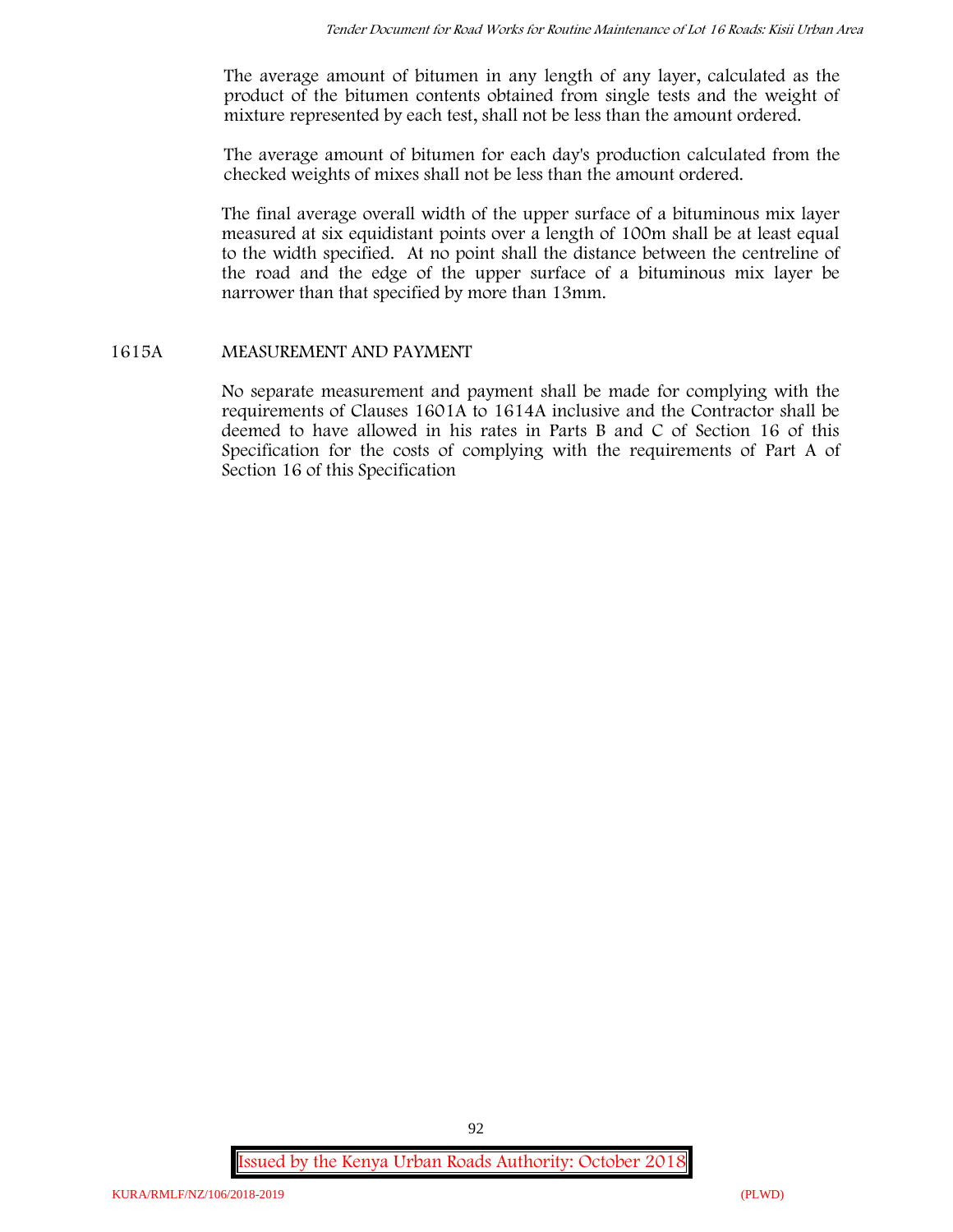The average amount of bitumen in any length of any layer, calculated as the product of the bitumen contents obtained from single tests and the weight of mixture represented by each test, shall not be less than the amount ordered.

The average amount of bitumen for each day's production calculated from the checked weights of mixes shall not be less than the amount ordered.

The final average overall width of the upper surface of a bituminous mix layer measured at six equidistant points over a length of 100m shall be at least equal to the width specified. At no point shall the distance between the centreline of the road and the edge of the upper surface of a bituminous mix layer be narrower than that specified by more than 13mm.

## 1615A MEASUREMENT AND PAYMENT

No separate measurement and payment shall be made for complying with the requirements of Clauses 1601A to 1614A inclusive and the Contractor shall be deemed to have allowed in his rates in Parts B and C of Section 16 of this Specification for the costs of complying with the requirements of Part A of Section 16 of this Specification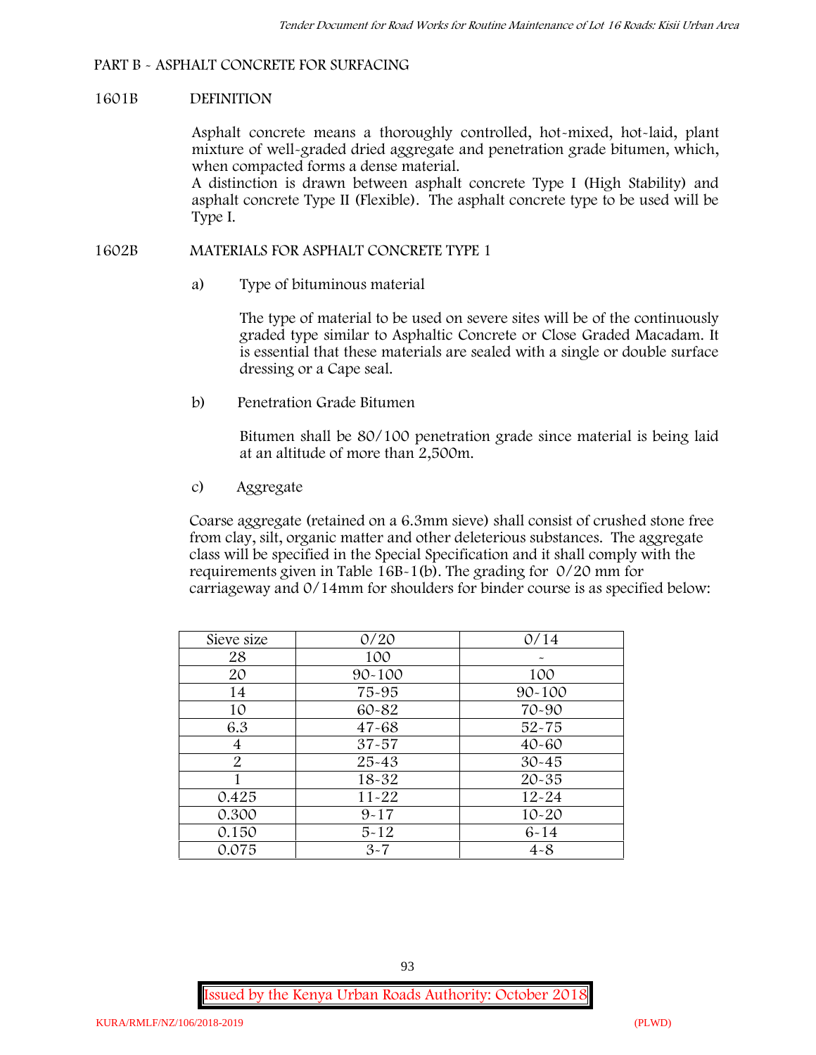## PART B - ASPHALT CONCRETE FOR SURFACING

### 1601B DEFINITION

Asphalt concrete means a thoroughly controlled, hot-mixed, hot-laid, plant mixture of well-graded dried aggregate and penetration grade bitumen, which, when compacted forms a dense material.

A distinction is drawn between asphalt concrete Type I (High Stability) and asphalt concrete Type II (Flexible). The asphalt concrete type to be used will be Type I.

### 1602B MATERIALS FOR ASPHALT CONCRETE TYPE 1

a) Type of bituminous material

The type of material to be used on severe sites will be of the continuously graded type similar to Asphaltic Concrete or Close Graded Macadam. It is essential that these materials are sealed with a single or double surface dressing or a Cape seal.

b) Penetration Grade Bitumen

Bitumen shall be 80/100 penetration grade since material is being laid at an altitude of more than 2,500m.

c) Aggregate

Coarse aggregate (retained on a 6.3mm sieve) shall consist of crushed stone free from clay, silt, organic matter and other deleterious substances. The aggregate class will be specified in the Special Specification and it shall comply with the requirements given in Table 16B-1(b). The grading for 0/20 mm for carriageway and 0/14mm for shoulders for binder course is as specified below:

| Sieve size | 0/20 | 0/14 |
|---|---|---|
| 28 | 100 | - |
| 20 | 90-100 | 100 |
| 14 | 75-95 | 90-100 |
| 10 | 60-82 | 70-90 |
| 6.3 | 47-68 | 52-75 |
| 4 | 37-57 | 40-60 |
| 2 | 25-43 | 30-45 |
| 1 | 18-32 | 20-35 |
| 0.425 | 11-22 | 12-24 |
| 0.300 | 9-17 | 10-20 |
| 0.150 | 5-12 | 6-14 |
| 0.075 | 3-7 | 4-8 |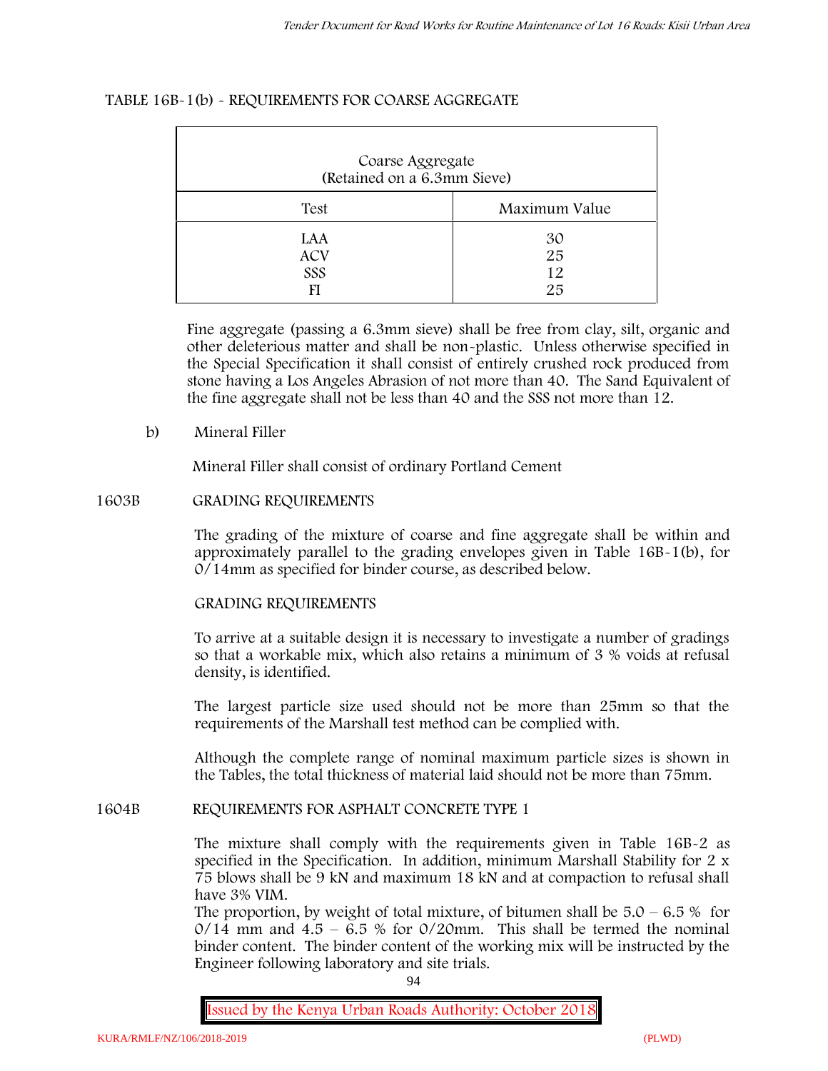TABLE 16B-1(b) - REQUIREMENTS FOR COARSE AGGREGATE

| Coarse Aggregate (Retained on a 6.3mm Sieve) | |
|---|---|
| Test | Maximum Value |
| LAA | 30 |
| ACV | 25 |
| SSS | 12 |
| FI | 25 |

Fine aggregate (passing a 6.3mm sieve) shall be free from clay, silt, organic and other deleterious matter and shall be non-plastic. Unless otherwise specified in the Special Specification it shall consist of entirely crushed rock produced from stone having a Los Angeles Abrasion of not more than 40. The Sand Equivalent of the fine aggregate shall not be less than 40 and the SSS not more than 12.

b) Mineral Filler

Mineral Filler shall consist of ordinary Portland Cement

## 1603B GRADING REQUIREMENTS

The grading of the mixture of coarse and fine aggregate shall be within and approximately parallel to the grading envelopes given in Table 16B-1(b), for 0/14mm as specified for binder course, as described below.

GRADING REQUIREMENTS

To arrive at a suitable design it is necessary to investigate a number of gradings so that a workable mix, which also retains a minimum of 3 % voids at refusal density, is identified.

The largest particle size used should not be more than 25mm so that the requirements of the Marshall test method can be complied with.

Although the complete range of nominal maximum particle sizes is shown in the Tables, the total thickness of material laid should not be more than 75mm.

## 1604B REQUIREMENTS FOR ASPHALT CONCRETE TYPE 1

The mixture shall comply with the requirements given in Table 16B-2 as specified in the Specification. In addition, minimum Marshall Stability for 2 x 75 blows shall be 9 kN and maximum 18 kN and at compaction to refusal shall have 3% VIM.

The proportion, by weight of total mixture, of bitumen shall be 5.0 – 6.5 % for 0/14 mm and 4.5 – 6.5 % for 0/20mm. This shall be termed the nominal binder content. The binder content of the working mix will be instructed by the Engineer following laboratory and site trials.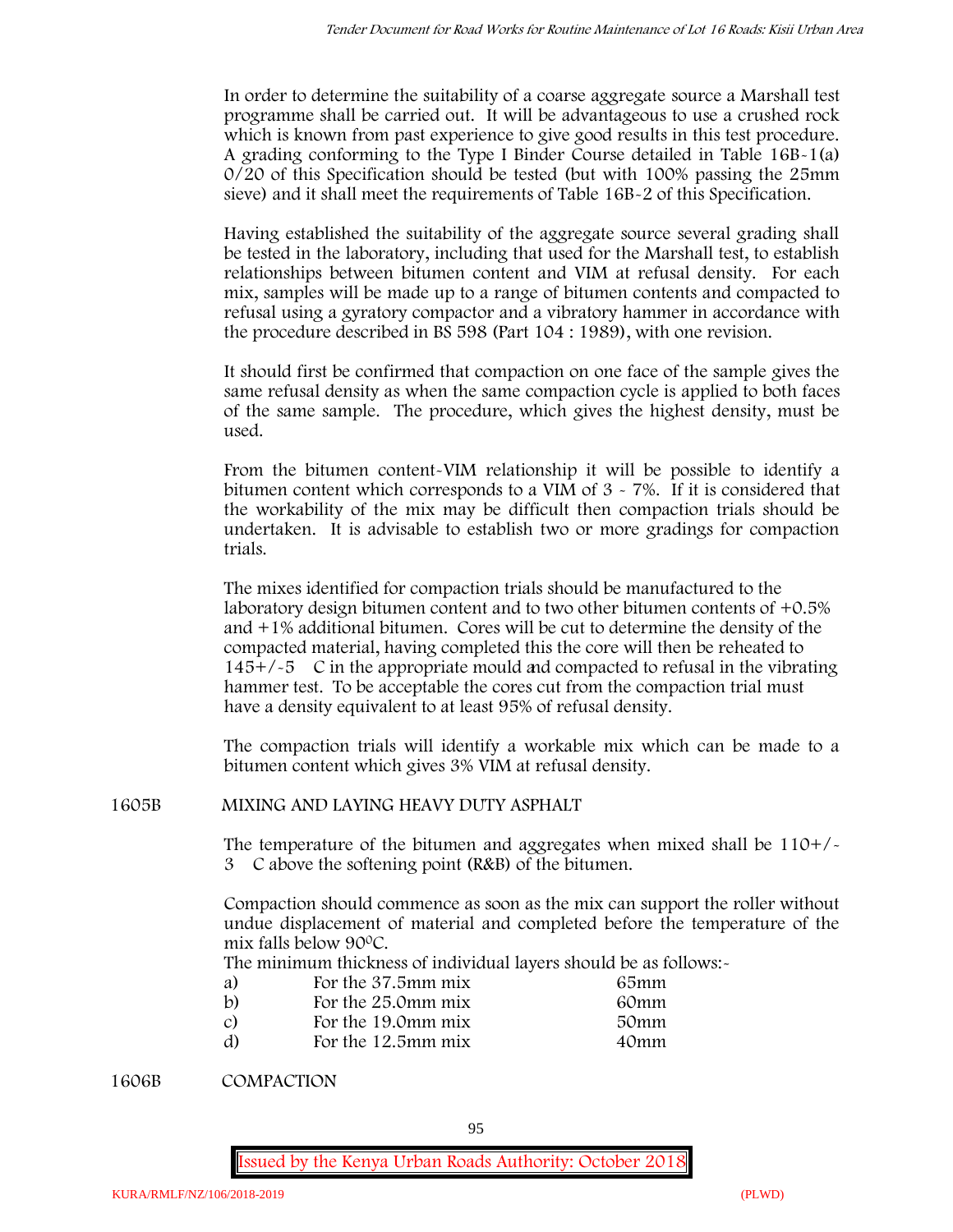In order to determine the suitability of a coarse aggregate source a Marshall test programme shall be carried out. It will be advantageous to use a crushed rock which is known from past experience to give good results in this test procedure. A grading conforming to the Type I Binder Course detailed in Table 16B-1(a) 0/20 of this Specification should be tested (but with 100% passing the 25mm sieve) and it shall meet the requirements of Table 16B-2 of this Specification.

Having established the suitability of the aggregate source several grading shall be tested in the laboratory, including that used for the Marshall test, to establish relationships between bitumen content and VIM at refusal density. For each mix, samples will be made up to a range of bitumen contents and compacted to refusal using a gyratory compactor and a vibratory hammer in accordance with the procedure described in BS 598 (Part 104 : 1989), with one revision.

It should first be confirmed that compaction on one face of the sample gives the same refusal density as when the same compaction cycle is applied to both faces of the same sample. The procedure, which gives the highest density, must be used.

From the bitumen content-VIM relationship it will be possible to identify a bitumen content which corresponds to a VIM of 3 - 7%. If it is considered that the workability of the mix may be difficult then compaction trials should be undertaken. It is advisable to establish two or more gradings for compaction trials.

The mixes identified for compaction trials should be manufactured to the laboratory design bitumen content and to two other bitumen contents of +0.5% and +1% additional bitumen. Cores will be cut to determine the density of the compacted material, having completed this the core will then be reheated to 145+/-5 C in the appropriate mould and compacted to refusal in the vibrating hammer test. To be acceptable the cores cut from the compaction trial must have a density equivalent to at least 95% of refusal density.

The compaction trials will identify a workable mix which can be made to a bitumen content which gives 3% VIM at refusal density.

## 1605B MIXING AND LAYING HEAVY DUTY ASPHALT

The temperature of the bitumen and aggregates when mixed shall be 110+/-3 C above the softening point (R&B) of the bitumen.

Compaction should commence as soon as the mix can support the roller without undue displacement of material and completed before the temperature of the mix falls below 90$^{0}$C.

The minimum thickness of individual layers should be as follows:-

| | | |
|---|---|---|
| a) | For the 37.5mm mix | 65mm |
| b) | For the 25.0mm mix | 60mm |
| c) | For the 19.0mm mix | 50mm |
| d) | For the 12.5mm mix | 40mm |

## 1606B COMPACTION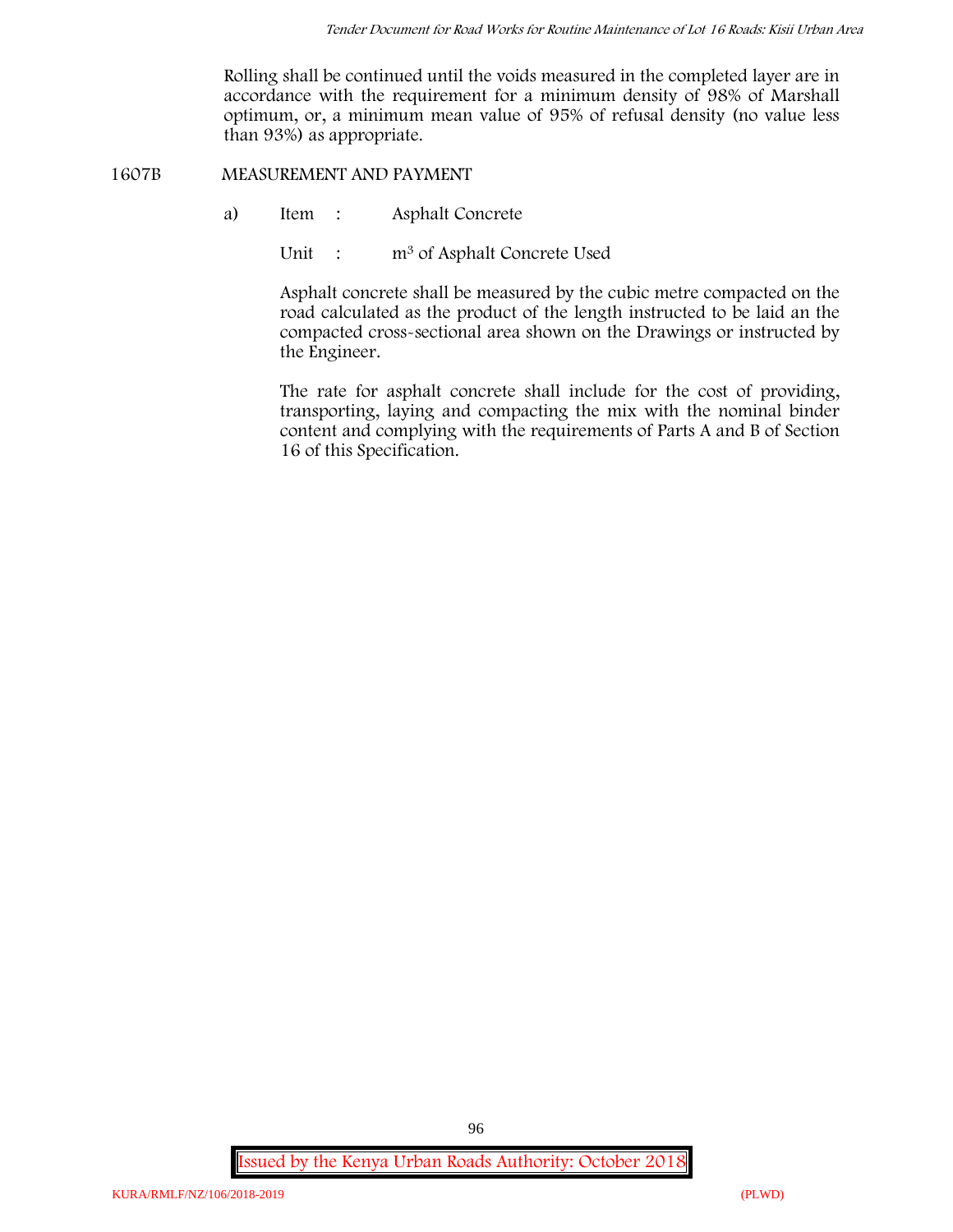Rolling shall be continued until the voids measured in the completed layer are in accordance with the requirement for a minimum density of 98% of Marshall optimum, or, a minimum mean value of 95% of refusal density (no value less than 93%) as appropriate.

## 1607B MEASUREMENT AND PAYMENT

a) Item : Asphalt Concrete

Unit : $m^3$ of Asphalt Concrete Used

Asphalt concrete shall be measured by the cubic metre compacted on the road calculated as the product of the length instructed to be laid an the compacted cross-sectional area shown on the Drawings or instructed by the Engineer.

The rate for asphalt concrete shall include for the cost of providing, transporting, laying and compacting the mix with the nominal binder content and complying with the requirements of Parts A and B of Section 16 of this Specification.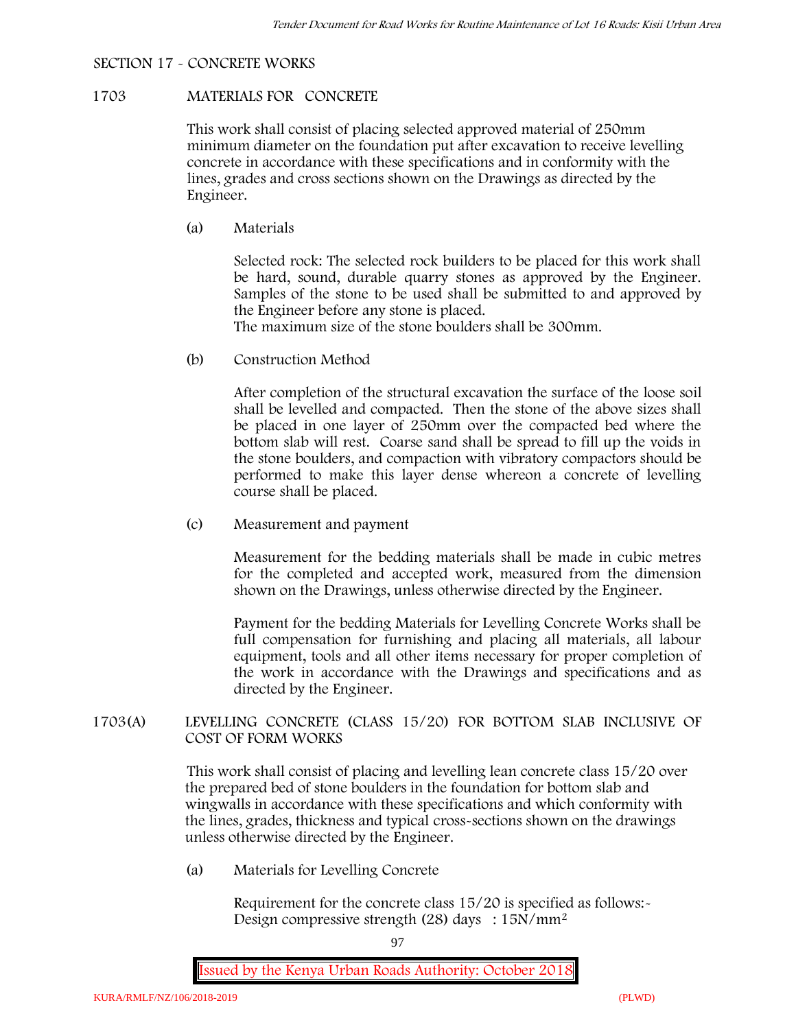SECTION 17 - CONCRETE WORKS

## 1703 MATERIALS FOR CONCRETE

This work shall consist of placing selected approved material of 250mm minimum diameter on the foundation put after excavation to receive levelling concrete in accordance with these specifications and in conformity with the lines, grades and cross sections shown on the Drawings as directed by the Engineer.

(a) Materials

Selected rock: The selected rock builders to be placed for this work shall be hard, sound, durable quarry stones as approved by the Engineer. Samples of the stone to be used shall be submitted to and approved by the Engineer before any stone is placed.
The maximum size of the stone boulders shall be 300mm.

(b) Construction Method

After completion of the structural excavation the surface of the loose soil shall be levelled and compacted. Then the stone of the above sizes shall be placed in one layer of 250mm over the compacted bed where the bottom slab will rest. Coarse sand shall be spread to fill up the voids in the stone boulders, and compaction with vibratory compactors should be performed to make this layer dense whereon a concrete of levelling course shall be placed.

(c) Measurement and payment

Measurement for the bedding materials shall be made in cubic metres for the completed and accepted work, measured from the dimension shown on the Drawings, unless otherwise directed by the Engineer.

Payment for the bedding Materials for Levelling Concrete Works shall be full compensation for furnishing and placing all materials, all labour equipment, tools and all other items necessary for proper completion of the work in accordance with the Drawings and specifications and as directed by the Engineer.

## 1703(A) LEVELLING CONCRETE (CLASS 15/20) FOR BOTTOM SLAB INCLUSIVE OF COST OF FORM WORKS

This work shall consist of placing and levelling lean concrete class 15/20 over the prepared bed of stone boulders in the foundation for bottom slab and wingwalls in accordance with these specifications and which conformity with the lines, grades, thickness and typical cross-sections shown on the drawings unless otherwise directed by the Engineer.

(a) Materials for Levelling Concrete

Requirement for the concrete class 15/20 is specified as follows:-
Design compressive strength (28) days : $15N/mm^2$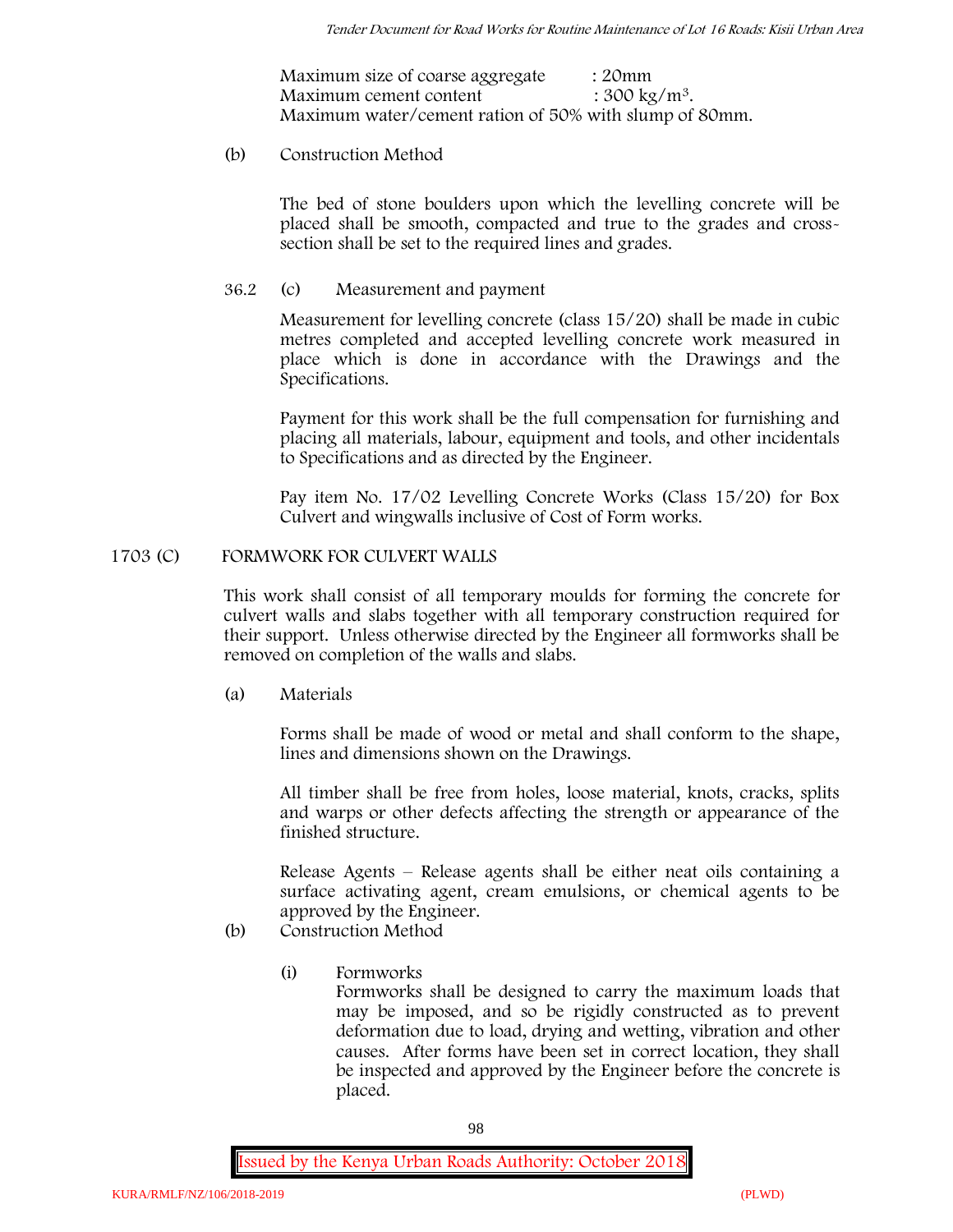Maximum size of coarse aggregate : 20mm
Maximum cement content : 300 kg/m$^3$.
Maximum water/cement ration of 50% with slump of 80mm.

(b) Construction Method

The bed of stone boulders upon which the levelling concrete will be placed shall be smooth, compacted and true to the grades and cross-section shall be set to the required lines and grades.

36.2 (c) Measurement and payment

Measurement for levelling concrete (class 15/20) shall be made in cubic metres completed and accepted levelling concrete work measured in place which is done in accordance with the Drawings and the Specifications.

Payment for this work shall be the full compensation for furnishing and placing all materials, labour, equipment and tools, and other incidentals to Specifications and as directed by the Engineer.

Pay item No. 17/02 Levelling Concrete Works (Class 15/20) for Box Culvert and wingwalls inclusive of Cost of Form works.

## 1703 (C) FORMWORK FOR CULVERT WALLS

This work shall consist of all temporary moulds for forming the concrete for culvert walls and slabs together with all temporary construction required for their support. Unless otherwise directed by the Engineer all formworks shall be removed on completion of the walls and slabs.

(a) Materials

Forms shall be made of wood or metal and shall conform to the shape, lines and dimensions shown on the Drawings.

All timber shall be free from holes, loose material, knots, cracks, splits and warps or other defects affecting the strength or appearance of the finished structure.

Release Agents – Release agents shall be either neat oils containing a surface activating agent, cream emulsions, or chemical agents to be approved by the Engineer.

(b) Construction Method

(i) Formworks
Formworks shall be designed to carry the maximum loads that may be imposed, and so be rigidly constructed as to prevent deformation due to load, drying and wetting, vibration and other causes. After forms have been set in correct location, they shall be inspected and approved by the Engineer before the concrete is placed.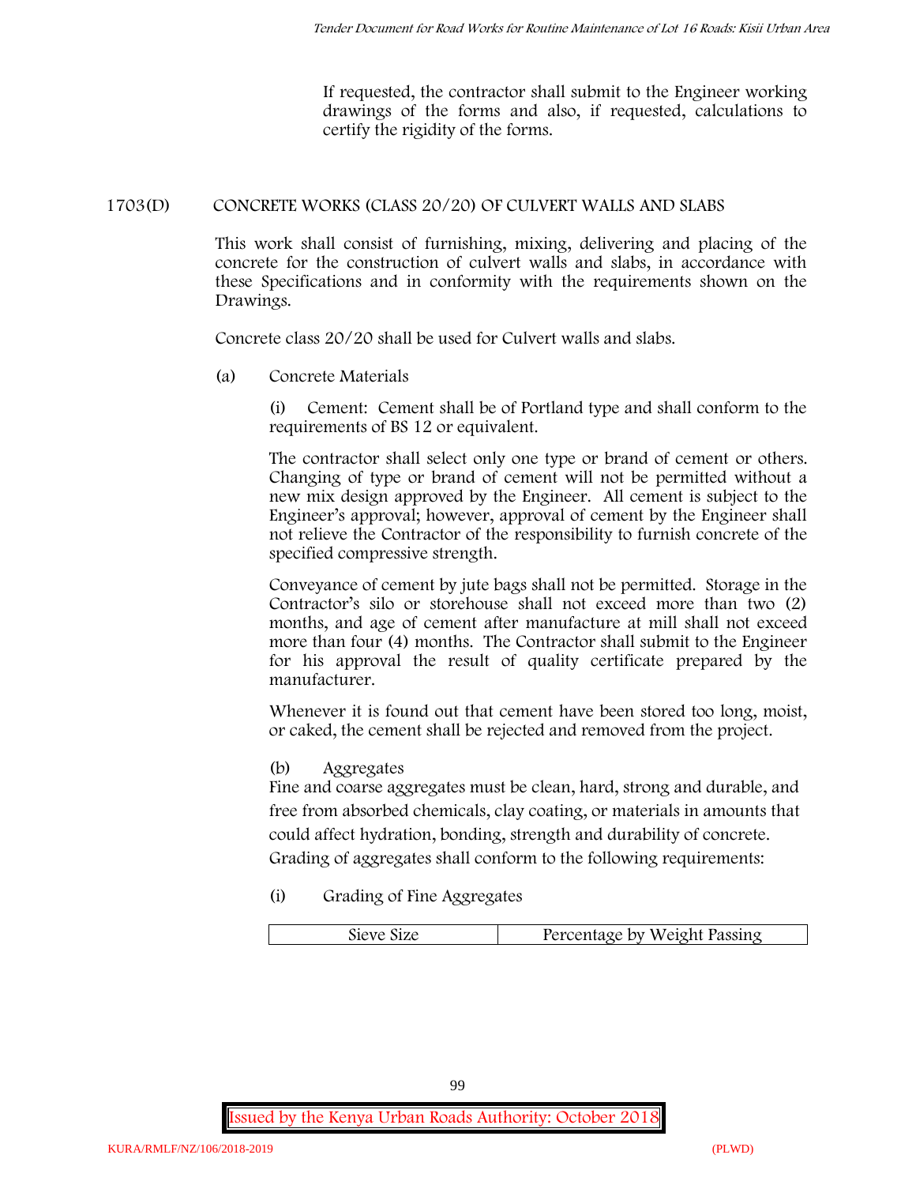If requested, the contractor shall submit to the Engineer working drawings of the forms and also, if requested, calculations to certify the rigidity of the forms.

## 1703(D) CONCRETE WORKS (CLASS 20/20) OF CULVERT WALLS AND SLABS

This work shall consist of furnishing, mixing, delivering and placing of the concrete for the construction of culvert walls and slabs, in accordance with these Specifications and in conformity with the requirements shown on the Drawings.

Concrete class 20/20 shall be used for Culvert walls and slabs.

(a) Concrete Materials

(i) Cement: Cement shall be of Portland type and shall conform to the requirements of BS 12 or equivalent.

The contractor shall select only one type or brand of cement or others. Changing of type or brand of cement will not be permitted without a new mix design approved by the Engineer. All cement is subject to the Engineer's approval; however, approval of cement by the Engineer shall not relieve the Contractor of the responsibility to furnish concrete of the specified compressive strength.

Conveyance of cement by jute bags shall not be permitted. Storage in the Contractor's silo or storehouse shall not exceed more than two (2) months, and age of cement after manufacture at mill shall not exceed more than four (4) months. The Contractor shall submit to the Engineer for his approval the result of quality certificate prepared by the manufacturer.

Whenever it is found out that cement have been stored too long, moist, or caked, the cement shall be rejected and removed from the project.

(b) Aggregates

Fine and coarse aggregates must be clean, hard, strong and durable, and free from absorbed chemicals, clay coating, or materials in amounts that could affect hydration, bonding, strength and durability of concrete. Grading of aggregates shall conform to the following requirements:

(i) Grading of Fine Aggregates

| Sieve Size | Percentage by Weight Passing |
|---|---|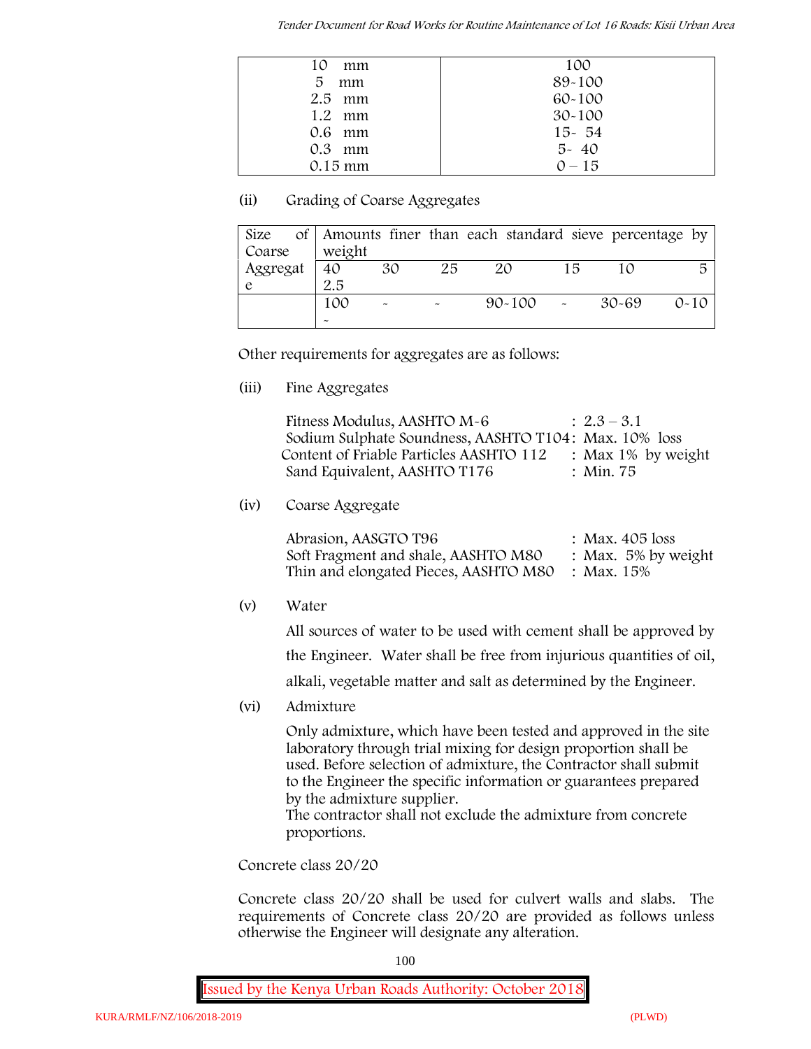| | |
|---|---|
| 10 mm | 100 |
| 5 mm | 89-100 |
| 2.5 mm | 60-100 |
| 1.2 mm | 30-100 |
| 0.6 mm | 15- 54 |
| 0.3 mm | 5- 40 |
| 0.15 mm | 0 – 15 |

(ii) Grading of Coarse Aggregates

| Size of Coarse Aggregate | Amounts finer than each standard sieve percentage by weight | | | | | | |
|---|---|---|---|---|---|---|---|
| | 40 2.5 | 30 | 25 | 20 | 15 | 10 | 5 |
| | 100 - | - | - | 90-100 | - | 30-69 | 0-10 |

Other requirements for aggregates are as follows:

(iii) Fine Aggregates

Fitness Modulus, AASHTO M-6 : 2.3 – 3.1
Sodium Sulphate Soundness, AASHTO T104: Max. 10% loss
Content of Friable Particles AASHTO 112 : Max 1% by weight
Sand Equivalent, AASHTO T176 : Min. 75

(iv) Coarse Aggregate

Abrasion, AASGTO T96 : Max. 405 loss
Soft Fragment and shale, AASHTO M80 : Max. 5% by weight
Thin and elongated Pieces, AASHTO M80 : Max. 15%

(v) Water

All sources of water to be used with cement shall be approved by the Engineer. Water shall be free from injurious quantities of oil, alkali, vegetable matter and salt as determined by the Engineer.

(vi) Admixture

Only admixture, which have been tested and approved in the site laboratory through trial mixing for design proportion shall be used. Before selection of admixture, the Contractor shall submit to the Engineer the specific information or guarantees prepared by the admixture supplier.
The contractor shall not exclude the admixture from concrete proportions.

Concrete class 20/20

Concrete class 20/20 shall be used for culvert walls and slabs. The requirements of Concrete class 20/20 are provided as follows unless otherwise the Engineer will designate any alteration.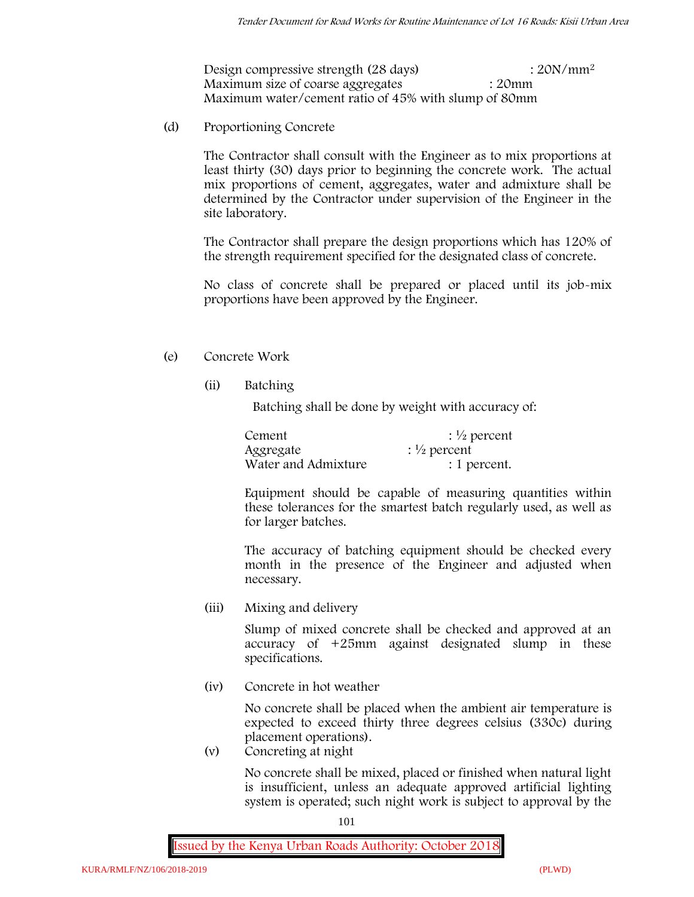Design compressive strength (28 days) : 20N/mm$^2$
Maximum size of coarse aggregates : 20mm
Maximum water/cement ratio of 45% with slump of 80mm

(d) Proportioning Concrete

The Contractor shall consult with the Engineer as to mix proportions at least thirty (30) days prior to beginning the concrete work. The actual mix proportions of cement, aggregates, water and admixture shall be determined by the Contractor under supervision of the Engineer in the site laboratory.

The Contractor shall prepare the design proportions which has 120% of the strength requirement specified for the designated class of concrete.

No class of concrete shall be prepared or placed until its job-mix proportions have been approved by the Engineer.

(e) Concrete Work

(ii) Batching

Batching shall be done by weight with accuracy of:

Cement : ½ percent
Aggregate : ½ percent
Water and Admixture : 1 percent.

Equipment should be capable of measuring quantities within these tolerances for the smartest batch regularly used, as well as for larger batches.

The accuracy of batching equipment should be checked every month in the presence of the Engineer and adjusted when necessary.

(iii) Mixing and delivery

Slump of mixed concrete shall be checked and approved at an accuracy of +25mm against designated slump in these specifications.

(iv) Concrete in hot weather

No concrete shall be placed when the ambient air temperature is expected to exceed thirty three degrees celsius (33oc) during placement operations).

(v) Concreting at night

No concrete shall be mixed, placed or finished when natural light is insufficient, unless an adequate approved artificial lighting system is operated; such night work is subject to approval by the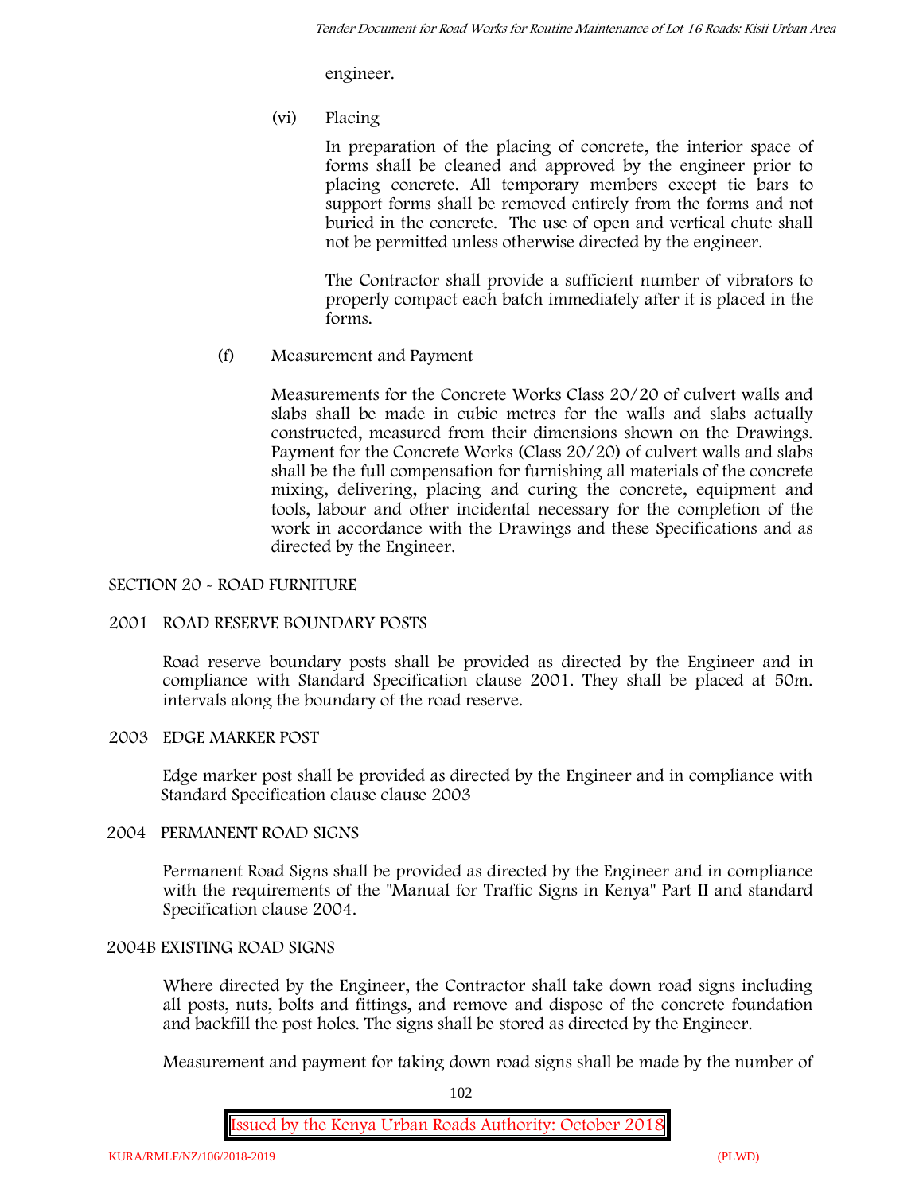engineer.

(vi) Placing

In preparation of the placing of concrete, the interior space of forms shall be cleaned and approved by the engineer prior to placing concrete. All temporary members except tie bars to support forms shall be removed entirely from the forms and not buried in the concrete. The use of open and vertical chute shall not be permitted unless otherwise directed by the engineer.

The Contractor shall provide a sufficient number of vibrators to properly compact each batch immediately after it is placed in the forms.

(f) Measurement and Payment

Measurements for the Concrete Works Class 20/20 of culvert walls and slabs shall be made in cubic metres for the walls and slabs actually constructed, measured from their dimensions shown on the Drawings. Payment for the Concrete Works (Class 20/20) of culvert walls and slabs shall be the full compensation for furnishing all materials of the concrete mixing, delivering, placing and curing the concrete, equipment and tools, labour and other incidental necessary for the completion of the work in accordance with the Drawings and these Specifications and as directed by the Engineer.

## SECTION 20 - ROAD FURNITURE

### 2001 ROAD RESERVE BOUNDARY POSTS

Road reserve boundary posts shall be provided as directed by the Engineer and in compliance with Standard Specification clause 2001. They shall be placed at 50m. intervals along the boundary of the road reserve.

### 2003 EDGE MARKER POST

Edge marker post shall be provided as directed by the Engineer and in compliance with Standard Specification clause clause 2003

### 2004 PERMANENT ROAD SIGNS

Permanent Road Signs shall be provided as directed by the Engineer and in compliance with the requirements of the "Manual for Traffic Signs in Kenya" Part II and standard Specification clause 2004.

### 2004B EXISTING ROAD SIGNS

Where directed by the Engineer, the Contractor shall take down road signs including all posts, nuts, bolts and fittings, and remove and dispose of the concrete foundation and backfill the post holes. The signs shall be stored as directed by the Engineer.

Measurement and payment for taking down road signs shall be made by the number of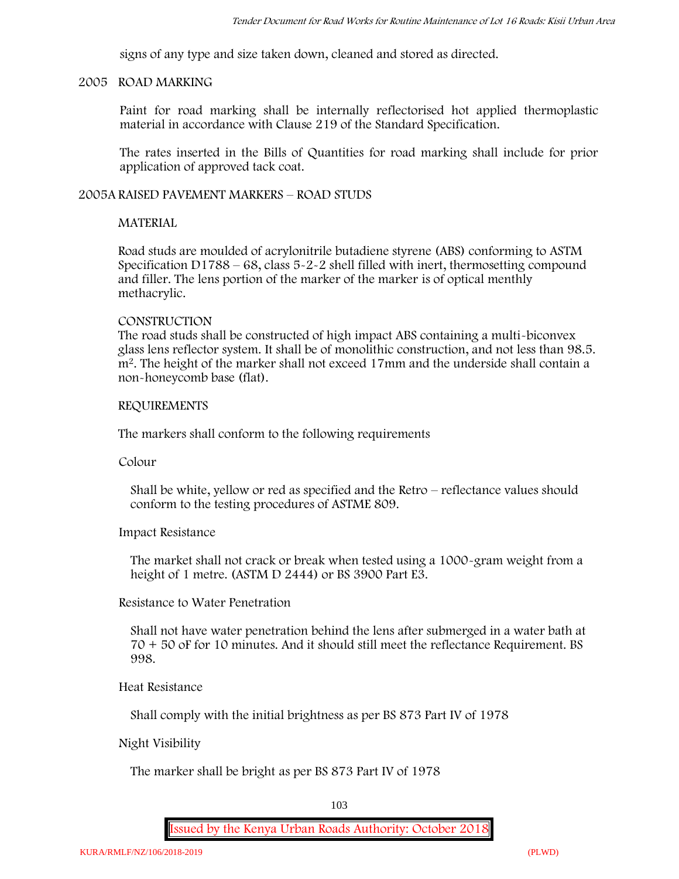signs of any type and size taken down, cleaned and stored as directed.

## 2005 ROAD MARKING

Paint for road marking shall be internally reflectorised hot applied thermoplastic material in accordance with Clause 219 of the Standard Specification.

The rates inserted in the Bills of Quantities for road marking shall include for prior application of approved tack coat.

## 2005A RAISED PAVEMENT MARKERS – ROAD STUDS

### MATERIAL

Road studs are moulded of acrylonitrile butadiene styrene (ABS) conforming to ASTM Specification D1788 – 68, class 5-2-2 shell filled with inert, thermosetting compound and filler. The lens portion of the marker of the marker is of optical menthly methacrylic.

### CONSTRUCTION

The road studs shall be constructed of high impact ABS containing a multi-biconvex glass lens reflector system. It shall be of monolithic construction, and not less than 98.5. $m^2$. The height of the marker shall not exceed 17mm and the underside shall contain a non-honeycomb base (flat).

### REQUIREMENTS

The markers shall conform to the following requirements

Colour

Shall be white, yellow or red as specified and the Retro – reflectance values should conform to the testing procedures of ASTME 809.

Impact Resistance

The market shall not crack or break when tested using a 1000-gram weight from a height of 1 metre. (ASTM D 2444) or BS 3900 Part E3.

Resistance to Water Penetration

Shall not have water penetration behind the lens after submerged in a water bath at 70 + 50 oF for 10 minutes. And it should still meet the reflectance Requirement. BS 998.

Heat Resistance

Shall comply with the initial brightness as per BS 873 Part IV of 1978

Night Visibility

The marker shall be bright as per BS 873 Part IV of 1978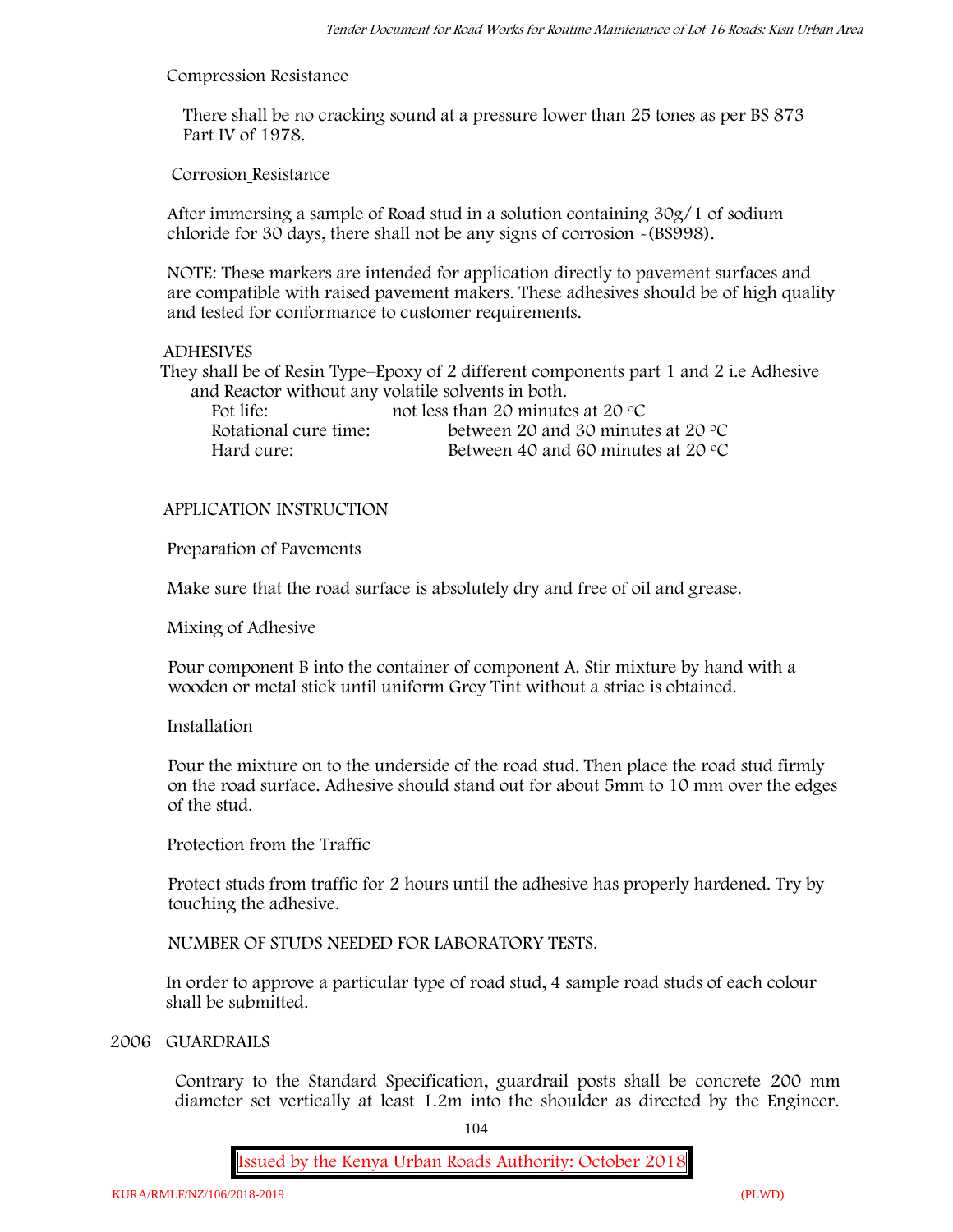Compression Resistance

There shall be no cracking sound at a pressure lower than 25 tones as per BS 873 Part IV of 1978.

Corrosion Resistance

After immersing a sample of Road stud in a solution containing 30g/1 of sodium chloride for 30 days, there shall not be any signs of corrosion -(BS998).

NOTE: These markers are intended for application directly to pavement surfaces and are compatible with raised pavement makers. These adhesives should be of high quality and tested for conformance to customer requirements.

ADHESIVES

They shall be of Resin Type–Epoxy of 2 different components part 1 and 2 i.e Adhesive and Reactor without any volatile solvents in both.

| | |
|---|---|
| Pot life: | not less than 20 minutes at 20 °C |
| Rotational cure time: | between 20 and 30 minutes at 20 °C |
| Hard cure: | Between 40 and 60 minutes at 20 °C |

APPLICATION INSTRUCTION

Preparation of Pavements

Make sure that the road surface is absolutely dry and free of oil and grease.

Mixing of Adhesive

Pour component B into the container of component A. Stir mixture by hand with a wooden or metal stick until uniform Grey Tint without a striae is obtained.

Installation

Pour the mixture on to the underside of the road stud. Then place the road stud firmly on the road surface. Adhesive should stand out for about 5mm to 10 mm over the edges of the stud.

Protection from the Traffic

Protect studs from traffic for 2 hours until the adhesive has properly hardened. Try by touching the adhesive.

NUMBER OF STUDS NEEDED FOR LABORATORY TESTS.

In order to approve a particular type of road stud, 4 sample road studs of each colour shall be submitted.

2006 GUARDRAILS

Contrary to the Standard Specification, guardrail posts shall be concrete 200 mm diameter set vertically at least 1.2m into the shoulder as directed by the Engineer.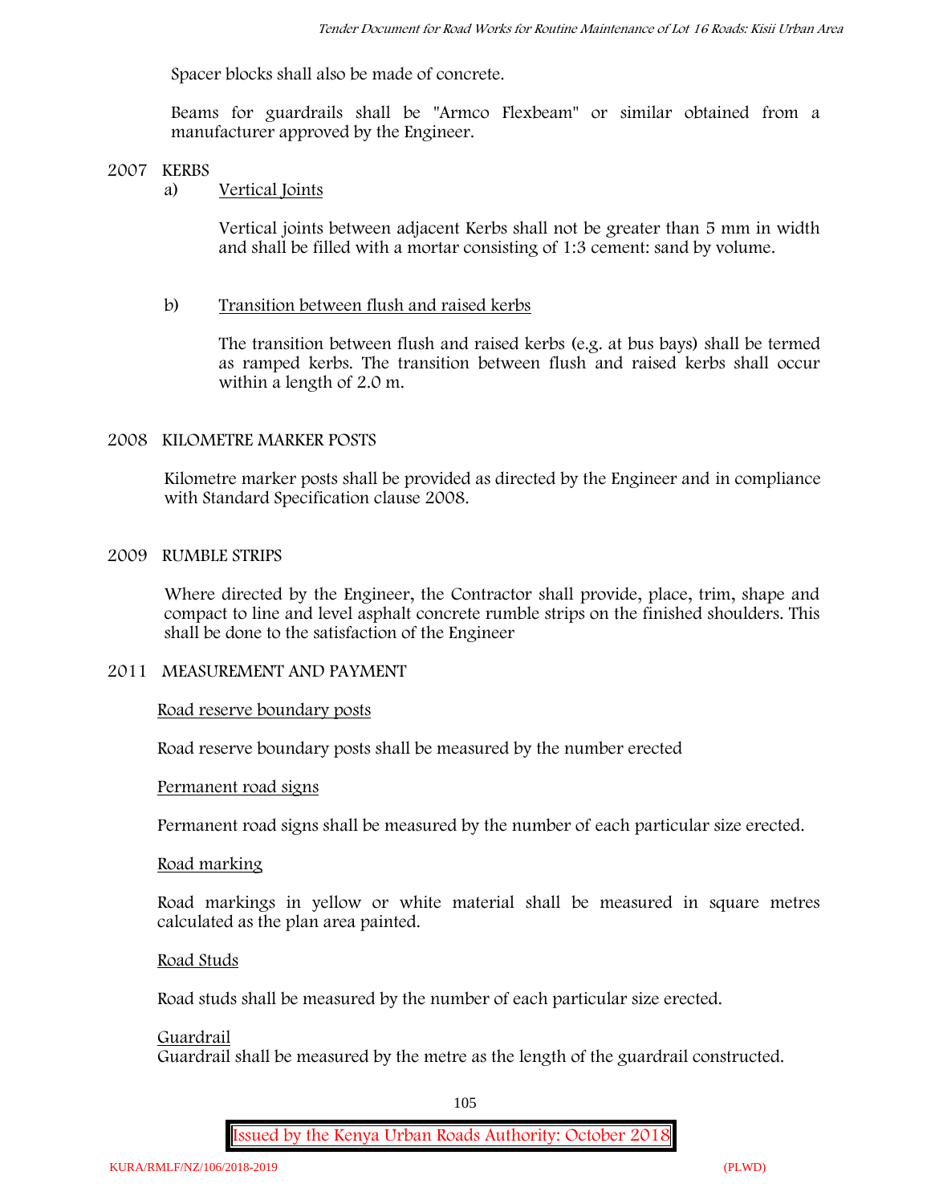Spacer blocks shall also be made of concrete.

Beams for guardrails shall be "Armco Flexbeam" or similar obtained from a manufacturer approved by the Engineer.

## 2007 KERBS

a) Vertical Joints

Vertical joints between adjacent Kerbs shall not be greater than 5 mm in width and shall be filled with a mortar consisting of 1:3 cement: sand by volume.

b) Transition between flush and raised kerbs

The transition between flush and raised kerbs (e.g. at bus bays) shall be termed as ramped kerbs. The transition between flush and raised kerbs shall occur within a length of 2.0 m.

## 2008 KILOMETRE MARKER POSTS

Kilometre marker posts shall be provided as directed by the Engineer and in compliance with Standard Specification clause 2008.

## 2009 RUMBLE STRIPS

Where directed by the Engineer, the Contractor shall provide, place, trim, shape and compact to line and level asphalt concrete rumble strips on the finished shoulders. This shall be done to the satisfaction of the Engineer

## 2011 MEASUREMENT AND PAYMENT

Road reserve boundary posts

Road reserve boundary posts shall be measured by the number erected

Permanent road signs

Permanent road signs shall be measured by the number of each particular size erected.

Road marking

Road markings in yellow or white material shall be measured in square metres calculated as the plan area painted.

Road Studs

Road studs shall be measured by the number of each particular size erected.

Guardrail

Guardrail shall be measured by the metre as the length of the guardrail constructed.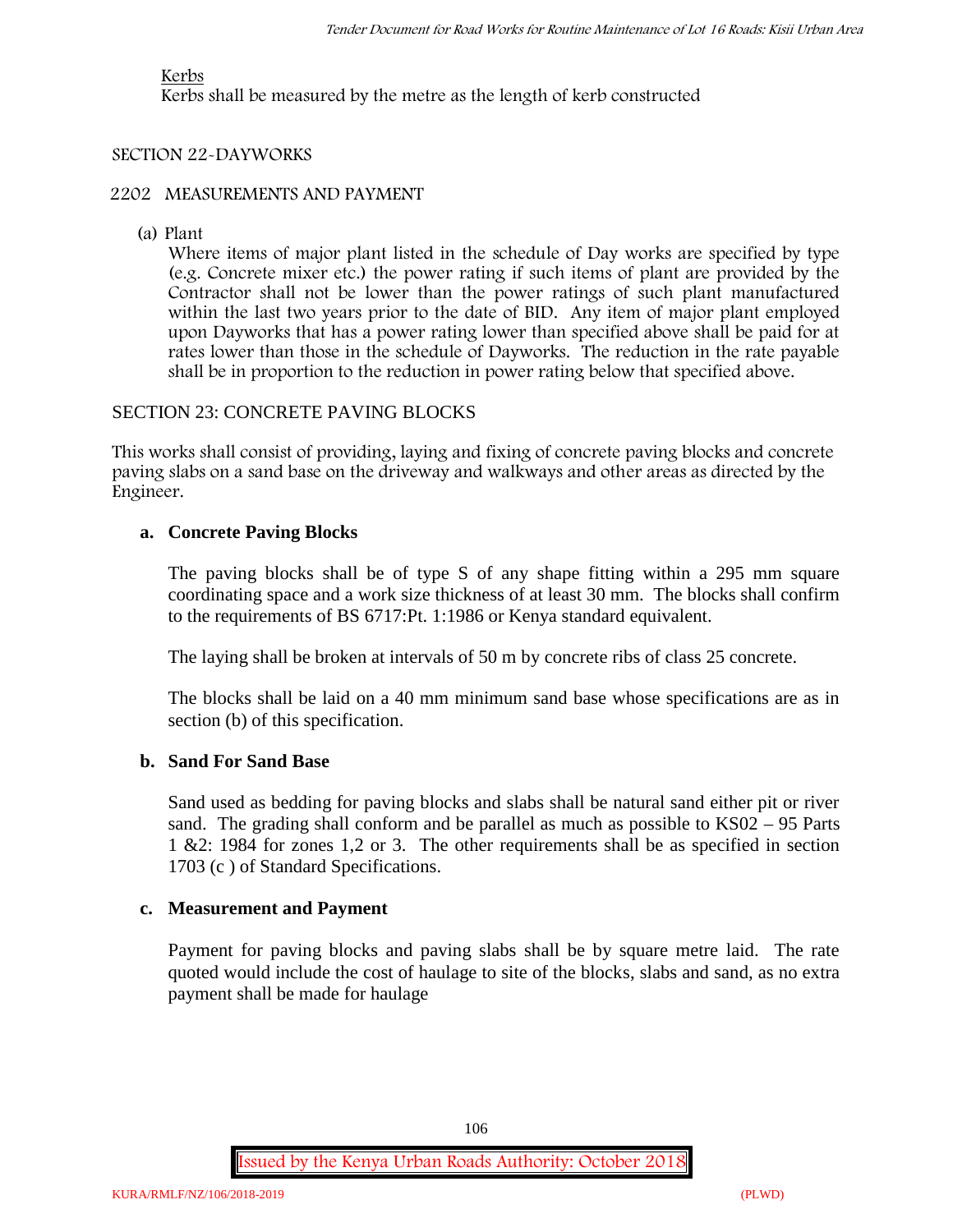Kerbs

Kerbs shall be measured by the metre as the length of kerb constructed

## SECTION 22-DAYWORKS

### 2202 MEASUREMENTS AND PAYMENT

(a) Plant

Where items of major plant listed in the schedule of Day works are specified by type (e.g. Concrete mixer etc.) the power rating if such items of plant are provided by the Contractor shall not be lower than the power ratings of such plant manufactured within the last two years prior to the date of BID. Any item of major plant employed upon Dayworks that has a power rating lower than specified above shall be paid for at rates lower than those in the schedule of Dayworks. The reduction in the rate payable shall be in proportion to the reduction in power rating below that specified above.

## SECTION 23: CONCRETE PAVING BLOCKS

This works shall consist of providing, laying and fixing of concrete paving blocks and concrete paving slabs on a sand base on the driveway and walkways and other areas as directed by the Engineer.

### a. Concrete Paving Blocks

The paving blocks shall be of type S of any shape fitting within a 295 mm square coordinating space and a work size thickness of at least 30 mm. The blocks shall confirm to the requirements of BS 6717:Pt. 1:1986 or Kenya standard equivalent.

The laying shall be broken at intervals of 50 m by concrete ribs of class 25 concrete.

The blocks shall be laid on a 40 mm minimum sand base whose specifications are as in section (b) of this specification.

### b. Sand For Sand Base

Sand used as bedding for paving blocks and slabs shall be natural sand either pit or river sand. The grading shall conform and be parallel as much as possible to KS02 – 95 Parts 1 &2: 1984 for zones 1,2 or 3. The other requirements shall be as specified in section 1703 (c ) of Standard Specifications.

### c. Measurement and Payment

Payment for paving blocks and paving slabs shall be by square metre laid. The rate quoted would include the cost of haulage to site of the blocks, slabs and sand, as no extra payment shall be made for haulage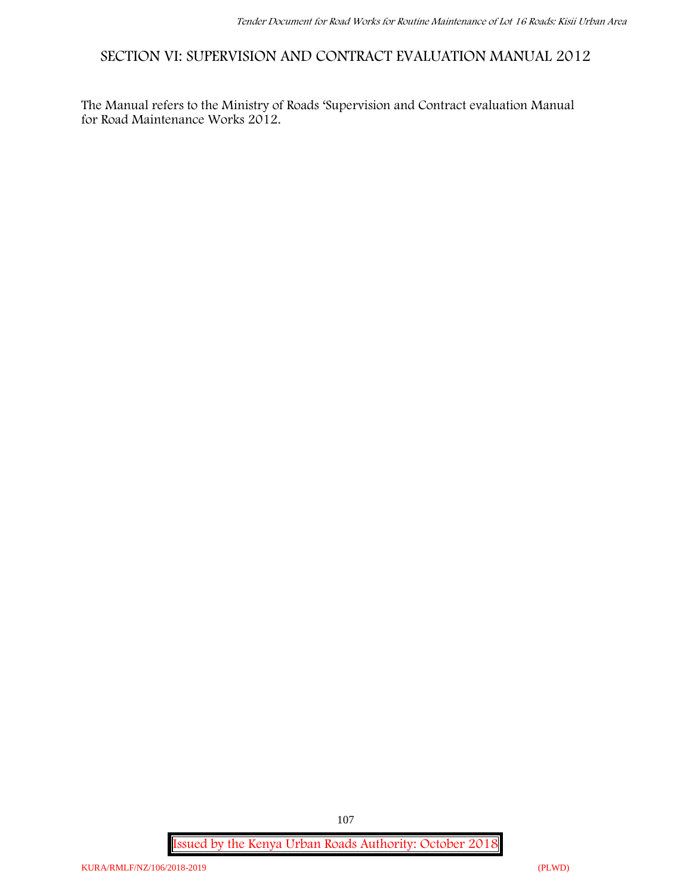## SECTION VI: SUPERVISION AND CONTRACT EVALUATION MANUAL 2012

The Manual refers to the Ministry of Roads 'Supervision and Contract evaluation Manual for Road Maintenance Works 2012.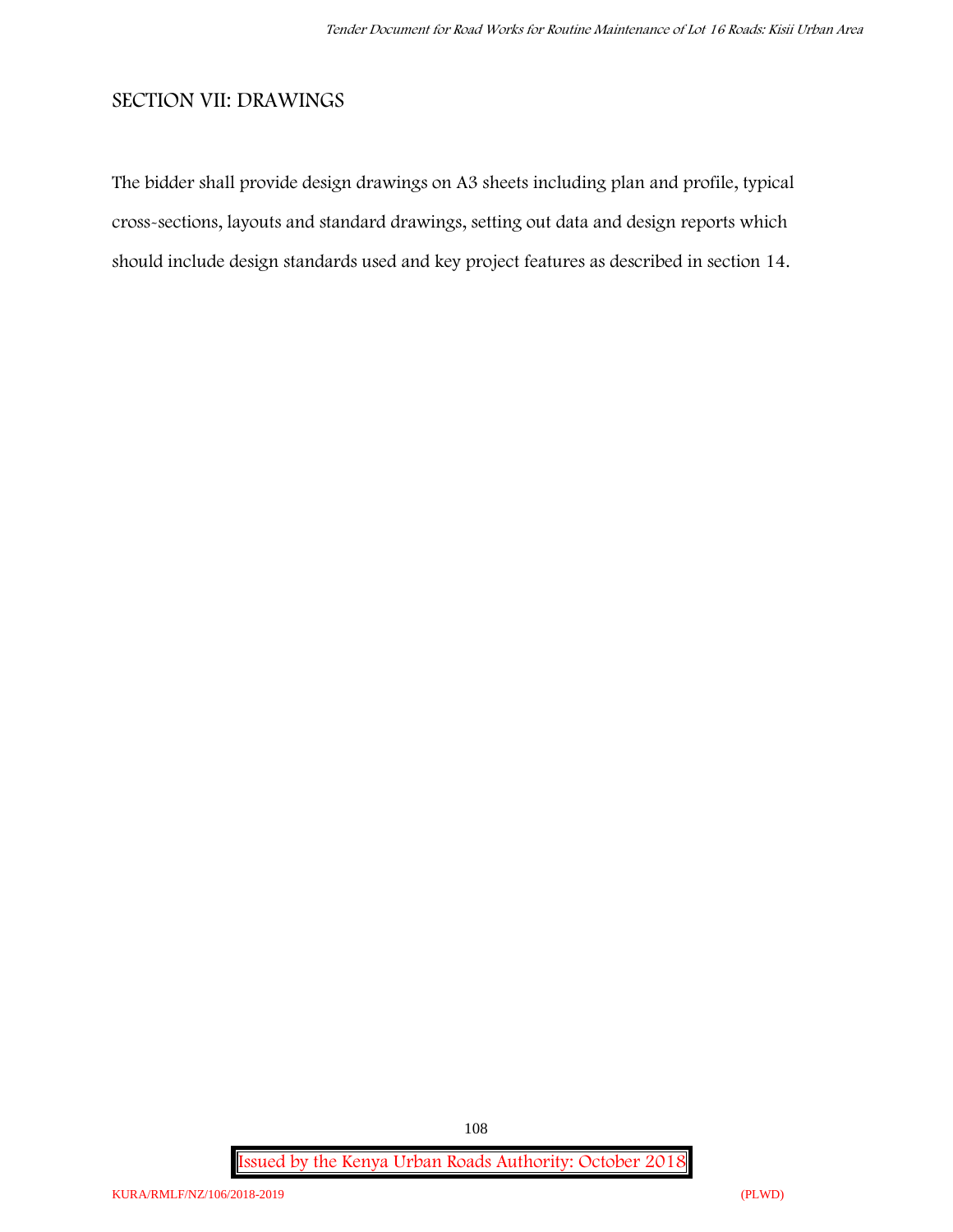## SECTION VII: DRAWINGS

The bidder shall provide design drawings on A3 sheets including plan and profile, typical cross-sections, layouts and standard drawings, setting out data and design reports which should include design standards used and key project features as described in section 14.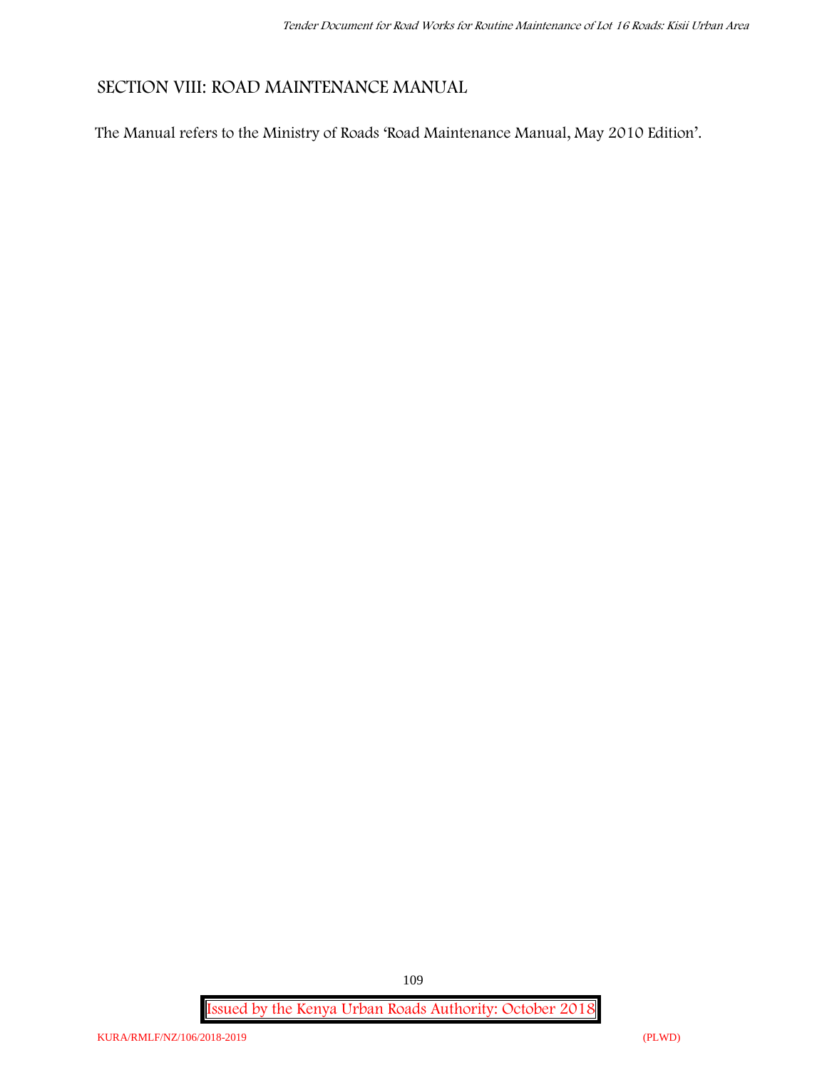## SECTION VIII: ROAD MAINTENANCE MANUAL

The Manual refers to the Ministry of Roads 'Road Maintenance Manual, May 2010 Edition'.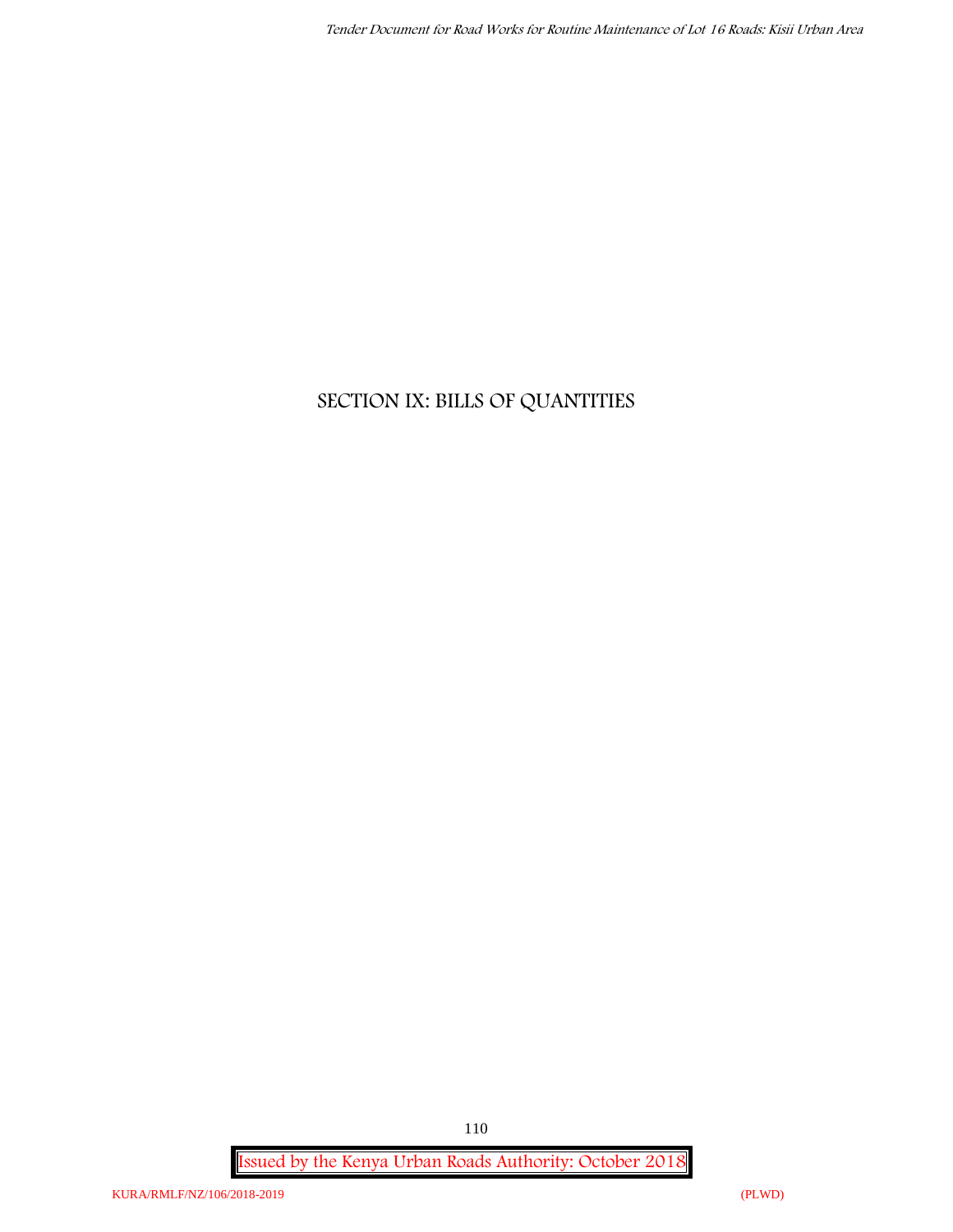# SECTION IX: BILLS OF QUANTITIES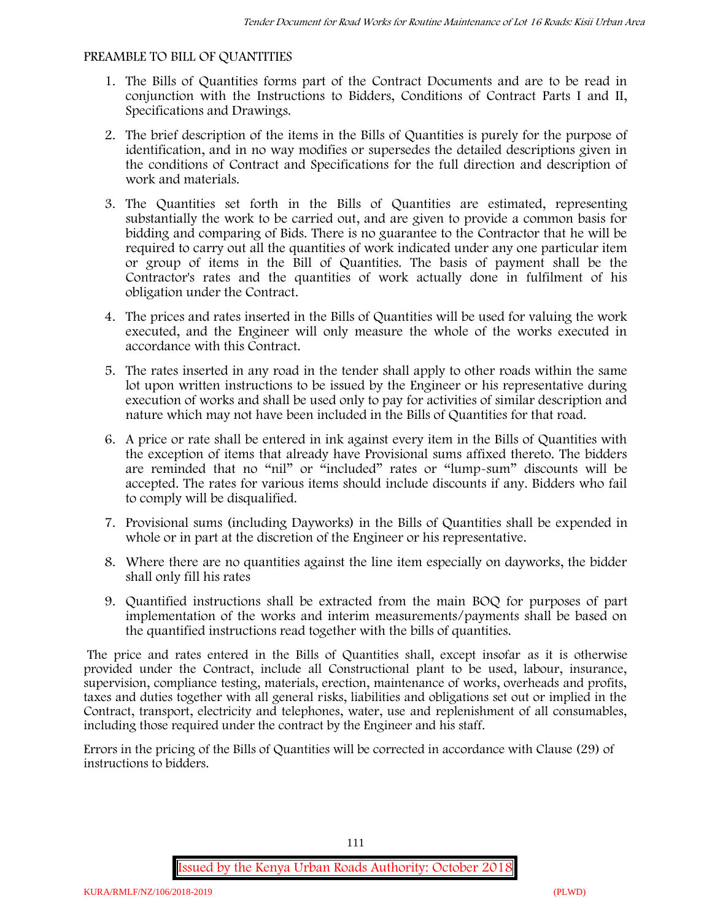PREAMBLE TO BILL OF QUANTITIES

1. The Bills of Quantities forms part of the Contract Documents and are to be read in conjunction with the Instructions to Bidders, Conditions of Contract Parts I and II, Specifications and Drawings.
2. The brief description of the items in the Bills of Quantities is purely for the purpose of identification, and in no way modifies or supersedes the detailed descriptions given in the conditions of Contract and Specifications for the full direction and description of work and materials.
3. The Quantities set forth in the Bills of Quantities are estimated, representing substantially the work to be carried out, and are given to provide a common basis for bidding and comparing of Bids. There is no guarantee to the Contractor that he will be required to carry out all the quantities of work indicated under any one particular item or group of items in the Bill of Quantities. The basis of payment shall be the Contractor's rates and the quantities of work actually done in fulfilment of his obligation under the Contract.
4. The prices and rates inserted in the Bills of Quantities will be used for valuing the work executed, and the Engineer will only measure the whole of the works executed in accordance with this Contract.
5. The rates inserted in any road in the tender shall apply to other roads within the same lot upon written instructions to be issued by the Engineer or his representative during execution of works and shall be used only to pay for activities of similar description and nature which may not have been included in the Bills of Quantities for that road.
6. A price or rate shall be entered in ink against every item in the Bills of Quantities with the exception of items that already have Provisional sums affixed thereto. The bidders are reminded that no "nil" or "included" rates or "lump-sum" discounts will be accepted. The rates for various items should include discounts if any. Bidders who fail to comply will be disqualified.
7. Provisional sums (including Dayworks) in the Bills of Quantities shall be expended in whole or in part at the discretion of the Engineer or his representative.
8. Where there are no quantities against the line item especially on dayworks, the bidder shall only fill his rates
9. Quantified instructions shall be extracted from the main BOQ for purposes of part implementation of the works and interim measurements/payments shall be based on the quantified instructions read together with the bills of quantities.

The price and rates entered in the Bills of Quantities shall, except insofar as it is otherwise provided under the Contract, include all Constructional plant to be used, labour, insurance, supervision, compliance testing, materials, erection, maintenance of works, overheads and profits, taxes and duties together with all general risks, liabilities and obligations set out or implied in the Contract, transport, electricity and telephones, water, use and replenishment of all consumables, including those required under the contract by the Engineer and his staff.

Errors in the pricing of the Bills of Quantities will be corrected in accordance with Clause (29) of instructions to bidders.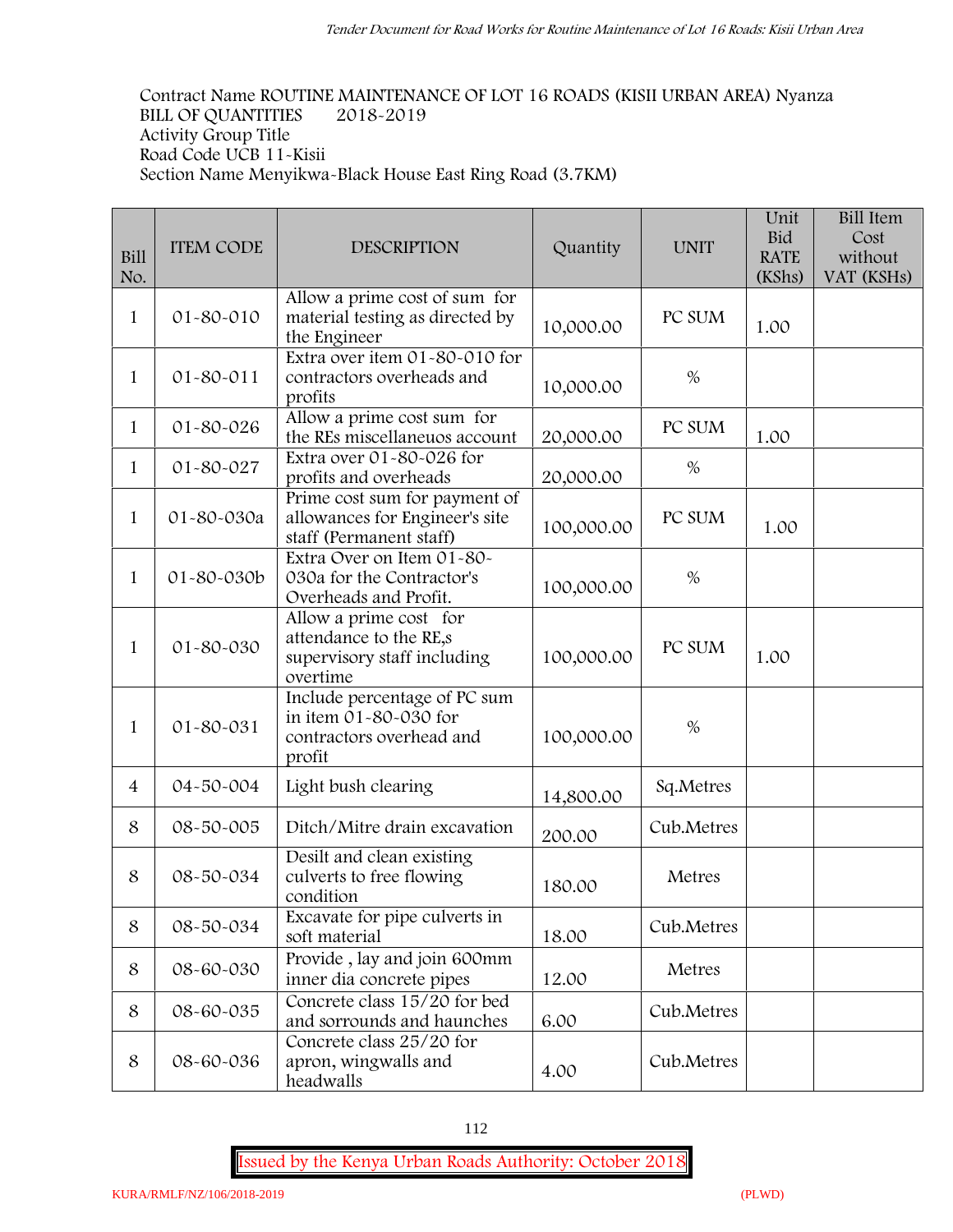Contract Name ROUTINE MAINTENANCE OF LOT 16 ROADS (KISII URBAN AREA) Nyanza
BILL OF QUANTITIES 2018-2019
Activity Group Title
Road Code UCB 11-Kisii
Section Name Menyikwa-Black House East Ring Road (3.7KM)

| Bill No. | ITEM CODE | DESCRIPTION | Quantity | UNIT | Unit Bid RATE (KShs) | Bill Item Cost without VAT (KSHs) |
|---|---|---|---|---|---|---|
| 1 | 01-80-010 | Allow a prime cost of sum for material testing as directed by the Engineer | 10,000.00 | PC SUM | 1.00 | |
| 1 | 01-80-011 | Extra over item 01-80-010 for contractors overheads and profits | 10,000.00 | % | | |
| 1 | 01-80-026 | Allow a prime cost sum for the REs miscellaneuos account | 20,000.00 | PC SUM | 1.00 | |
| 1 | 01-80-027 | Extra over 01-80-026 for profits and overheads | 20,000.00 | % | | |
| 1 | 01-80-030a | Prime cost sum for payment of allowances for Engineer's site staff (Permanent staff) | 100,000.00 | PC SUM | 1.00 | |
| 1 | 01-80-030b | Extra Over on Item 01-80-030a for the Contractor's Overheads and Profit. | 100,000.00 | % | | |
| 1 | 01-80-030 | Allow a prime cost for attendance to the RE,s supervisory staff including overtime | 100,000.00 | PC SUM | 1.00 | |
| 1 | 01-80-031 | Include percentage of PC sum in item 01-80-030 for contractors overhead and profit | 100,000.00 | % | | |
| 4 | 04-50-004 | Light bush clearing | 14,800.00 | Sq.Metres | | |
| 8 | 08-50-005 | Ditch/Mitre drain excavation | 200.00 | Cub.Metres | | |
| 8 | 08-50-034 | Desilt and clean existing culverts to free flowing condition | 180.00 | Metres | | |
| 8 | 08-50-034 | Excavate for pipe culverts in soft material | 18.00 | Cub.Metres | | |
| 8 | 08-60-030 | Provide , lay and join 600mm inner dia concrete pipes | 12.00 | Metres | | |
| 8 | 08-60-035 | Concrete class 15/20 for bed and sorrounds and haunches | 6.00 | Cub.Metres | | |
| 8 | 08-60-036 | Concrete class 25/20 for apron, wingwalls and headwalls | 4.00 | Cub.Metres | | |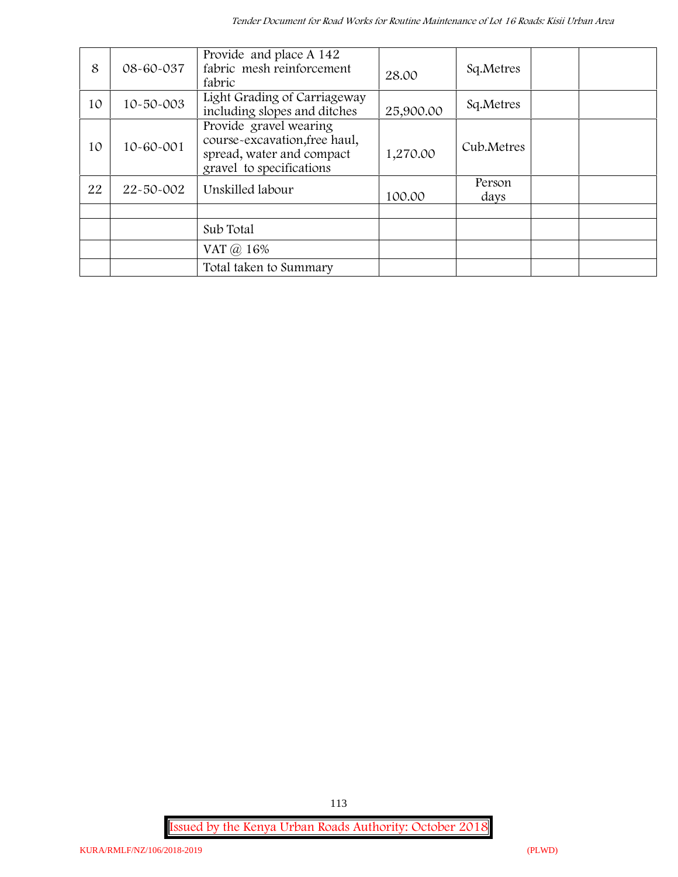| | | | | | | |
|---|---|---|---|---|---|---|
| 8 | 08-60-037 | Provide and place A 142 fabric mesh reinforcement fabric | 28.00 | Sq.Metres | | |
| 10 | 10-50-003 | Light Grading of Carriageway including slopes and ditches | 25,900.00 | Sq.Metres | | |
| 10 | 10-60-001 | Provide gravel wearing course-excavation,free haul, spread, water and compact gravel to specifications | 1,270.00 | Cub.Metres | | |
| 22 | 22-50-002 | Unskilled labour | 100.00 | Person days | | |
| | | | | | | |
| | | Sub Total | | | | |
| | | VAT @ 16% | | | | |
| | | Total taken to Summary | | | | |

Issued by the Kenya Urban Roads Authority: October 2018

KURA/RMLF/NZ/106/2018-2019 (PLWD)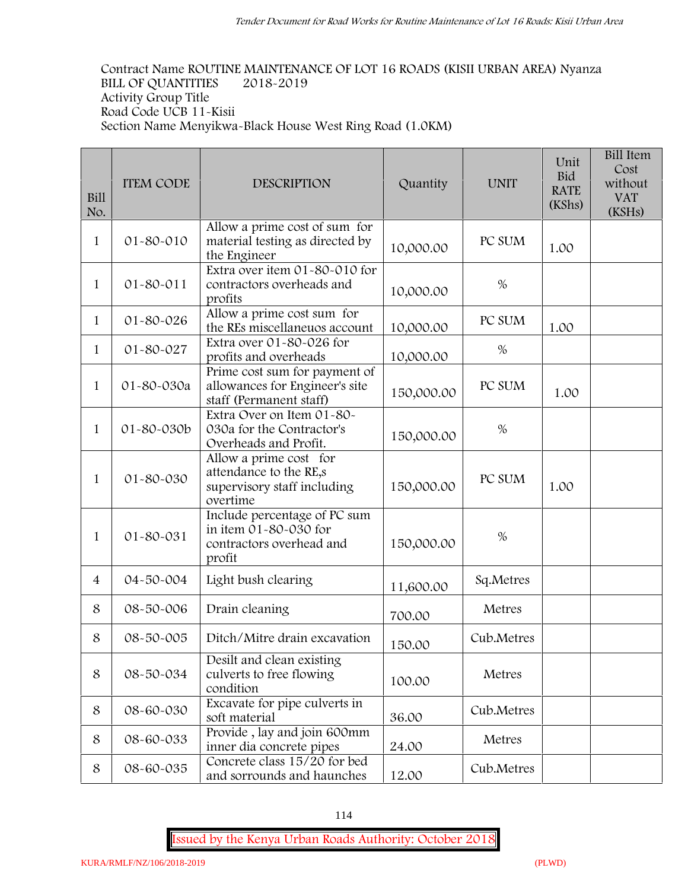Contract Name ROUTINE MAINTENANCE OF LOT 16 ROADS (KISII URBAN AREA) Nyanza
BILL OF QUANTITIES 2018-2019
Activity Group Title
Road Code UCB 11-Kisii
Section Name Menyikwa-Black House West Ring Road (1.0KM)

| Bill No. | ITEM CODE | DESCRIPTION | Quantity | UNIT | Unit Bid RATE (KShs) | Bill Item Cost without VAT (KSHs) |
|---|---|---|---|---|---|---|
| 1 | 01-80-010 | Allow a prime cost of sum for material testing as directed by the Engineer | 10,000.00 | PC SUM | 1.00 | |
| 1 | 01-80-011 | Extra over item 01-80-010 for contractors overheads and profits | 10,000.00 | % | | |
| 1 | 01-80-026 | Allow a prime cost sum for the REs miscellaneuos account | 10,000.00 | PC SUM | 1.00 | |
| 1 | 01-80-027 | Extra over 01-80-026 for profits and overheads | 10,000.00 | % | | |
| 1 | 01-80-030a | Prime cost sum for payment of allowances for Engineer's site staff (Permanent staff) | 150,000.00 | PC SUM | 1.00 | |
| 1 | 01-80-030b | Extra Over on Item 01-80-030a for the Contractor's Overheads and Profit. | 150,000.00 | % | | |
| 1 | 01-80-030 | Allow a prime cost for attendance to the RE,s supervisory staff including overtime | 150,000.00 | PC SUM | 1.00 | |
| 1 | 01-80-031 | Include percentage of PC sum in item 01-80-030 for contractors overhead and profit | 150,000.00 | % | | |
| 4 | 04-50-004 | Light bush clearing | 11,600.00 | Sq.Metres | | |
| 8 | 08-50-006 | Drain cleaning | 700.00 | Metres | | |
| 8 | 08-50-005 | Ditch/Mitre drain excavation | 150.00 | Cub.Metres | | |
| 8 | 08-50-034 | Desilt and clean existing culverts to free flowing condition | 100.00 | Metres | | |
| 8 | 08-60-030 | Excavate for pipe culverts in soft material | 36.00 | Cub.Metres | | |
| 8 | 08-60-033 | Provide , lay and join 600mm inner dia concrete pipes | 24.00 | Metres | | |
| 8 | 08-60-035 | Concrete class 15/20 for bed and sorrounds and haunches | 12.00 | Cub.Metres | | |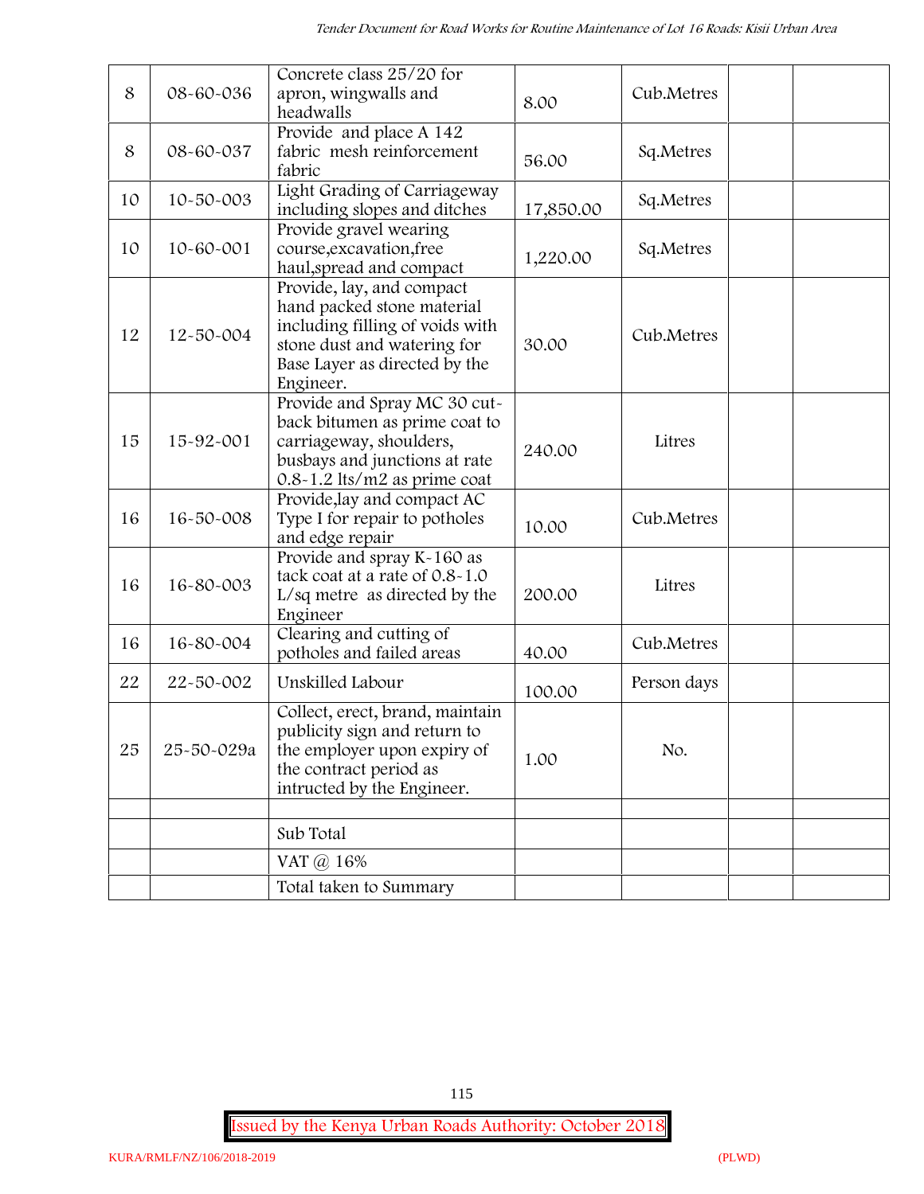| 8 | 08-60-036 | Concrete class 25/20 for apron, wingwalls and headwalls | 8.00 | Cub.Metres | | |
|---|---|---|---|---|---|---|
| 8 | 08-60-037 | Provide and place A 142 fabric mesh reinforcement fabric | 56.00 | Sq.Metres | | |
| 10 | 10-50-003 | Light Grading of Carriageway including slopes and ditches | 17,850.00 | Sq.Metres | | |
| 10 | 10-60-001 | Provide gravel wearing course,excavation,free haul,spread and compact | 1,220.00 | Sq.Metres | | |
| 12 | 12-50-004 | Provide, lay, and compact hand packed stone material including filling of voids with stone dust and watering for Base Layer as directed by the Engineer. | 30.00 | Cub.Metres | | |
| 15 | 15-92-001 | Provide and Spray MC 30 cut-back bitumen as prime coat to carriageway, shoulders, busbays and junctions at rate 0.8-1.2 lts/m2 as prime coat | 240.00 | Litres | | |
| 16 | 16-50-008 | Provide,lay and compact AC Type I for repair to potholes and edge repair | 10.00 | Cub.Metres | | |
| 16 | 16-80-003 | Provide and spray K-160 as tack coat at a rate of 0.8-1.0 L/sq metre as directed by the Engineer | 200.00 | Litres | | |
| 16 | 16-80-004 | Clearing and cutting of potholes and failed areas | 40.00 | Cub.Metres | | |
| 22 | 22-50-002 | Unskilled Labour | 100.00 | Person days | | |
| 25 | 25-50-029a | Collect, erect, brand, maintain publicity sign and return to the employer upon expiry of the contract period as intructed by the Engineer. | 1.00 | No. | | |
| | | | | | | |
| | | Sub Total | | | | |
| | | VAT @ 16% | | | | |
| | | Total taken to Summary | | | | |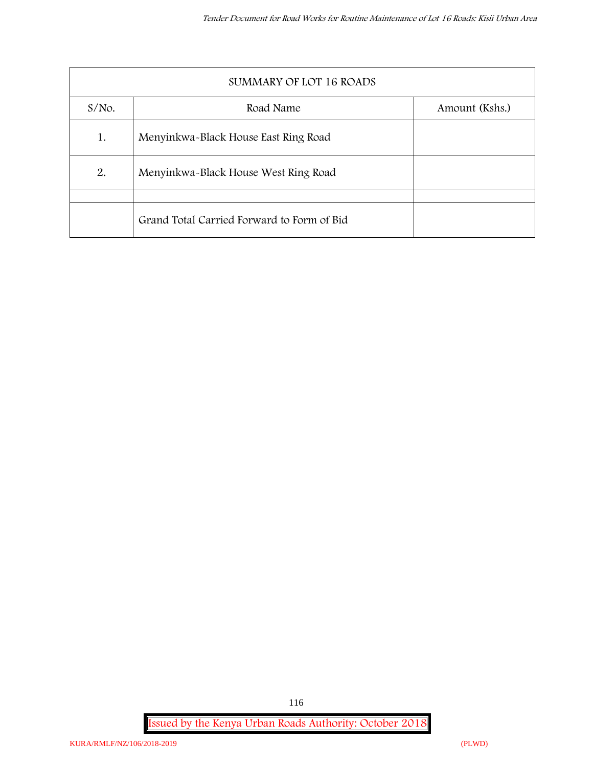| SUMMARY OF LOT 16 ROADS | | |
|---|---|---|
| S/No. | Road Name | Amount (Kshs.) |
| 1. | Menyinkwa-Black House East Ring Road | |
| 2. | Menyinkwa-Black House West Ring Road | |
| | | |
| | Grand Total Carried Forward to Form of Bid | |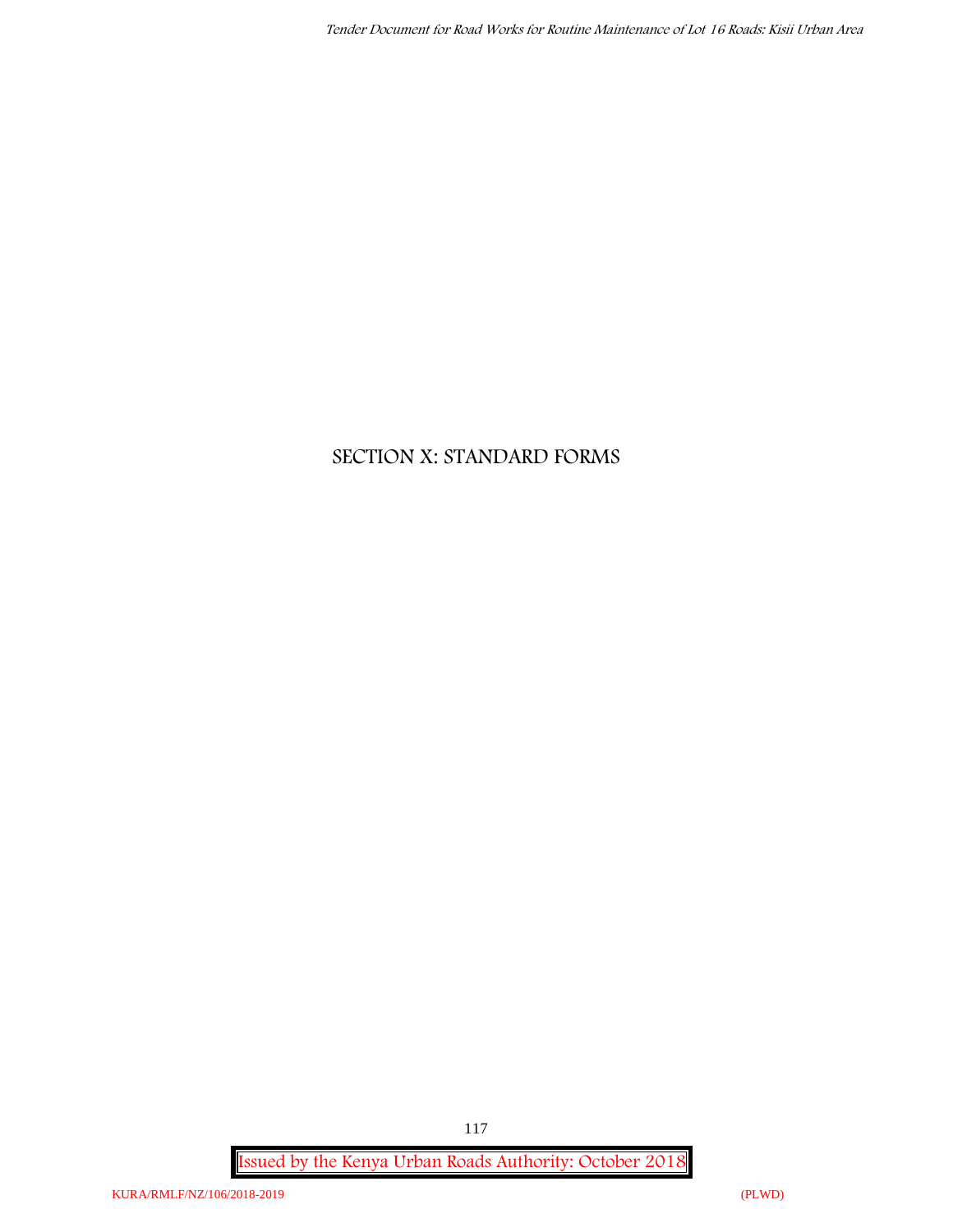# SECTION X: STANDARD FORMS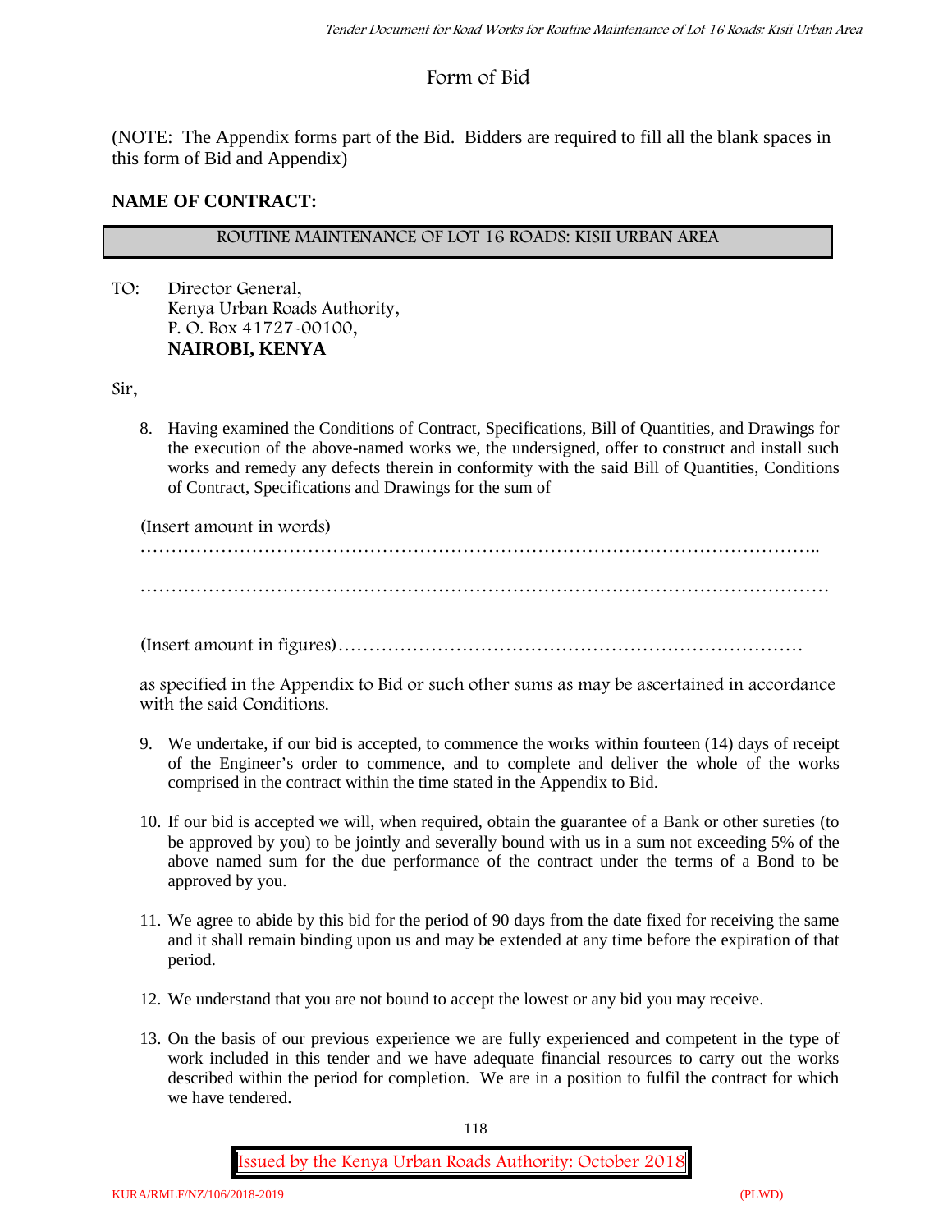# Form of Bid

(NOTE: The Appendix forms part of the Bid. Bidders are required to fill all the blank spaces in this form of Bid and Appendix)

**NAME OF CONTRACT:**

| ROUTINE MAINTENANCE OF LOT 16 ROADS: KISII URBAN AREA |
|---|

TO: Director General,
Kenya Urban Roads Authority,
P. O. Box 41727-00100,
**NAIROBI, KENYA**

Sir,

8. Having examined the Conditions of Contract, Specifications, Bill of Quantities, and Drawings for the execution of the above-named works we, the undersigned, offer to construct and install such works and remedy any defects therein in conformity with the said Bill of Quantities, Conditions of Contract, Specifications and Drawings for the sum of

   (Insert amount in words)

   …………………………………………………………………………………………………..

   ……………………………………………………………………………………………………

   (Insert amount in figures)…………………………………………………………………

   as specified in the Appendix to Bid or such other sums as may be ascertained in accordance with the said Conditions.

9. We undertake, if our bid is accepted, to commence the works within fourteen (14) days of receipt of the Engineer's order to commence, and to complete and deliver the whole of the works comprised in the contract within the time stated in the Appendix to Bid.

10. If our bid is accepted we will, when required, obtain the guarantee of a Bank or other sureties (to be approved by you) to be jointly and severally bound with us in a sum not exceeding 5% of the above named sum for the due performance of the contract under the terms of a Bond to be approved by you.

11. We agree to abide by this bid for the period of 90 days from the date fixed for receiving the same and it shall remain binding upon us and may be extended at any time before the expiration of that period.

12. We understand that you are not bound to accept the lowest or any bid you may receive.

13. On the basis of our previous experience we are fully experienced and competent in the type of work included in this tender and we have adequate financial resources to carry out the works described within the period for completion. We are in a position to fulfil the contract for which we have tendered.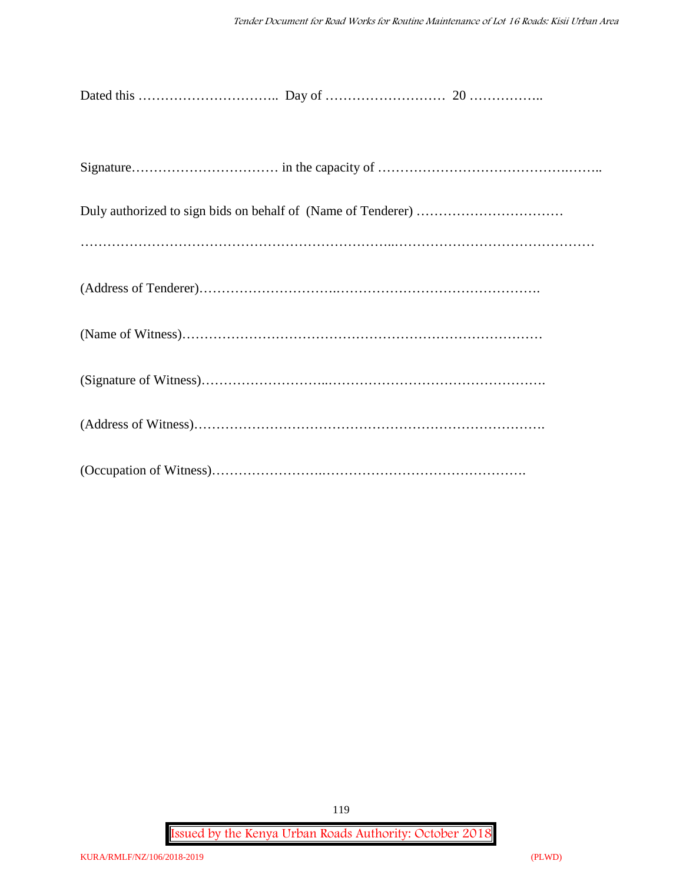Dated this ………………………….. Day of ……………………… 20 ……………..

Signature…………………………… in the capacity of …………………………………….……..

Duly authorized to sign bids on behalf of (Name of Tenderer) ……………………………

…………………………………………………………...………………………………………

(Address of Tenderer)…………………………..……………………………………….

(Name of Witness)………………………………………………………………………

(Signature of Witness)………………………...………………………………………….

(Address of Witness)…………………………………………………………………….

(Occupation of Witness)……………………..……………………………………….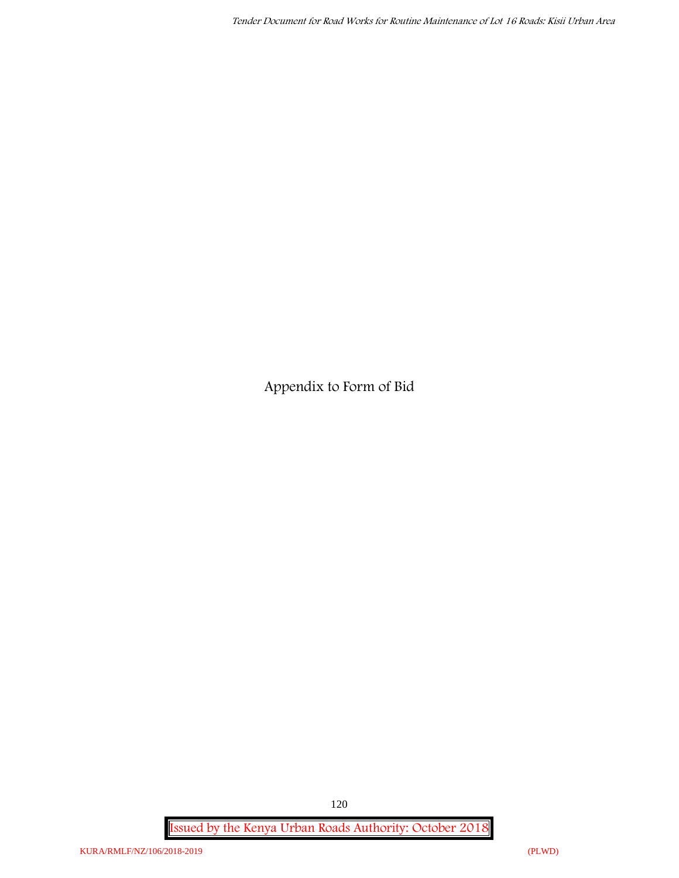# Appendix to Form of Bid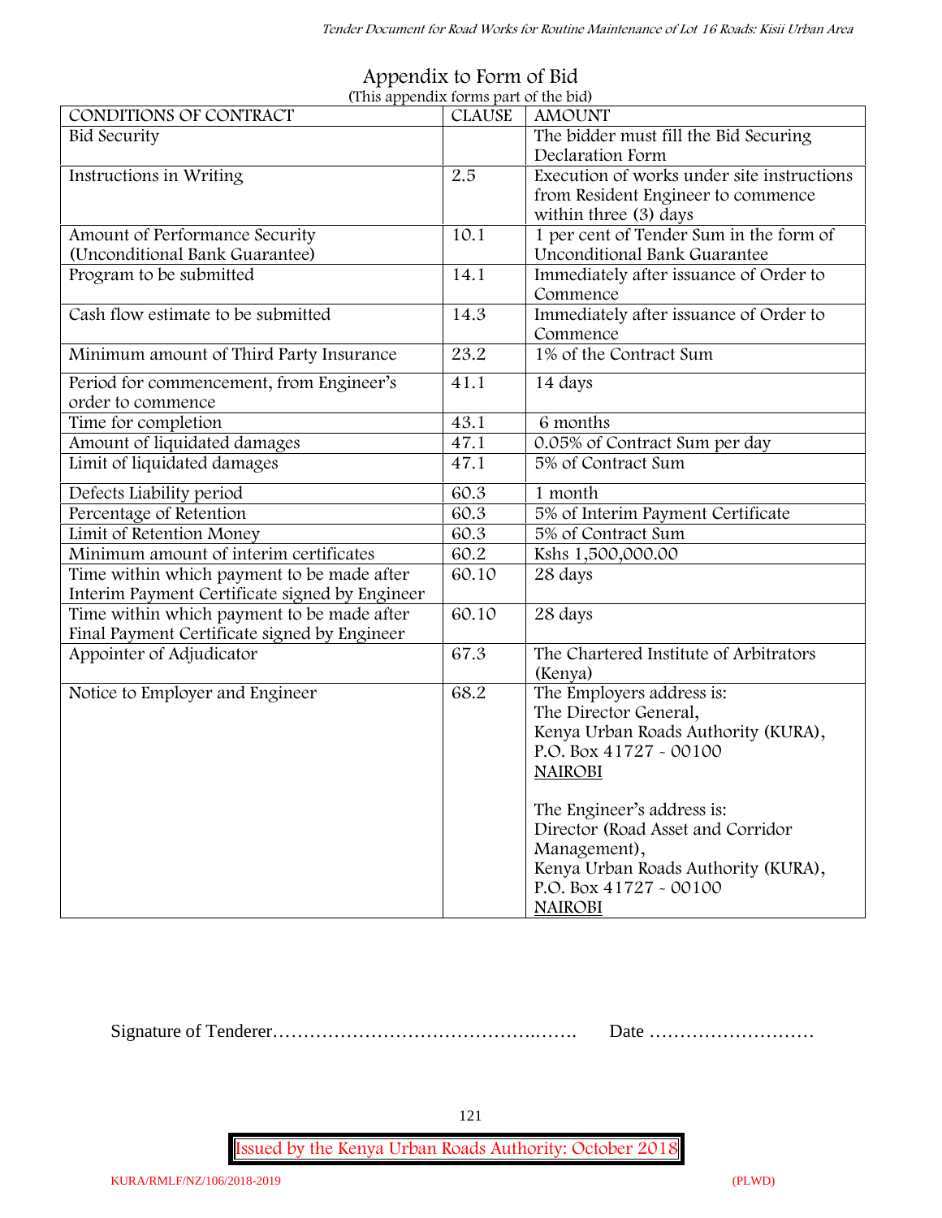# Appendix to Form of Bid

(This appendix forms part of the bid)

| CONDITIONS OF CONTRACT | CLAUSE | AMOUNT |
|---|---|---|
| Bid Security | | The bidder must fill the Bid Securing Declaration Form |
| Instructions in Writing | 2.5 | Execution of works under site instructions from Resident Engineer to commence within three (3) days |
| Amount of Performance Security (Unconditional Bank Guarantee) | 10.1 | 1 per cent of Tender Sum in the form of Unconditional Bank Guarantee |
| Program to be submitted | 14.1 | Immediately after issuance of Order to Commence |
| Cash flow estimate to be submitted | 14.3 | Immediately after issuance of Order to Commence |
| Minimum amount of Third Party Insurance | 23.2 | 1% of the Contract Sum |
| Period for commencement, from Engineer's order to commence | 41.1 | 14 days |
| Time for completion | 43.1 | 6 months |
| Amount of liquidated damages | 47.1 | 0.05% of Contract Sum per day |
| Limit of liquidated damages | 47.1 | 5% of Contract Sum |
| Defects Liability period | 60.3 | 1 month |
| Percentage of Retention | 60.3 | 5% of Interim Payment Certificate |
| Limit of Retention Money | 60.3 | 5% of Contract Sum |
| Minimum amount of interim certificates | 60.2 | Kshs 1,500,000.00 |
| Time within which payment to be made after Interim Payment Certificate signed by Engineer | 60.10 | 28 days |
| Time within which payment to be made after Final Payment Certificate signed by Engineer | 60.10 | 28 days |
| Appointer of Adjudicator | 67.3 | The Chartered Institute of Arbitrators (Kenya) |
| Notice to Employer and Engineer | 68.2 | The Employers address is: The Director General, Kenya Urban Roads Authority (KURA), P.O. Box 41727 - 00100 NAIROBI<br><br>The Engineer's address is: Director (Road Asset and Corridor Management), Kenya Urban Roads Authority (KURA), P.O. Box 41727 - 00100 NAIROBI |

Signature of Tenderer……………………………………..……. Date ………………………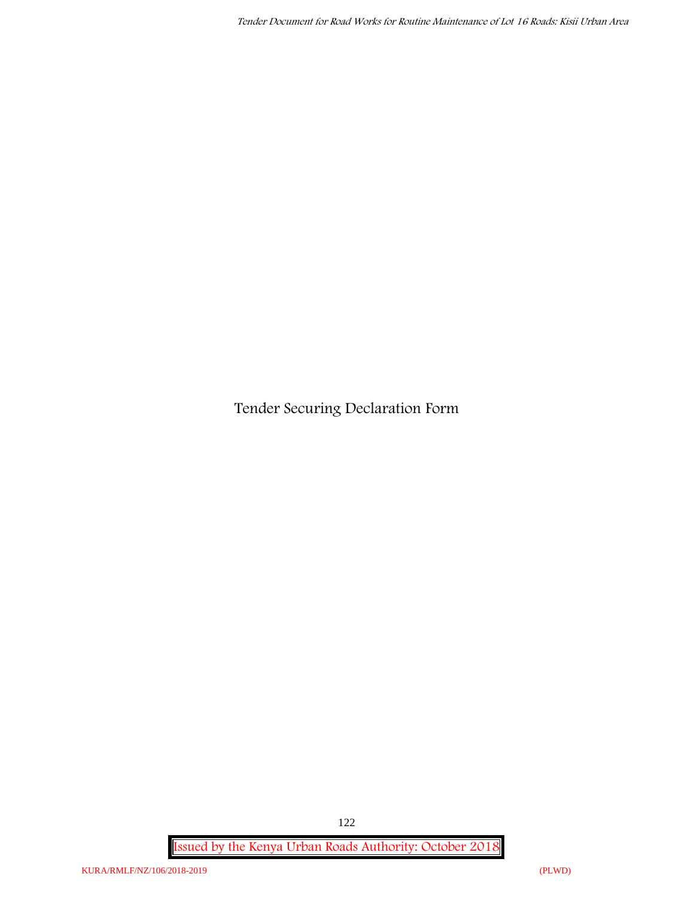# Tender Securing Declaration Form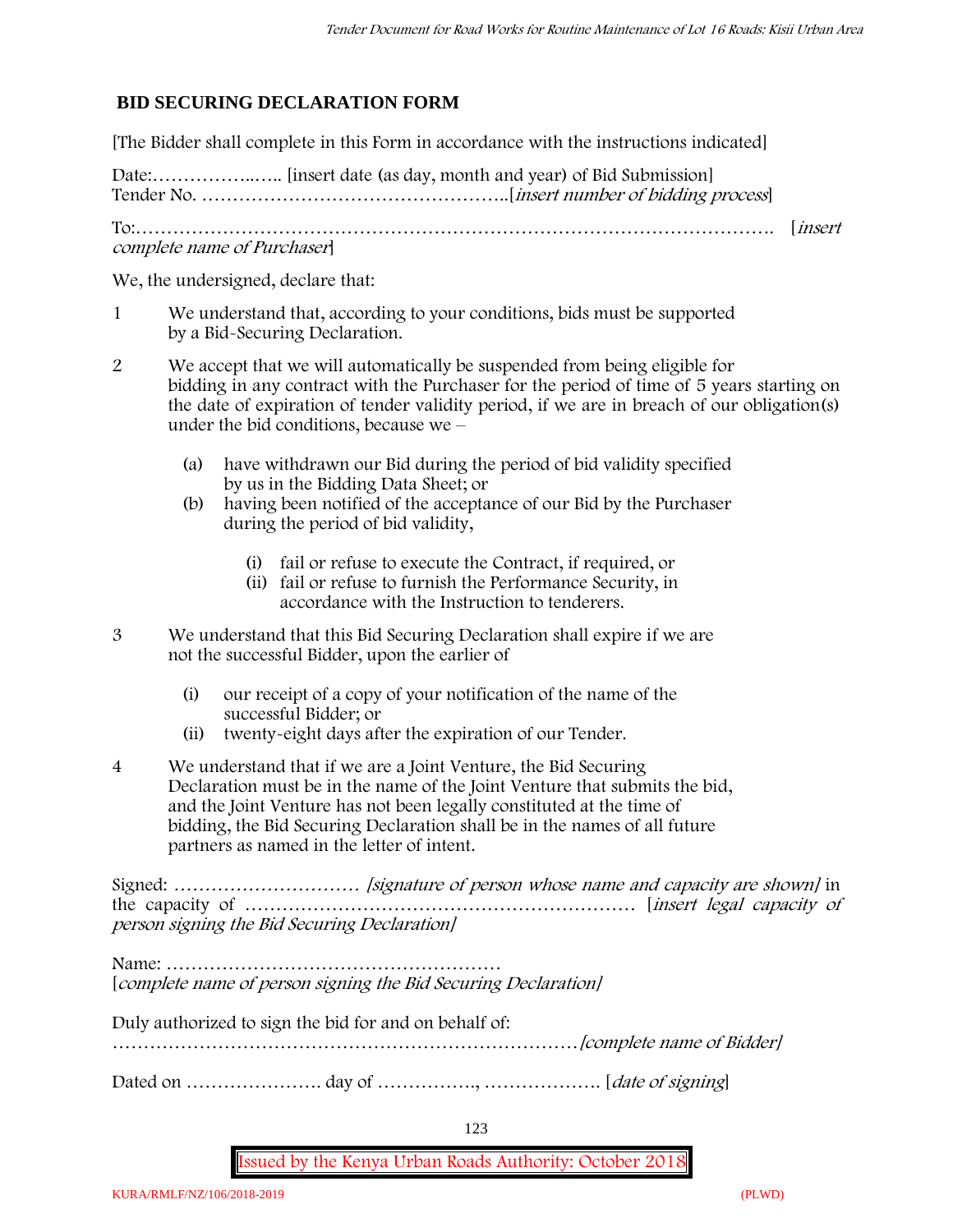## BID SECURING DECLARATION FORM

[The Bidder shall complete in this Form in accordance with the instructions indicated]

Date:………………..….. [insert date (as day, month and year) of Bid Submission]
Tender No. …………………………………………..[*insert number of bidding process*]

To:………………………………………………………………………………………. [*insert complete name of Purchaser*]

We, the undersigned, declare that:

1 We understand that, according to your conditions, bids must be supported by a Bid-Securing Declaration.

2 We accept that we will automatically be suspended from being eligible for bidding in any contract with the Purchaser for the period of time of 5 years starting on the date of expiration of tender validity period, if we are in breach of our obligation(s) under the bid conditions, because we –

   (a) have withdrawn our Bid during the period of bid validity specified by us in the Bidding Data Sheet; or
   (b) having been notified of the acceptance of our Bid by the Purchaser during the period of bid validity,

      (i) fail or refuse to execute the Contract, if required, or
      (ii) fail or refuse to furnish the Performance Security, in accordance with the Instruction to tenderers.

3 We understand that this Bid Securing Declaration shall expire if we are not the successful Bidder, upon the earlier of

   (i) our receipt of a copy of your notification of the name of the successful Bidder; or
   (ii) twenty-eight days after the expiration of our Tender.

4 We understand that if we are a Joint Venture, the Bid Securing Declaration must be in the name of the Joint Venture that submits the bid, and the Joint Venture has not been legally constituted at the time of bidding, the Bid Securing Declaration shall be in the names of all future partners as named in the letter of intent.

Signed: ………………………… *[signature of person whose name and capacity are shown]* in the capacity of ……………………………………………………… [*insert legal capacity of person signing the Bid Securing Declaration]*

Name: ………………………………………………
[*complete name of person signing the Bid Securing Declaration]*

Duly authorized to sign the bid for and on behalf of:
…………………………………………………………………*[complete name of Bidder]*

Dated on …………………. day of ……………., ………………. [*date of signing*]

Issued by the Kenya Urban Roads Authority: October 2018

KURA/RMLF/NZ/106/2018-2019 (PLWD)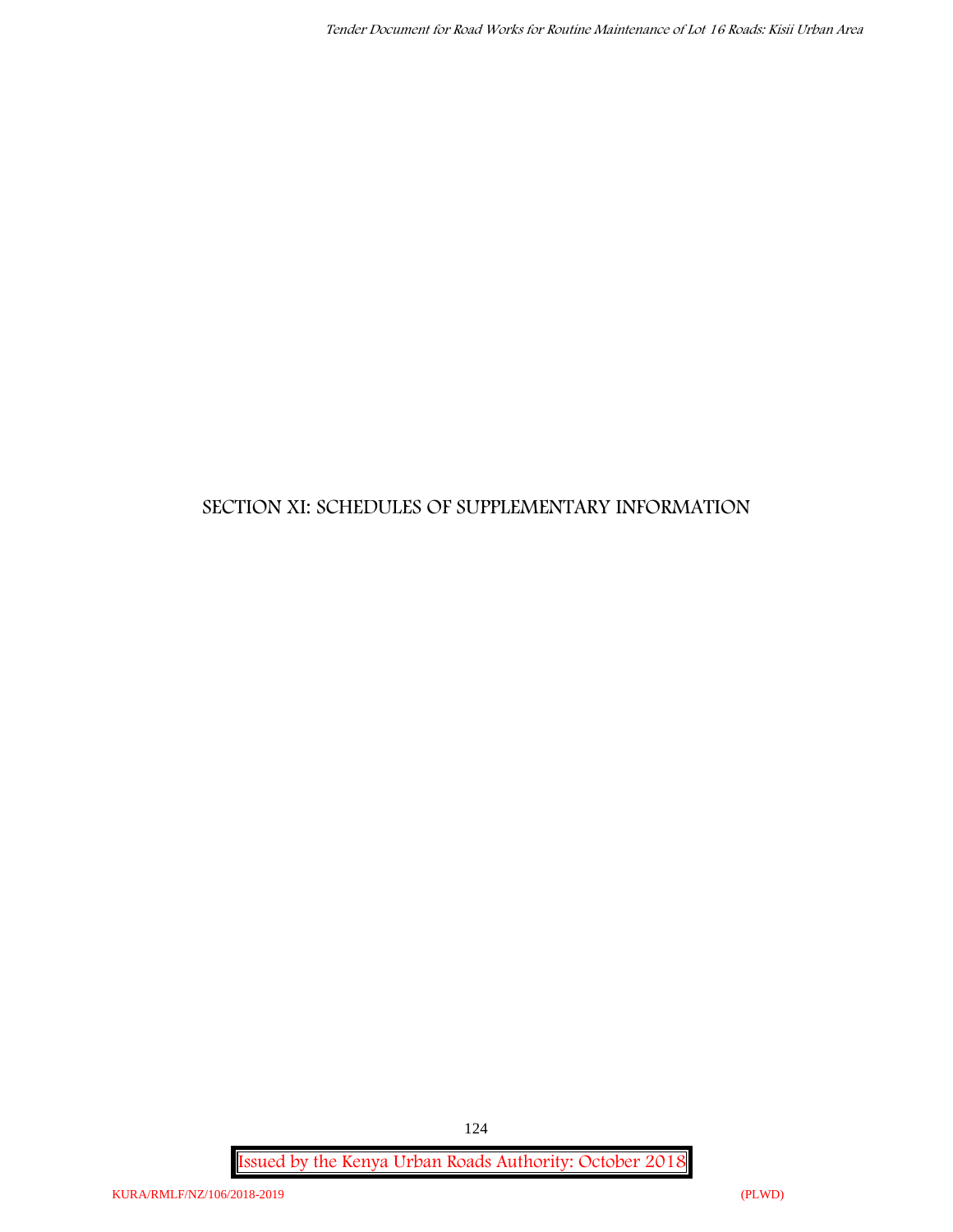# SECTION XI: SCHEDULES OF SUPPLEMENTARY INFORMATION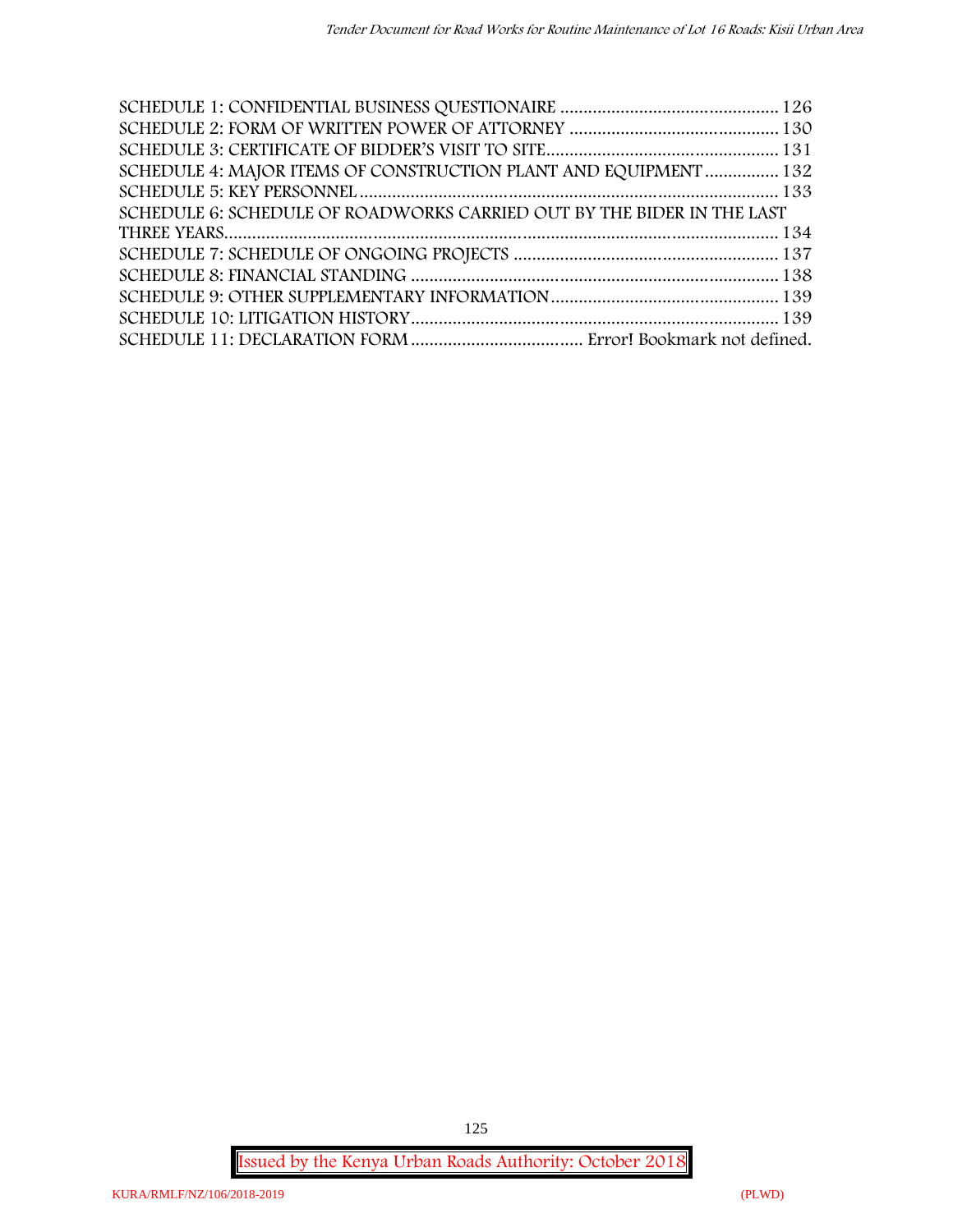SCHEDULE 1: CONFIDENTIAL BUSINESS QUESTIONAIRE ............................................... 126
SCHEDULE 2: FORM OF WRITTEN POWER OF ATTORNEY ............................................ 130
SCHEDULE 3: CERTIFICATE OF BIDDER'S VISIT TO SITE................................................. 131
SCHEDULE 4: MAJOR ITEMS OF CONSTRUCTION PLANT AND EQUIPMENT ................ 132
SCHEDULE 5: KEY PERSONNEL ......................................................................................... 133
SCHEDULE 6: SCHEDULE OF ROADWORKS CARRIED OUT BY THE BIDER IN THE LAST THREE YEARS...................................................................................................................... 134
SCHEDULE 7: SCHEDULE OF ONGOING PROJECTS ......................................................... 137
SCHEDULE 8: FINANCIAL STANDING .............................................................................. 138
SCHEDULE 9: OTHER SUPPLEMENTARY INFORMATION................................................ 139
SCHEDULE 10: LITIGATION HISTORY............................................................................... 139
SCHEDULE 11: DECLARATION FORM ..................................... Error! Bookmark not defined.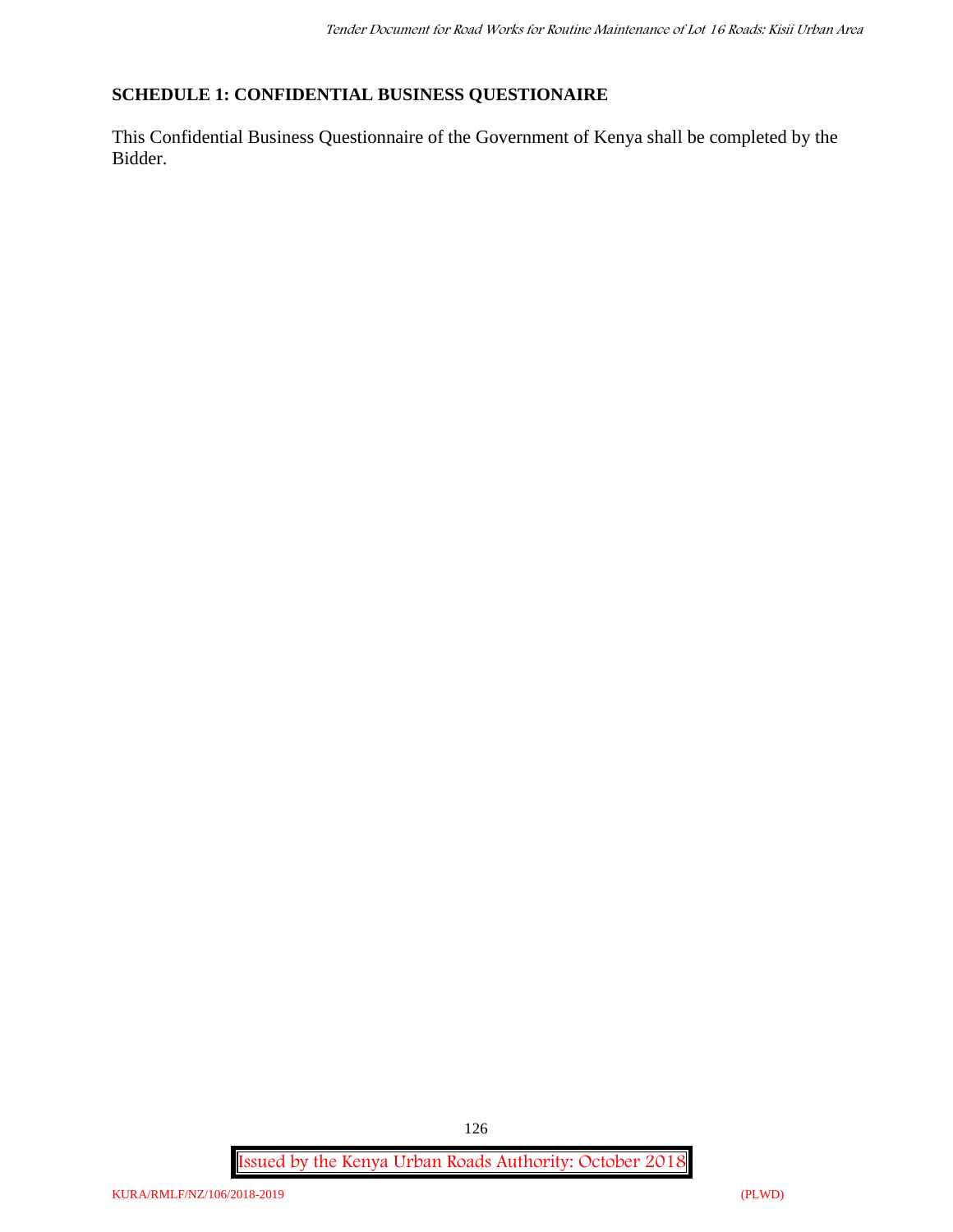## SCHEDULE 1: CONFIDENTIAL BUSINESS QUESTIONAIRE

This Confidential Business Questionnaire of the Government of Kenya shall be completed by the Bidder.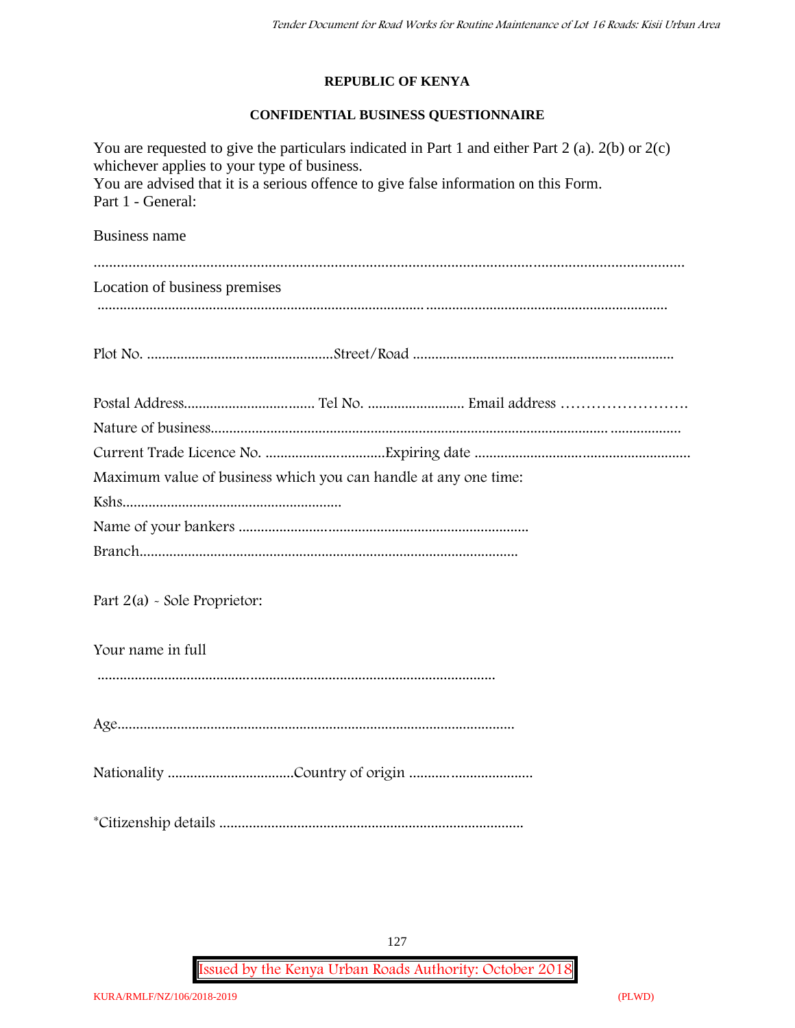**REPUBLIC OF KENYA**

**CONFIDENTIAL BUSINESS QUESTIONNAIRE**

You are requested to give the particulars indicated in Part 1 and either Part 2 (a). 2(b) or 2(c) whichever applies to your type of business.

You are advised that it is a serious offence to give false information on this Form.

Part 1 - General:

Business name

……………………………………………………………………………………………………………

Location of business premises

……………………………………………………………………………………………………………

Plot No. ……………………………………………Street/Road ……………………………………………………

Postal Address…………………………… Tel No. …………………… Email address ……………………

Nature of business……………………………………………………………………………………………

Current Trade Licence No. …………………………Expiring date …………………………………………

Maximum value of business which you can handle at any one time:

Kshs……………………………………………………

Name of your bankers ……………………………………………………………………

Branch……………………………………………………………………………………

Part 2(a) - Sole Proprietor:

Your name in full

……………………………………………………………………………………………

Age……………………………………………………………………………………………

Nationality ……………………………Country of origin ……………………………

*Citizenship details …………………………………………………………………………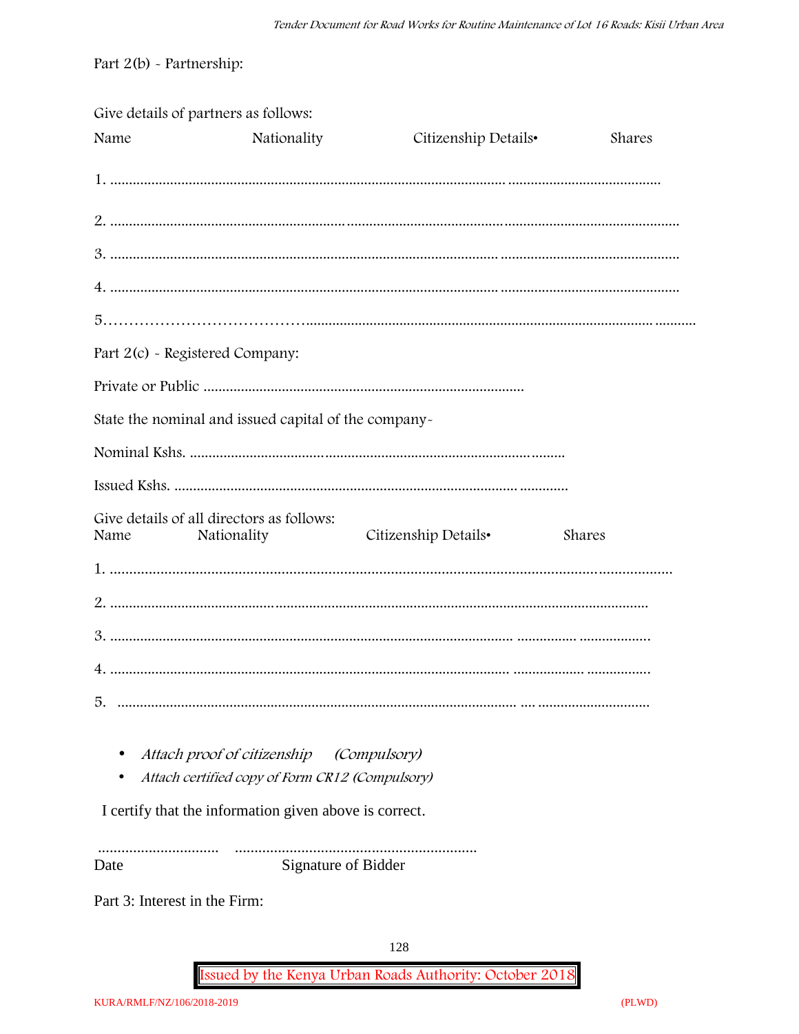Part 2(b) - Partnership:

Give details of partners as follows:

| Name | Nationality | Citizenship Details• | Shares |
|---|---|---|---|
| 1. ........................................................................................................................ ........................................ | | | |
| 2. ...................................................................................................................................................................... | | | |
| 3. ....................................................................................................................... ............................................... | | | |
| 4. ....................................................................................................................... ............................................... | | | |
| 5.…………………………………......................................................................................................... ........... | | | |

Part 2(c) - Registered Company:

Private or Public .....................................................................................

State the nominal and issued capital of the company-

Nominal Kshs. ..................................................................................................

Issued Kshs. ......................................................................................... .............

Give details of all directors as follows:

| Name | Nationality | Citizenship Details• | Shares |
|---|---|---|---|
| 1. ........................................................................................................................................................... | | | |
| 2. .................................................................................................................................................... | | | |
| 3. ............................................................................................................ ................ .................. | | | |
| 4. .......................................................................................................... ................... ................ | | | |
| 5. ......................................................................................................... .... ............................. | | | |

- *Attach proof of citizenship (Compulsory)*
- *Attach certified copy of Form CR12 (Compulsory)*

I certify that the information given above is correct.

............................... ..............................................................

Date Signature of Bidder

Part 3: Interest in the Firm: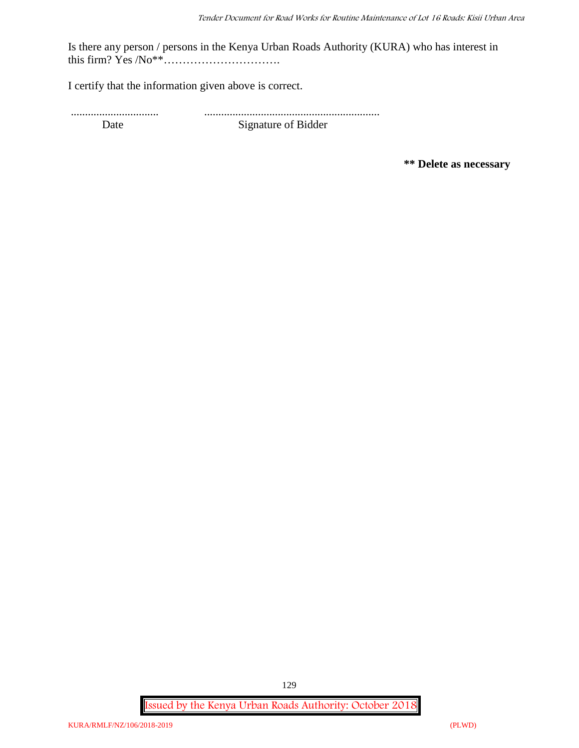Is there any person / persons in the Kenya Urban Roads Authority (KURA) who has interest in this firm? Yes /No**………………………….

I certify that the information given above is correct.

............................... ..............................................................

Date Signature of Bidder

**** Delete as necessary**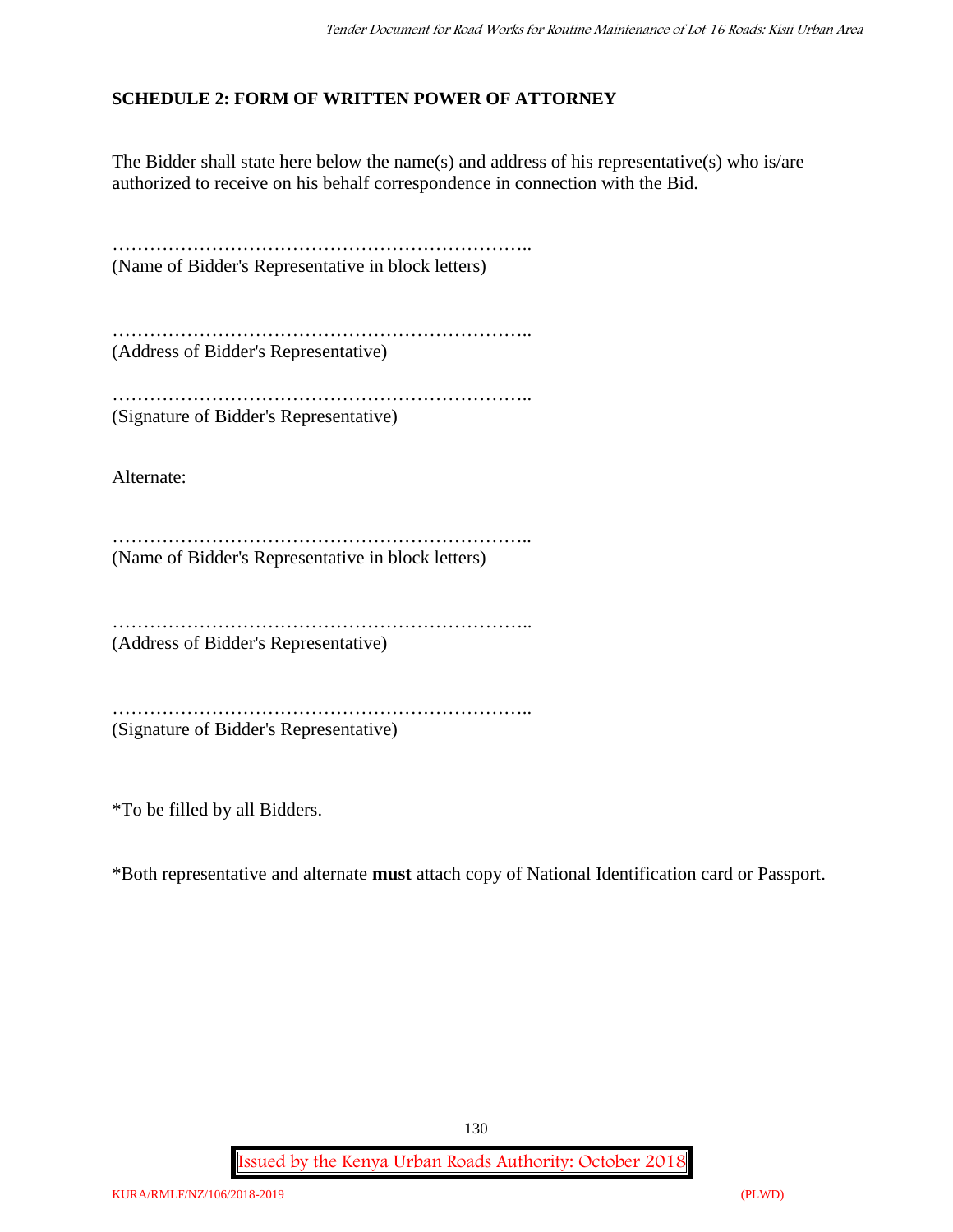## SCHEDULE 2: FORM OF WRITTEN POWER OF ATTORNEY

The Bidder shall state here below the name(s) and address of his representative(s) who is/are authorized to receive on his behalf correspondence in connection with the Bid.

…………………………………………………………..
(Name of Bidder's Representative in block letters)

…………………………………………………………..
(Address of Bidder's Representative)

…………………………………………………………..
(Signature of Bidder's Representative)

Alternate:

…………………………………………………………..
(Name of Bidder's Representative in block letters)

…………………………………………………………..
(Address of Bidder's Representative)

…………………………………………………………..
(Signature of Bidder's Representative)

*To be filled by all Bidders.

*Both representative and alternate **must** attach copy of National Identification card or Passport.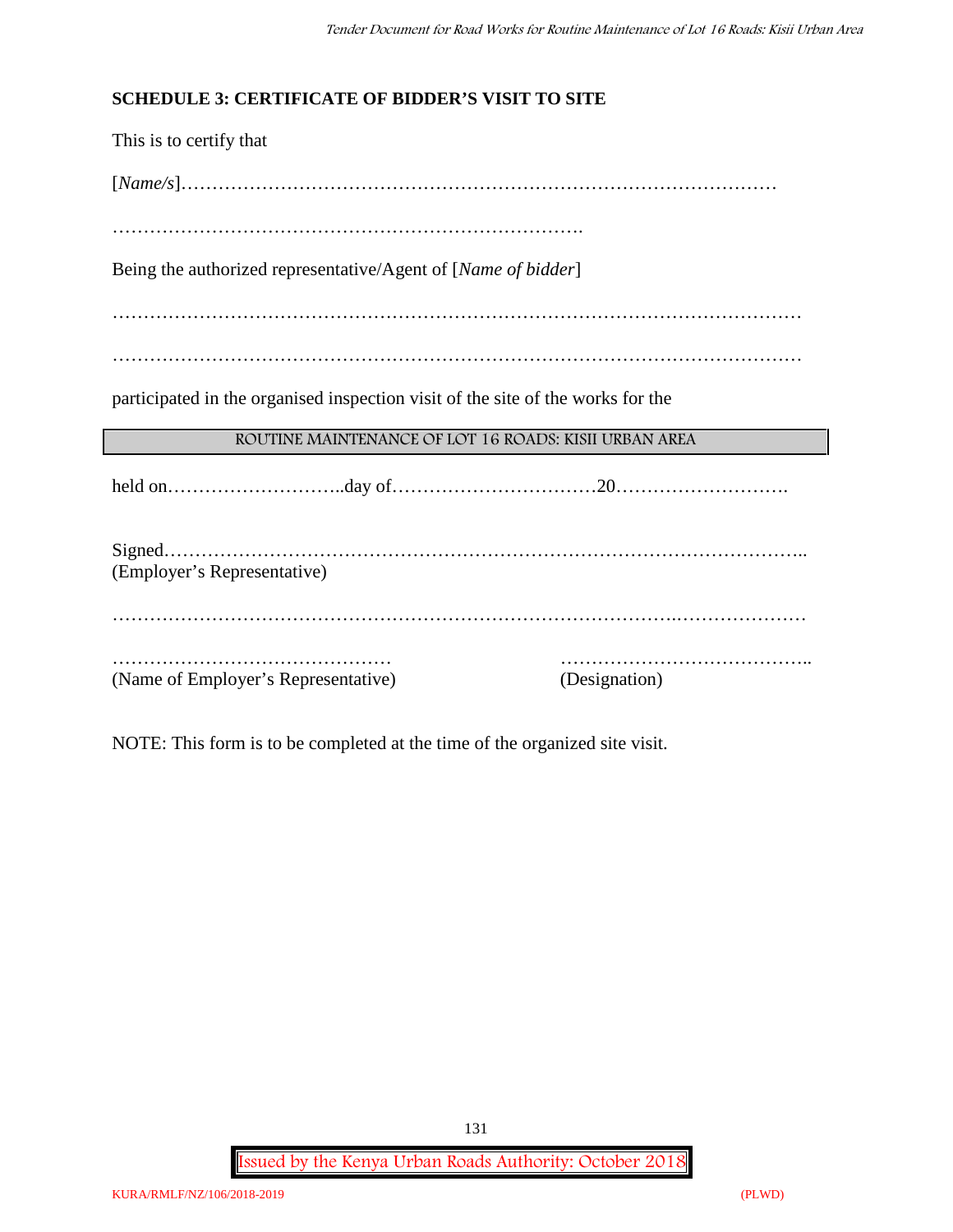**SCHEDULE 3: CERTIFICATE OF BIDDER'S VISIT TO SITE**

This is to certify that

[*Name/s*]………………………………………………………………………………

……………………………………………………………….

Being the authorized representative/Agent of [*Name of bidder*]

………………………………………………………………………………………………

………………………………………………………………………………………………

participated in the organised inspection visit of the site of the works for the

| ROUTINE MAINTENANCE OF LOT 16 ROADS: KISII URBAN AREA |
|---|

held on………………………..day of……………………………20……………………….

Signed……………………………………………………………………………………..
(Employer's Representative)

……………………………………………………………………………..…………………

……………………………………… …………………………………..
(Name of Employer's Representative) (Designation)

NOTE: This form is to be completed at the time of the organized site visit.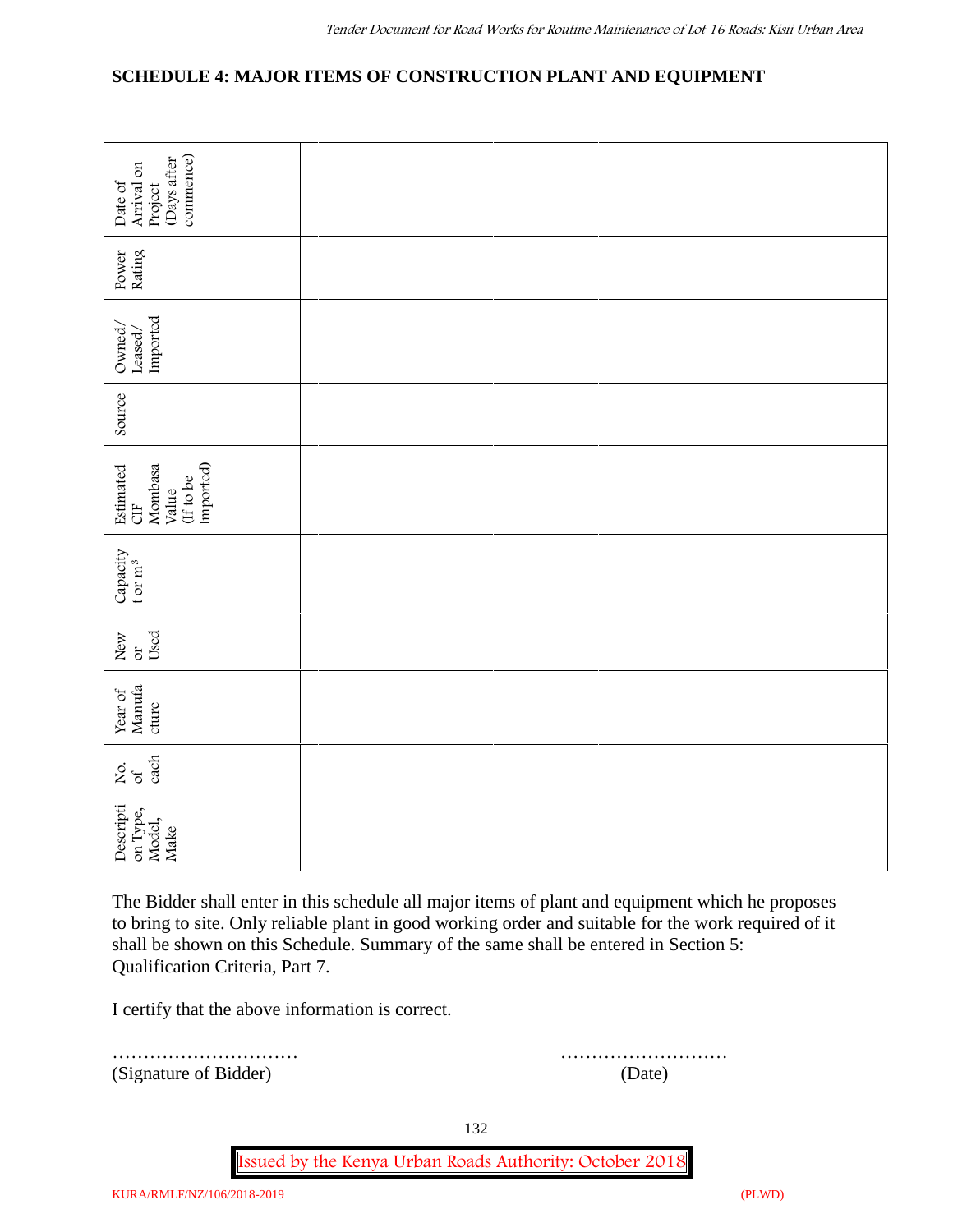## SCHEDULE 4: MAJOR ITEMS OF CONSTRUCTION PLANT AND EQUIPMENT

| Description Type, Model, Make | No. of each | Year of Manufacture | New or Used | Capacity t or $m^3$ | Estimated CIF Mombasa Value (If to be Imported) | Source | Owned/ Leased/ Imported | Power Rating | Date of Arrival on Project (Days after commence) |
|---|---|---|---|---|---|---|---|---|---|
| | | | | | | | | | |
| | | | | | | | | | |
| | | | | | | | | | |

The Bidder shall enter in this schedule all major items of plant and equipment which he proposes to bring to site. Only reliable plant in good working order and suitable for the work required of it shall be shown on this Schedule. Summary of the same shall be entered in Section 5: Qualification Criteria, Part 7.

I certify that the above information is correct.

…………………………  ………………………
(Signature of Bidder)  (Date)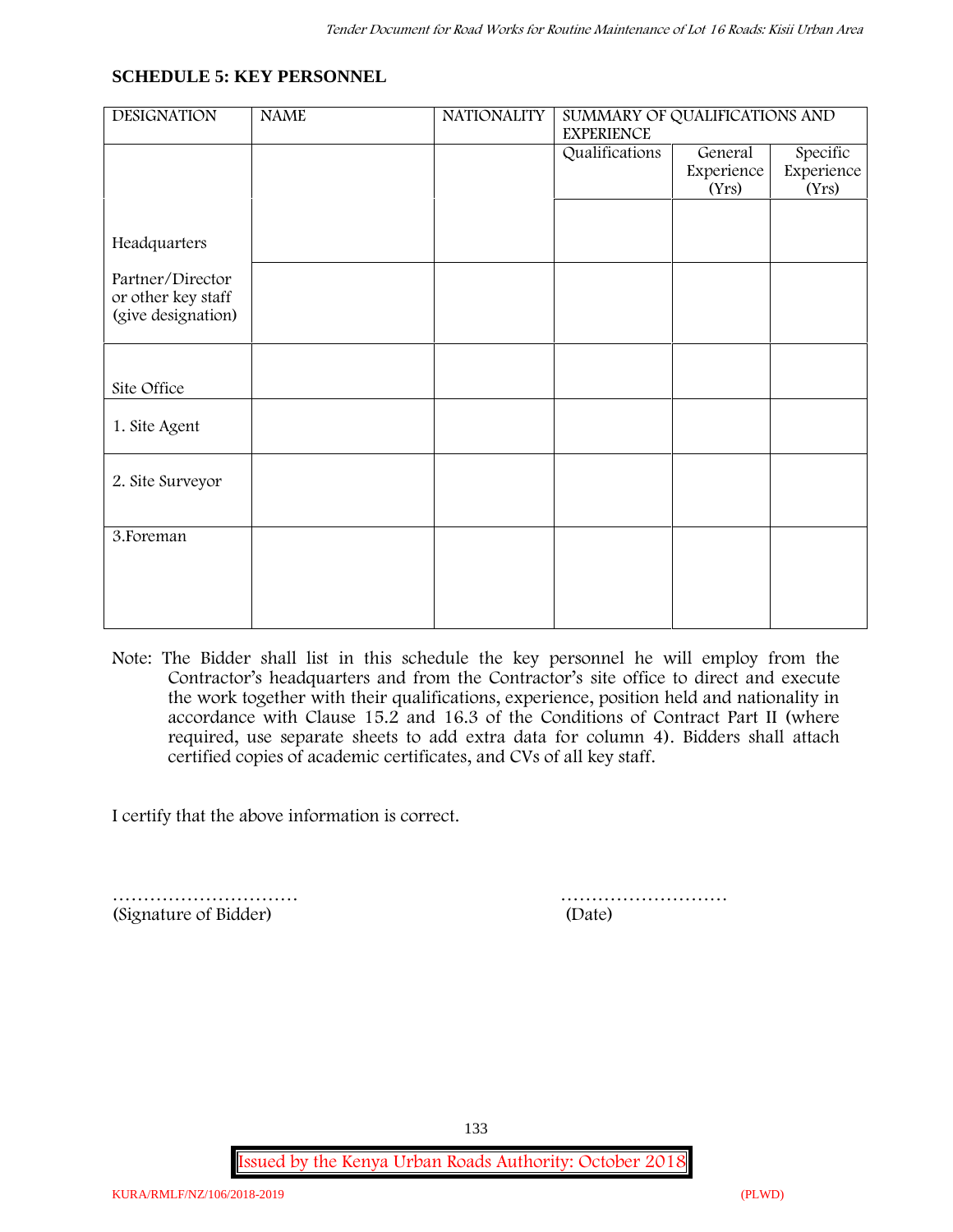## SCHEDULE 5: KEY PERSONNEL

| DESIGNATION | NAME | NATIONALITY | SUMMARY OF QUALIFICATIONS AND EXPERIENCE | | |
|---|---|---|---|---|---|
| | | | Qualifications | General Experience (Yrs) | Specific Experience (Yrs) |
| Headquarters | | | | | |
| Partner/Director or other key staff (give designation) | | | | | |
| Site Office | | | | | |
| 1. Site Agent | | | | | |
| 2. Site Surveyor | | | | | |
| 3.Foreman | | | | | |

Note: The Bidder shall list in this schedule the key personnel he will employ from the Contractor's headquarters and from the Contractor's site office to direct and execute the work together with their qualifications, experience, position held and nationality in accordance with Clause 15.2 and 16.3 of the Conditions of Contract Part II (where required, use separate sheets to add extra data for column 4). Bidders shall attach certified copies of academic certificates, and CVs of all key staff.

I certify that the above information is correct.

………………………… (Signature of Bidder)

……………………… (Date)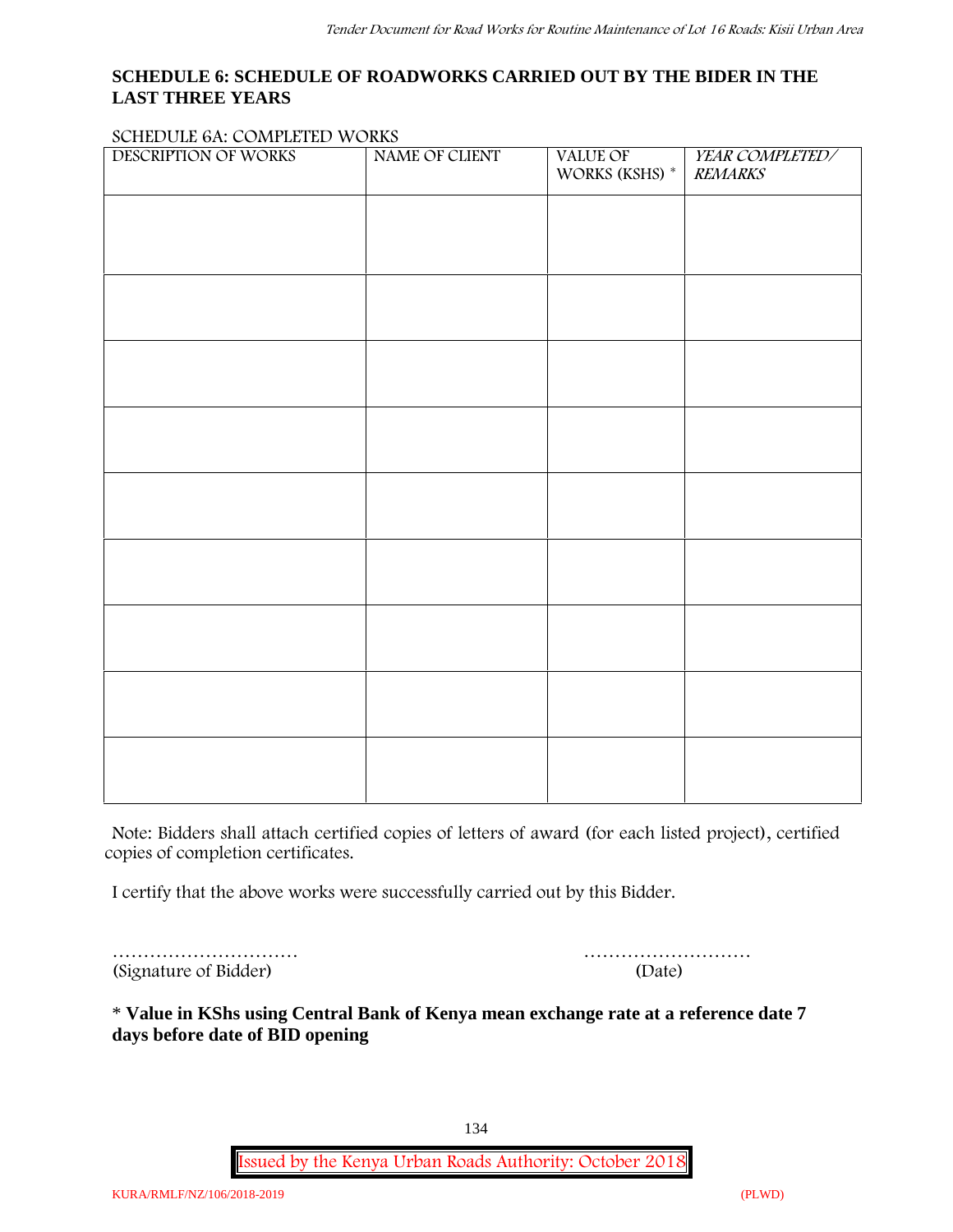**SCHEDULE 6: SCHEDULE OF ROADWORKS CARRIED OUT BY THE BIDER IN THE LAST THREE YEARS**

SCHEDULE 6A: COMPLETED WORKS

| DESCRIPTION OF WORKS | NAME OF CLIENT | VALUE OF WORKS (KSHS) * | *YEAR COMPLETED/ REMARKS* |
|---|---|---|---|
| | | | |
| | | | |
| | | | |
| | | | |
| | | | |
| | | | |
| | | | |
| | | | |
| | | | |

Note: Bidders shall attach certified copies of letters of award (for each listed project), certified copies of completion certificates.

I certify that the above works were successfully carried out by this Bidder.

………………………… ………………………
(Signature of Bidder) (Date)

\* **Value in KShs using Central Bank of Kenya mean exchange rate at a reference date 7 days before date of BID opening**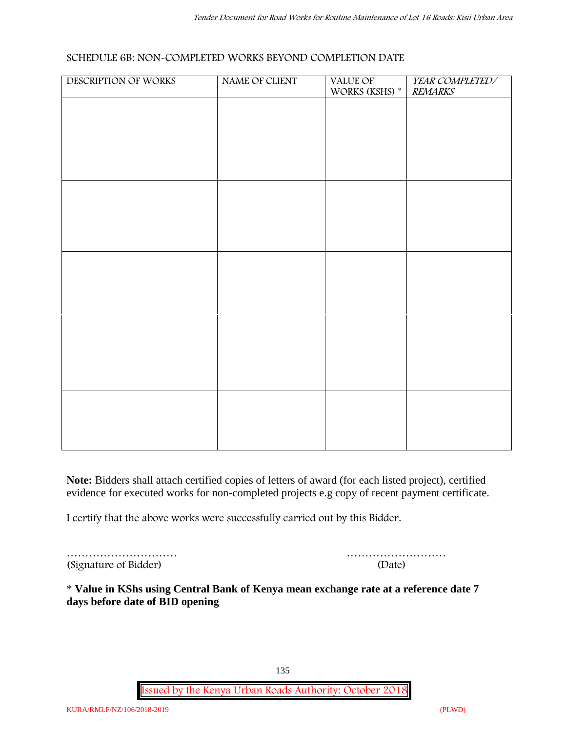SCHEDULE 6B: NON-COMPLETED WORKS BEYOND COMPLETION DATE

| DESCRIPTION OF WORKS | NAME OF CLIENT | VALUE OF WORKS (KSHS) * | *YEAR COMPLETED/ REMARKS* |
|---|---|---|---|
| | | | |
| | | | |
| | | | |
| | | | |
| | | | |

**Note:** Bidders shall attach certified copies of letters of award (for each listed project), certified evidence for executed works for non-completed projects e.g copy of recent payment certificate.

I certify that the above works were successfully carried out by this Bidder.

………………………… ………………………
(Signature of Bidder) (Date)

**\* Value in KShs using Central Bank of Kenya mean exchange rate at a reference date 7 days before date of BID opening**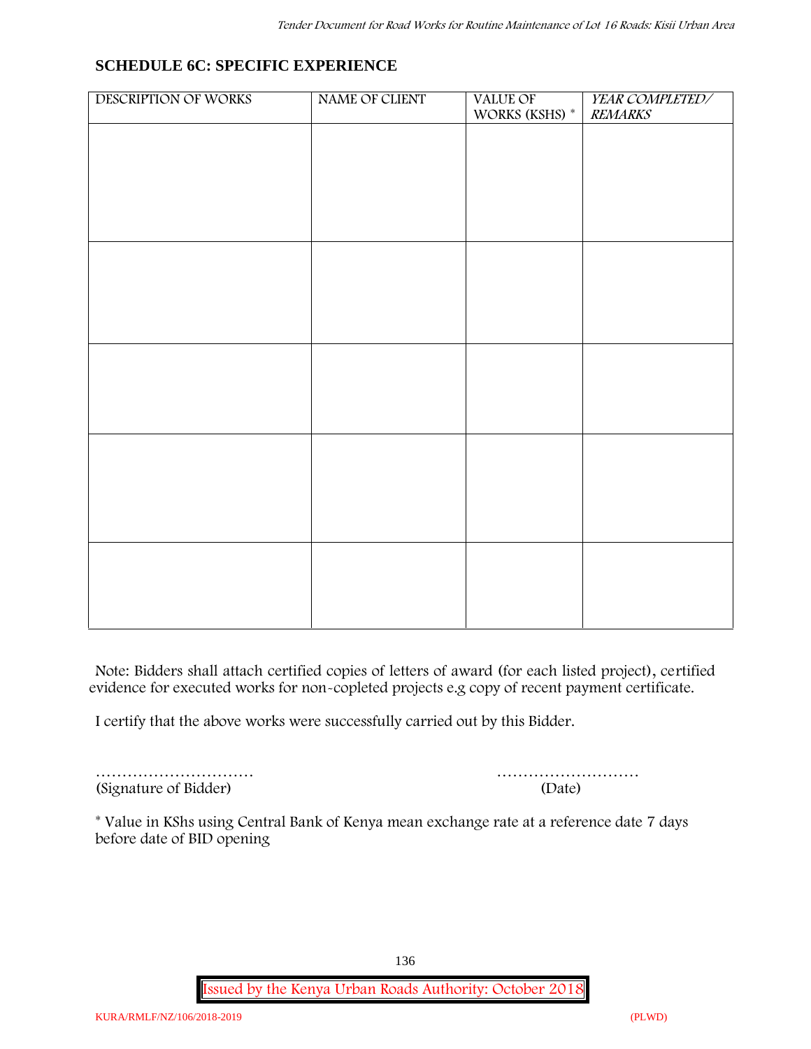## SCHEDULE 6C: SPECIFIC EXPERIENCE

| DESCRIPTION OF WORKS | NAME OF CLIENT | VALUE OF WORKS (KSHS) * | *YEAR COMPLETED/ REMARKS* |
|---|---|---|---|
| | | | |
| | | | |
| | | | |
| | | | |
| | | | |

Note: Bidders shall attach certified copies of letters of award (for each listed project), certified evidence for executed works for non-copleted projects e.g copy of recent payment certificate.

I certify that the above works were successfully carried out by this Bidder.

………………………… (Signature of Bidder)

……………………… (Date)

* Value in KShs using Central Bank of Kenya mean exchange rate at a reference date 7 days before date of BID opening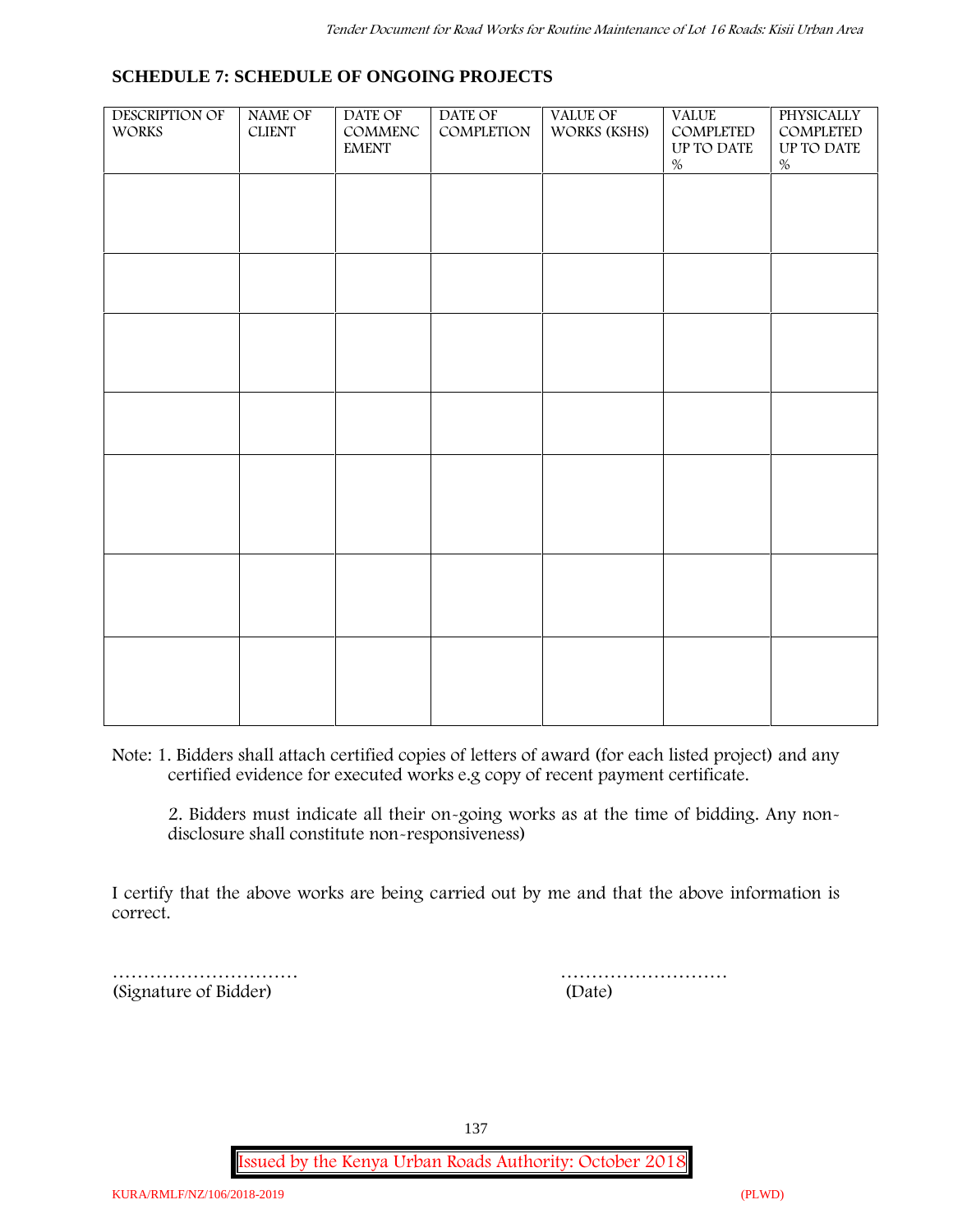## SCHEDULE 7: SCHEDULE OF ONGOING PROJECTS

| DESCRIPTION OF WORKS | NAME OF CLIENT | DATE OF COMMENCEMENT | DATE OF COMPLETION | VALUE OF WORKS (KSHS) | VALUE COMPLETED UP TO DATE % | PHYSICALLY COMPLETED UP TO DATE % |
|---|---|---|---|---|---|---|
| | | | | | | |
| | | | | | | |
| | | | | | | |
| | | | | | | |
| | | | | | | |
| | | | | | | |
| | | | | | | |

Note: 1. Bidders shall attach certified copies of letters of award (for each listed project) and any certified evidence for executed works e.g copy of recent payment certificate.

2. Bidders must indicate all their on-going works as at the time of bidding. Any non-disclosure shall constitute non-responsiveness)

I certify that the above works are being carried out by me and that the above information is correct.

………………………… ………………………
(Signature of Bidder) (Date)

Issued by the Kenya Urban Roads Authority: October 2018

KURA/RMLF/NZ/106/2018-2019 (PLWD)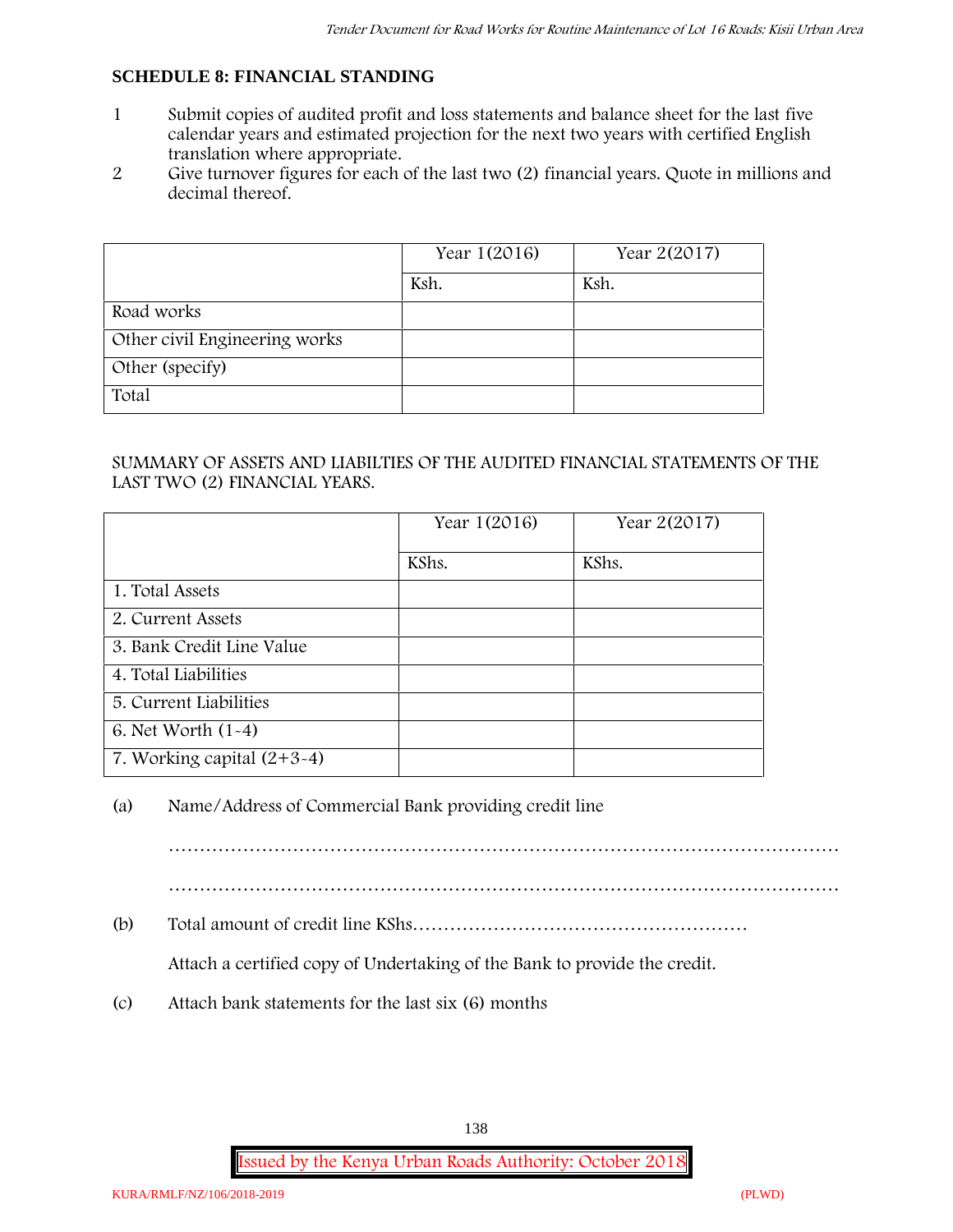## SCHEDULE 8: FINANCIAL STANDING

1. Submit copies of audited profit and loss statements and balance sheet for the last five calendar years and estimated projection for the next two years with certified English translation where appropriate.
2. Give turnover figures for each of the last two (2) financial years. Quote in millions and decimal thereof.

| | Year 1(2016) | Year 2(2017) |
|---|---|---|
| | Ksh. | Ksh. |
| Road works | | |
| Other civil Engineering works | | |
| Other (specify) | | |
| Total | | |

SUMMARY OF ASSETS AND LIABILTIES OF THE AUDITED FINANCIAL STATEMENTS OF THE LAST TWO (2) FINANCIAL YEARS.

| | Year 1(2016) | Year 2(2017) |
|---|---|---|
| | KShs. | KShs. |
| 1. Total Assets | | |
| 2. Current Assets | | |
| 3. Bank Credit Line Value | | |
| 4. Total Liabilities | | |
| 5. Current Liabilities | | |
| 6. Net Worth (1-4) | | |
| 7. Working capital (2+3-4) | | |

(a) Name/Address of Commercial Bank providing credit line

…………………………………………………………………………………………

…………………………………………………………………………………………

(b) Total amount of credit line KShs………………………………………………

Attach a certified copy of Undertaking of the Bank to provide the credit.

(c) Attach bank statements for the last six (6) months

Issued by the Kenya Urban Roads Authority: October 2018

KURA/RMLF/NZ/106/2018-2019 (PLWD)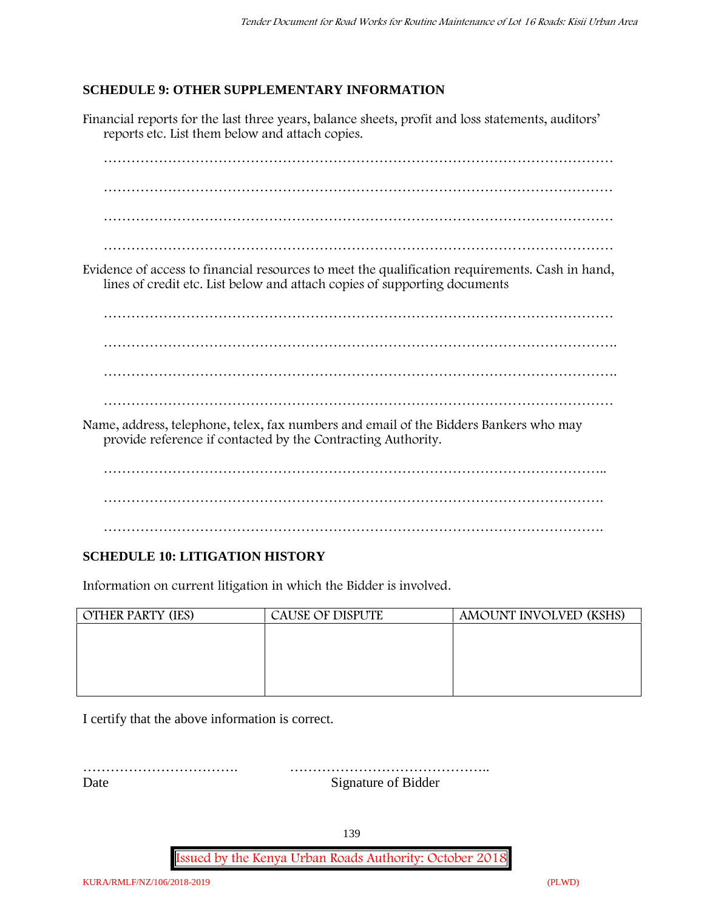## SCHEDULE 9: OTHER SUPPLEMENTARY INFORMATION

Financial reports for the last three years, balance sheets, profit and loss statements, auditors' reports etc. List them below and attach copies.

…………………………………………………………………………………………………

…………………………………………………………………………………………………

…………………………………………………………………………………………………

…………………………………………………………………………………………………

Evidence of access to financial resources to meet the qualification requirements. Cash in hand, lines of credit etc. List below and attach copies of supporting documents

…………………………………………………………………………………………………

………………………………………………………………………………………………….

…………………………………………………………………………………………………..

…………………………………………………………………………………………………

Name, address, telephone, telex, fax numbers and email of the Bidders Bankers who may provide reference if contacted by the Contracting Authority.

………………………………………………………………………………………………..

……………………………………………………………………………………………….

……………………………………………………………………………………………….

## SCHEDULE 10: LITIGATION HISTORY

Information on current litigation in which the Bidder is involved.

| OTHER PARTY (IES) | CAUSE OF DISPUTE | AMOUNT INVOLVED (KSHS) |
|---|---|---|
| | | |

I certify that the above information is correct.

……………………………. ……………………………………..

Date Signature of Bidder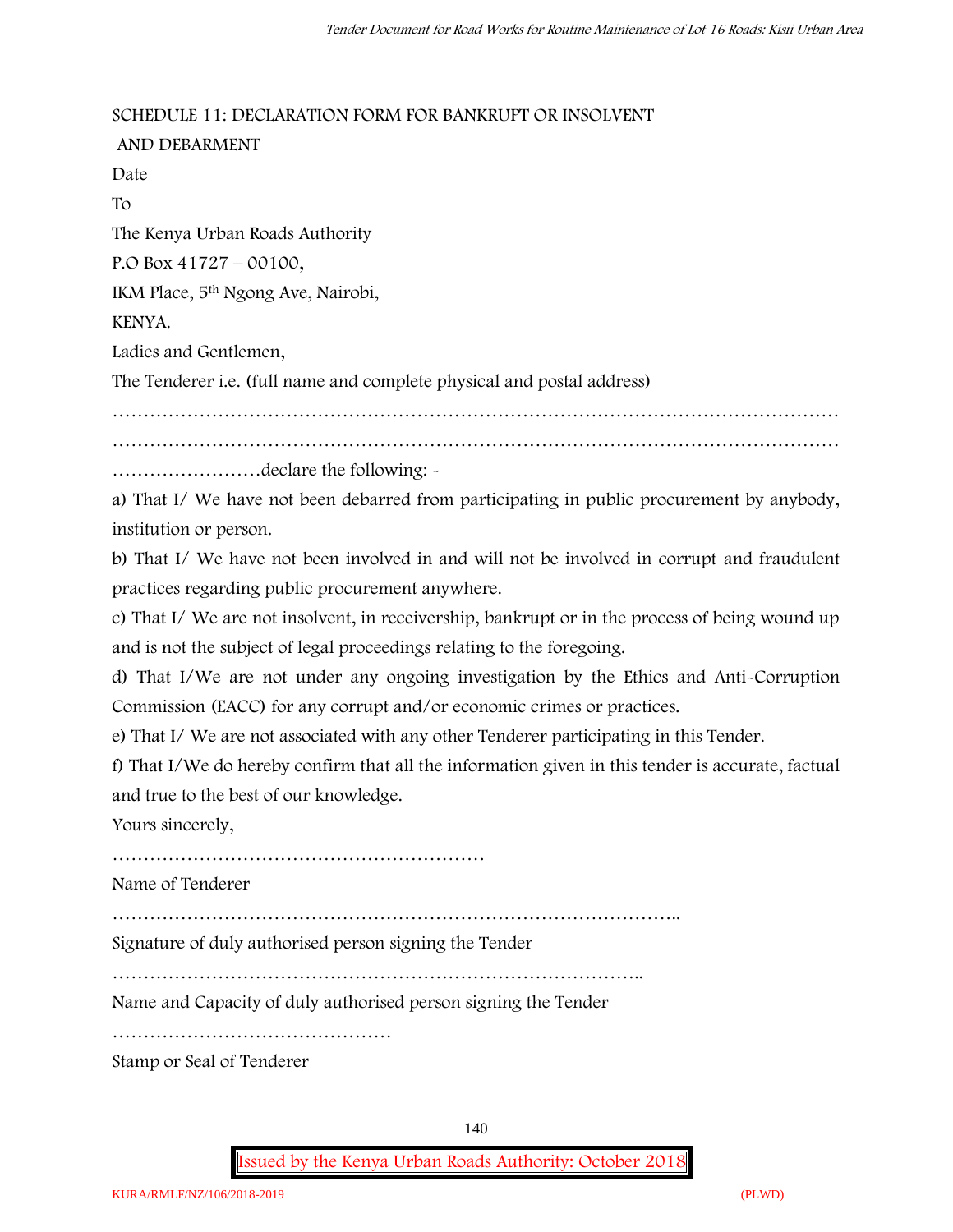SCHEDULE 11: DECLARATION FORM FOR BANKRUPT OR INSOLVENT AND DEBARMENT

Date

To

The Kenya Urban Roads Authority

P.O Box 41727 – 00100,

IKM Place, 5th Ngong Ave, Nairobi,

KENYA.

Ladies and Gentlemen,

The Tenderer i.e. (full name and complete physical and postal address)

…………………………………………………………………………………………………………

…………………………………………………………………………………………………………

……………………declare the following: -

a) That I/ We have not been debarred from participating in public procurement by anybody, institution or person.

b) That I/ We have not been involved in and will not be involved in corrupt and fraudulent practices regarding public procurement anywhere.

c) That I/ We are not insolvent, in receivership, bankrupt or in the process of being wound up and is not the subject of legal proceedings relating to the foregoing.

d) That I/We are not under any ongoing investigation by the Ethics and Anti-Corruption Commission (EACC) for any corrupt and/or economic crimes or practices.

e) That I/ We are not associated with any other Tenderer participating in this Tender.

f) That I/We do hereby confirm that all the information given in this tender is accurate, factual and true to the best of our knowledge.

Yours sincerely,

……………………………………………………

Name of Tenderer

………………………………………………………………………………..

Signature of duly authorised person signing the Tender

…………………………………………………………………………..

Name and Capacity of duly authorised person signing the Tender

………………………………………

Stamp or Seal of Tenderer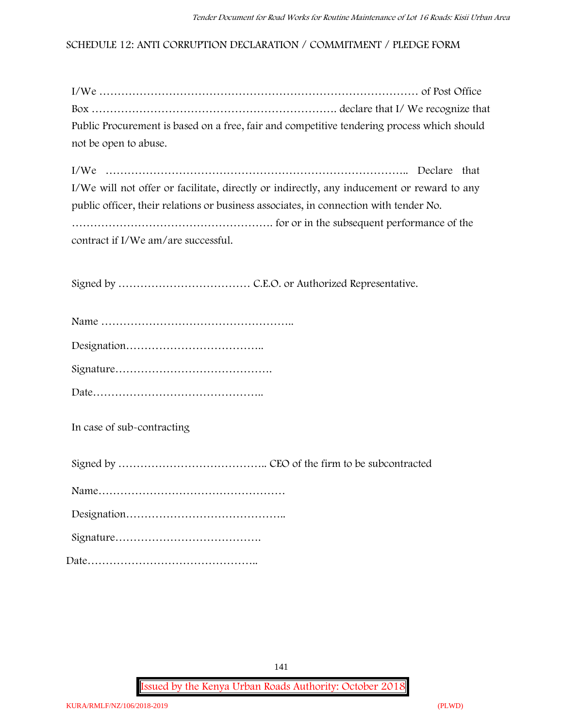## SCHEDULE 12: ANTI CORRUPTION DECLARATION / COMMITMENT / PLEDGE FORM

I/We ……………………………………………………………………………… of Post Office Box ………………………………………………………. declare that I/ We recognize that Public Procurement is based on a free, fair and competitive tendering process which should not be open to abuse.

I/We ……………………………………………………………………….. Declare that I/We will not offer or facilitate, directly or indirectly, any inducement or reward to any public officer, their relations or business associates, in connection with tender No. ………………………………………………. for or in the subsequent performance of the contract if I/We am/are successful.

Signed by ……………………………… C.E.O. or Authorized Representative.

Name ……………………………………………..

Designation………………………………..

Signature…………………………………….

Date………………………………………..

In case of sub-contracting

Signed by ………………………………….. CEO of the firm to be subcontracted

Name……………………………………………

Designation……………………………………..

Signature………………………………….

Date………………………………………..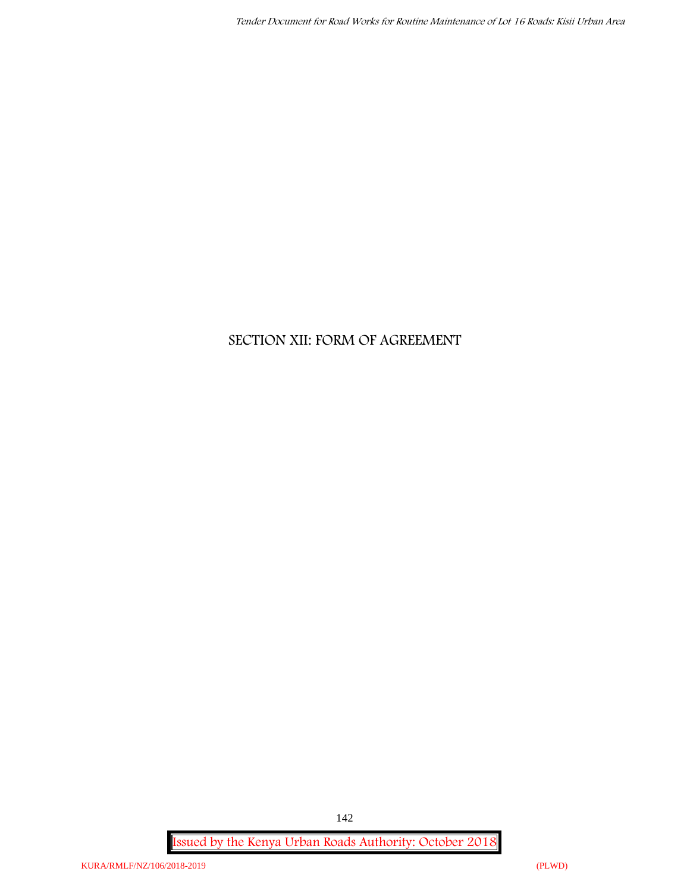# SECTION XII: FORM OF AGREEMENT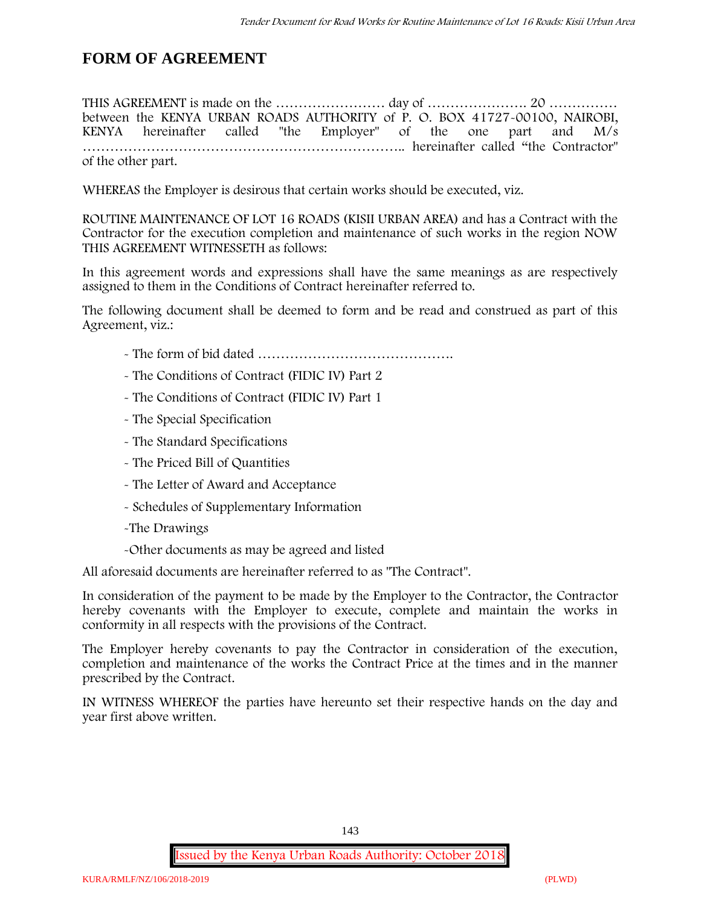# FORM OF AGREEMENT

THIS AGREEMENT is made on the …………………… day of …………………. 20 …………… between the KENYA URBAN ROADS AUTHORITY of P. O. BOX 41727-00100, NAIROBI, KENYA hereinafter called "the Employer" of the one part and M/s ………………………………………………………….. hereinafter called "the Contractor" of the other part.

WHEREAS the Employer is desirous that certain works should be executed, viz.

ROUTINE MAINTENANCE OF LOT 16 ROADS (KISII URBAN AREA) and has a Contract with the Contractor for the execution completion and maintenance of such works in the region NOW THIS AGREEMENT WITNESSETH as follows:

In this agreement words and expressions shall have the same meanings as are respectively assigned to them in the Conditions of Contract hereinafter referred to.

The following document shall be deemed to form and be read and construed as part of this Agreement, viz.:

- The form of bid dated …………………………………….
- The Conditions of Contract (FIDIC IV) Part 2
- The Conditions of Contract (FIDIC IV) Part 1
- The Special Specification
- The Standard Specifications
- The Priced Bill of Quantities
- The Letter of Award and Acceptance
- Schedules of Supplementary Information
- The Drawings
- Other documents as may be agreed and listed

All aforesaid documents are hereinafter referred to as "The Contract".

In consideration of the payment to be made by the Employer to the Contractor, the Contractor hereby covenants with the Employer to execute, complete and maintain the works in conformity in all respects with the provisions of the Contract.

The Employer hereby covenants to pay the Contractor in consideration of the execution, completion and maintenance of the works the Contract Price at the times and in the manner prescribed by the Contract.

IN WITNESS WHEREOF the parties have hereunto set their respective hands on the day and year first above written.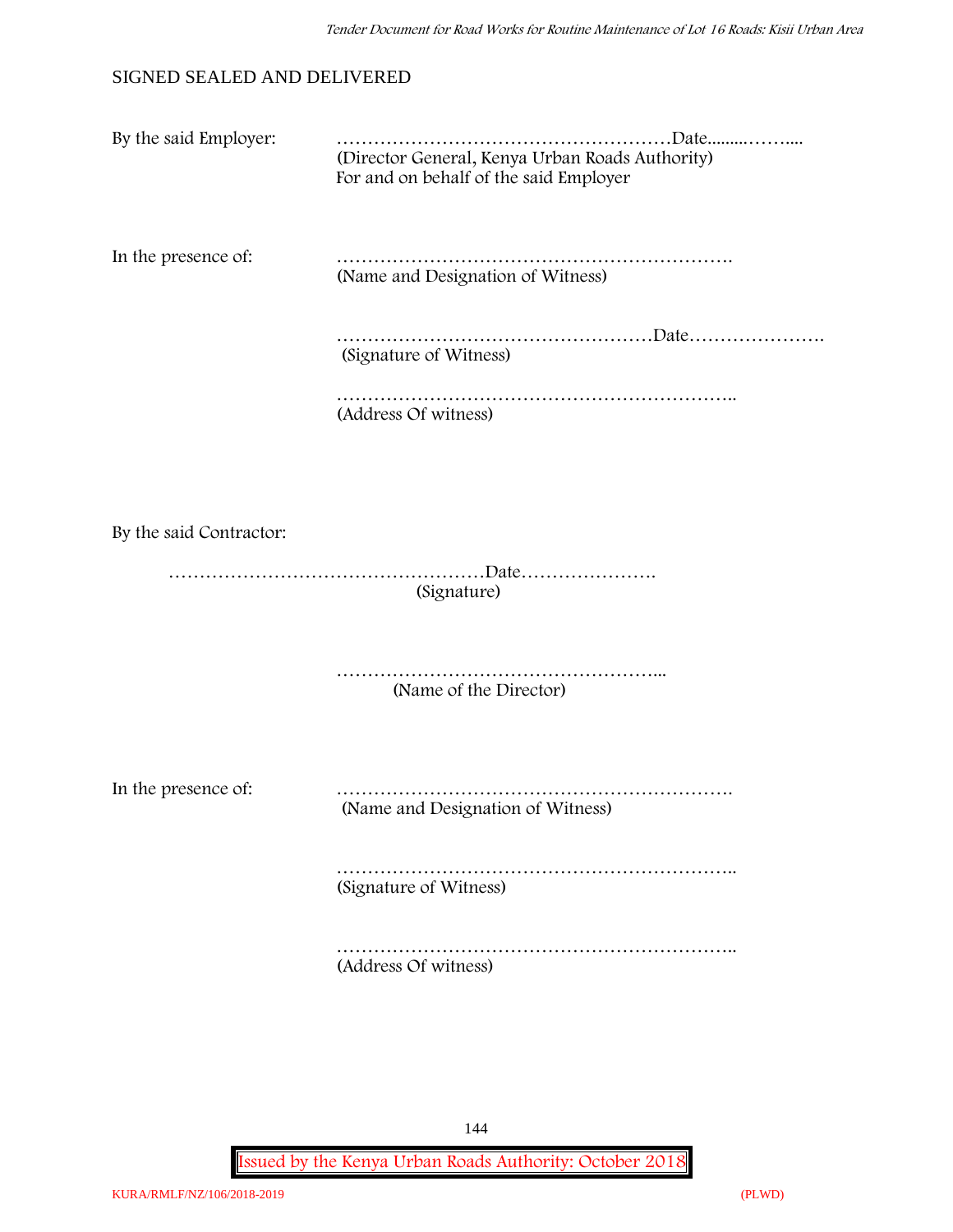SIGNED SEALED AND DELIVERED

By the said Employer: ………………………………………………Date.........……....
(Director General, Kenya Urban Roads Authority)
For and on behalf of the said Employer

In the presence of: ……………………………………………………….
(Name and Designation of Witness)

……………………………………………Date………………….
(Signature of Witness)

………………………………………………………..
(Address Of witness)

By the said Contractor:

……………………………………………Date………………….
(Signature)

……………………………………………...
(Name of the Director)

In the presence of: ……………………………………………………….
(Name and Designation of Witness)

………………………………………………………..
(Signature of Witness)

………………………………………………………..
(Address Of witness)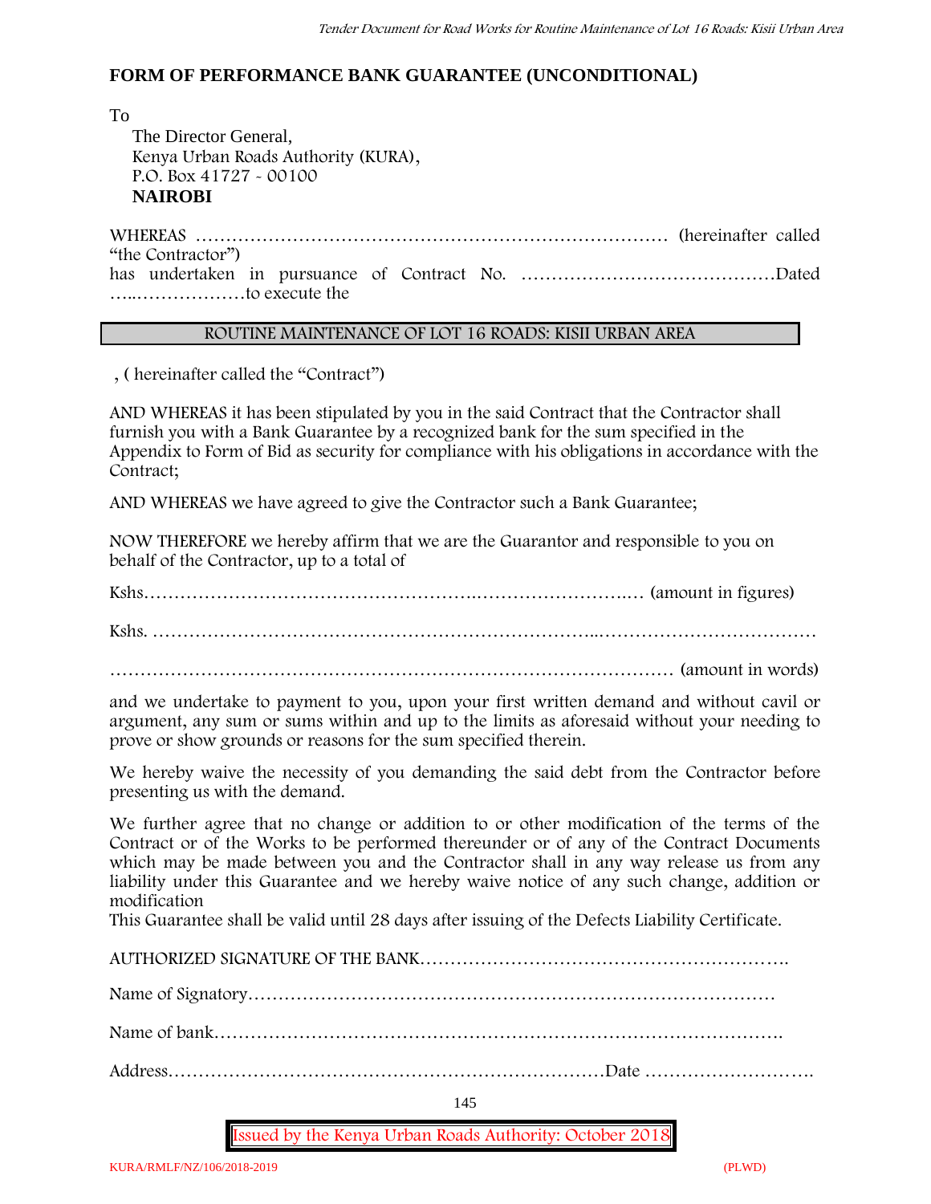## FORM OF PERFORMANCE BANK GUARANTEE (UNCONDITIONAL)

To

The Director General,
Kenya Urban Roads Authority (KURA),
P.O. Box 41727 - 00100
**NAIROBI**

WHEREAS ……………………………………………………………………… (hereinafter called "the Contractor") has undertaken in pursuance of Contract No. ……………………………………Dated …..………………to execute the

| ROUTINE MAINTENANCE OF LOT 16 ROADS: KISII URBAN AREA |
|---|

, ( hereinafter called the "Contract")

AND WHEREAS it has been stipulated by you in the said Contract that the Contractor shall furnish you with a Bank Guarantee by a recognized bank for the sum specified in the Appendix to Form of Bid as security for compliance with his obligations in accordance with the Contract;

AND WHEREAS we have agreed to give the Contractor such a Bank Guarantee;

NOW THEREFORE we hereby affirm that we are the Guarantor and responsible to you on behalf of the Contractor, up to a total of

Kshs……………………………………………….…………………….… (amount in figures)

Kshs. …………………………………………………………………..………………………………

……………………………………………………………………………………… (amount in words)

and we undertake to payment to you, upon your first written demand and without cavil or argument, any sum or sums within and up to the limits as aforesaid without your needing to prove or show grounds or reasons for the sum specified therein.

We hereby waive the necessity of you demanding the said debt from the Contractor before presenting us with the demand.

We further agree that no change or addition to or other modification of the terms of the Contract or of the Works to be performed thereunder or of any of the Contract Documents which may be made between you and the Contractor shall in any way release us from any liability under this Guarantee and we hereby waive notice of any such change, addition or modification

This Guarantee shall be valid until 28 days after issuing of the Defects Liability Certificate.

AUTHORIZED SIGNATURE OF THE BANK…………………………………………………….

Name of Signatory……………………………………………………………………………

Name of bank………………………………………………………………………………….

Address………………………………………………………………Date ……………………….